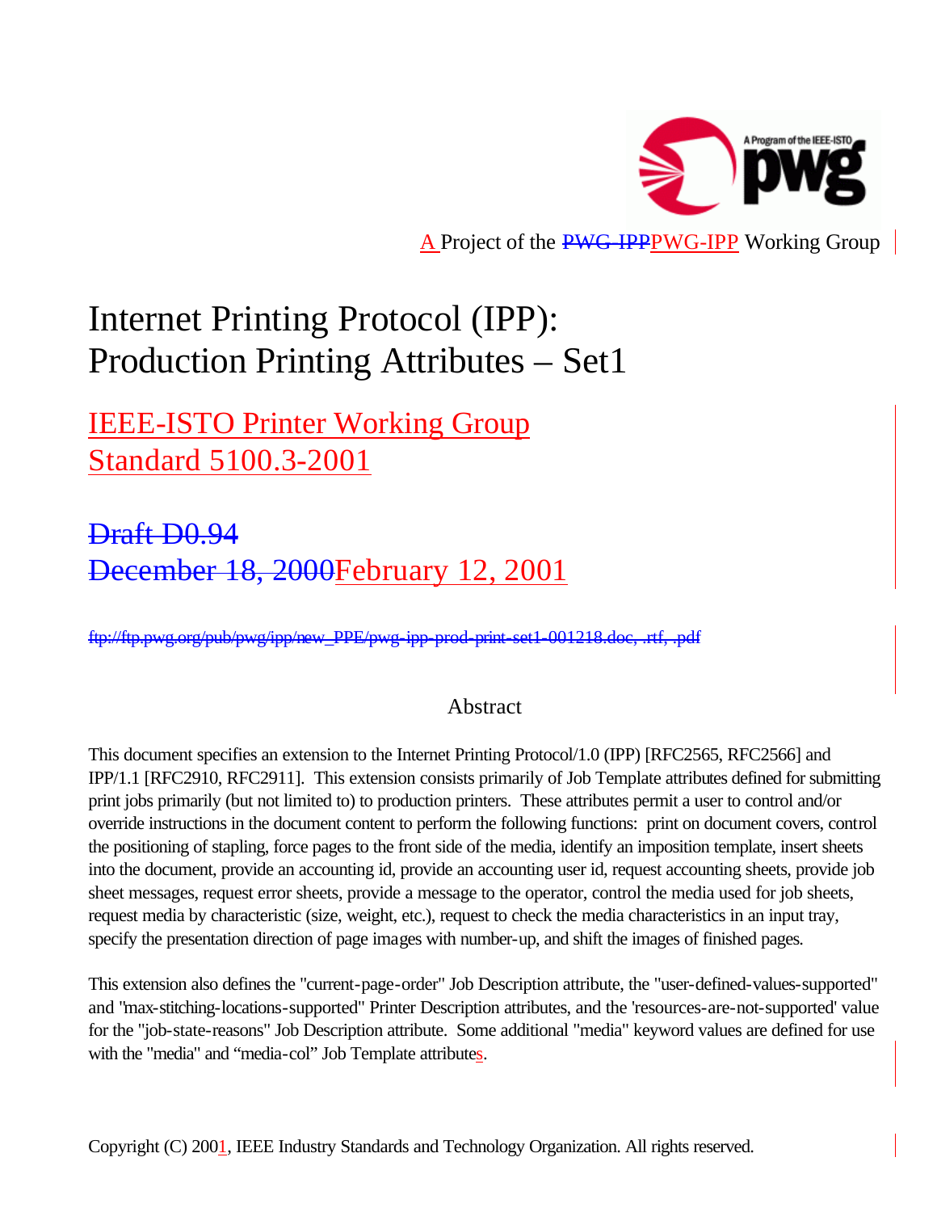A Project of the PWG-IPP Working Group

# Internet Printing Protocol (IPP): Production Printing Attributes – Set1

## IEEE-ISTO Printer Working Group Standard 5100.3-2001

## ~~Draft D0.94~~ ~~December 18, 2000~~February 12, 2001

~~ftp://ftp.pwg.org/pub/pwg/ipp/new_PPE/pwg-ipp-prod-print-set1-001218.doc, .rtf, .pdf~~

### Abstract

This document specifies an extension to the Internet Printing Protocol/1.0 (IPP) [RFC2565, RFC2566] and IPP/1.1 [RFC2910, RFC2911]. This extension consists primarily of Job Template attributes defined for submitting print jobs primarily (but not limited to) to production printers. These attributes permit a user to control and/or override instructions in the document content to perform the following functions: print on document covers, control the positioning of stapling, force pages to the front side of the media, identify an imposition template, insert sheets into the document, provide an accounting id, provide an accounting user id, request accounting sheets, provide job sheet messages, request error sheets, provide a message to the operator, control the media used for job sheets, request media by characteristic (size, weight, etc.), request to check the media characteristics in an input tray, specify the presentation direction of page images with number-up, and shift the images of finished pages.

This extension also defines the "current-page-order" Job Description attribute, the "user-defined-values-supported" and "max-stitching-locations-supported" Printer Description attributes, and the 'resources-are-not-supported' value for the "job-state-reasons" Job Description attribute. Some additional "media" keyword values are defined for use with the "media" and "media-col" Job Template attributes.

Copyright (C) 2001, IEEE Industry Standards and Technology Organization. All rights reserved.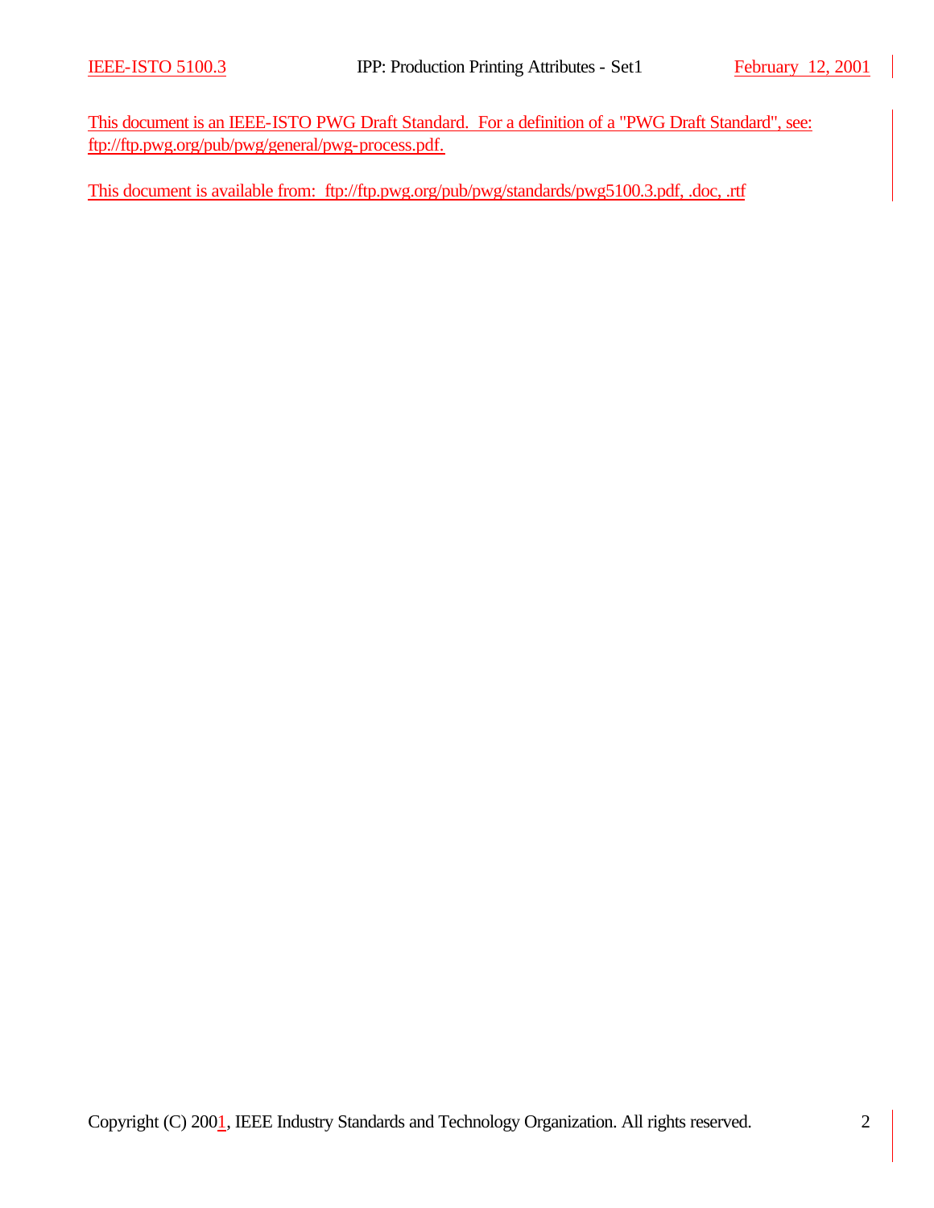This document is an IEEE-ISTO PWG Draft Standard. For a definition of a "PWG Draft Standard", see: ftp://ftp.pwg.org/pub/pwg/general/pwg-process.pdf.

This document is available from: ftp://ftp.pwg.org/pub/pwg/standards/pwg5100.3.pdf, .doc, .rtf

Copyright (C) 2001, IEEE Industry Standards and Technology Organization. All rights reserved.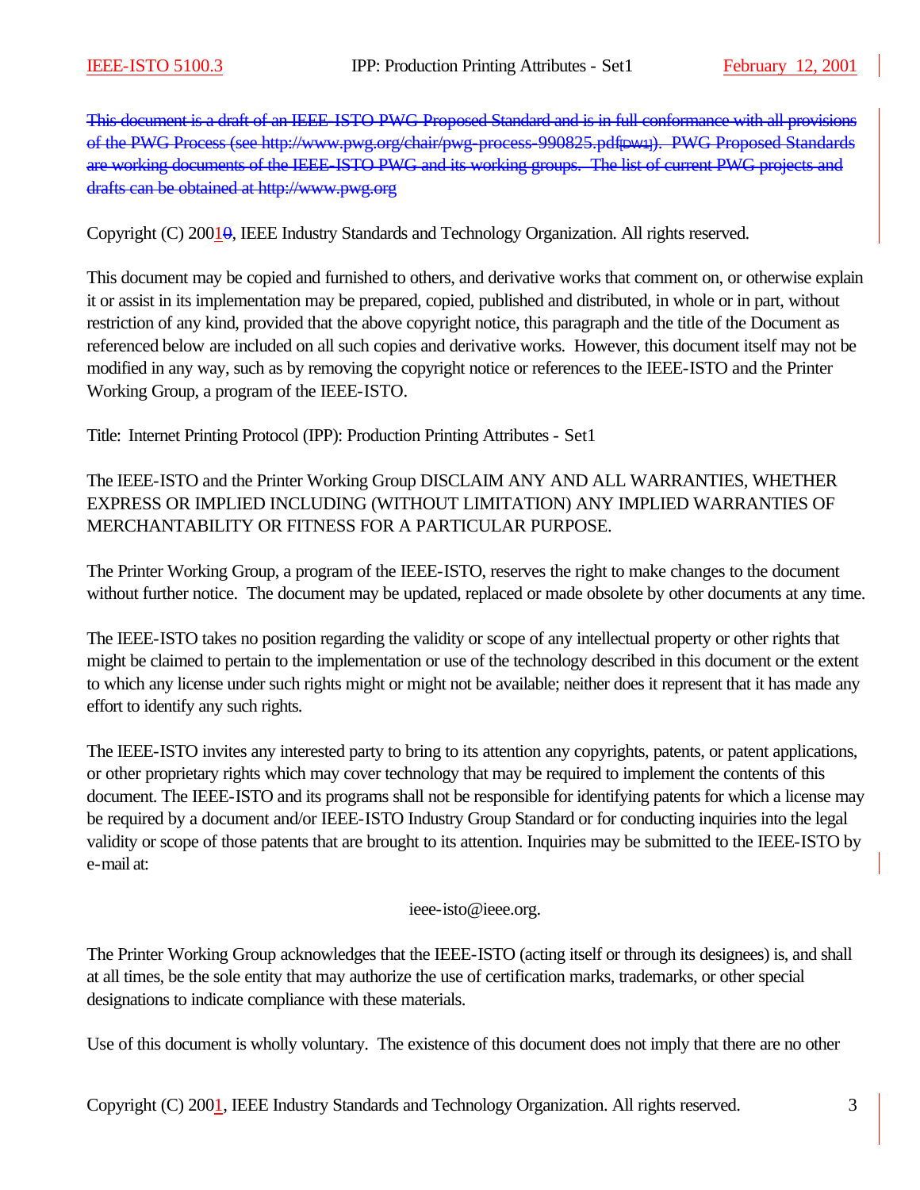~~This document is a draft of an IEEE-ISTO PWG Proposed Standard and is in full conformance with all provisions of the PWG Process (see http://www.pwg.org/chair/pwg-process-990825.pdf[DW1]). PWG Proposed Standards are working documents of the IEEE-ISTO PWG and its working groups. The list of current PWG projects and drafts can be obtained at http://www.pwg.org~~

Copyright (C) 2001~~0~~, IEEE Industry Standards and Technology Organization. All rights reserved.

This document may be copied and furnished to others, and derivative works that comment on, or otherwise explain it or assist in its implementation may be prepared, copied, published and distributed, in whole or in part, without restriction of any kind, provided that the above copyright notice, this paragraph and the title of the Document as referenced below are included on all such copies and derivative works. However, this document itself may not be modified in any way, such as by removing the copyright notice or references to the IEEE-ISTO and the Printer Working Group, a program of the IEEE-ISTO.

Title: Internet Printing Protocol (IPP): Production Printing Attributes - Set1

The IEEE-ISTO and the Printer Working Group DISCLAIM ANY AND ALL WARRANTIES, WHETHER EXPRESS OR IMPLIED INCLUDING (WITHOUT LIMITATION) ANY IMPLIED WARRANTIES OF MERCHANTABILITY OR FITNESS FOR A PARTICULAR PURPOSE.

The Printer Working Group, a program of the IEEE-ISTO, reserves the right to make changes to the document without further notice. The document may be updated, replaced or made obsolete by other documents at any time.

The IEEE-ISTO takes no position regarding the validity or scope of any intellectual property or other rights that might be claimed to pertain to the implementation or use of the technology described in this document or the extent to which any license under such rights might or might not be available; neither does it represent that it has made any effort to identify any such rights.

The IEEE-ISTO invites any interested party to bring to its attention any copyrights, patents, or patent applications, or other proprietary rights which may cover technology that may be required to implement the contents of this document. The IEEE-ISTO and its programs shall not be responsible for identifying patents for which a license may be required by a document and/or IEEE-ISTO Industry Group Standard or for conducting inquiries into the legal validity or scope of those patents that are brought to its attention. Inquiries may be submitted to the IEEE-ISTO by e-mail at:

ieee-isto@ieee.org.

The Printer Working Group acknowledges that the IEEE-ISTO (acting itself or through its designees) is, and shall at all times, be the sole entity that may authorize the use of certification marks, trademarks, or other special designations to indicate compliance with these materials.

Use of this document is wholly voluntary. The existence of this document does not imply that there are no other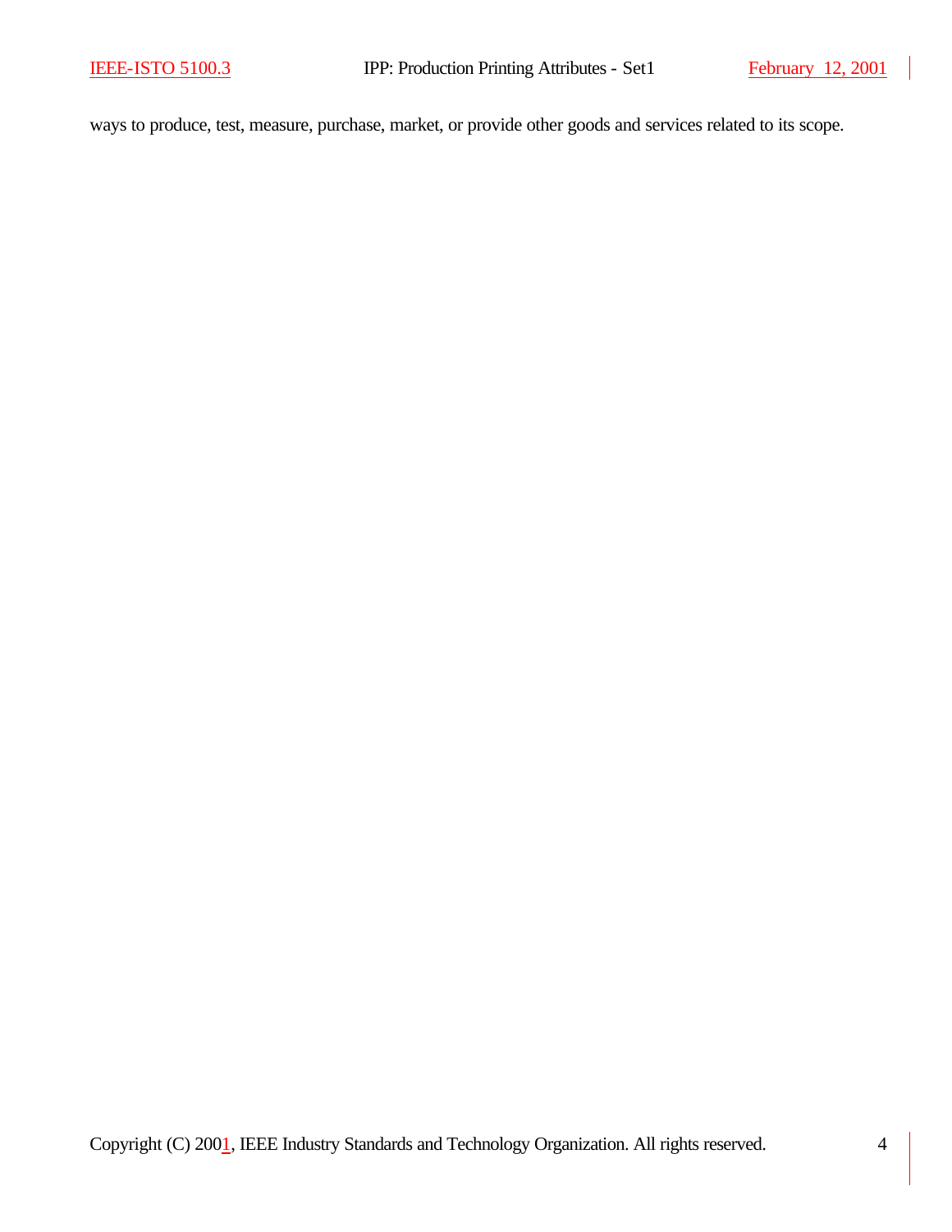ways to produce, test, measure, purchase, market, or provide other goods and services related to its scope.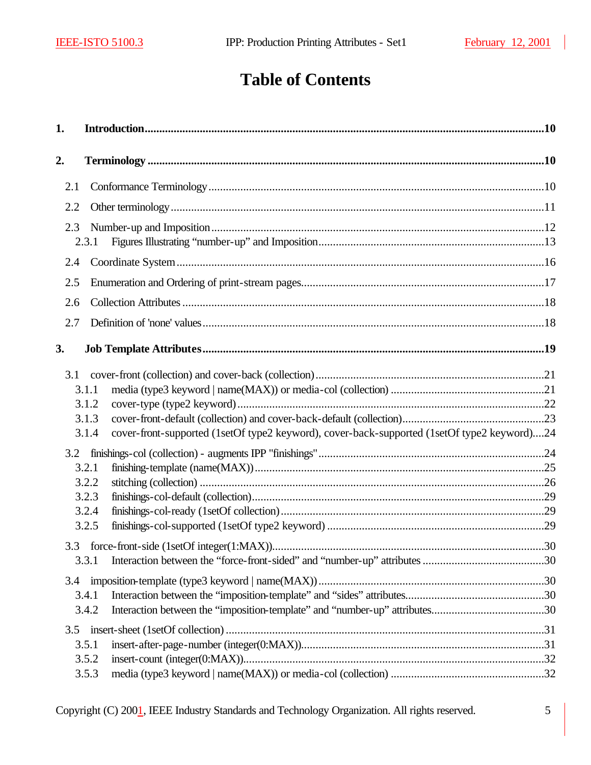# Table of Contents

**1. Introduction** ........................................................................................................ **10**

**2. Terminology** ........................................................................................................ **10**

2.1 Conformance Terminology ........................................................................................................ 10

2.2 Other terminology ........................................................................................................ 11

2.3 Number-up and Imposition ........................................................................................................ 12

2.3.1 Figures Illustrating "number-up" and Imposition ........................................................................................................ 13

2.4 Coordinate System ........................................................................................................ 16

2.5 Enumeration and Ordering of print-stream pages ........................................................................................................ 17

2.6 Collection Attributes ........................................................................................................ 18

2.7 Definition of 'none' values ........................................................................................................ 18

**3. Job Template Attributes** ........................................................................................................ **19**

3.1 cover-front (collection) and cover-back (collection) ........................................................................................................ 21

3.1.1 media (type3 keyword | name(MAX)) or media-col (collection) ........................................................................................................ 21

3.1.2 cover-type (type2 keyword) ........................................................................................................ 22

3.1.3 cover-front-default (collection) and cover-back-default (collection) ........................................................................................................ 23

3.1.4 cover-front-supported (1setOf type2 keyword), cover-back-supported (1setOf type2 keyword) .... 24

3.2 finishings-col (collection) - augments IPP "finishings" ........................................................................................................ 24

3.2.1 finishing-template (name(MAX)) ........................................................................................................ 25

3.2.2 stitching (collection) ........................................................................................................ 26

3.2.3 finishings-col-default (collection) ........................................................................................................ 29

3.2.4 finishings-col-ready (1setOf collection) ........................................................................................................ 29

3.2.5 finishings-col-supported (1setOf type2 keyword) ........................................................................................................ 29

3.3 force-front-side (1setOf integer(1:MAX)) ........................................................................................................ 30

3.3.1 Interaction between the "force-front-sided" and "number-up" attributes ........................................................................................................ 30

3.4 imposition-template (type3 keyword | name(MAX)) ........................................................................................................ 30

3.4.1 Interaction between the "imposition-template" and "sides" attributes ........................................................................................................ 30

3.4.2 Interaction between the "imposition-template" and "number-up" attributes ........................................................................................................ 30

3.5 insert-sheet (1setOf collection) ........................................................................................................ 31

3.5.1 insert-after-page-number (integer(0:MAX)) ........................................................................................................ 31

3.5.2 insert-count (integer(0:MAX)) ........................................................................................................ 32

3.5.3 media (type3 keyword | name(MAX)) or media-col (collection) ........................................................................................................ 32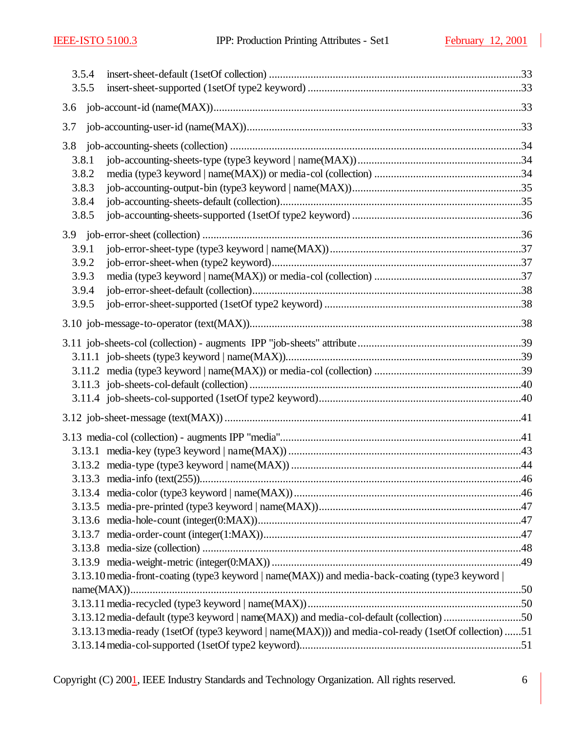3.5.4 insert-sheet-default (1setOf collection) ..........................................................................................33
3.5.5 insert-sheet-supported (1setOf type2 keyword) ............................................................................33

3.6 job-account-id (name(MAX))...............................................................................................................33

3.7 job-accounting-user-id (name(MAX))...................................................................................................33

3.8 job-accounting-sheets (collection) .........................................................................................................34
3.8.1 job-accounting-sheets-type (type3 keyword | name(MAX))...........................................................34
3.8.2 media (type3 keyword | name(MAX)) or media-col (collection) .....................................................34
3.8.3 job-accounting-output-bin (type3 keyword | name(MAX))............................................................35
3.8.4 job-accounting-sheets-default (collection)......................................................................................35
3.8.5 job-accounting-sheets-supported (1setOf type2 keyword) .............................................................36

3.9 job-error-sheet (collection) ...................................................................................................................36
3.9.1 job-error-sheet-type (type3 keyword | name(MAX))......................................................................37
3.9.2 job-error-sheet-when (type2 keyword)..........................................................................................37
3.9.3 media (type3 keyword | name(MAX)) or media-col (collection) .....................................................37
3.9.4 job-error-sheet-default (collection).................................................................................................38
3.9.5 job-error-sheet-supported (1setOf type2 keyword) .......................................................................38

3.10 job-message-to-operator (text(MAX)).................................................................................................38

3.11 job-sheets-col (collection) - augments IPP "job-sheets" attribute...........................................................39
3.11.1 job-sheets (type3 keyword | name(MAX))....................................................................................39
3.11.2 media (type3 keyword | name(MAX)) or media-col (collection) .....................................................39
3.11.3 job-sheets-col-default (collection) .................................................................................................40
3.11.4 job-sheets-col-supported (1setOf type2 keyword).........................................................................40

3.12 job-sheet-message (text(MAX)) ..........................................................................................................41

3.13 media-col (collection) - augments IPP "media"......................................................................................41
3.13.1 media-key (type3 keyword | name(MAX)) ....................................................................................43
3.13.2 media-type (type3 keyword | name(MAX)) ...................................................................................44
3.13.3 media-info (text(255))...................................................................................................................46
3.13.4 media-color (type3 keyword | name(MAX)) ..................................................................................46
3.13.5 media-pre-printed (type3 keyword | name(MAX)).........................................................................47
3.13.6 media-hole-count (integer(0:MAX))..............................................................................................47
3.13.7 media-order-count (integer(1:MAX))............................................................................................47
3.13.8 media-size (collection) .................................................................................................................48
3.13.9 media-weight-metric (integer(0:MAX)) .........................................................................................49
3.13.10 media-front-coating (type3 keyword | name(MAX)) and media-back-coating (type3 keyword | name(MAX))............................................................................................................................50
3.13.11 media-recycled (type3 keyword | name(MAX))............................................................................50
3.13.12 media-default (type3 keyword | name(MAX)) and media-col-default (collection) ............................50
3.13.13 media-ready (1setOf (type3 keyword | name(MAX))) and media-col-ready (1setOf collection) ......51
3.13.14 media-col-supported (1setOf type2 keyword)...............................................................................51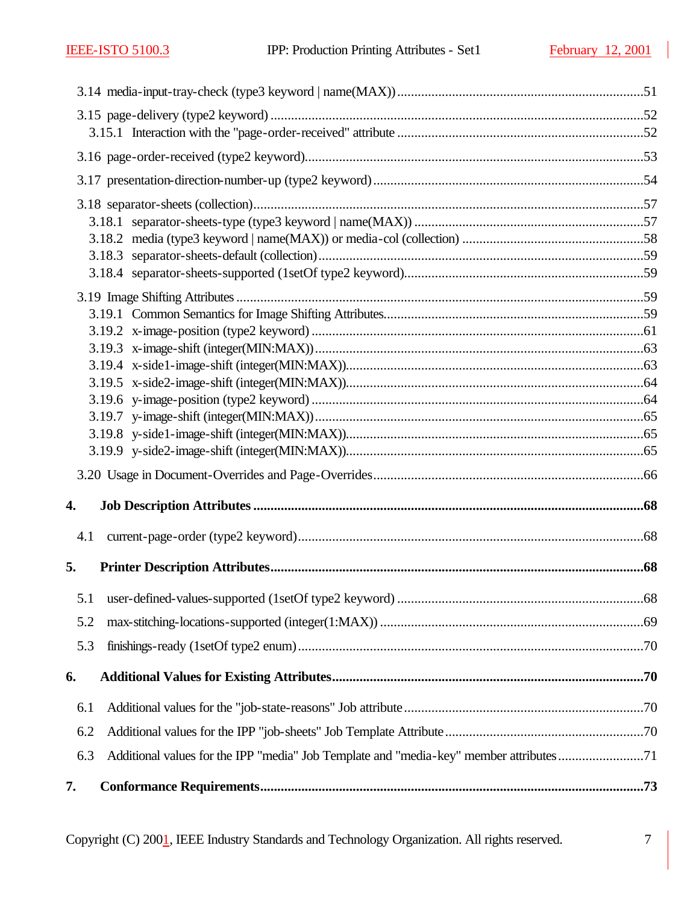3.14 media-input-tray-check (type3 keyword | name(MAX)) ....................................................................51

3.15 page-delivery (type2 keyword) ..........................................................................................52
   3.15.1 Interaction with the "page-order-received" attribute ......................................................52

3.16 page-order-received (type2 keyword)..................................................................................53

3.17 presentation-direction-number-up (type2 keyword) ..............................................................54

3.18 separator-sheets (collection)................................................................................................57
   3.18.1 separator-sheets-type (type3 keyword | name(MAX)) .................................................57
   3.18.2 media (type3 keyword | name(MAX)) or media-col (collection) ....................................58
   3.18.3 separator-sheets-default (collection).............................................................................59
   3.18.4 separator-sheets-supported (1setOf type2 keyword)......................................................59

3.19 Image Shifting Attributes .....................................................................................................59
   3.19.1 Common Semantics for Image Shifting Attributes..........................................................59
   3.19.2 x-image-position (type2 keyword) ................................................................................61
   3.19.3 x-image-shift (integer(MIN:MAX)) ...............................................................................63
   3.19.4 x-side1-image-shift (integer(MIN:MAX)).....................................................................63
   3.19.5 x-side2-image-shift (integer(MIN:MAX)).....................................................................64
   3.19.6 y-image-position (type2 keyword) ................................................................................64
   3.19.7 y-image-shift (integer(MIN:MAX)) ...............................................................................65
   3.19.8 y-side1-image-shift (integer(MIN:MAX)).....................................................................65
   3.19.9 y-side2-image-shift (integer(MIN:MAX)).....................................................................65

3.20 Usage in Document-Overrides and Page-Overrides..............................................................66

**4. Job Description Attributes ................................................................................................68**

4.1 current-page-order (type2 keyword).....................................................................................68

**5. Printer Description Attributes...........................................................................................68**

5.1 user-defined-values-supported (1setOf type2 keyword) ......................................................68

5.2 max-stitching-locations-supported (integer(1:MAX)) ............................................................69

5.3 finishings-ready (1setOf type2 enum) ....................................................................................70

**6. Additional Values for Existing Attributes..........................................................................70**

6.1 Additional values for the "job-state-reasons" Job attribute ....................................................70

6.2 Additional values for the IPP "job-sheets" Job Template Attribute .........................................70

6.3 Additional values for the IPP "media" Job Template and "media-key" member attributes .........................71

**7. Conformance Requirements..............................................................................................73**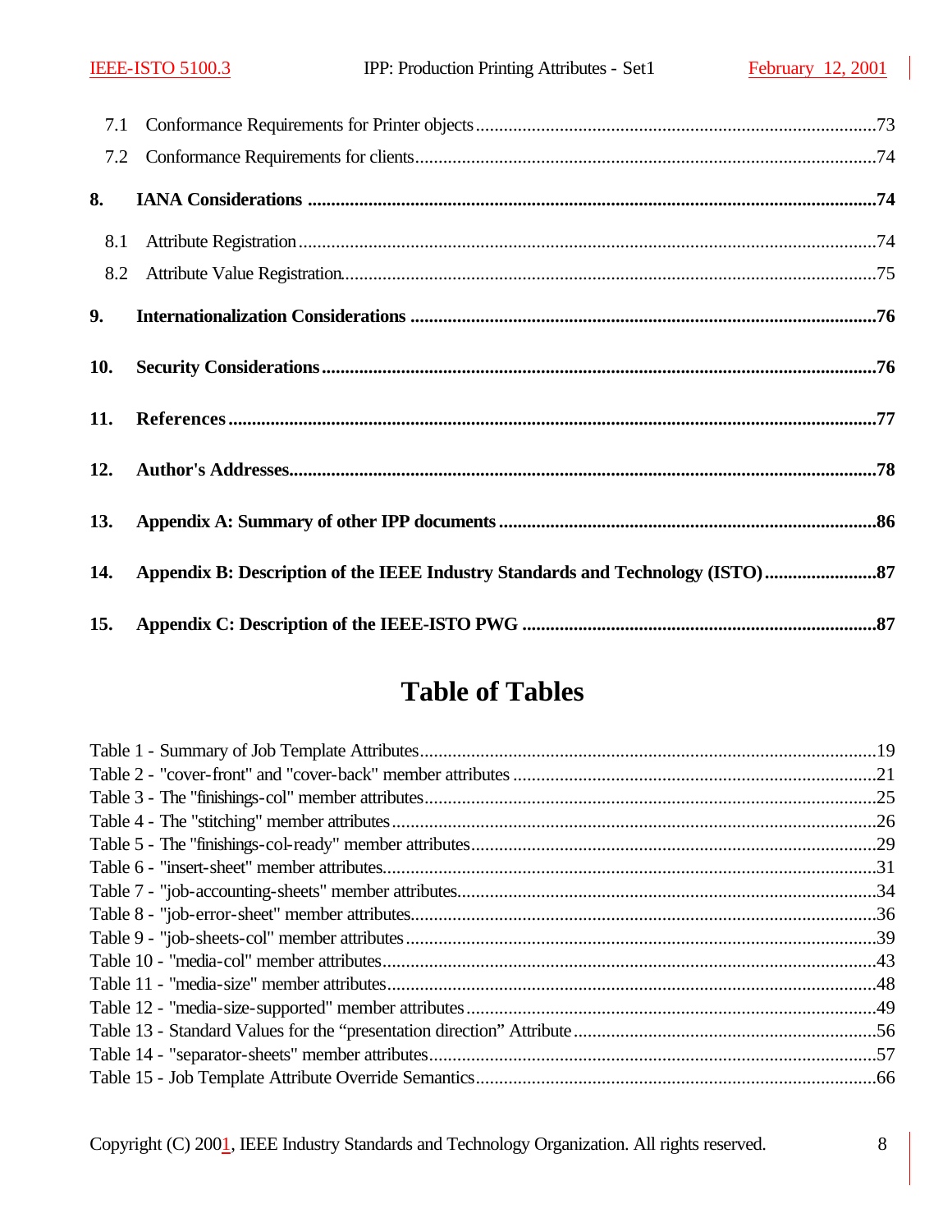7.1 Conformance Requirements for Printer objects ....................................................................................73
7.2 Conformance Requirements for clients..................................................................................................74

**8. IANA Considerations .........................................................................................................................74**

8.1 Attribute Registration ..........................................................................................................................74
8.2 Attribute Value Registration.................................................................................................................75

**9. Internationalization Considerations ...................................................................................................76**

**10. Security Considerations.....................................................................................................................76**

**11. References ..........................................................................................................................................77**

**12. Author's Addresses............................................................................................................................78**

**13. Appendix A: Summary of other IPP documents ................................................................................86**

**14. Appendix B: Description of the IEEE Industry Standards and Technology (ISTO).......................87**

**15. Appendix C: Description of the IEEE-ISTO PWG ...........................................................................87**

# Table of Tables

Table 1 - Summary of Job Template Attributes.................................................................................................19
Table 2 - "cover-front" and "cover-back" member attributes .............................................................................21
Table 3 - The "finishings-col" member attributes................................................................................................25
Table 4 - The "stitching" member attributes.......................................................................................................26
Table 5 - The "finishings-col-ready" member attributes......................................................................................29
Table 6 - "insert-sheet" member attributes..........................................................................................................31
Table 7 - "job-accounting-sheets" member attributes..........................................................................................34
Table 8 - "job-error-sheet" member attributes....................................................................................................36
Table 9 - "job-sheets-col" member attributes.....................................................................................................39
Table 10 - "media-col" member attributes..........................................................................................................43
Table 11 - "media-size" member attributes.........................................................................................................48
Table 12 - "media-size-supported" member attributes.......................................................................................49
Table 13 - Standard Values for the “presentation direction” Attribute................................................................56
Table 14 - "separator-sheets" member attributes...............................................................................................57
Table 15 - Job Template Attribute Override Semantics.....................................................................................66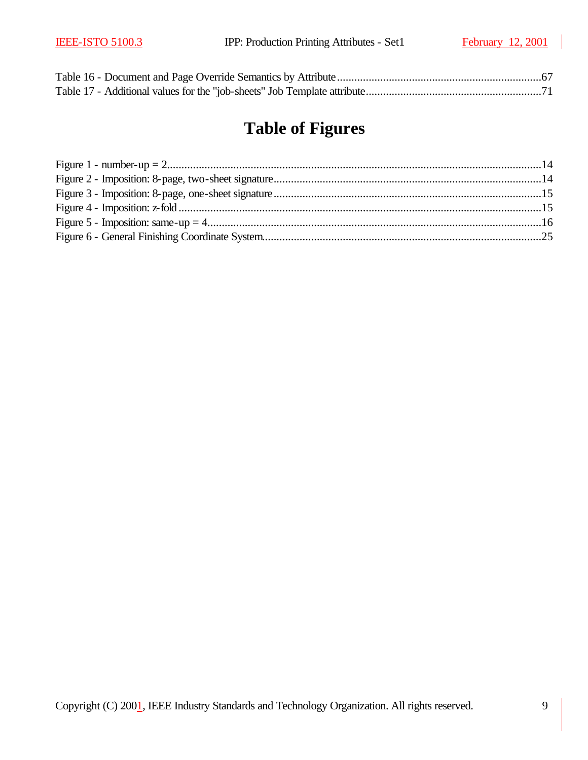Table 16 - Document and Page Override Semantics by Attribute.......................................................................67
Table 17 - Additional values for the "job-sheets" Job Template attribute.............................................................71

# Table of Figures

Figure 1 - number-up = 2..................................................................................................................................14
Figure 2 - Imposition: 8-page, two-sheet signature.............................................................................................14
Figure 3 - Imposition: 8-page, one-sheet signature.............................................................................................15
Figure 4 - Imposition: z-fold...............................................................................................................................15
Figure 5 - Imposition: same-up = 4.....................................................................................................................16
Figure 6 - General Finishing Coordinate System.................................................................................................25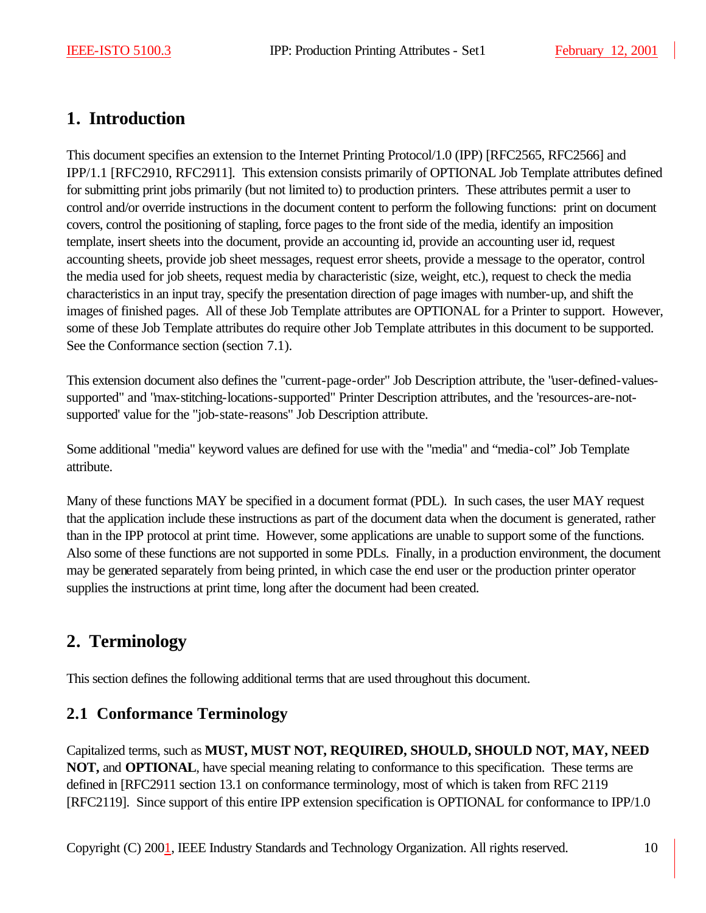# 1. Introduction

This document specifies an extension to the Internet Printing Protocol/1.0 (IPP) [RFC2565, RFC2566] and IPP/1.1 [RFC2910, RFC2911]. This extension consists primarily of OPTIONAL Job Template attributes defined for submitting print jobs primarily (but not limited to) to production printers. These attributes permit a user to control and/or override instructions in the document content to perform the following functions: print on document covers, control the positioning of stapling, force pages to the front side of the media, identify an imposition template, insert sheets into the document, provide an accounting id, provide an accounting user id, request accounting sheets, provide job sheet messages, request error sheets, provide a message to the operator, control the media used for job sheets, request media by characteristic (size, weight, etc.), request to check the media characteristics in an input tray, specify the presentation direction of page images with number-up, and shift the images of finished pages. All of these Job Template attributes are OPTIONAL for a Printer to support. However, some of these Job Template attributes do require other Job Template attributes in this document to be supported. See the Conformance section (section 7.1).

This extension document also defines the "current-page-order" Job Description attribute, the "user-defined-values-supported" and "max-stitching-locations-supported" Printer Description attributes, and the 'resources-are-not-supported' value for the "job-state-reasons" Job Description attribute.

Some additional "media" keyword values are defined for use with the "media" and "media-col" Job Template attribute.

Many of these functions MAY be specified in a document format (PDL). In such cases, the user MAY request that the application include these instructions as part of the document data when the document is generated, rather than in the IPP protocol at print time. However, some applications are unable to support some of the functions. Also some of these functions are not supported in some PDLs. Finally, in a production environment, the document may be generated separately from being printed, in which case the end user or the production printer operator supplies the instructions at print time, long after the document had been created.

# 2. Terminology

This section defines the following additional terms that are used throughout this document.

## 2.1 Conformance Terminology

Capitalized terms, such as **MUST, MUST NOT, REQUIRED, SHOULD, SHOULD NOT, MAY, NEED NOT,** and **OPTIONAL**, have special meaning relating to conformance to this specification. These terms are defined in [RFC2911 section 13.1 on conformance terminology, most of which is taken from RFC 2119 [RFC2119]. Since support of this entire IPP extension specification is OPTIONAL for conformance to IPP/1.0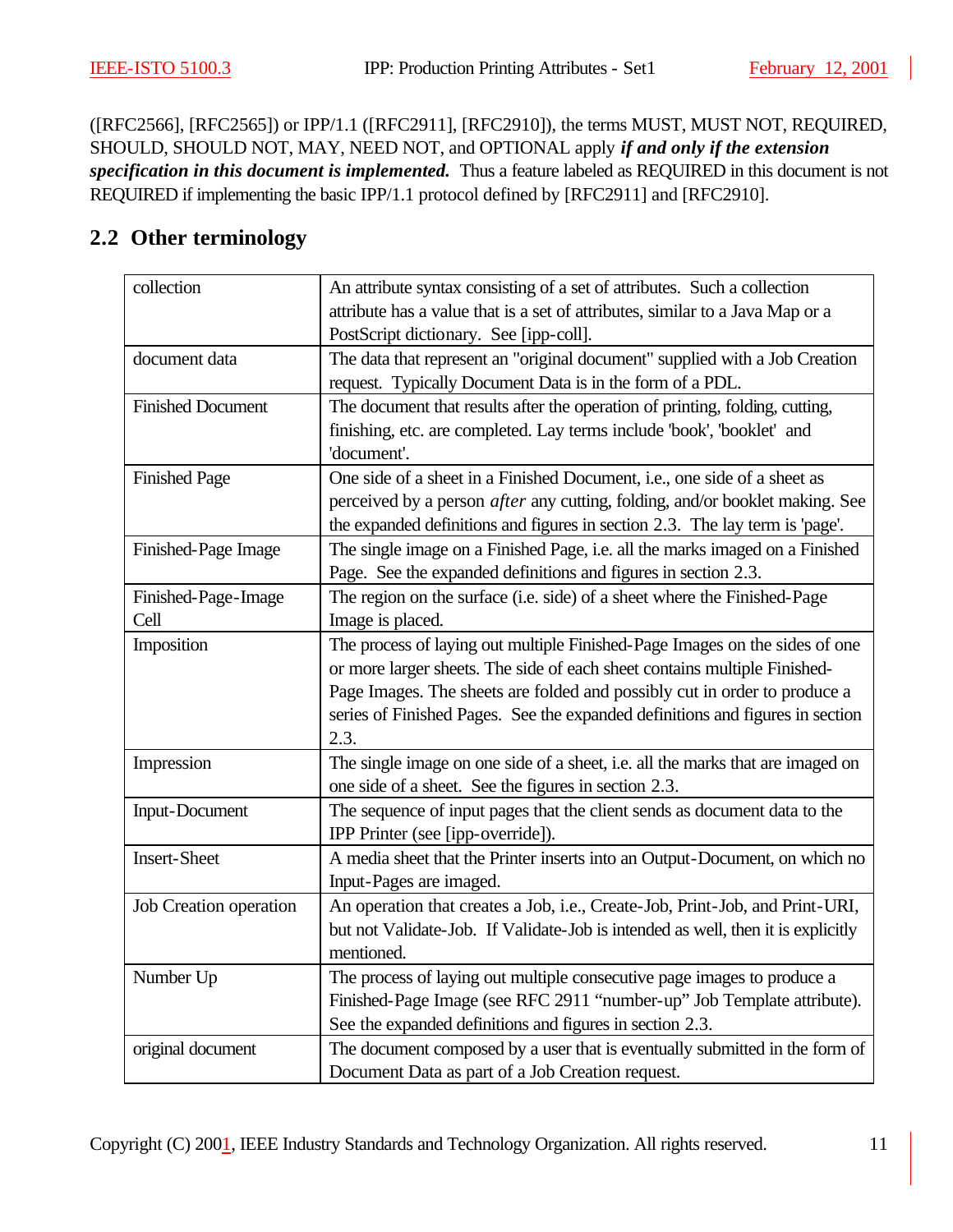([RFC2566], [RFC2565]) or IPP/1.1 ([RFC2911], [RFC2910]), the terms MUST, MUST NOT, REQUIRED, SHOULD, SHOULD NOT, MAY, NEED NOT, and OPTIONAL apply ***if and only if the extension specification in this document is implemented.*** Thus a feature labeled as REQUIRED in this document is not REQUIRED if implementing the basic IPP/1.1 protocol defined by [RFC2911] and [RFC2910].

## 2.2 Other terminology

| | |
|---|---|
| collection | An attribute syntax consisting of a set of attributes. Such a collection attribute has a value that is a set of attributes, similar to a Java Map or a PostScript dictionary. See [ipp-coll]. |
| document data | The data that represent an "original document" supplied with a Job Creation request. Typically Document Data is in the form of a PDL. |
| Finished Document | The document that results after the operation of printing, folding, cutting, finishing, etc. are completed. Lay terms include 'book', 'booklet' and 'document'. |
| Finished Page | One side of a sheet in a Finished Document, i.e., one side of a sheet as perceived by a person *after* any cutting, folding, and/or booklet making. See the expanded definitions and figures in section 2.3. The lay term is 'page'. |
| Finished-Page Image | The single image on a Finished Page, i.e. all the marks imaged on a Finished Page. See the expanded definitions and figures in section 2.3. |
| Finished-Page-Image Cell | The region on the surface (i.e. side) of a sheet where the Finished-Page Image is placed. |
| Imposition | The process of laying out multiple Finished-Page Images on the sides of one or more larger sheets. The side of each sheet contains multiple Finished-Page Images. The sheets are folded and possibly cut in order to produce a series of Finished Pages. See the expanded definitions and figures in section 2.3. |
| Impression | The single image on one side of a sheet, i.e. all the marks that are imaged on one side of a sheet. See the figures in section 2.3. |
| Input-Document | The sequence of input pages that the client sends as document data to the IPP Printer (see [ipp-override]). |
| Insert-Sheet | A media sheet that the Printer inserts into an Output-Document, on which no Input-Pages are imaged. |
| Job Creation operation | An operation that creates a Job, i.e., Create-Job, Print-Job, and Print-URI, but not Validate-Job. If Validate-Job is intended as well, then it is explicitly mentioned. |
| Number Up | The process of laying out multiple consecutive page images to produce a Finished-Page Image (see RFC 2911 “number-up” Job Template attribute). See the expanded definitions and figures in section 2.3. |
| original document | The document composed by a user that is eventually submitted in the form of Document Data as part of a Job Creation request. |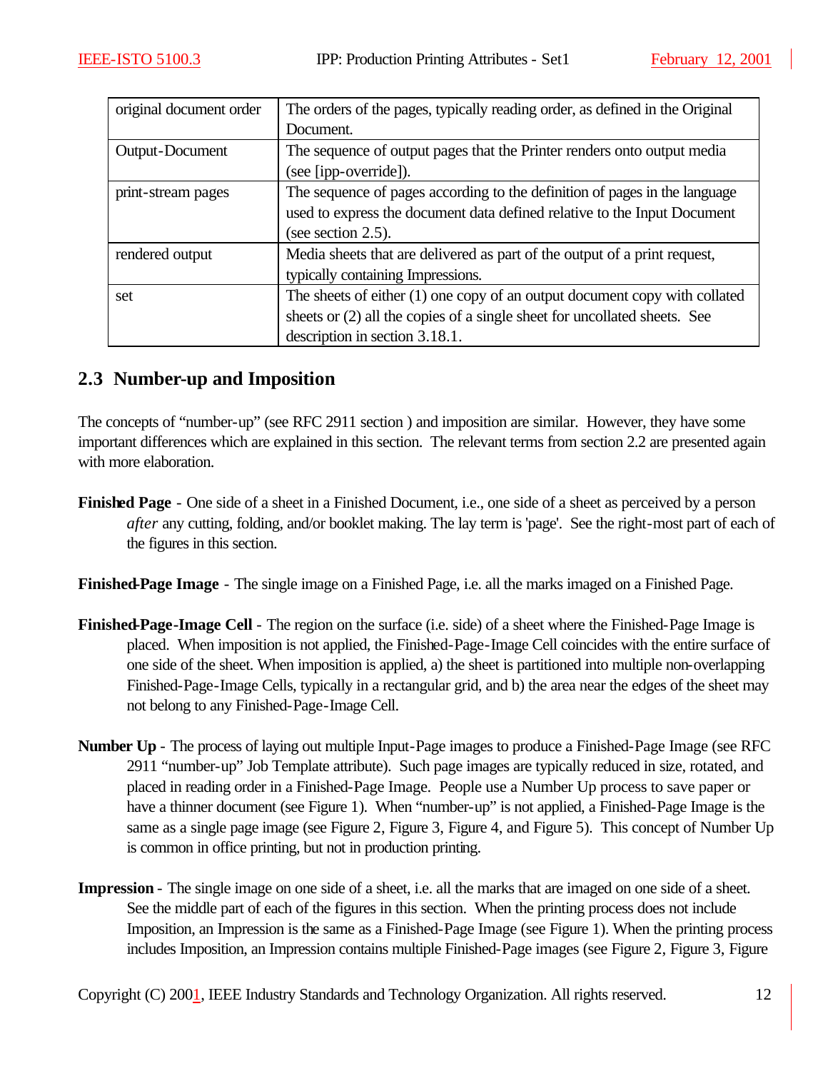| original document order | The orders of the pages, typically reading order, as defined in the Original Document. |
|---|---|
| Output-Document | The sequence of output pages that the Printer renders onto output media (see [ipp-override]). |
| print-stream pages | The sequence of pages according to the definition of pages in the language used to express the document data defined relative to the Input Document (see section 2.5). |
| rendered output | Media sheets that are delivered as part of the output of a print request, typically containing Impressions. |
| set | The sheets of either (1) one copy of an output document copy with collated sheets or (2) all the copies of a single sheet for uncollated sheets. See description in section 3.18.1. |

## 2.3 Number-up and Imposition

The concepts of "number-up" (see RFC 2911 section ) and imposition are similar. However, they have some important differences which are explained in this section. The relevant terms from section 2.2 are presented again with more elaboration.

**Finished Page** - One side of a sheet in a Finished Document, i.e., one side of a sheet as perceived by a person *after* any cutting, folding, and/or booklet making. The lay term is 'page'. See the right-most part of each of the figures in this section.

**Finished-Page Image** - The single image on a Finished Page, i.e. all the marks imaged on a Finished Page.

**Finished-Page-Image Cell** - The region on the surface (i.e. side) of a sheet where the Finished-Page Image is placed. When imposition is not applied, the Finished-Page-Image Cell coincides with the entire surface of one side of the sheet. When imposition is applied, a) the sheet is partitioned into multiple non-overlapping Finished-Page-Image Cells, typically in a rectangular grid, and b) the area near the edges of the sheet may not belong to any Finished-Page-Image Cell.

**Number Up** - The process of laying out multiple Input-Page images to produce a Finished-Page Image (see RFC 2911 "number-up" Job Template attribute). Such page images are typically reduced in size, rotated, and placed in reading order in a Finished-Page Image. People use a Number Up process to save paper or have a thinner document (see Figure 1). When "number-up" is not applied, a Finished-Page Image is the same as a single page image (see Figure 2, Figure 3, Figure 4, and Figure 5). This concept of Number Up is common in office printing, but not in production printing.

**Impression** - The single image on one side of a sheet, i.e. all the marks that are imaged on one side of a sheet. See the middle part of each of the figures in this section. When the printing process does not include Imposition, an Impression is the same as a Finished-Page Image (see Figure 1). When the printing process includes Imposition, an Impression contains multiple Finished-Page images (see Figure 2, Figure 3, Figure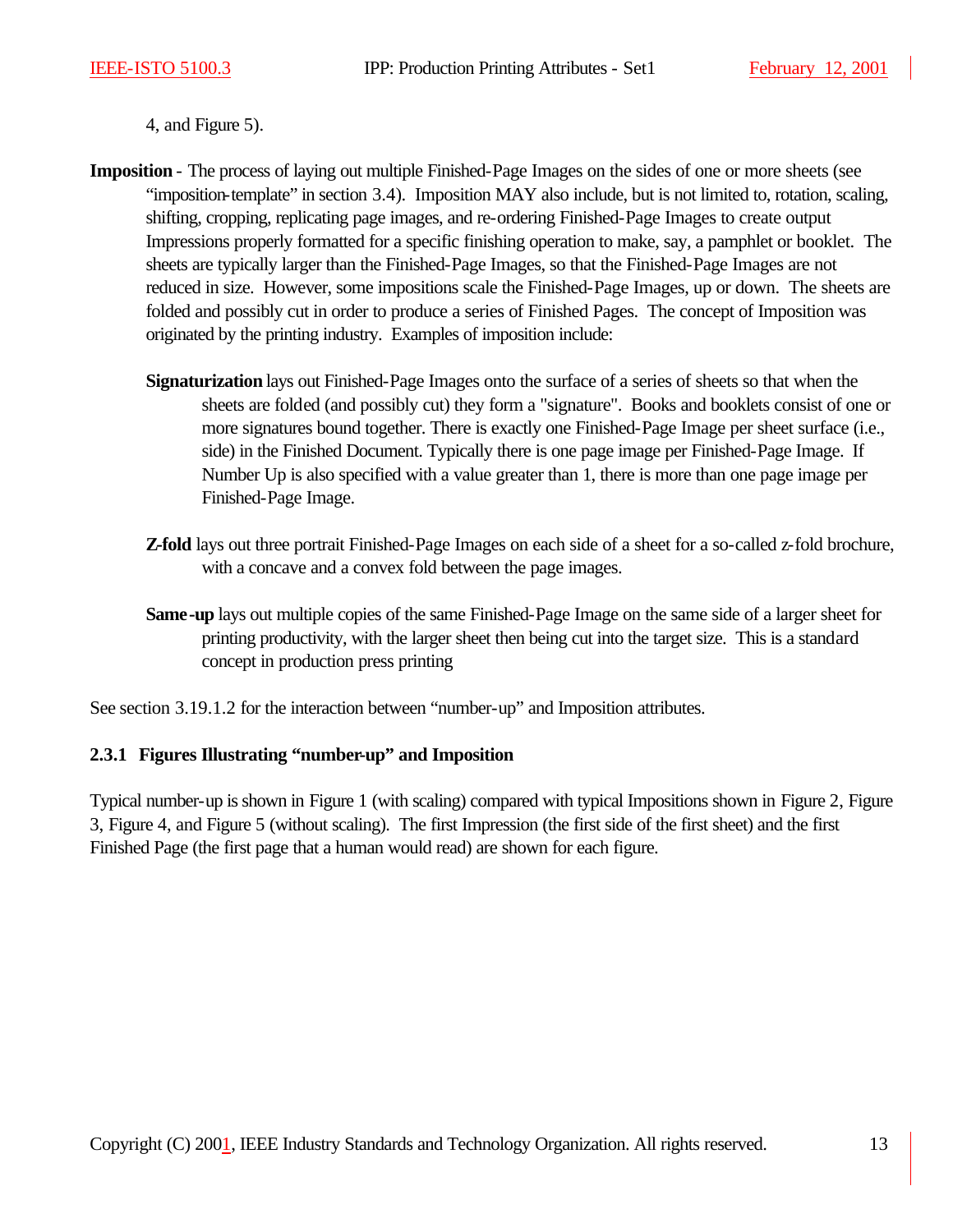4, and Figure 5).

**Imposition** - The process of laying out multiple Finished-Page Images on the sides of one or more sheets (see "imposition-template" in section 3.4). Imposition MAY also include, but is not limited to, rotation, scaling, shifting, cropping, replicating page images, and re-ordering Finished-Page Images to create output Impressions properly formatted for a specific finishing operation to make, say, a pamphlet or booklet. The sheets are typically larger than the Finished-Page Images, so that the Finished-Page Images are not reduced in size. However, some impositions scale the Finished-Page Images, up or down. The sheets are folded and possibly cut in order to produce a series of Finished Pages. The concept of Imposition was originated by the printing industry. Examples of imposition include:

**Signaturization** lays out Finished-Page Images onto the surface of a series of sheets so that when the sheets are folded (and possibly cut) they form a "signature". Books and booklets consist of one or more signatures bound together. There is exactly one Finished-Page Image per sheet surface (i.e., side) in the Finished Document. Typically there is one page image per Finished-Page Image. If Number Up is also specified with a value greater than 1, there is more than one page image per Finished-Page Image.

**Z-fold** lays out three portrait Finished-Page Images on each side of a sheet for a so-called z-fold brochure, with a concave and a convex fold between the page images.

**Same-up** lays out multiple copies of the same Finished-Page Image on the same side of a larger sheet for printing productivity, with the larger sheet then being cut into the target size. This is a standard concept in production press printing

See section 3.19.1.2 for the interaction between "number-up" and Imposition attributes.

### 2.3.1 Figures Illustrating "number-up" and Imposition

Typical number-up is shown in Figure 1 (with scaling) compared with typical Impositions shown in Figure 2, Figure 3, Figure 4, and Figure 5 (without scaling). The first Impression (the first side of the first sheet) and the first Finished Page (the first page that a human would read) are shown for each figure.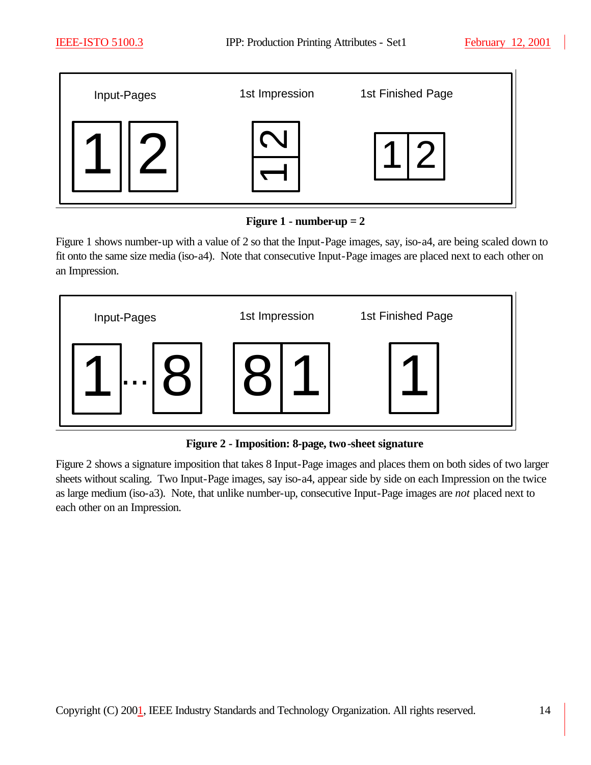Input-Pages | 1st Impression | 1st Finished Page

**Figure 1 - number-up = 2**

Figure 1 shows number-up with a value of 2 so that the Input-Page images, say, iso-a4, are being scaled down to fit onto the same size media (iso-a4). Note that consecutive Input-Page images are placed next to each other on an Impression.

Input-Pages | 1st Impression | 1st Finished Page

**Figure 2 - Imposition: 8-page, two-sheet signature**

Figure 2 shows a signature imposition that takes 8 Input-Page images and places them on both sides of two larger sheets without scaling. Two Input-Page images, say iso-a4, appear side by side on each Impression on the twice as large medium (iso-a3). Note, that unlike number-up, consecutive Input-Page images are *not* placed next to each other on an Impression.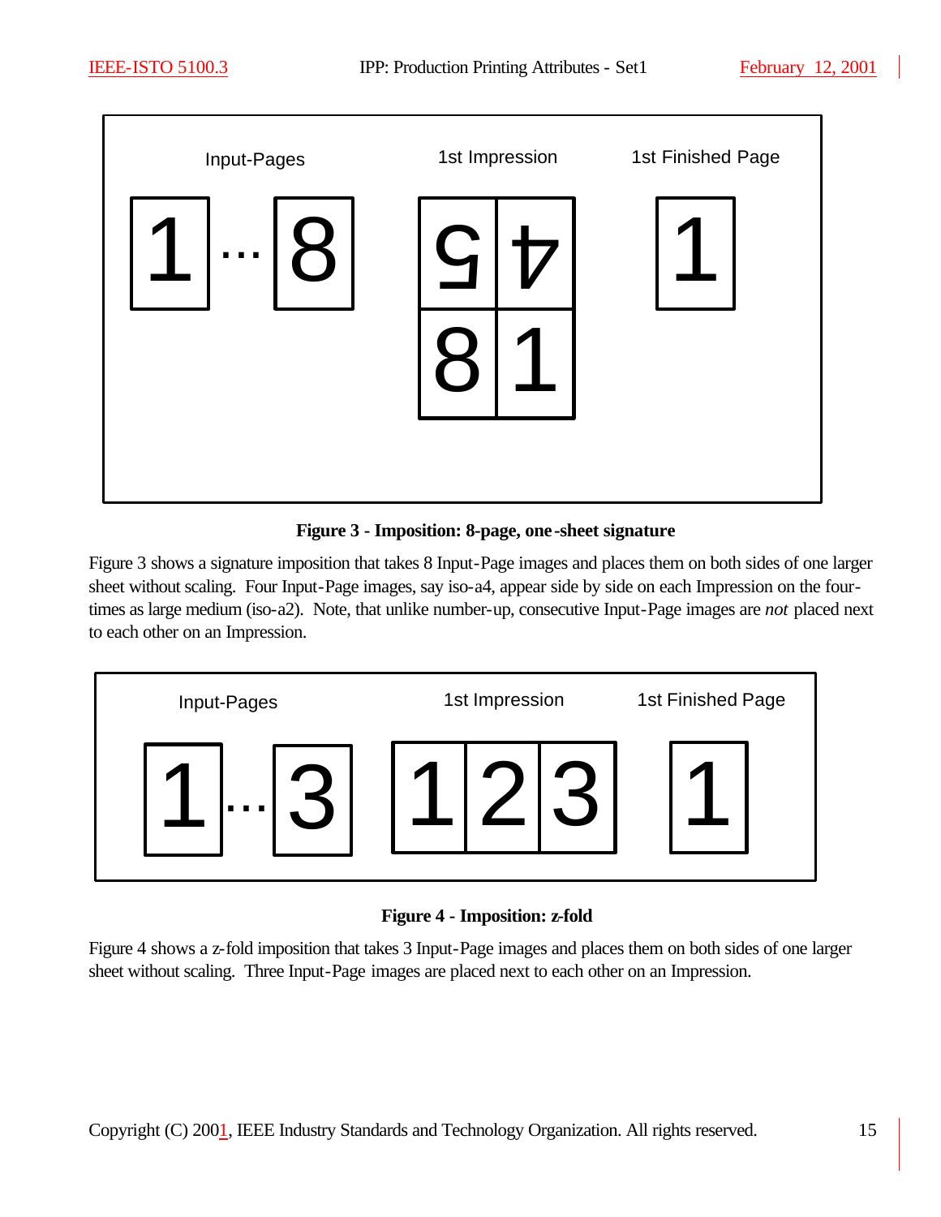**Figure 3 - Imposition: 8-page, one-sheet signature**

Figure 3 shows a signature imposition that takes 8 Input-Page images and places them on both sides of one larger sheet without scaling. Four Input-Page images, say iso-a4, appear side by side on each Impression on the four-times as large medium (iso-a2). Note, that unlike number-up, consecutive Input-Page images are *not* placed next to each other on an Impression.

**Figure 4 - Imposition: z-fold**

Figure 4 shows a z-fold imposition that takes 3 Input-Page images and places them on both sides of one larger sheet without scaling. Three Input-Page images are placed next to each other on an Impression.

Copyright (C) 2001, IEEE Industry Standards and Technology Organization. All rights reserved.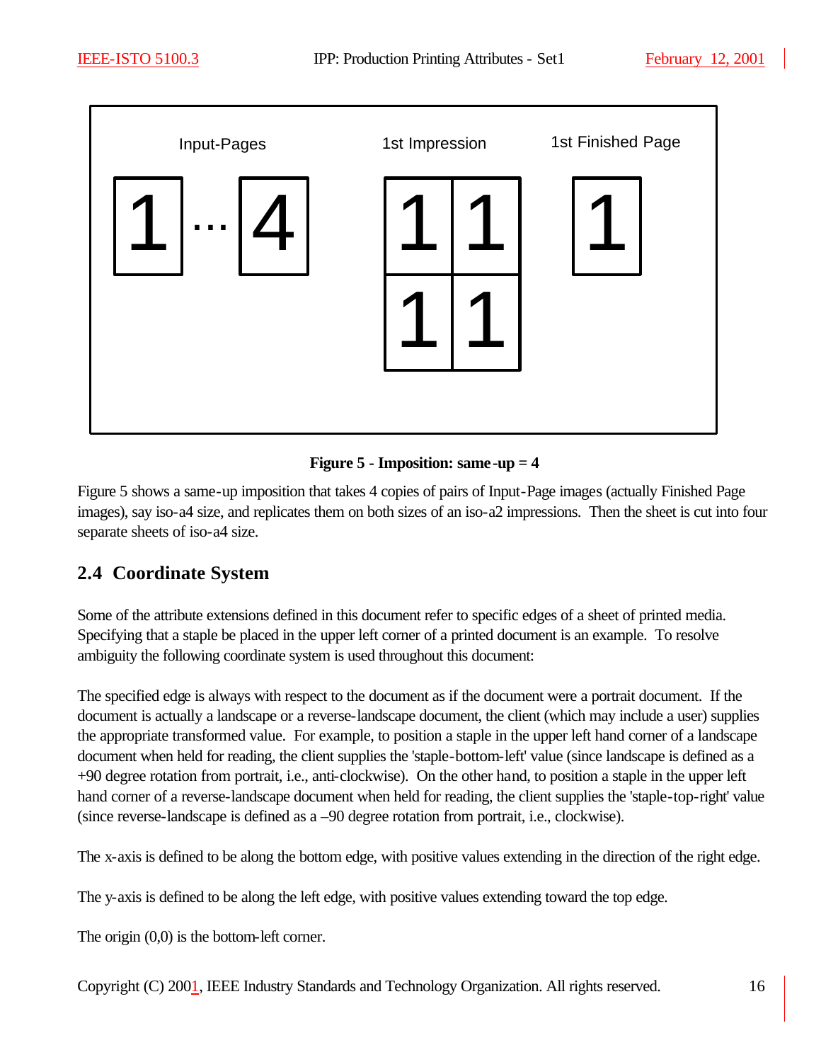Input-Pages

1 ... 4

1st Impression

1 1
1 1

1st Finished Page

1

**Figure 5 - Imposition: same-up = 4**

Figure 5 shows a same-up imposition that takes 4 copies of pairs of Input-Page images (actually Finished Page images), say iso-a4 size, and replicates them on both sizes of an iso-a2 impressions. Then the sheet is cut into four separate sheets of iso-a4 size.

## 2.4 Coordinate System

Some of the attribute extensions defined in this document refer to specific edges of a sheet of printed media. Specifying that a staple be placed in the upper left corner of a printed document is an example. To resolve ambiguity the following coordinate system is used throughout this document:

The specified edge is always with respect to the document as if the document were a portrait document. If the document is actually a landscape or a reverse-landscape document, the client (which may include a user) supplies the appropriate transformed value. For example, to position a staple in the upper left hand corner of a landscape document when held for reading, the client supplies the 'staple-bottom-left' value (since landscape is defined as a +90 degree rotation from portrait, i.e., anti-clockwise). On the other hand, to position a staple in the upper left hand corner of a reverse-landscape document when held for reading, the client supplies the 'staple-top-right' value (since reverse-landscape is defined as a –90 degree rotation from portrait, i.e., clockwise).

The x-axis is defined to be along the bottom edge, with positive values extending in the direction of the right edge.

The y-axis is defined to be along the left edge, with positive values extending toward the top edge.

The origin (0,0) is the bottom-left corner.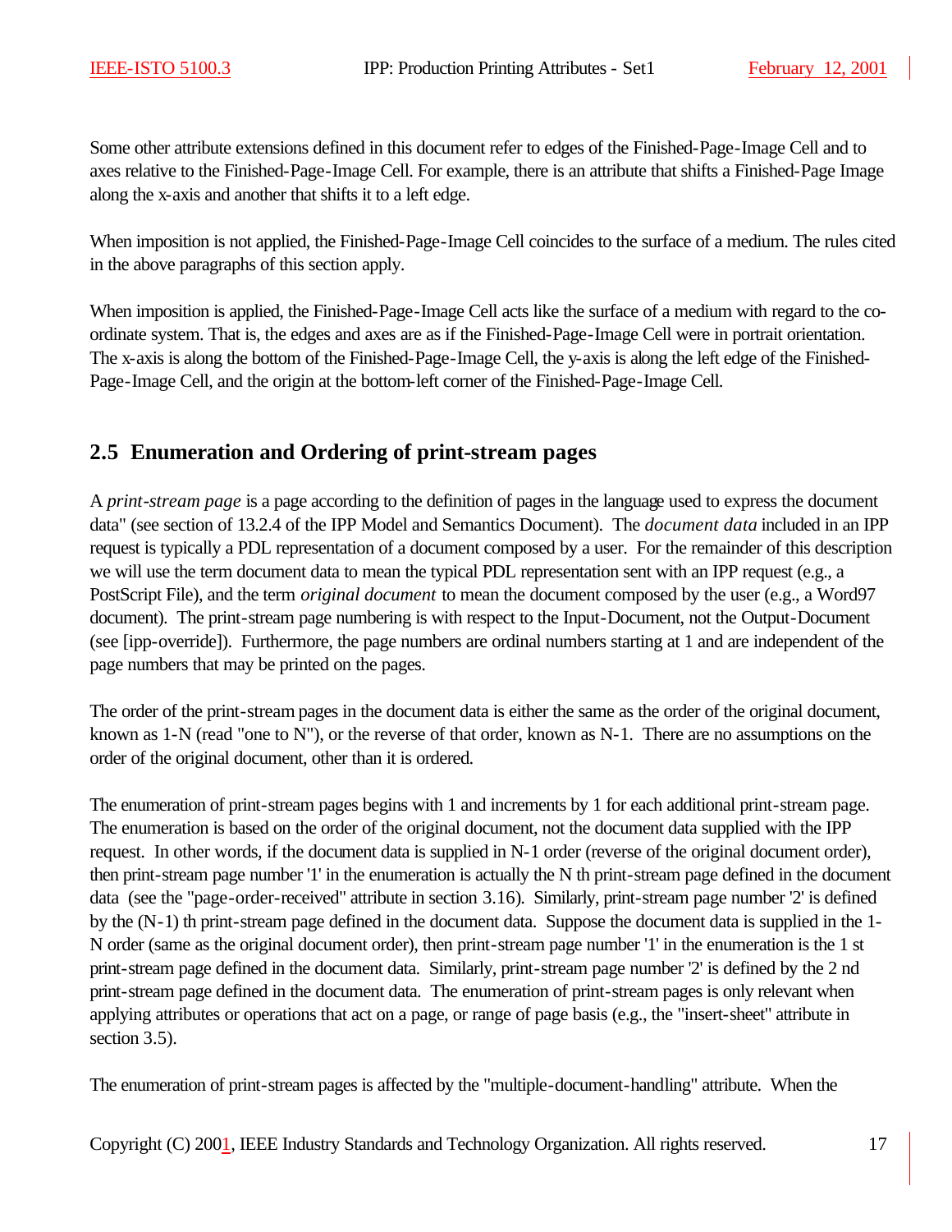Some other attribute extensions defined in this document refer to edges of the Finished-Page-Image Cell and to axes relative to the Finished-Page-Image Cell. For example, there is an attribute that shifts a Finished-Page Image along the x-axis and another that shifts it to a left edge.

When imposition is not applied, the Finished-Page-Image Cell coincides to the surface of a medium. The rules cited in the above paragraphs of this section apply.

When imposition is applied, the Finished-Page-Image Cell acts like the surface of a medium with regard to the co-ordinate system. That is, the edges and axes are as if the Finished-Page-Image Cell were in portrait orientation. The x-axis is along the bottom of the Finished-Page-Image Cell, the y-axis is along the left edge of the Finished-Page-Image Cell, and the origin at the bottom-left corner of the Finished-Page-Image Cell.

## 2.5 Enumeration and Ordering of print-stream pages

A *print-stream page* is a page according to the definition of pages in the language used to express the document data" (see section of 13.2.4 of the IPP Model and Semantics Document). The *document data* included in an IPP request is typically a PDL representation of a document composed by a user. For the remainder of this description we will use the term document data to mean the typical PDL representation sent with an IPP request (e.g., a PostScript File), and the term *original document* to mean the document composed by the user (e.g., a Word97 document). The print-stream page numbering is with respect to the Input-Document, not the Output-Document (see [ipp-override]). Furthermore, the page numbers are ordinal numbers starting at 1 and are independent of the page numbers that may be printed on the pages.

The order of the print-stream pages in the document data is either the same as the order of the original document, known as 1-N (read "one to N"), or the reverse of that order, known as N-1. There are no assumptions on the order of the original document, other than it is ordered.

The enumeration of print-stream pages begins with 1 and increments by 1 for each additional print-stream page. The enumeration is based on the order of the original document, not the document data supplied with the IPP request. In other words, if the document data is supplied in N-1 order (reverse of the original document order), then print-stream page number '1' in the enumeration is actually the N th print-stream page defined in the document data (see the "page-order-received" attribute in section 3.16). Similarly, print-stream page number '2' is defined by the (N-1) th print-stream page defined in the document data. Suppose the document data is supplied in the 1-N order (same as the original document order), then print-stream page number '1' in the enumeration is the 1 st print-stream page defined in the document data. Similarly, print-stream page number '2' is defined by the 2 nd print-stream page defined in the document data. The enumeration of print-stream pages is only relevant when applying attributes or operations that act on a page, or range of page basis (e.g., the "insert-sheet" attribute in section 3.5).

The enumeration of print-stream pages is affected by the "multiple-document-handling" attribute. When the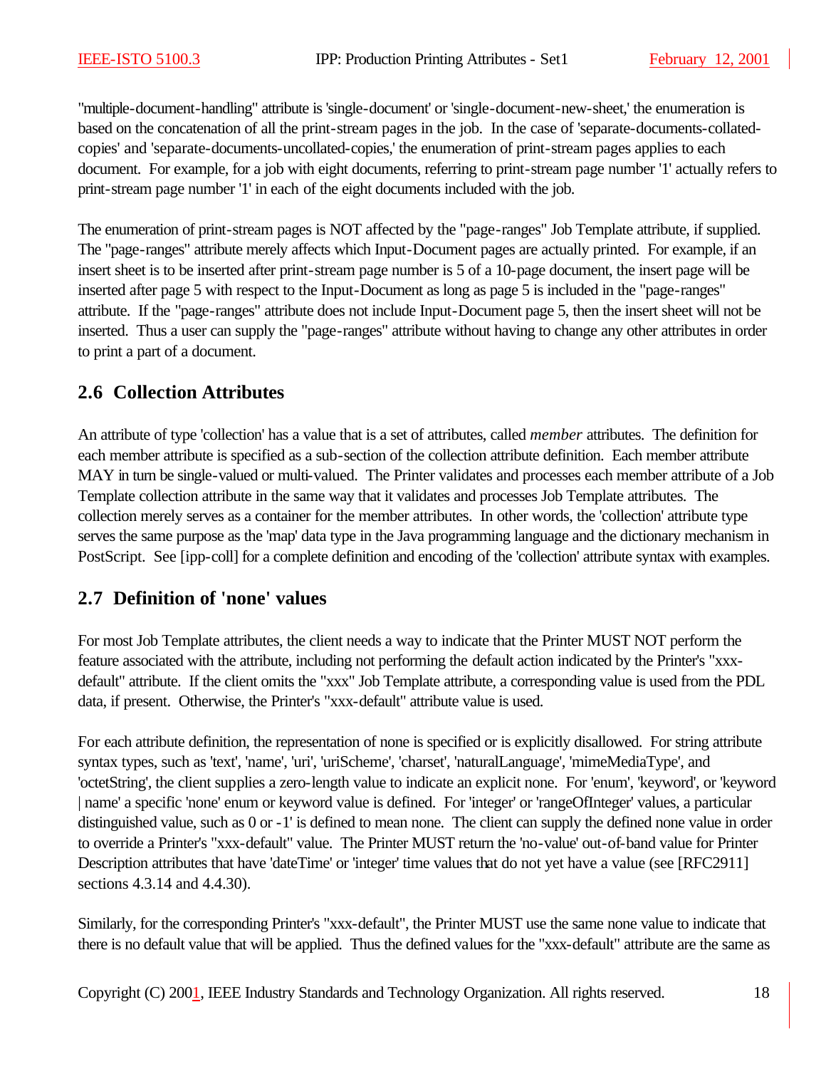"multiple-document-handling" attribute is 'single-document' or 'single-document-new-sheet,' the enumeration is based on the concatenation of all the print-stream pages in the job. In the case of 'separate-documents-collated-copies' and 'separate-documents-uncollated-copies,' the enumeration of print-stream pages applies to each document. For example, for a job with eight documents, referring to print-stream page number '1' actually refers to print-stream page number '1' in each of the eight documents included with the job.

The enumeration of print-stream pages is NOT affected by the "page-ranges" Job Template attribute, if supplied. The "page-ranges" attribute merely affects which Input-Document pages are actually printed. For example, if an insert sheet is to be inserted after print-stream page number is 5 of a 10-page document, the insert page will be inserted after page 5 with respect to the Input-Document as long as page 5 is included in the "page-ranges" attribute. If the "page-ranges" attribute does not include Input-Document page 5, then the insert sheet will not be inserted. Thus a user can supply the "page-ranges" attribute without having to change any other attributes in order to print a part of a document.

## 2.6 Collection Attributes

An attribute of type 'collection' has a value that is a set of attributes, called *member* attributes. The definition for each member attribute is specified as a sub-section of the collection attribute definition. Each member attribute MAY in turn be single-valued or multi-valued. The Printer validates and processes each member attribute of a Job Template collection attribute in the same way that it validates and processes Job Template attributes. The collection merely serves as a container for the member attributes. In other words, the 'collection' attribute type serves the same purpose as the 'map' data type in the Java programming language and the dictionary mechanism in PostScript. See [ipp-coll] for a complete definition and encoding of the 'collection' attribute syntax with examples.

## 2.7 Definition of 'none' values

For most Job Template attributes, the client needs a way to indicate that the Printer MUST NOT perform the feature associated with the attribute, including not performing the default action indicated by the Printer's "xxx-default" attribute. If the client omits the "xxx" Job Template attribute, a corresponding value is used from the PDL data, if present. Otherwise, the Printer's "xxx-default" attribute value is used.

For each attribute definition, the representation of none is specified or is explicitly disallowed. For string attribute syntax types, such as 'text', 'name', 'uri', 'uriScheme', 'charset', 'naturalLanguage', 'mimeMediaType', and 'octetString', the client supplies a zero-length value to indicate an explicit none. For 'enum', 'keyword', or 'keyword | name' a specific 'none' enum or keyword value is defined. For 'integer' or 'rangeOfInteger' values, a particular distinguished value, such as 0 or -1' is defined to mean none. The client can supply the defined none value in order to override a Printer's "xxx-default" value. The Printer MUST return the 'no-value' out-of-band value for Printer Description attributes that have 'dateTime' or 'integer' time values that do not yet have a value (see [RFC2911] sections 4.3.14 and 4.4.30).

Similarly, for the corresponding Printer's "xxx-default", the Printer MUST use the same none value to indicate that there is no default value that will be applied. Thus the defined values for the "xxx-default" attribute are the same as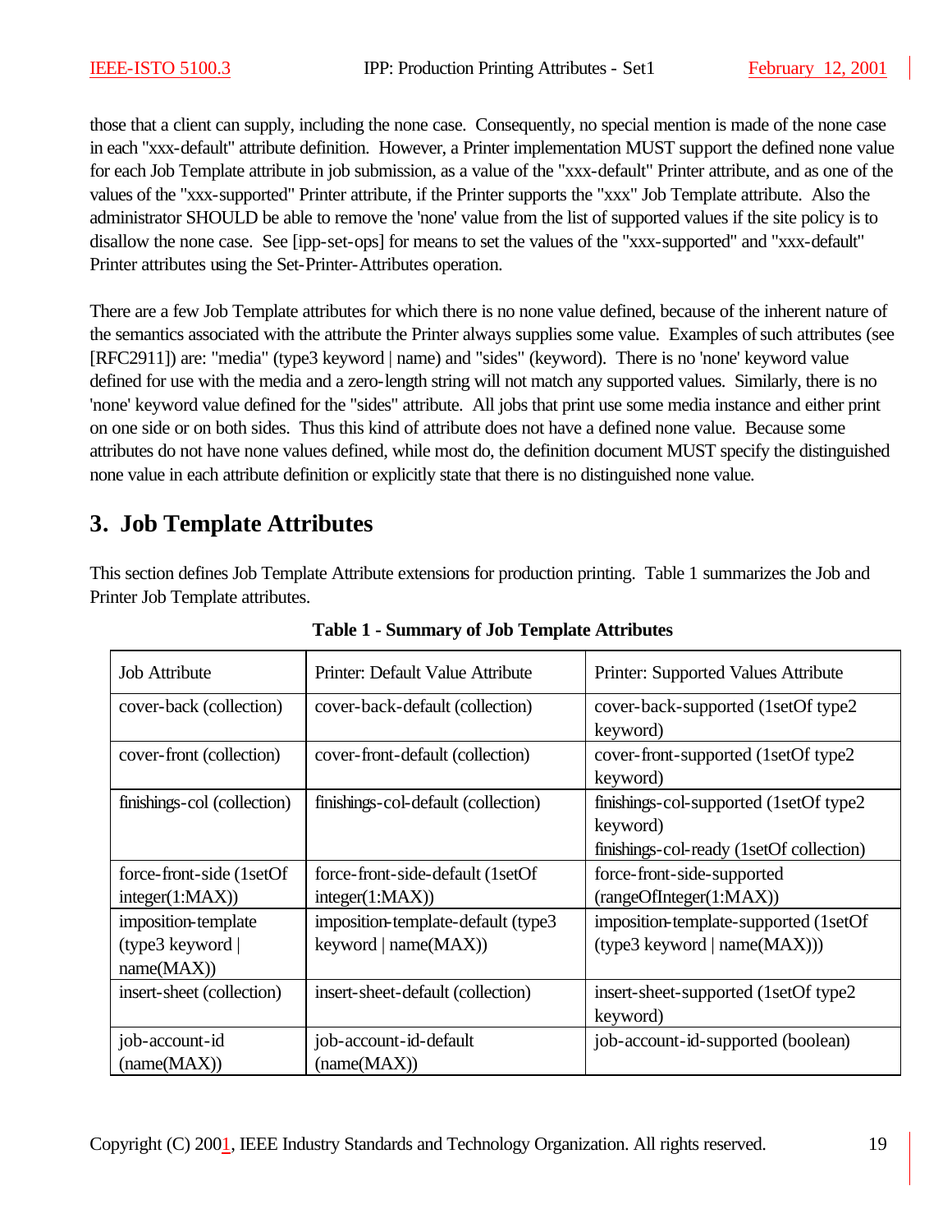those that a client can supply, including the none case. Consequently, no special mention is made of the none case in each "xxx-default" attribute definition. However, a Printer implementation MUST support the defined none value for each Job Template attribute in job submission, as a value of the "xxx-default" Printer attribute, and as one of the values of the "xxx-supported" Printer attribute, if the Printer supports the "xxx" Job Template attribute. Also the administrator SHOULD be able to remove the 'none' value from the list of supported values if the site policy is to disallow the none case. See [ipp-set-ops] for means to set the values of the "xxx-supported" and "xxx-default" Printer attributes using the Set-Printer-Attributes operation.

There are a few Job Template attributes for which there is no none value defined, because of the inherent nature of the semantics associated with the attribute the Printer always supplies some value. Examples of such attributes (see [RFC2911]) are: "media" (type3 keyword | name) and "sides" (keyword). There is no 'none' keyword value defined for use with the media and a zero-length string will not match any supported values. Similarly, there is no 'none' keyword value defined for the "sides" attribute. All jobs that print use some media instance and either print on one side or on both sides. Thus this kind of attribute does not have a defined none value. Because some attributes do not have none values defined, while most do, the definition document MUST specify the distinguished none value in each attribute definition or explicitly state that there is no distinguished none value.

# 3. Job Template Attributes

This section defines Job Template Attribute extensions for production printing. Table 1 summarizes the Job and Printer Job Template attributes.

**Table 1 - Summary of Job Template Attributes**

| Job Attribute | Printer: Default Value Attribute | Printer: Supported Values Attribute |
|---|---|---|
| cover-back (collection) | cover-back-default (collection) | cover-back-supported (1setOf type2 keyword) |
| cover-front (collection) | cover-front-default (collection) | cover-front-supported (1setOf type2 keyword) |
| finishings-col (collection) | finishings-col-default (collection) | finishings-col-supported (1setOf type2 keyword)<br>finishings-col-ready (1setOf collection) |
| force-front-side (1setOf integer(1:MAX)) | force-front-side-default (1setOf integer(1:MAX)) | force-front-side-supported (rangeOfInteger(1:MAX)) |
| imposition-template (type3 keyword \| name(MAX)) | imposition-template-default (type3 keyword \| name(MAX)) | imposition-template-supported (1setOf (type3 keyword \| name(MAX))) |
| insert-sheet (collection) | insert-sheet-default (collection) | insert-sheet-supported (1setOf type2 keyword) |
| job-account-id (name(MAX)) | job-account-id-default (name(MAX)) | job-account-id-supported (boolean) |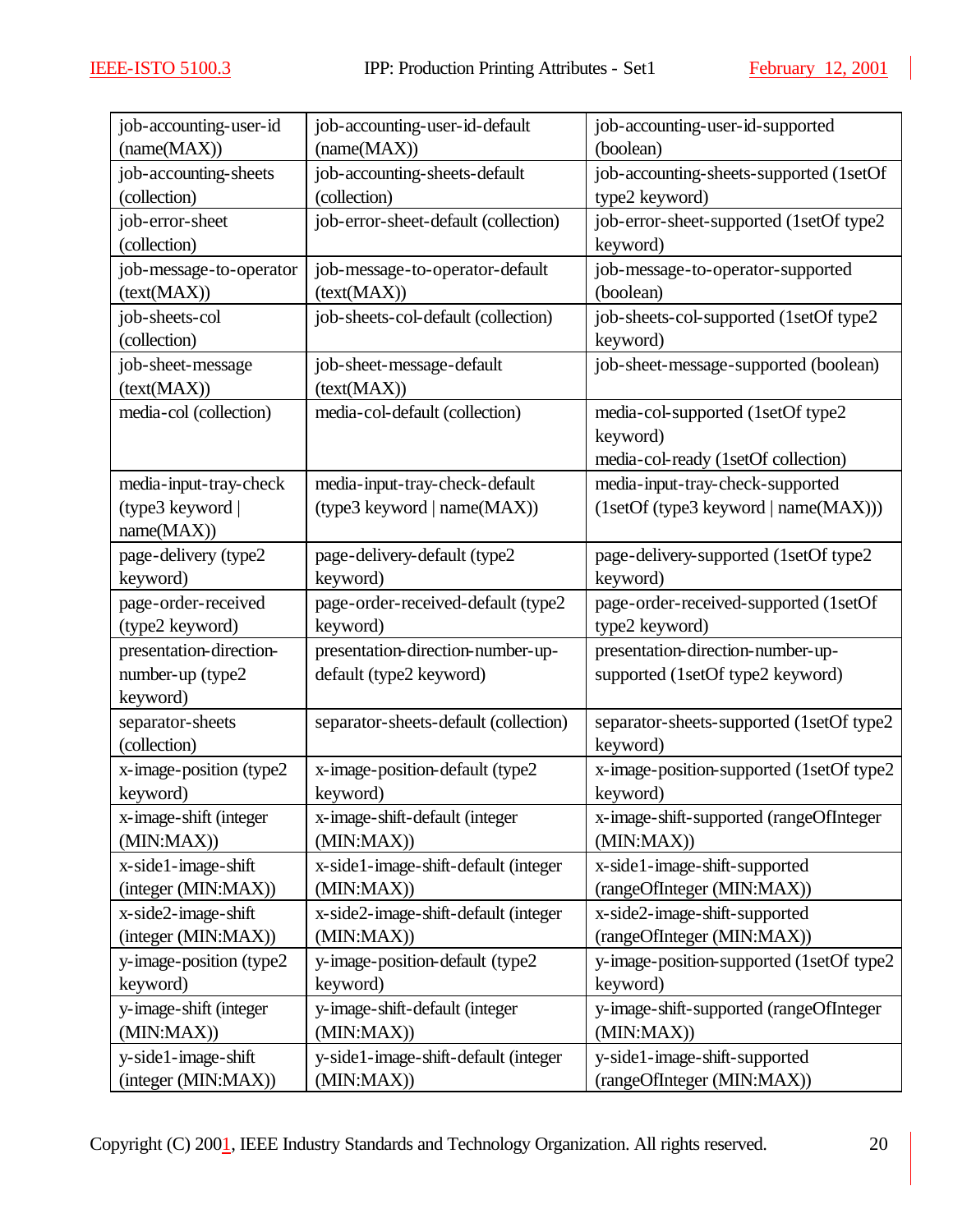| job-accounting-user-id (name(MAX)) | job-accounting-user-id-default (name(MAX)) | job-accounting-user-id-supported (boolean) |
|---|---|---|
| job-accounting-sheets (collection) | job-accounting-sheets-default (collection) | job-accounting-sheets-supported (1setOf type2 keyword) |
| job-error-sheet (collection) | job-error-sheet-default (collection) | job-error-sheet-supported (1setOf type2 keyword) |
| job-message-to-operator (text(MAX)) | job-message-to-operator-default (text(MAX)) | job-message-to-operator-supported (boolean) |
| job-sheets-col (collection) | job-sheets-col-default (collection) | job-sheets-col-supported (1setOf type2 keyword) |
| job-sheet-message (text(MAX)) | job-sheet-message-default (text(MAX)) | job-sheet-message-supported (boolean) |
| media-col (collection) | media-col-default (collection) | media-col-supported (1setOf type2 keyword) media-col-ready (1setOf collection) |
| media-input-tray-check (type3 keyword \| name(MAX)) | media-input-tray-check-default (type3 keyword \| name(MAX)) | media-input-tray-check-supported (1setOf (type3 keyword \| name(MAX))) |
| page-delivery (type2 keyword) | page-delivery-default (type2 keyword) | page-delivery-supported (1setOf type2 keyword) |
| page-order-received (type2 keyword) | page-order-received-default (type2 keyword) | page-order-received-supported (1setOf type2 keyword) |
| presentation-direction-number-up (type2 keyword) | presentation-direction-number-up-default (type2 keyword) | presentation-direction-number-up-supported (1setOf type2 keyword) |
| separator-sheets (collection) | separator-sheets-default (collection) | separator-sheets-supported (1setOf type2 keyword) |
| x-image-position (type2 keyword) | x-image-position-default (type2 keyword) | x-image-position-supported (1setOf type2 keyword) |
| x-image-shift (integer (MIN:MAX)) | x-image-shift-default (integer (MIN:MAX)) | x-image-shift-supported (rangeOfInteger (MIN:MAX)) |
| x-side1-image-shift (integer (MIN:MAX)) | x-side1-image-shift-default (integer (MIN:MAX)) | x-side1-image-shift-supported (rangeOfInteger (MIN:MAX)) |
| x-side2-image-shift (integer (MIN:MAX)) | x-side2-image-shift-default (integer (MIN:MAX)) | x-side2-image-shift-supported (rangeOfInteger (MIN:MAX)) |
| y-image-position (type2 keyword) | y-image-position-default (type2 keyword) | y-image-position-supported (1setOf type2 keyword) |
| y-image-shift (integer (MIN:MAX)) | y-image-shift-default (integer (MIN:MAX)) | y-image-shift-supported (rangeOfInteger (MIN:MAX)) |
| y-side1-image-shift (integer (MIN:MAX)) | y-side1-image-shift-default (integer (MIN:MAX)) | y-side1-image-shift-supported (rangeOfInteger (MIN:MAX)) |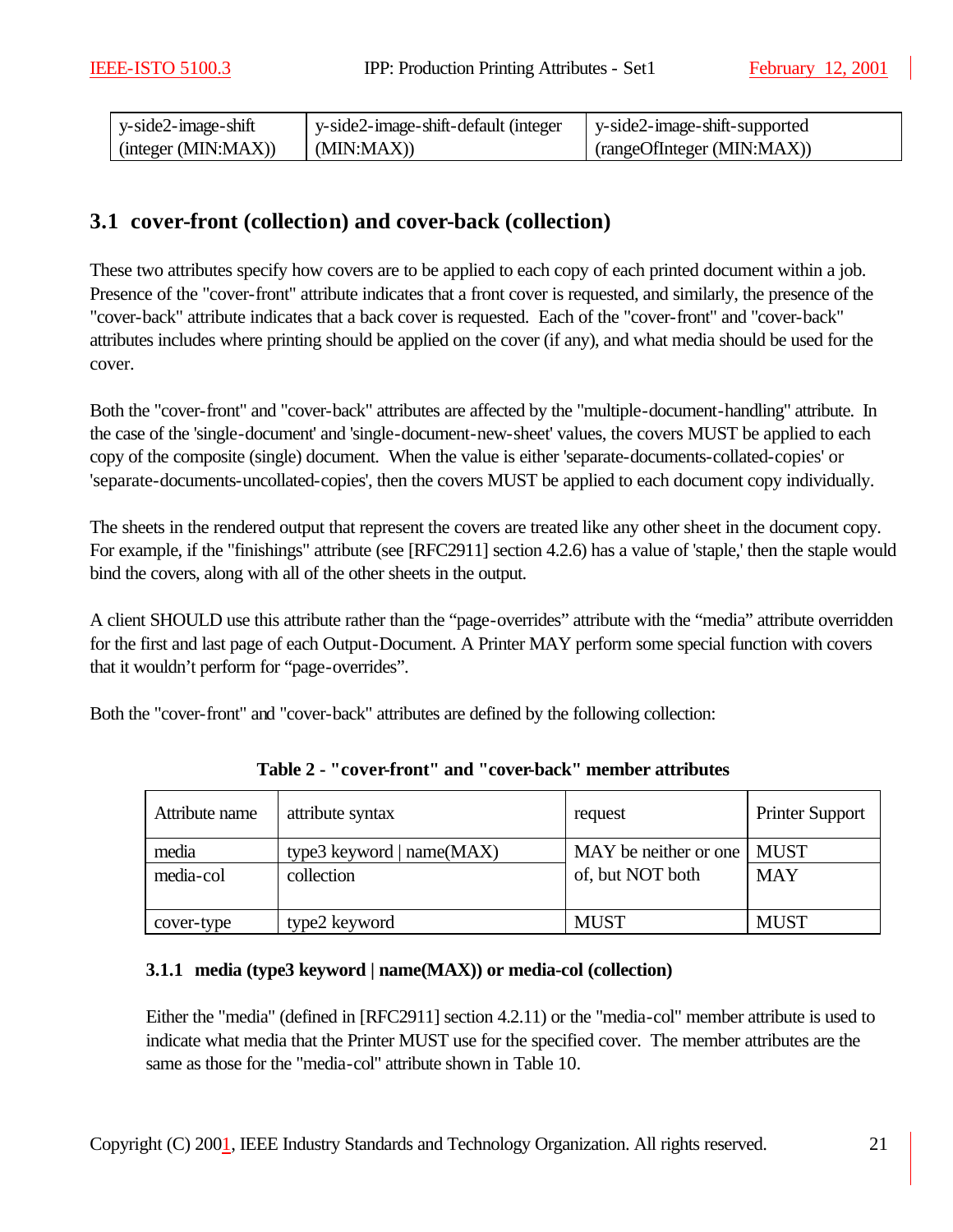| y-side2-image-shift (integer (MIN:MAX)) | y-side2-image-shift-default (integer (MIN:MAX)) | y-side2-image-shift-supported (rangeOfInteger (MIN:MAX)) |
|---|---|---|

## 3.1 cover-front (collection) and cover-back (collection)

These two attributes specify how covers are to be applied to each copy of each printed document within a job. Presence of the "cover-front" attribute indicates that a front cover is requested, and similarly, the presence of the "cover-back" attribute indicates that a back cover is requested. Each of the "cover-front" and "cover-back" attributes includes where printing should be applied on the cover (if any), and what media should be used for the cover.

Both the "cover-front" and "cover-back" attributes are affected by the "multiple-document-handling" attribute. In the case of the 'single-document' and 'single-document-new-sheet' values, the covers MUST be applied to each copy of the composite (single) document. When the value is either 'separate-documents-collated-copies' or 'separate-documents-uncollated-copies', then the covers MUST be applied to each document copy individually.

The sheets in the rendered output that represent the covers are treated like any other sheet in the document copy. For example, if the "finishings" attribute (see [RFC2911] section 4.2.6) has a value of 'staple,' then the staple would bind the covers, along with all of the other sheets in the output.

A client SHOULD use this attribute rather than the “page-overrides” attribute with the “media” attribute overridden for the first and last page of each Output-Document. A Printer MAY perform some special function with covers that it wouldn’t perform for “page-overrides”.

Both the "cover-front" and "cover-back" attributes are defined by the following collection:

**Table 2 - "cover-front" and "cover-back" member attributes**

| Attribute name | attribute syntax | request | Printer Support |
|---|---|---|---|
| media | type3 keyword \| name(MAX) | MAY be neither or one of, but NOT both | MUST |
| media-col | collection | | MAY |
| cover-type | type2 keyword | MUST | MUST |

### 3.1.1 media (type3 keyword | name(MAX)) or media-col (collection)

Either the "media" (defined in [RFC2911] section 4.2.11) or the "media-col" member attribute is used to indicate what media that the Printer MUST use for the specified cover. The member attributes are the same as those for the "media-col" attribute shown in Table 10.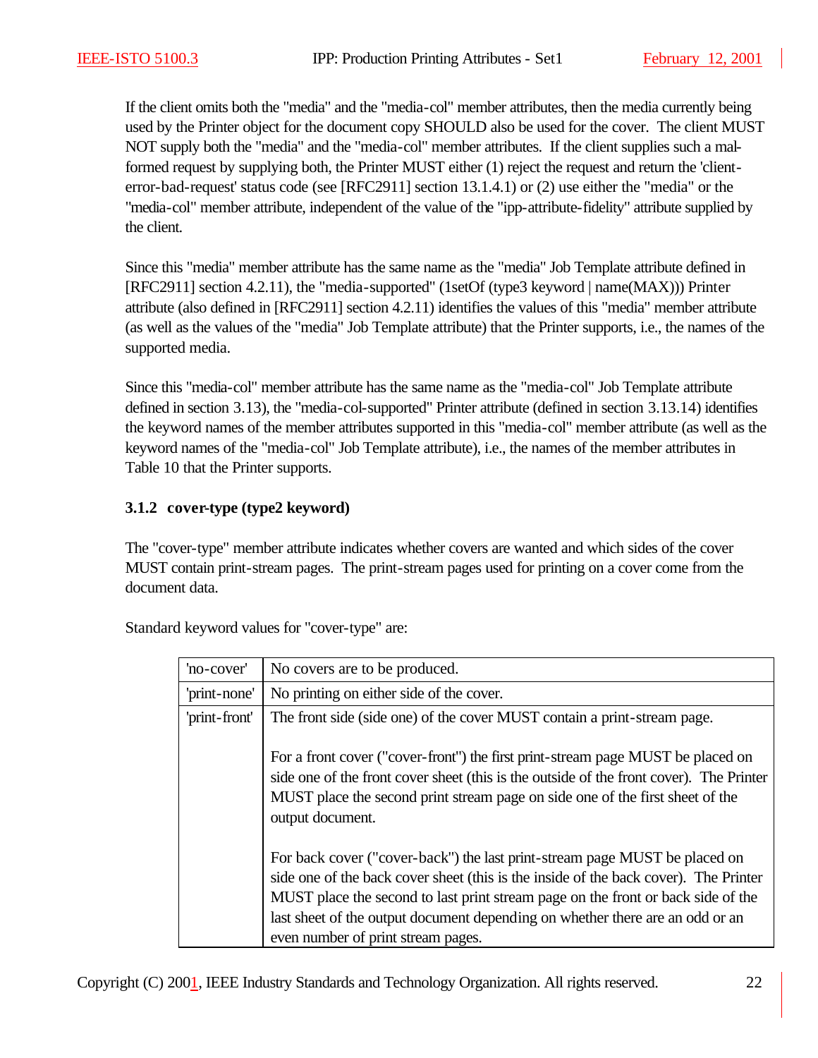If the client omits both the "media" and the "media-col" member attributes, then the media currently being used by the Printer object for the document copy SHOULD also be used for the cover. The client MUST NOT supply both the "media" and the "media-col" member attributes. If the client supplies such a malformed request by supplying both, the Printer MUST either (1) reject the request and return the 'client-error-bad-request' status code (see [RFC2911] section 13.1.4.1) or (2) use either the "media" or the "media-col" member attribute, independent of the value of the "ipp-attribute-fidelity" attribute supplied by the client.

Since this "media" member attribute has the same name as the "media" Job Template attribute defined in [RFC2911] section 4.2.11), the "media-supported" (1setOf (type3 keyword | name(MAX))) Printer attribute (also defined in [RFC2911] section 4.2.11) identifies the values of this "media" member attribute (as well as the values of the "media" Job Template attribute) that the Printer supports, i.e., the names of the supported media.

Since this "media-col" member attribute has the same name as the "media-col" Job Template attribute defined in section 3.13), the "media-col-supported" Printer attribute (defined in section 3.13.14) identifies the keyword names of the member attributes supported in this "media-col" member attribute (as well as the keyword names of the "media-col" Job Template attribute), i.e., the names of the member attributes in Table 10 that the Printer supports.

### 3.1.2 cover-type (type2 keyword)

The "cover-type" member attribute indicates whether covers are wanted and which sides of the cover MUST contain print-stream pages. The print-stream pages used for printing on a cover come from the document data.

Standard keyword values for "cover-type" are:

| | |
|---|---|
| 'no-cover' | No covers are to be produced. |
| 'print-none' | No printing on either side of the cover. |
| 'print-front' | The front side (side one) of the cover MUST contain a print-stream page.<br><br>For a front cover ("cover-front") the first print-stream page MUST be placed on side one of the front cover sheet (this is the outside of the front cover). The Printer MUST place the second print stream page on side one of the first sheet of the output document.<br><br>For back cover ("cover-back") the last print-stream page MUST be placed on side one of the back cover sheet (this is the inside of the back cover). The Printer MUST place the second to last print stream page on the front or back side of the last sheet of the output document depending on whether there are an odd or an even number of print stream pages. |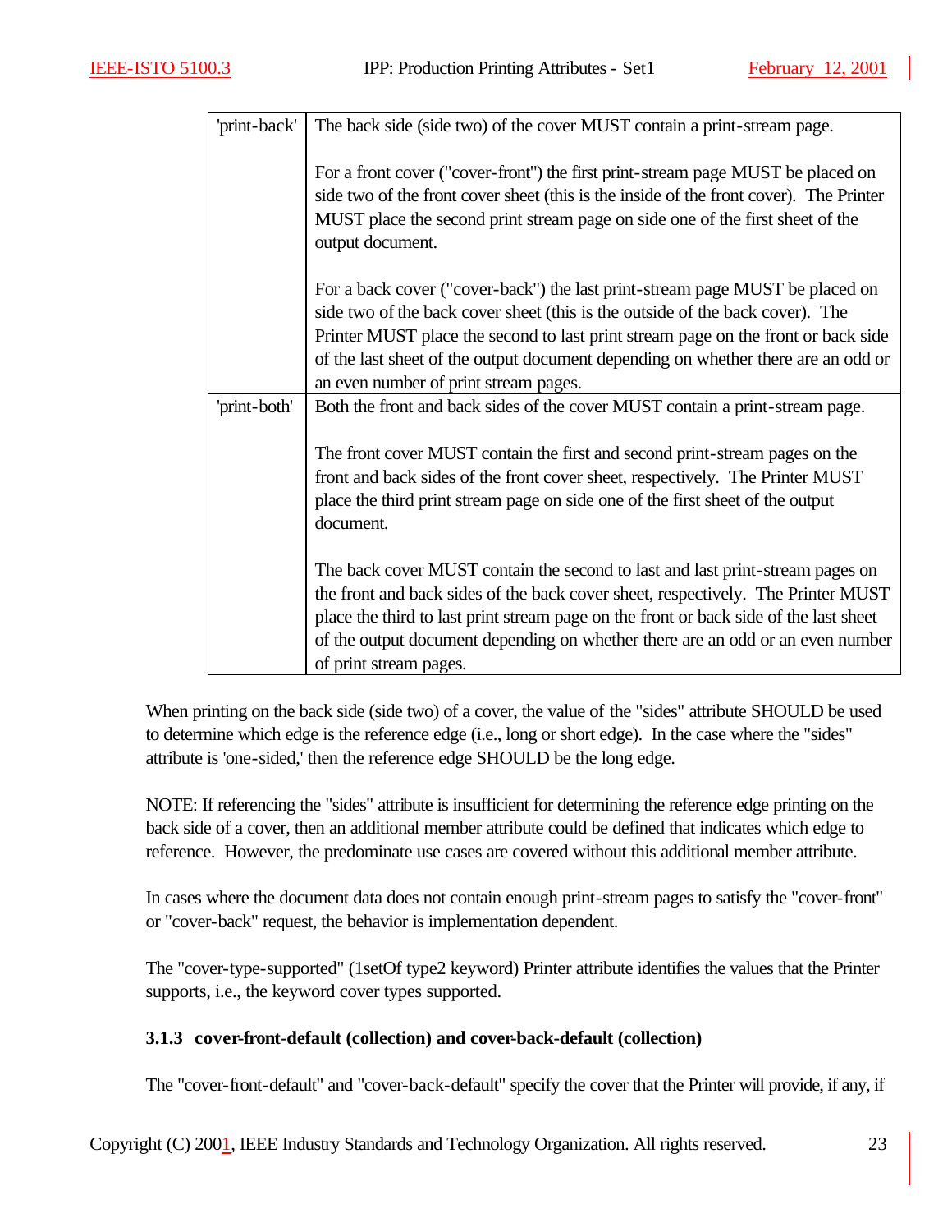| | |
|---|---|
| 'print-back' | The back side (side two) of the cover MUST contain a print-stream page.<br><br>For a front cover ("cover-front") the first print-stream page MUST be placed on side two of the front cover sheet (this is the inside of the front cover). The Printer MUST place the second print stream page on side one of the first sheet of the output document.<br><br>For a back cover ("cover-back") the last print-stream page MUST be placed on side two of the back cover sheet (this is the outside of the back cover). The Printer MUST place the second to last print stream page on the front or back side of the last sheet of the output document depending on whether there are an odd or an even number of print stream pages. |
| 'print-both' | Both the front and back sides of the cover MUST contain a print-stream page.<br><br>The front cover MUST contain the first and second print-stream pages on the front and back sides of the front cover sheet, respectively. The Printer MUST place the third print stream page on side one of the first sheet of the output document.<br><br>The back cover MUST contain the second to last and last print-stream pages on the front and back sides of the back cover sheet, respectively. The Printer MUST place the third to last print stream page on the front or back side of the last sheet of the output document depending on whether there are an odd or an even number of print stream pages. |

When printing on the back side (side two) of a cover, the value of the "sides" attribute SHOULD be used to determine which edge is the reference edge (i.e., long or short edge). In the case where the "sides" attribute is 'one-sided,' then the reference edge SHOULD be the long edge.

NOTE: If referencing the "sides" attribute is insufficient for determining the reference edge printing on the back side of a cover, then an additional member attribute could be defined that indicates which edge to reference. However, the predominate use cases are covered without this additional member attribute.

In cases where the document data does not contain enough print-stream pages to satisfy the "cover-front" or "cover-back" request, the behavior is implementation dependent.

The "cover-type-supported" (1setOf type2 keyword) Printer attribute identifies the values that the Printer supports, i.e., the keyword cover types supported.

### 3.1.3 cover-front-default (collection) and cover-back-default (collection)

The "cover-front-default" and "cover-back-default" specify the cover that the Printer will provide, if any, if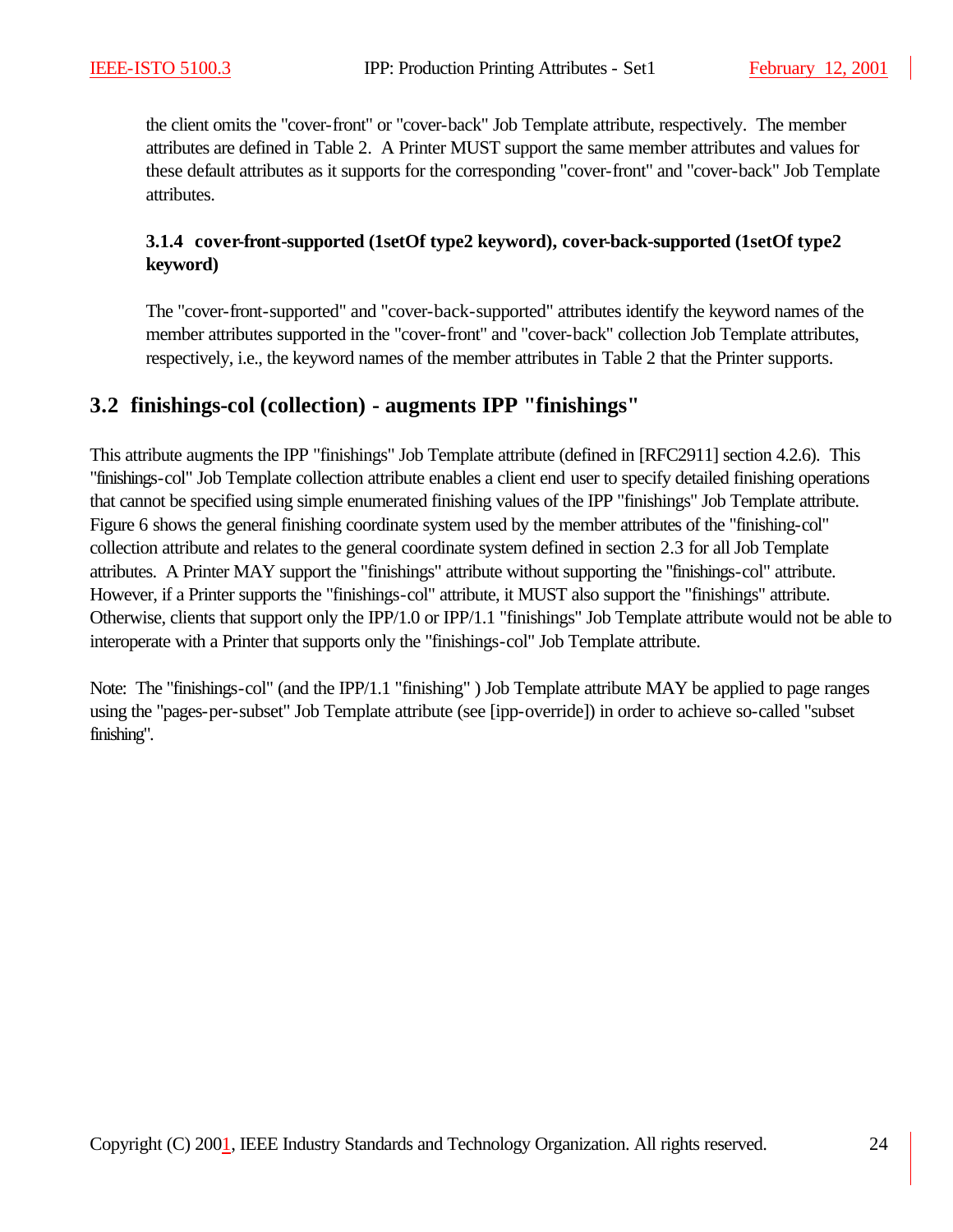the client omits the "cover-front" or "cover-back" Job Template attribute, respectively. The member attributes are defined in Table 2. A Printer MUST support the same member attributes and values for these default attributes as it supports for the corresponding "cover-front" and "cover-back" Job Template attributes.

### 3.1.4 cover-front-supported (1setOf type2 keyword), cover-back-supported (1setOf type2 keyword)

The "cover-front-supported" and "cover-back-supported" attributes identify the keyword names of the member attributes supported in the "cover-front" and "cover-back" collection Job Template attributes, respectively, i.e., the keyword names of the member attributes in Table 2 that the Printer supports.

## 3.2 finishings-col (collection) - augments IPP "finishings"

This attribute augments the IPP "finishings" Job Template attribute (defined in [RFC2911] section 4.2.6). This "finishings-col" Job Template collection attribute enables a client end user to specify detailed finishing operations that cannot be specified using simple enumerated finishing values of the IPP "finishings" Job Template attribute. Figure 6 shows the general finishing coordinate system used by the member attributes of the "finishing-col" collection attribute and relates to the general coordinate system defined in section 2.3 for all Job Template attributes. A Printer MAY support the "finishings" attribute without supporting the "finishings-col" attribute. However, if a Printer supports the "finishings-col" attribute, it MUST also support the "finishings" attribute. Otherwise, clients that support only the IPP/1.0 or IPP/1.1 "finishings" Job Template attribute would not be able to interoperate with a Printer that supports only the "finishings-col" Job Template attribute.

Note: The "finishings-col" (and the IPP/1.1 "finishing" ) Job Template attribute MAY be applied to page ranges using the "pages-per-subset" Job Template attribute (see [ipp-override]) in order to achieve so-called "subset finishing".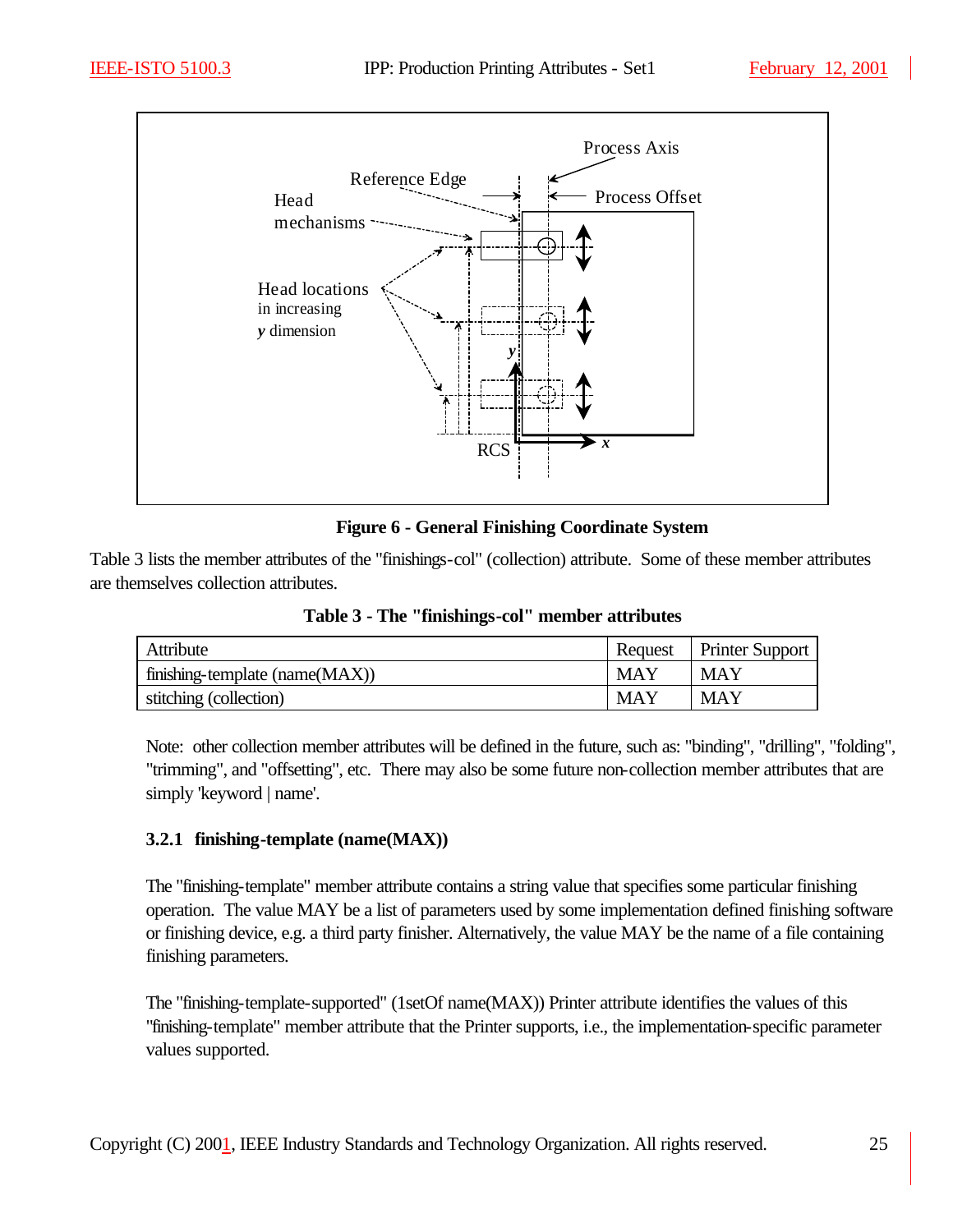**Figure 6 - General Finishing Coordinate System**

Table 3 lists the member attributes of the "finishings-col" (collection) attribute. Some of these member attributes are themselves collection attributes.

**Table 3 - The "finishings-col" member attributes**

| Attribute | Request | Printer Support |
|---|---|---|
| finishing-template (name(MAX)) | MAY | MAY |
| stitching (collection) | MAY | MAY |

Note: other collection member attributes will be defined in the future, such as: "binding", "drilling", "folding", "trimming", and "offsetting", etc. There may also be some future non-collection member attributes that are simply 'keyword | name'.

### 3.2.1 finishing-template (name(MAX))

The "finishing-template" member attribute contains a string value that specifies some particular finishing operation. The value MAY be a list of parameters used by some implementation defined finishing software or finishing device, e.g. a third party finisher. Alternatively, the value MAY be the name of a file containing finishing parameters.

The "finishing-template-supported" (1setOf name(MAX)) Printer attribute identifies the values of this "finishing-template" member attribute that the Printer supports, i.e., the implementation-specific parameter values supported.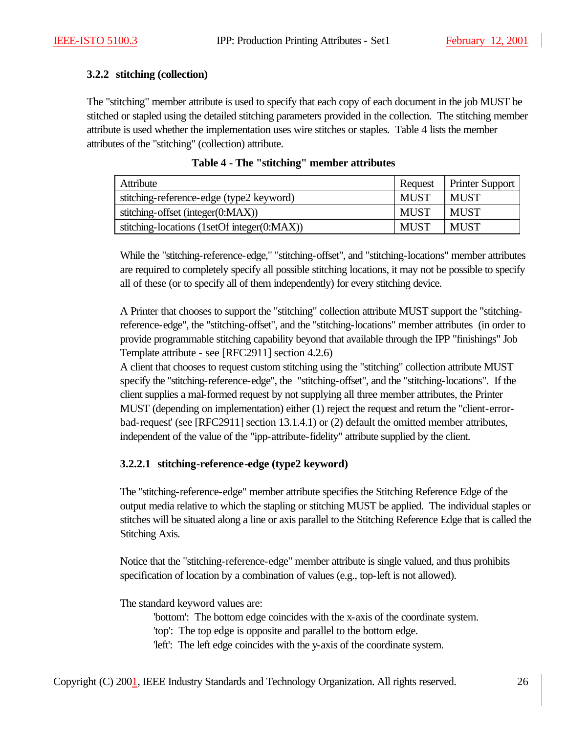### 3.2.2 stitching (collection)

The "stitching" member attribute is used to specify that each copy of each document in the job MUST be stitched or stapled using the detailed stitching parameters provided in the collection. The stitching member attribute is used whether the implementation uses wire stitches or staples. Table 4 lists the member attributes of the "stitching" (collection) attribute.

**Table 4 - The "stitching" member attributes**

| Attribute | Request | Printer Support |
|---|---|---|
| stitching-reference-edge (type2 keyword) | MUST | MUST |
| stitching-offset (integer(0:MAX)) | MUST | MUST |
| stitching-locations (1setOf integer(0:MAX)) | MUST | MUST |

While the "stitching-reference-edge," "stitching-offset", and "stitching-locations" member attributes are required to completely specify all possible stitching locations, it may not be possible to specify all of these (or to specify all of them independently) for every stitching device.

A Printer that chooses to support the "stitching" collection attribute MUST support the "stitching-reference-edge", the "stitching-offset", and the "stitching-locations" member attributes (in order to provide programmable stitching capability beyond that available through the IPP "finishings" Job Template attribute - see [RFC2911] section 4.2.6)

A client that chooses to request custom stitching using the "stitching" collection attribute MUST specify the "stitching-reference-edge", the "stitching-offset", and the "stitching-locations". If the client supplies a mal-formed request by not supplying all three member attributes, the Printer MUST (depending on implementation) either (1) reject the request and return the "client-error-bad-request' (see [RFC2911] section 13.1.4.1) or (2) default the omitted member attributes, independent of the value of the "ipp-attribute-fidelity" attribute supplied by the client.

#### 3.2.2.1 stitching-reference-edge (type2 keyword)

The "stitching-reference-edge" member attribute specifies the Stitching Reference Edge of the output media relative to which the stapling or stitching MUST be applied. The individual staples or stitches will be situated along a line or axis parallel to the Stitching Reference Edge that is called the Stitching Axis.

Notice that the "stitching-reference-edge" member attribute is single valued, and thus prohibits specification of location by a combination of values (e.g., top-left is not allowed).

The standard keyword values are:

'bottom': The bottom edge coincides with the x-axis of the coordinate system.
'top': The top edge is opposite and parallel to the bottom edge.
'left': The left edge coincides with the y-axis of the coordinate system.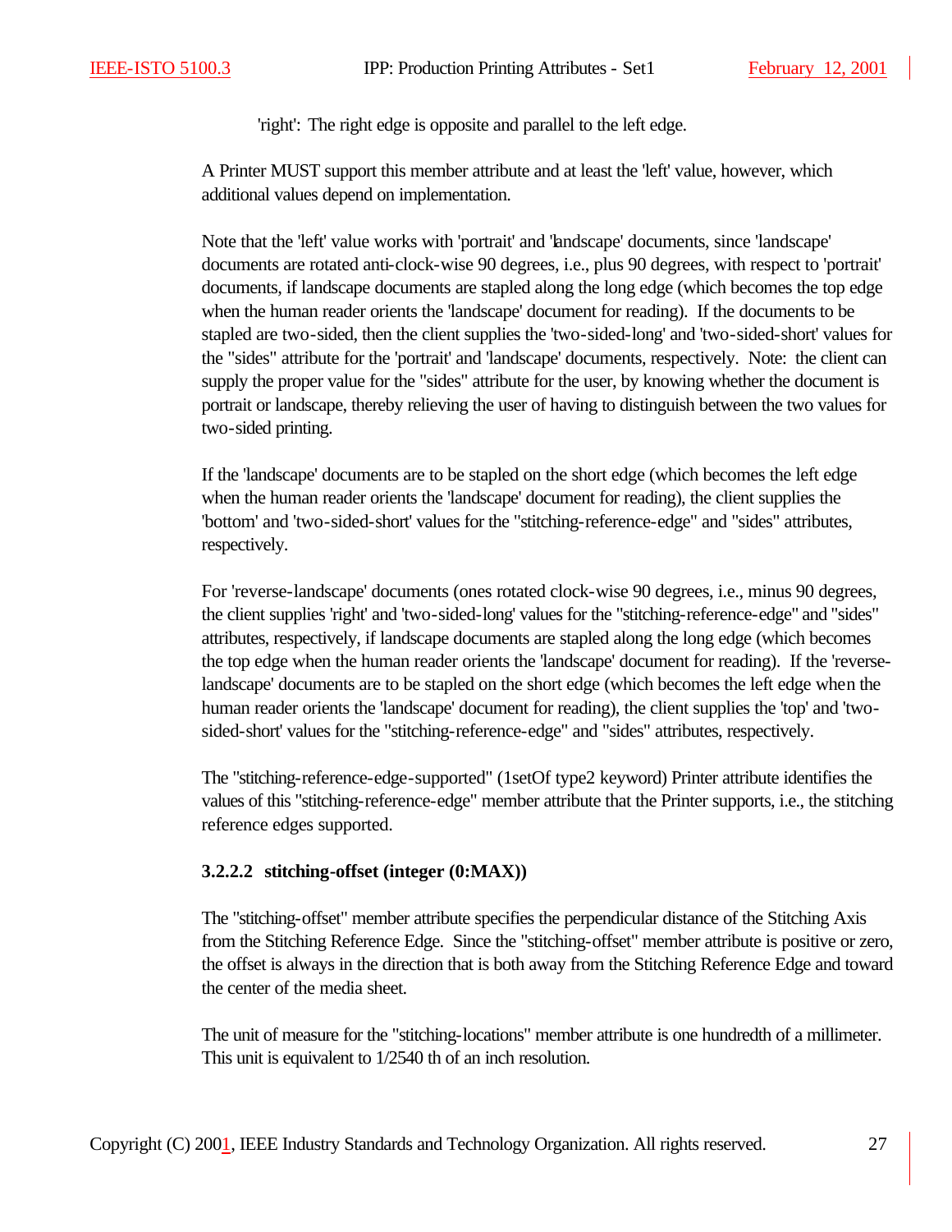'right': The right edge is opposite and parallel to the left edge.

A Printer MUST support this member attribute and at least the 'left' value, however, which additional values depend on implementation.

Note that the 'left' value works with 'portrait' and 'landscape' documents, since 'landscape' documents are rotated anti-clock-wise 90 degrees, i.e., plus 90 degrees, with respect to 'portrait' documents, if landscape documents are stapled along the long edge (which becomes the top edge when the human reader orients the 'landscape' document for reading). If the documents to be stapled are two-sided, then the client supplies the 'two-sided-long' and 'two-sided-short' values for the "sides" attribute for the 'portrait' and 'landscape' documents, respectively. Note: the client can supply the proper value for the "sides" attribute for the user, by knowing whether the document is portrait or landscape, thereby relieving the user of having to distinguish between the two values for two-sided printing.

If the 'landscape' documents are to be stapled on the short edge (which becomes the left edge when the human reader orients the 'landscape' document for reading), the client supplies the 'bottom' and 'two-sided-short' values for the "stitching-reference-edge" and "sides" attributes, respectively.

For 'reverse-landscape' documents (ones rotated clock-wise 90 degrees, i.e., minus 90 degrees, the client supplies 'right' and 'two-sided-long' values for the "stitching-reference-edge" and "sides" attributes, respectively, if landscape documents are stapled along the long edge (which becomes the top edge when the human reader orients the 'landscape' document for reading). If the 'reverse-landscape' documents are to be stapled on the short edge (which becomes the left edge when the human reader orients the 'landscape' document for reading), the client supplies the 'top' and 'two-sided-short' values for the "stitching-reference-edge" and "sides" attributes, respectively.

The "stitching-reference-edge-supported" (1setOf type2 keyword) Printer attribute identifies the values of this "stitching-reference-edge" member attribute that the Printer supports, i.e., the stitching reference edges supported.

#### 3.2.2.2 stitching-offset (integer (0:MAX))

The "stitching-offset" member attribute specifies the perpendicular distance of the Stitching Axis from the Stitching Reference Edge. Since the "stitching-offset" member attribute is positive or zero, the offset is always in the direction that is both away from the Stitching Reference Edge and toward the center of the media sheet.

The unit of measure for the "stitching-locations" member attribute is one hundredth of a millimeter. This unit is equivalent to 1/2540 th of an inch resolution.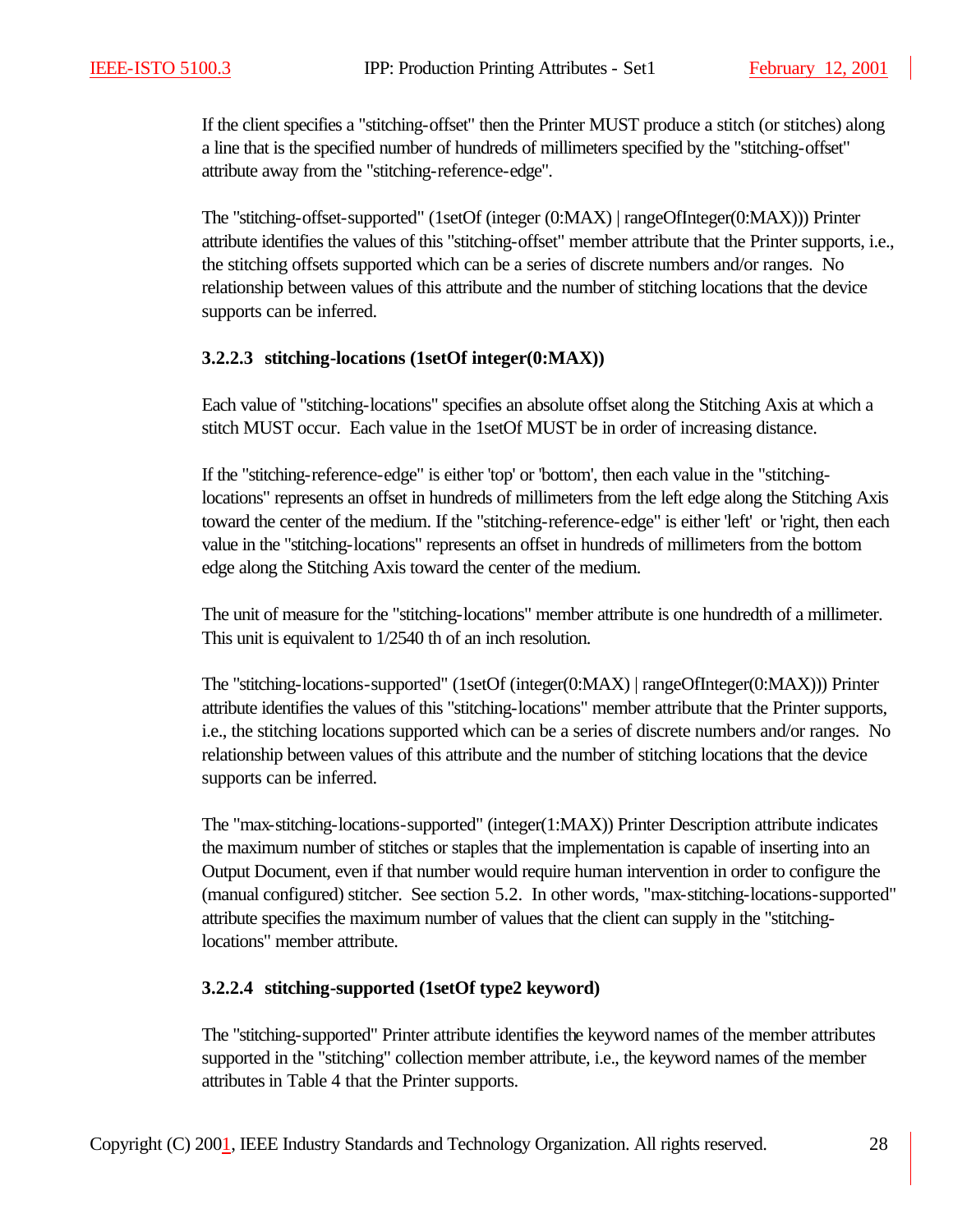If the client specifies a "stitching-offset" then the Printer MUST produce a stitch (or stitches) along a line that is the specified number of hundreds of millimeters specified by the "stitching-offset" attribute away from the "stitching-reference-edge".

The "stitching-offset-supported" (1setOf (integer (0:MAX) | rangeOfInteger(0:MAX))) Printer attribute identifies the values of this "stitching-offset" member attribute that the Printer supports, i.e., the stitching offsets supported which can be a series of discrete numbers and/or ranges. No relationship between values of this attribute and the number of stitching locations that the device supports can be inferred.

### 3.2.2.3 stitching-locations (1setOf integer(0:MAX))

Each value of "stitching-locations" specifies an absolute offset along the Stitching Axis at which a stitch MUST occur. Each value in the 1setOf MUST be in order of increasing distance.

If the "stitching-reference-edge" is either 'top' or 'bottom', then each value in the "stitching-locations" represents an offset in hundreds of millimeters from the left edge along the Stitching Axis toward the center of the medium. If the "stitching-reference-edge" is either 'left' or 'right, then each value in the "stitching-locations" represents an offset in hundreds of millimeters from the bottom edge along the Stitching Axis toward the center of the medium.

The unit of measure for the "stitching-locations" member attribute is one hundredth of a millimeter. This unit is equivalent to 1/2540 th of an inch resolution.

The "stitching-locations-supported" (1setOf (integer(0:MAX) | rangeOfInteger(0:MAX))) Printer attribute identifies the values of this "stitching-locations" member attribute that the Printer supports, i.e., the stitching locations supported which can be a series of discrete numbers and/or ranges. No relationship between values of this attribute and the number of stitching locations that the device supports can be inferred.

The "max-stitching-locations-supported" (integer(1:MAX)) Printer Description attribute indicates the maximum number of stitches or staples that the implementation is capable of inserting into an Output Document, even if that number would require human intervention in order to configure the (manual configured) stitcher. See section 5.2. In other words, "max-stitching-locations-supported" attribute specifies the maximum number of values that the client can supply in the "stitching-locations" member attribute.

### 3.2.2.4 stitching-supported (1setOf type2 keyword)

The "stitching-supported" Printer attribute identifies the keyword names of the member attributes supported in the "stitching" collection member attribute, i.e., the keyword names of the member attributes in Table 4 that the Printer supports.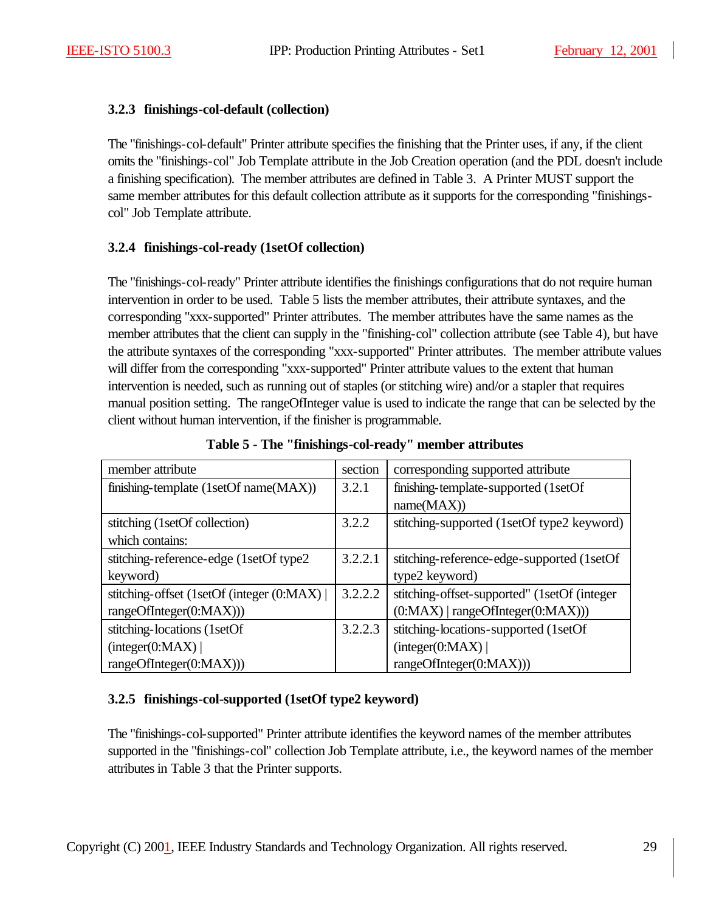### 3.2.3 finishings-col-default (collection)

The "finishings-col-default" Printer attribute specifies the finishing that the Printer uses, if any, if the client omits the "finishings-col" Job Template attribute in the Job Creation operation (and the PDL doesn't include a finishing specification). The member attributes are defined in Table 3. A Printer MUST support the same member attributes for this default collection attribute as it supports for the corresponding "finishings-col" Job Template attribute.

### 3.2.4 finishings-col-ready (1setOf collection)

The "finishings-col-ready" Printer attribute identifies the finishings configurations that do not require human intervention in order to be used. Table 5 lists the member attributes, their attribute syntaxes, and the corresponding "xxx-supported" Printer attributes. The member attributes have the same names as the member attributes that the client can supply in the "finishing-col" collection attribute (see Table 4), but have the attribute syntaxes of the corresponding "xxx-supported" Printer attributes. The member attribute values will differ from the corresponding "xxx-supported" Printer attribute values to the extent that human intervention is needed, such as running out of staples (or stitching wire) and/or a stapler that requires manual position setting. The rangeOfInteger value is used to indicate the range that can be selected by the client without human intervention, if the finisher is programmable.

**Table 5 - The "finishings-col-ready" member attributes**

| member attribute | section | corresponding supported attribute |
|---|---|---|
| finishing-template (1setOf name(MAX)) | 3.2.1 | finishing-template-supported (1setOf name(MAX)) |
| stitching (1setOf collection) which contains: | 3.2.2 | stitching-supported (1setOf type2 keyword) |
| stitching-reference-edge (1setOf type2 keyword) | 3.2.2.1 | stitching-reference-edge-supported (1setOf type2 keyword) |
| stitching-offset (1setOf (integer (0:MAX) \| rangeOfInteger(0:MAX))) | 3.2.2.2 | stitching-offset-supported" (1setOf (integer (0:MAX) \| rangeOfInteger(0:MAX))) |
| stitching-locations (1setOf (integer(0:MAX) \| rangeOfInteger(0:MAX))) | 3.2.2.3 | stitching-locations-supported (1setOf (integer(0:MAX) \| rangeOfInteger(0:MAX))) |

### 3.2.5 finishings-col-supported (1setOf type2 keyword)

The "finishings-col-supported" Printer attribute identifies the keyword names of the member attributes supported in the "finishings-col" collection Job Template attribute, i.e., the keyword names of the member attributes in Table 3 that the Printer supports.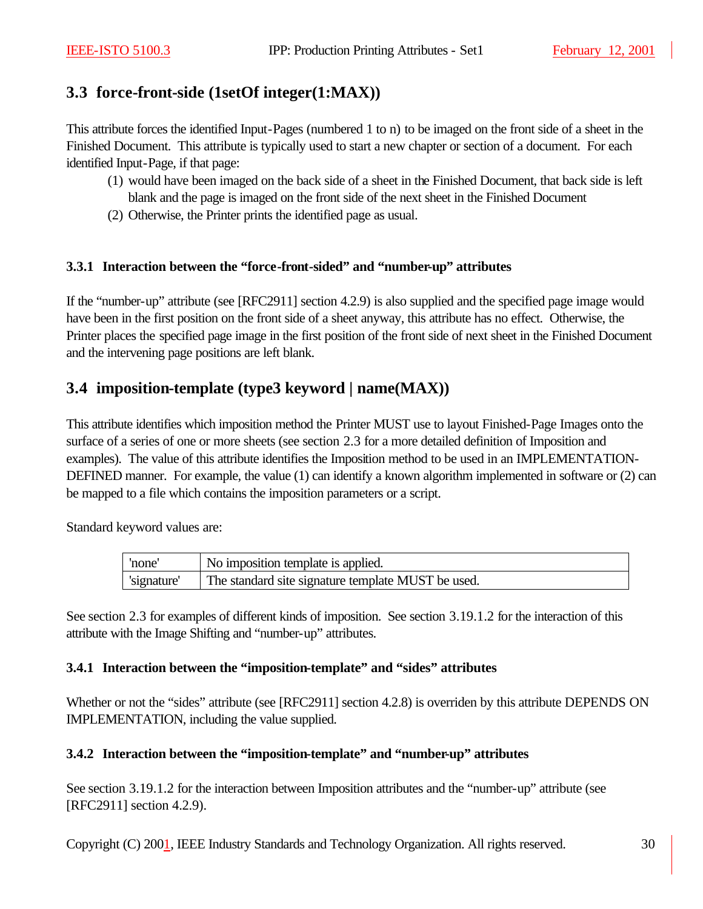## 3.3 force-front-side (1setOf integer(1:MAX))

This attribute forces the identified Input-Pages (numbered 1 to n) to be imaged on the front side of a sheet in the Finished Document. This attribute is typically used to start a new chapter or section of a document. For each identified Input-Page, if that page:

(1) would have been imaged on the back side of a sheet in the Finished Document, that back side is left blank and the page is imaged on the front side of the next sheet in the Finished Document

(2) Otherwise, the Printer prints the identified page as usual.

### 3.3.1 Interaction between the "force-front-sided" and "number-up" attributes

If the "number-up" attribute (see [RFC2911] section 4.2.9) is also supplied and the specified page image would have been in the first position on the front side of a sheet anyway, this attribute has no effect. Otherwise, the Printer places the specified page image in the first position of the front side of next sheet in the Finished Document and the intervening page positions are left blank.

## 3.4 imposition-template (type3 keyword | name(MAX))

This attribute identifies which imposition method the Printer MUST use to layout Finished-Page Images onto the surface of a series of one or more sheets (see section 2.3 for a more detailed definition of Imposition and examples). The value of this attribute identifies the Imposition method to be used in an IMPLEMENTATION-DEFINED manner. For example, the value (1) can identify a known algorithm implemented in software or (2) can be mapped to a file which contains the imposition parameters or a script.

Standard keyword values are:

| | |
|---|---|
| 'none' | No imposition template is applied. |
| 'signature' | The standard site signature template MUST be used. |

See section 2.3 for examples of different kinds of imposition. See section 3.19.1.2 for the interaction of this attribute with the Image Shifting and "number-up" attributes.

### 3.4.1 Interaction between the "imposition-template" and "sides" attributes

Whether or not the "sides" attribute (see [RFC2911] section 4.2.8) is overriden by this attribute DEPENDS ON IMPLEMENTATION, including the value supplied.

### 3.4.2 Interaction between the "imposition-template" and "number-up" attributes

See section 3.19.1.2 for the interaction between Imposition attributes and the "number-up" attribute (see [RFC2911] section 4.2.9).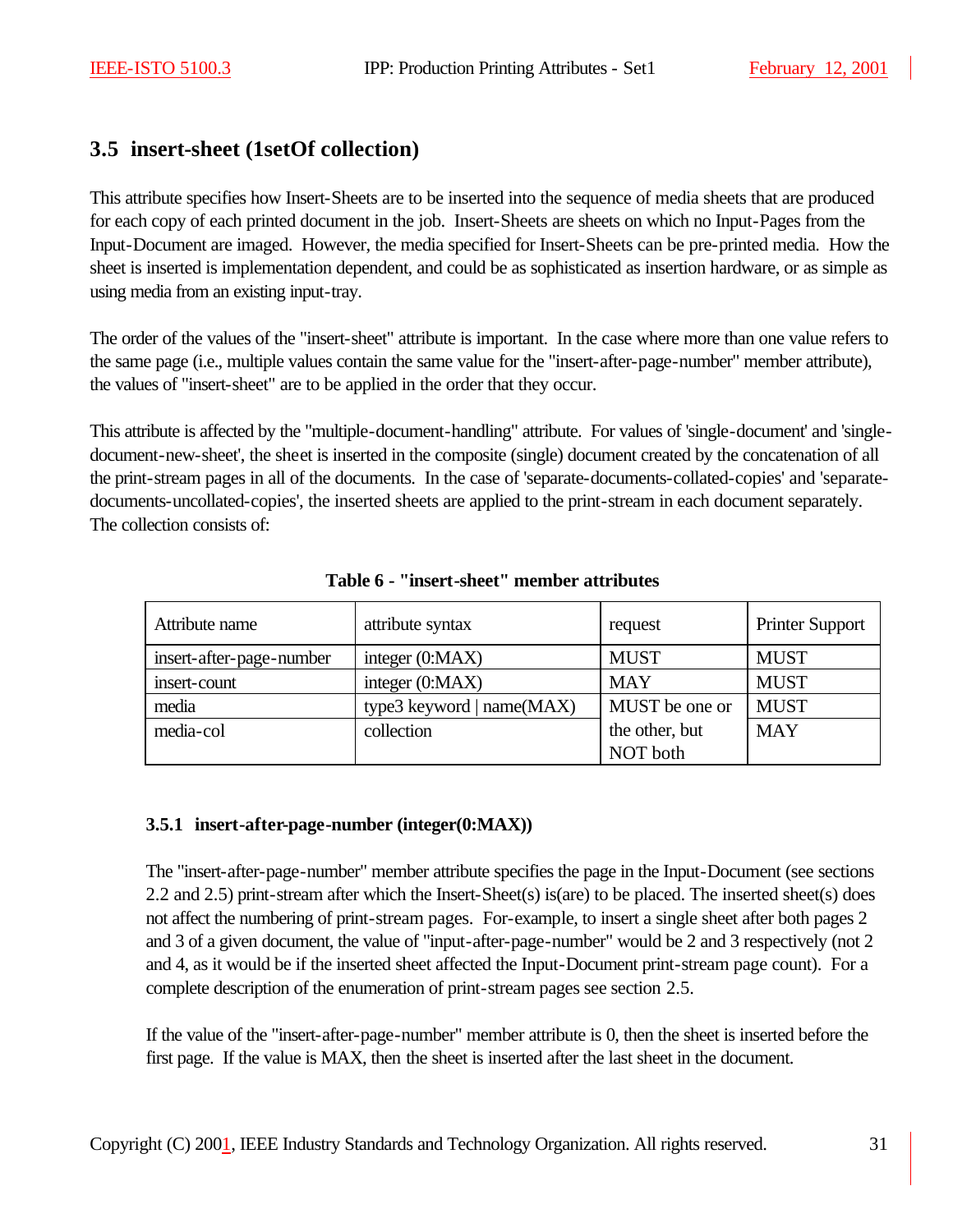## 3.5 insert-sheet (1setOf collection)

This attribute specifies how Insert-Sheets are to be inserted into the sequence of media sheets that are produced for each copy of each printed document in the job. Insert-Sheets are sheets on which no Input-Pages from the Input-Document are imaged. However, the media specified for Insert-Sheets can be pre-printed media. How the sheet is inserted is implementation dependent, and could be as sophisticated as insertion hardware, or as simple as using media from an existing input-tray.

The order of the values of the "insert-sheet" attribute is important. In the case where more than one value refers to the same page (i.e., multiple values contain the same value for the "insert-after-page-number" member attribute), the values of "insert-sheet" are to be applied in the order that they occur.

This attribute is affected by the "multiple-document-handling" attribute. For values of 'single-document' and 'single-document-new-sheet', the sheet is inserted in the composite (single) document created by the concatenation of all the print-stream pages in all of the documents. In the case of 'separate-documents-collated-copies' and 'separate-documents-uncollated-copies', the inserted sheets are applied to the print-stream in each document separately. The collection consists of:

**Table 6 - "insert-sheet" member attributes**

| Attribute name | attribute syntax | request | Printer Support |
|---|---|---|---|
| insert-after-page-number | integer (0:MAX) | MUST | MUST |
| insert-count | integer (0:MAX) | MAY | MUST |
| media | type3 keyword \| name(MAX) | MUST be one or the other, but NOT both | MUST |
| media-col | collection | | MAY |

### 3.5.1 insert-after-page-number (integer(0:MAX))

The "insert-after-page-number" member attribute specifies the page in the Input-Document (see sections 2.2 and 2.5) print-stream after which the Insert-Sheet(s) is(are) to be placed. The inserted sheet(s) does not affect the numbering of print-stream pages. For-example, to insert a single sheet after both pages 2 and 3 of a given document, the value of "input-after-page-number" would be 2 and 3 respectively (not 2 and 4, as it would be if the inserted sheet affected the Input-Document print-stream page count). For a complete description of the enumeration of print-stream pages see section 2.5.

If the value of the "insert-after-page-number" member attribute is 0, then the sheet is inserted before the first page. If the value is MAX, then the sheet is inserted after the last sheet in the document.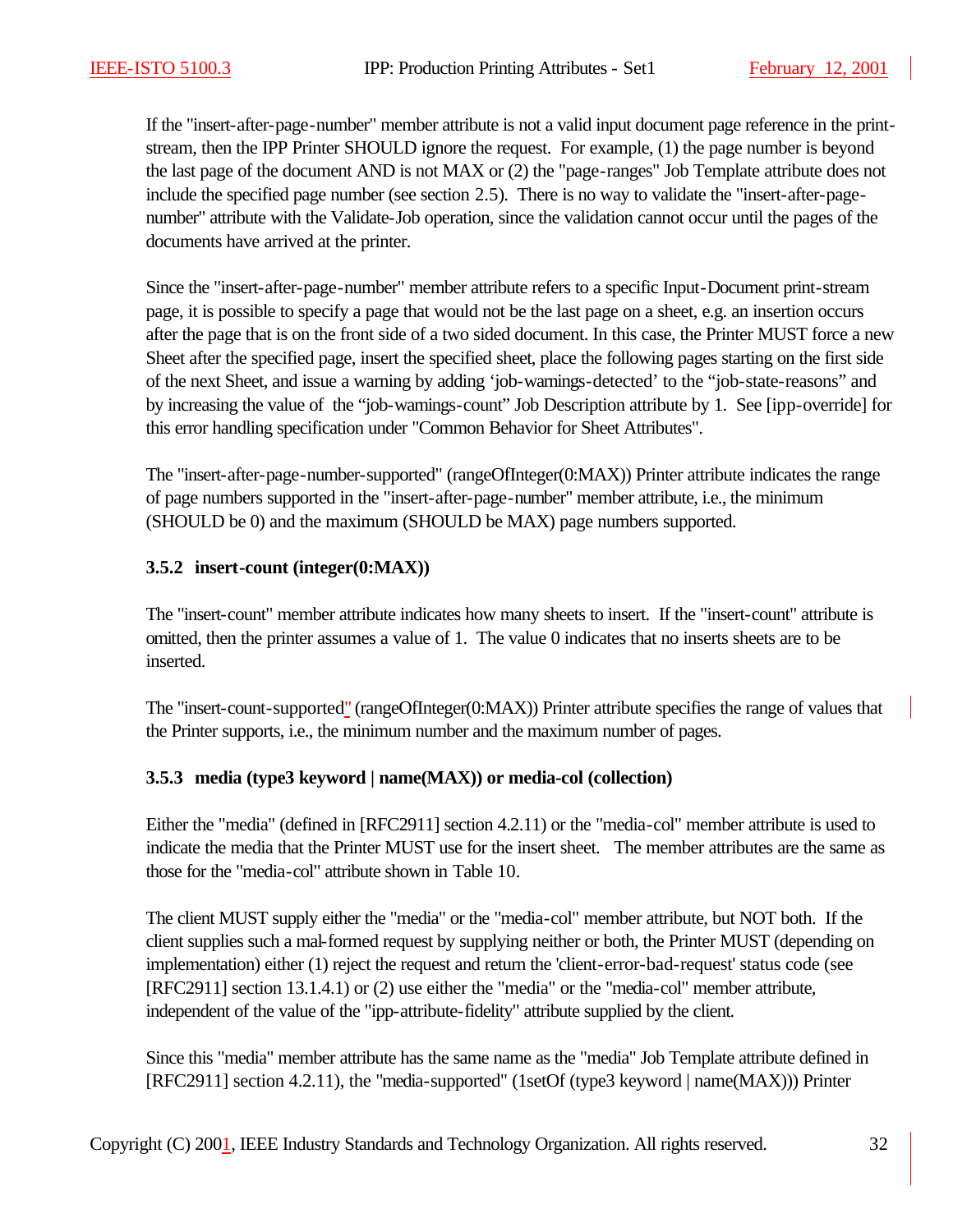If the "insert-after-page-number" member attribute is not a valid input document page reference in the print-stream, then the IPP Printer SHOULD ignore the request. For example, (1) the page number is beyond the last page of the document AND is not MAX or (2) the "page-ranges" Job Template attribute does not include the specified page number (see section 2.5). There is no way to validate the "insert-after-page-number" attribute with the Validate-Job operation, since the validation cannot occur until the pages of the documents have arrived at the printer.

Since the "insert-after-page-number" member attribute refers to a specific Input-Document print-stream page, it is possible to specify a page that would not be the last page on a sheet, e.g. an insertion occurs after the page that is on the front side of a two sided document. In this case, the Printer MUST force a new Sheet after the specified page, insert the specified sheet, place the following pages starting on the first side of the next Sheet, and issue a warning by adding 'job-warnings-detected' to the "job-state-reasons" and by increasing the value of the "job-warnings-count" Job Description attribute by 1. See [ipp-override] for this error handling specification under "Common Behavior for Sheet Attributes".

The "insert-after-page-number-supported" (rangeOfInteger(0:MAX)) Printer attribute indicates the range of page numbers supported in the "insert-after-page-number" member attribute, i.e., the minimum (SHOULD be 0) and the maximum (SHOULD be MAX) page numbers supported.

### 3.5.2 insert-count (integer(0:MAX))

The "insert-count" member attribute indicates how many sheets to insert. If the "insert-count" attribute is omitted, then the printer assumes a value of 1. The value 0 indicates that no inserts sheets are to be inserted.

The "insert-count-supported" (rangeOfInteger(0:MAX)) Printer attribute specifies the range of values that the Printer supports, i.e., the minimum number and the maximum number of pages.

### 3.5.3 media (type3 keyword | name(MAX)) or media-col (collection)

Either the "media" (defined in [RFC2911] section 4.2.11) or the "media-col" member attribute is used to indicate the media that the Printer MUST use for the insert sheet. The member attributes are the same as those for the "media-col" attribute shown in Table 10.

The client MUST supply either the "media" or the "media-col" member attribute, but NOT both. If the client supplies such a mal-formed request by supplying neither or both, the Printer MUST (depending on implementation) either (1) reject the request and return the 'client-error-bad-request' status code (see [RFC2911] section 13.1.4.1) or (2) use either the "media" or the "media-col" member attribute, independent of the value of the "ipp-attribute-fidelity" attribute supplied by the client.

Since this "media" member attribute has the same name as the "media" Job Template attribute defined in [RFC2911] section 4.2.11), the "media-supported" (1setOf (type3 keyword | name(MAX))) Printer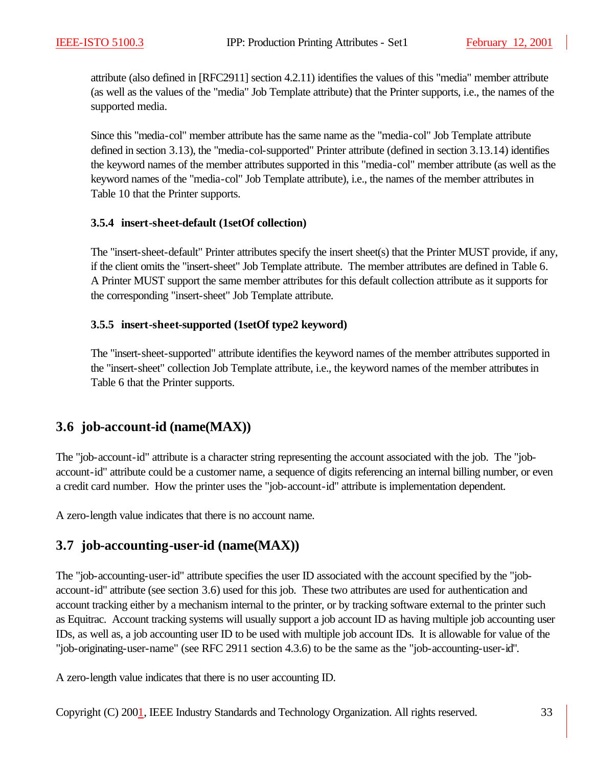attribute (also defined in [RFC2911] section 4.2.11) identifies the values of this "media" member attribute (as well as the values of the "media" Job Template attribute) that the Printer supports, i.e., the names of the supported media.

Since this "media-col" member attribute has the same name as the "media-col" Job Template attribute defined in section 3.13), the "media-col-supported" Printer attribute (defined in section 3.13.14) identifies the keyword names of the member attributes supported in this "media-col" member attribute (as well as the keyword names of the "media-col" Job Template attribute), i.e., the names of the member attributes in Table 10 that the Printer supports.

### 3.5.4 insert-sheet-default (1setOf collection)

The "insert-sheet-default" Printer attributes specify the insert sheet(s) that the Printer MUST provide, if any, if the client omits the "insert-sheet" Job Template attribute. The member attributes are defined in Table 6. A Printer MUST support the same member attributes for this default collection attribute as it supports for the corresponding "insert-sheet" Job Template attribute.

### 3.5.5 insert-sheet-supported (1setOf type2 keyword)

The "insert-sheet-supported" attribute identifies the keyword names of the member attributes supported in the "insert-sheet" collection Job Template attribute, i.e., the keyword names of the member attributes in Table 6 that the Printer supports.

## 3.6 job-account-id (name(MAX))

The "job-account-id" attribute is a character string representing the account associated with the job. The "job-account-id" attribute could be a customer name, a sequence of digits referencing an internal billing number, or even a credit card number. How the printer uses the "job-account-id" attribute is implementation dependent.

A zero-length value indicates that there is no account name.

## 3.7 job-accounting-user-id (name(MAX))

The "job-accounting-user-id" attribute specifies the user ID associated with the account specified by the "job-account-id" attribute (see section 3.6) used for this job. These two attributes are used for authentication and account tracking either by a mechanism internal to the printer, or by tracking software external to the printer such as Equitrac. Account tracking systems will usually support a job account ID as having multiple job accounting user IDs, as well as, a job accounting user ID to be used with multiple job account IDs. It is allowable for value of the "job-originating-user-name" (see RFC 2911 section 4.3.6) to be the same as the "job-accounting-user-id".

A zero-length value indicates that there is no user accounting ID.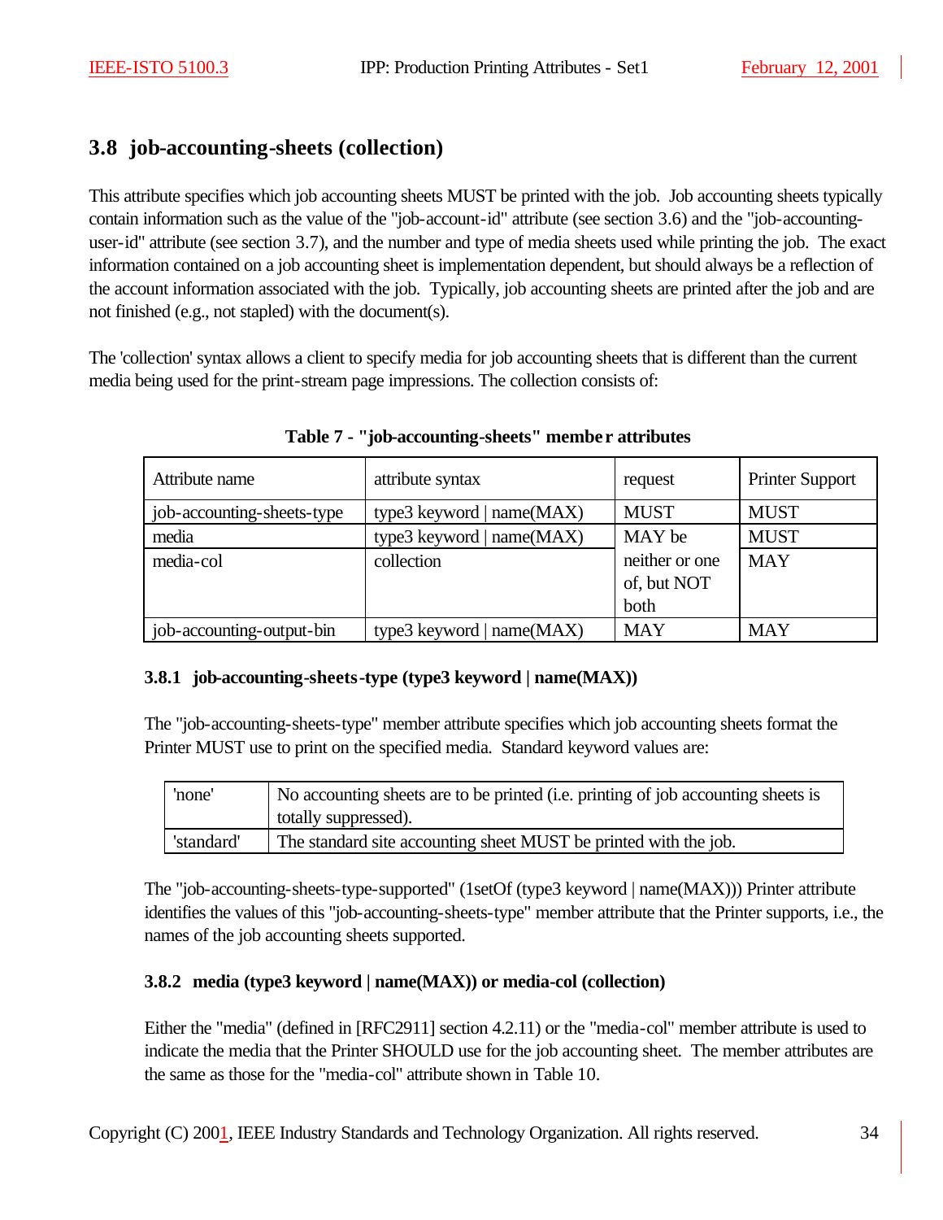## 3.8 job-accounting-sheets (collection)

This attribute specifies which job accounting sheets MUST be printed with the job. Job accounting sheets typically contain information such as the value of the "job-account-id" attribute (see section 3.6) and the "job-accounting-user-id" attribute (see section 3.7), and the number and type of media sheets used while printing the job. The exact information contained on a job accounting sheet is implementation dependent, but should always be a reflection of the account information associated with the job. Typically, job accounting sheets are printed after the job and are not finished (e.g., not stapled) with the document(s).

The 'collection' syntax allows a client to specify media for job accounting sheets that is different than the current media being used for the print-stream page impressions. The collection consists of:

**Table 7 - "job-accounting-sheets" member attributes**

| Attribute name | attribute syntax | request | Printer Support |
|---|---|---|---|
| job-accounting-sheets-type | type3 keyword \| name(MAX) | MUST | MUST |
| media | type3 keyword \| name(MAX) | MAY be neither or one of, but NOT both | MUST |
| media-col | collection | | MAY |
| job-accounting-output-bin | type3 keyword \| name(MAX) | MAY | MAY |

### 3.8.1 job-accounting-sheets-type (type3 keyword | name(MAX))

The "job-accounting-sheets-type" member attribute specifies which job accounting sheets format the Printer MUST use to print on the specified media. Standard keyword values are:

| | |
|---|---|
| 'none' | No accounting sheets are to be printed (i.e. printing of job accounting sheets is totally suppressed). |
| 'standard' | The standard site accounting sheet MUST be printed with the job. |

The "job-accounting-sheets-type-supported" (1setOf (type3 keyword | name(MAX))) Printer attribute identifies the values of this "job-accounting-sheets-type" member attribute that the Printer supports, i.e., the names of the job accounting sheets supported.

### 3.8.2 media (type3 keyword | name(MAX)) or media-col (collection)

Either the "media" (defined in [RFC2911] section 4.2.11) or the "media-col" member attribute is used to indicate the media that the Printer SHOULD use for the job accounting sheet. The member attributes are the same as those for the "media-col" attribute shown in Table 10.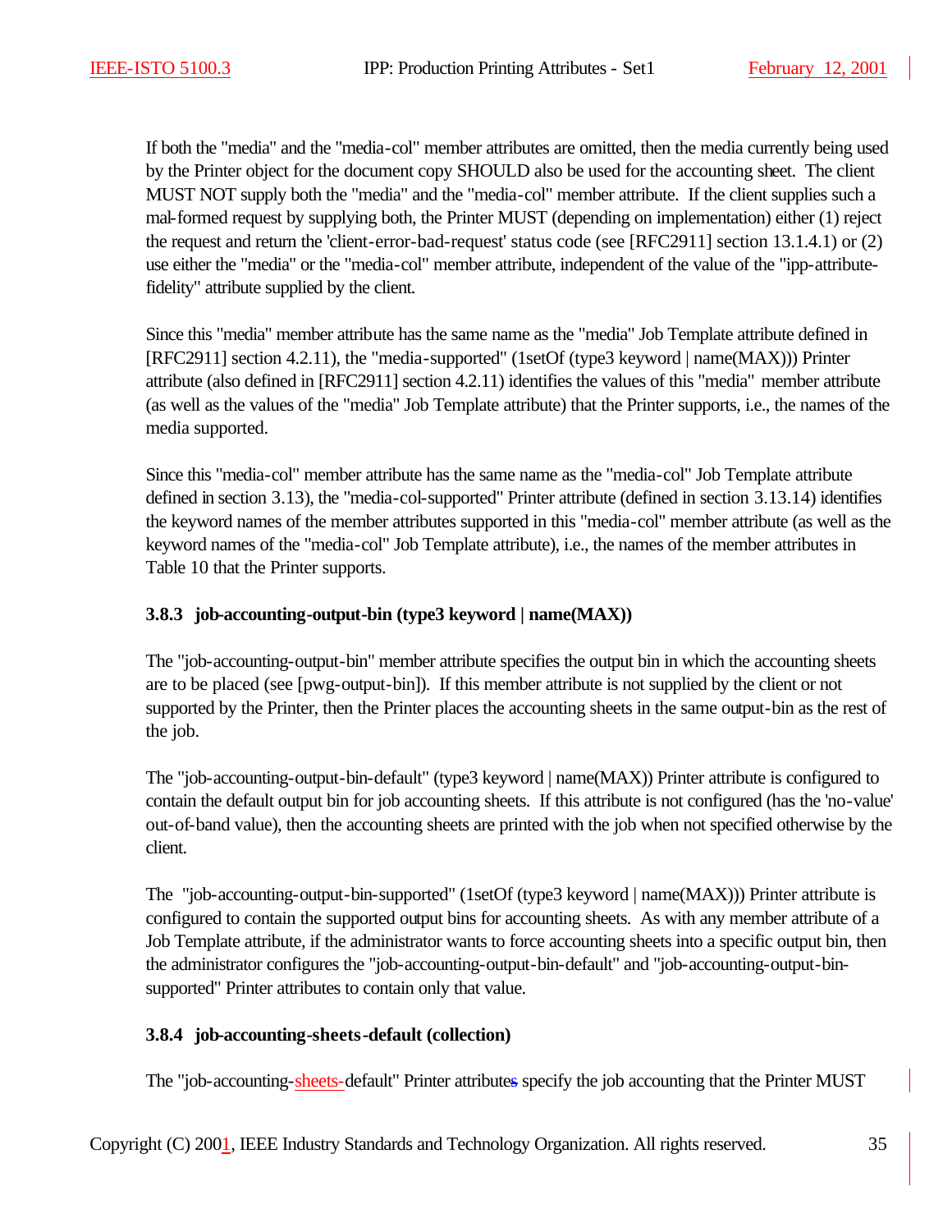If both the "media" and the "media-col" member attributes are omitted, then the media currently being used by the Printer object for the document copy SHOULD also be used for the accounting sheet. The client MUST NOT supply both the "media" and the "media-col" member attribute. If the client supplies such a mal-formed request by supplying both, the Printer MUST (depending on implementation) either (1) reject the request and return the 'client-error-bad-request' status code (see [RFC2911] section 13.1.4.1) or (2) use either the "media" or the "media-col" member attribute, independent of the value of the "ipp-attribute-fidelity" attribute supplied by the client.

Since this "media" member attribute has the same name as the "media" Job Template attribute defined in [RFC2911] section 4.2.11), the "media-supported" (1setOf (type3 keyword | name(MAX))) Printer attribute (also defined in [RFC2911] section 4.2.11) identifies the values of this "media" member attribute (as well as the values of the "media" Job Template attribute) that the Printer supports, i.e., the names of the media supported.

Since this "media-col" member attribute has the same name as the "media-col" Job Template attribute defined in section 3.13), the "media-col-supported" Printer attribute (defined in section 3.13.14) identifies the keyword names of the member attributes supported in this "media-col" member attribute (as well as the keyword names of the "media-col" Job Template attribute), i.e., the names of the member attributes in Table 10 that the Printer supports.

### 3.8.3 job-accounting-output-bin (type3 keyword | name(MAX))

The "job-accounting-output-bin" member attribute specifies the output bin in which the accounting sheets are to be placed (see [pwg-output-bin]). If this member attribute is not supplied by the client or not supported by the Printer, then the Printer places the accounting sheets in the same output-bin as the rest of the job.

The "job-accounting-output-bin-default" (type3 keyword | name(MAX)) Printer attribute is configured to contain the default output bin for job accounting sheets. If this attribute is not configured (has the 'no-value' out-of-band value), then the accounting sheets are printed with the job when not specified otherwise by the client.

The "job-accounting-output-bin-supported" (1setOf (type3 keyword | name(MAX))) Printer attribute is configured to contain the supported output bins for accounting sheets. As with any member attribute of a Job Template attribute, if the administrator wants to force accounting sheets into a specific output bin, then the administrator configures the "job-accounting-output-bin-default" and "job-accounting-output-bin-supported" Printer attributes to contain only that value.

### 3.8.4 job-accounting-sheets-default (collection)

The "job-accounting-sheets-default" Printer attributes specify the job accounting that the Printer MUST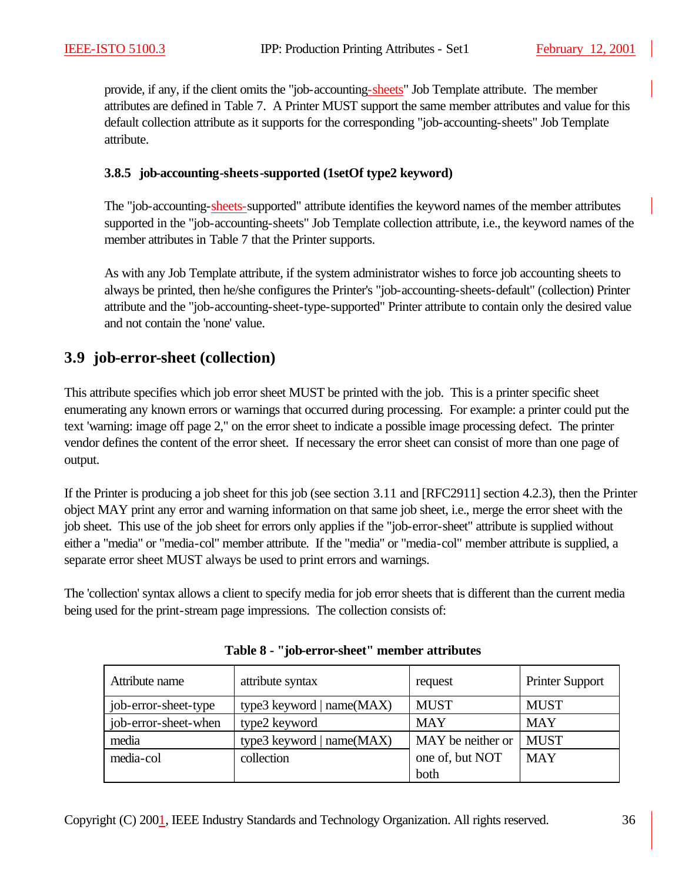provide, if any, if the client omits the "job-accounting-sheets" Job Template attribute. The member attributes are defined in Table 7. A Printer MUST support the same member attributes and value for this default collection attribute as it supports for the corresponding "job-accounting-sheets" Job Template attribute.

### 3.8.5 job-accounting-sheets-supported (1setOf type2 keyword)

The "job-accounting-sheets-supported" attribute identifies the keyword names of the member attributes supported in the "job-accounting-sheets" Job Template collection attribute, i.e., the keyword names of the member attributes in Table 7 that the Printer supports.

As with any Job Template attribute, if the system administrator wishes to force job accounting sheets to always be printed, then he/she configures the Printer's "job-accounting-sheets-default" (collection) Printer attribute and the "job-accounting-sheet-type-supported" Printer attribute to contain only the desired value and not contain the 'none' value.

## 3.9 job-error-sheet (collection)

This attribute specifies which job error sheet MUST be printed with the job. This is a printer specific sheet enumerating any known errors or warnings that occurred during processing. For example: a printer could put the text 'warning: image off page 2," on the error sheet to indicate a possible image processing defect. The printer vendor defines the content of the error sheet. If necessary the error sheet can consist of more than one page of output.

If the Printer is producing a job sheet for this job (see section 3.11 and [RFC2911] section 4.2.3), then the Printer object MAY print any error and warning information on that same job sheet, i.e., merge the error sheet with the job sheet. This use of the job sheet for errors only applies if the "job-error-sheet" attribute is supplied without either a "media" or "media-col" member attribute. If the "media" or "media-col" member attribute is supplied, a separate error sheet MUST always be used to print errors and warnings.

The 'collection' syntax allows a client to specify media for job error sheets that is different than the current media being used for the print-stream page impressions. The collection consists of:

**Table 8 - "job-error-sheet" member attributes**

| Attribute name | attribute syntax | request | Printer Support |
|---|---|---|---|
| job-error-sheet-type | type3 keyword \| name(MAX) | MUST | MUST |
| job-error-sheet-when | type2 keyword | MAY | MAY |
| media | type3 keyword \| name(MAX) | MAY be neither or one of, but NOT both | MUST |
| media-col | collection | | MAY |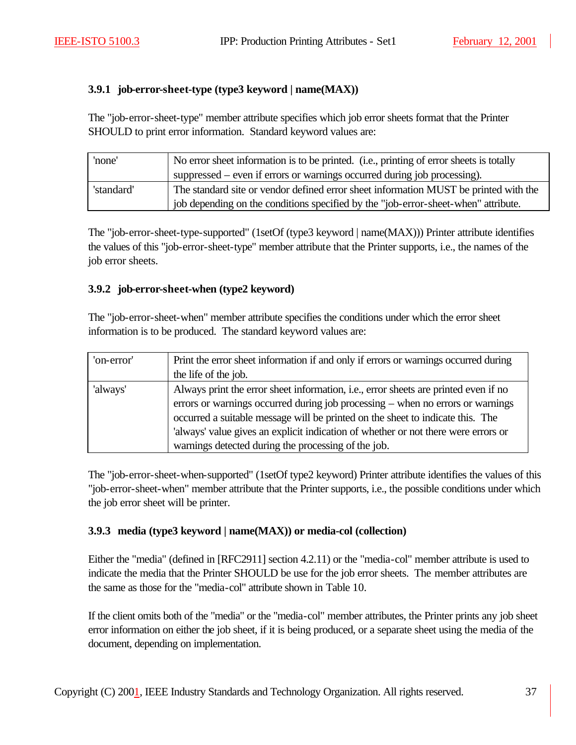### 3.9.1 job-error-sheet-type (type3 keyword | name(MAX))

The "job-error-sheet-type" member attribute specifies which job error sheets format that the Printer SHOULD to print error information. Standard keyword values are:

| | |
|---|---|
| 'none' | No error sheet information is to be printed. (i.e., printing of error sheets is totally suppressed – even if errors or warnings occurred during job processing). |
| 'standard' | The standard site or vendor defined error sheet information MUST be printed with the job depending on the conditions specified by the "job-error-sheet-when" attribute. |

The "job-error-sheet-type-supported" (1setOf (type3 keyword | name(MAX))) Printer attribute identifies the values of this "job-error-sheet-type" member attribute that the Printer supports, i.e., the names of the job error sheets.

### 3.9.2 job-error-sheet-when (type2 keyword)

The "job-error-sheet-when" member attribute specifies the conditions under which the error sheet information is to be produced. The standard keyword values are:

| | |
|---|---|
| 'on-error' | Print the error sheet information if and only if errors or warnings occurred during the life of the job. |
| 'always' | Always print the error sheet information, i.e., error sheets are printed even if no errors or warnings occurred during job processing – when no errors or warnings occurred a suitable message will be printed on the sheet to indicate this. The 'always' value gives an explicit indication of whether or not there were errors or warnings detected during the processing of the job. |

The "job-error-sheet-when-supported" (1setOf type2 keyword) Printer attribute identifies the values of this "job-error-sheet-when" member attribute that the Printer supports, i.e., the possible conditions under which the job error sheet will be printer.

### 3.9.3 media (type3 keyword | name(MAX)) or media-col (collection)

Either the "media" (defined in [RFC2911] section 4.2.11) or the "media-col" member attribute is used to indicate the media that the Printer SHOULD be use for the job error sheets. The member attributes are the same as those for the "media-col" attribute shown in Table 10.

If the client omits both of the "media" or the "media-col" member attributes, the Printer prints any job sheet error information on either the job sheet, if it is being produced, or a separate sheet using the media of the document, depending on implementation.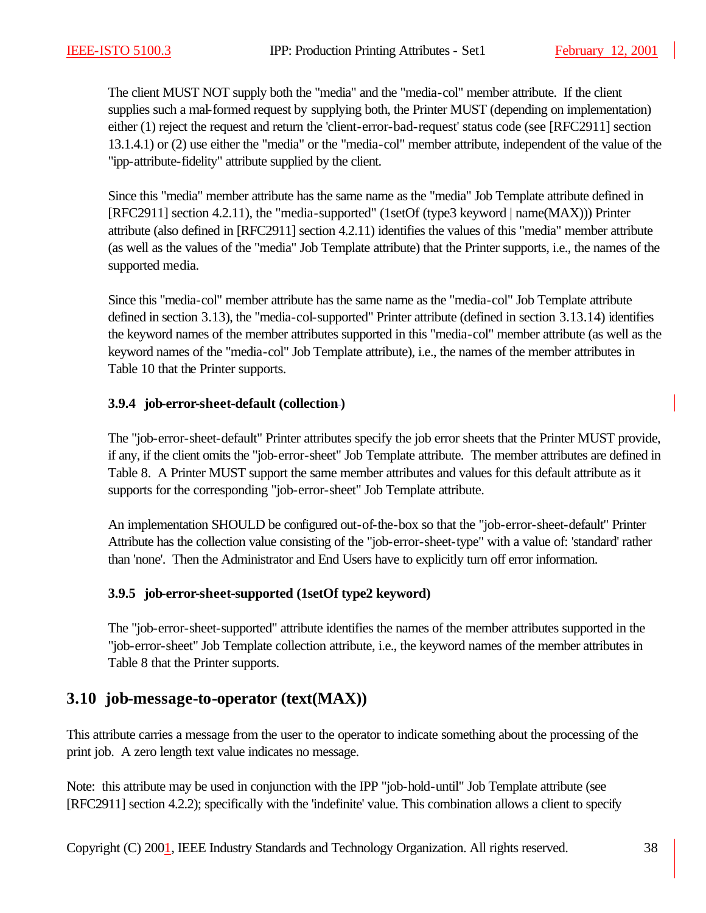The client MUST NOT supply both the "media" and the "media-col" member attribute. If the client supplies such a mal-formed request by supplying both, the Printer MUST (depending on implementation) either (1) reject the request and return the 'client-error-bad-request' status code (see [RFC2911] section 13.1.4.1) or (2) use either the "media" or the "media-col" member attribute, independent of the value of the "ipp-attribute-fidelity" attribute supplied by the client.

Since this "media" member attribute has the same name as the "media" Job Template attribute defined in [RFC2911] section 4.2.11), the "media-supported" (1setOf (type3 keyword | name(MAX))) Printer attribute (also defined in [RFC2911] section 4.2.11) identifies the values of this "media" member attribute (as well as the values of the "media" Job Template attribute) that the Printer supports, i.e., the names of the supported media.

Since this "media-col" member attribute has the same name as the "media-col" Job Template attribute defined in section 3.13), the "media-col-supported" Printer attribute (defined in section 3.13.14) identifies the keyword names of the member attributes supported in this "media-col" member attribute (as well as the keyword names of the "media-col" Job Template attribute), i.e., the names of the member attributes in Table 10 that the Printer supports.

### 3.9.4 job-error-sheet-default (collection)

The "job-error-sheet-default" Printer attributes specify the job error sheets that the Printer MUST provide, if any, if the client omits the "job-error-sheet" Job Template attribute. The member attributes are defined in Table 8. A Printer MUST support the same member attributes and values for this default attribute as it supports for the corresponding "job-error-sheet" Job Template attribute.

An implementation SHOULD be configured out-of-the-box so that the "job-error-sheet-default" Printer Attribute has the collection value consisting of the "job-error-sheet-type" with a value of: 'standard' rather than 'none'. Then the Administrator and End Users have to explicitly turn off error information.

### 3.9.5 job-error-sheet-supported (1setOf type2 keyword)

The "job-error-sheet-supported" attribute identifies the names of the member attributes supported in the "job-error-sheet" Job Template collection attribute, i.e., the keyword names of the member attributes in Table 8 that the Printer supports.

## 3.10 job-message-to-operator (text(MAX))

This attribute carries a message from the user to the operator to indicate something about the processing of the print job. A zero length text value indicates no message.

Note: this attribute may be used in conjunction with the IPP "job-hold-until" Job Template attribute (see [RFC2911] section 4.2.2); specifically with the 'indefinite' value. This combination allows a client to specify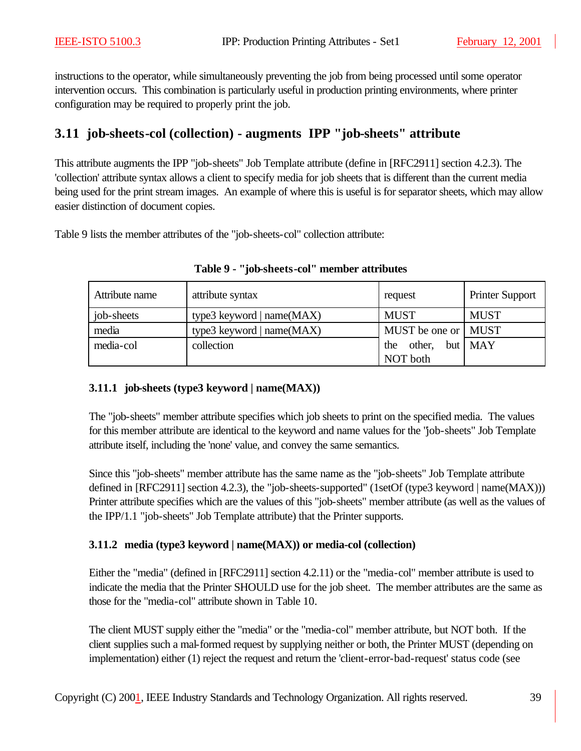instructions to the operator, while simultaneously preventing the job from being processed until some operator intervention occurs. This combination is particularly useful in production printing environments, where printer configuration may be required to properly print the job.

## 3.11 job-sheets-col (collection) - augments IPP "job-sheets" attribute

This attribute augments the IPP "job-sheets" Job Template attribute (define in [RFC2911] section 4.2.3). The 'collection' attribute syntax allows a client to specify media for job sheets that is different than the current media being used for the print stream images. An example of where this is useful is for separator sheets, which may allow easier distinction of document copies.

Table 9 lists the member attributes of the "job-sheets-col" collection attribute:

**Table 9 - "job-sheets-col" member attributes**

| Attribute name | attribute syntax | request | Printer Support |
|---|---|---|---|
| job-sheets | type3 keyword \| name(MAX) | MUST | MUST |
| media | type3 keyword \| name(MAX) | MUST be one or the other, but NOT both | MUST |
| media-col | collection | | MAY |

### 3.11.1 job-sheets (type3 keyword | name(MAX))

The "job-sheets" member attribute specifies which job sheets to print on the specified media. The values for this member attribute are identical to the keyword and name values for the "job-sheets" Job Template attribute itself, including the 'none' value, and convey the same semantics.

Since this "job-sheets" member attribute has the same name as the "job-sheets" Job Template attribute defined in [RFC2911] section 4.2.3), the "job-sheets-supported" (1setOf (type3 keyword | name(MAX))) Printer attribute specifies which are the values of this "job-sheets" member attribute (as well as the values of the IPP/1.1 "job-sheets" Job Template attribute) that the Printer supports.

### 3.11.2 media (type3 keyword | name(MAX)) or media-col (collection)

Either the "media" (defined in [RFC2911] section 4.2.11) or the "media-col" member attribute is used to indicate the media that the Printer SHOULD use for the job sheet. The member attributes are the same as those for the "media-col" attribute shown in Table 10.

The client MUST supply either the "media" or the "media-col" member attribute, but NOT both. If the client supplies such a mal-formed request by supplying neither or both, the Printer MUST (depending on implementation) either (1) reject the request and return the 'client-error-bad-request' status code (see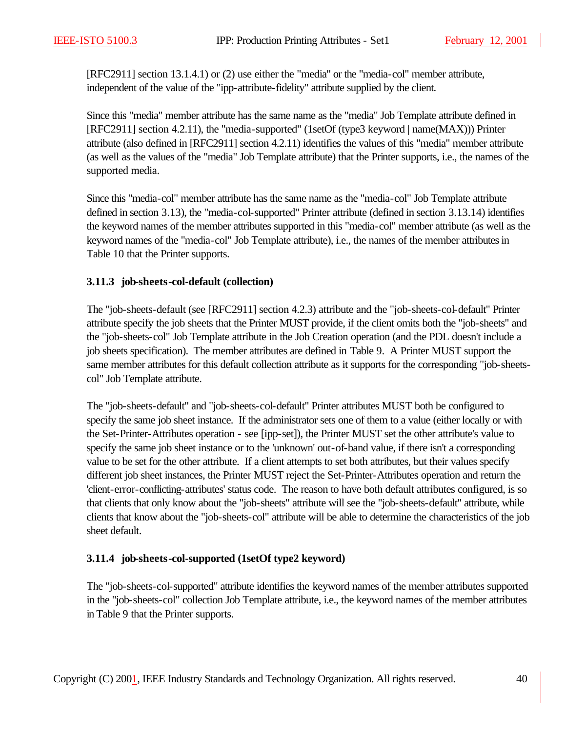[RFC2911] section 13.1.4.1) or (2) use either the "media" or the "media-col" member attribute, independent of the value of the "ipp-attribute-fidelity" attribute supplied by the client.

Since this "media" member attribute has the same name as the "media" Job Template attribute defined in [RFC2911] section 4.2.11), the "media-supported" (1setOf (type3 keyword | name(MAX))) Printer attribute (also defined in [RFC2911] section 4.2.11) identifies the values of this "media" member attribute (as well as the values of the "media" Job Template attribute) that the Printer supports, i.e., the names of the supported media.

Since this "media-col" member attribute has the same name as the "media-col" Job Template attribute defined in section 3.13), the "media-col-supported" Printer attribute (defined in section 3.13.14) identifies the keyword names of the member attributes supported in this "media-col" member attribute (as well as the keyword names of the "media-col" Job Template attribute), i.e., the names of the member attributes in Table 10 that the Printer supports.

### 3.11.3 job-sheets-col-default (collection)

The "job-sheets-default (see [RFC2911] section 4.2.3) attribute and the "job-sheets-col-default" Printer attribute specify the job sheets that the Printer MUST provide, if the client omits both the "job-sheets" and the "job-sheets-col" Job Template attribute in the Job Creation operation (and the PDL doesn't include a job sheets specification). The member attributes are defined in Table 9. A Printer MUST support the same member attributes for this default collection attribute as it supports for the corresponding "job-sheets-col" Job Template attribute.

The "job-sheets-default" and "job-sheets-col-default" Printer attributes MUST both be configured to specify the same job sheet instance. If the administrator sets one of them to a value (either locally or with the Set-Printer-Attributes operation - see [ipp-set]), the Printer MUST set the other attribute's value to specify the same job sheet instance or to the 'unknown' out-of-band value, if there isn't a corresponding value to be set for the other attribute. If a client attempts to set both attributes, but their values specify different job sheet instances, the Printer MUST reject the Set-Printer-Attributes operation and return the 'client-error-conflicting-attributes' status code. The reason to have both default attributes configured, is so that clients that only know about the "job-sheets" attribute will see the "job-sheets-default" attribute, while clients that know about the "job-sheets-col" attribute will be able to determine the characteristics of the job sheet default.

### 3.11.4 job-sheets-col-supported (1setOf type2 keyword)

The "job-sheets-col-supported" attribute identifies the keyword names of the member attributes supported in the "job-sheets-col" collection Job Template attribute, i.e., the keyword names of the member attributes in Table 9 that the Printer supports.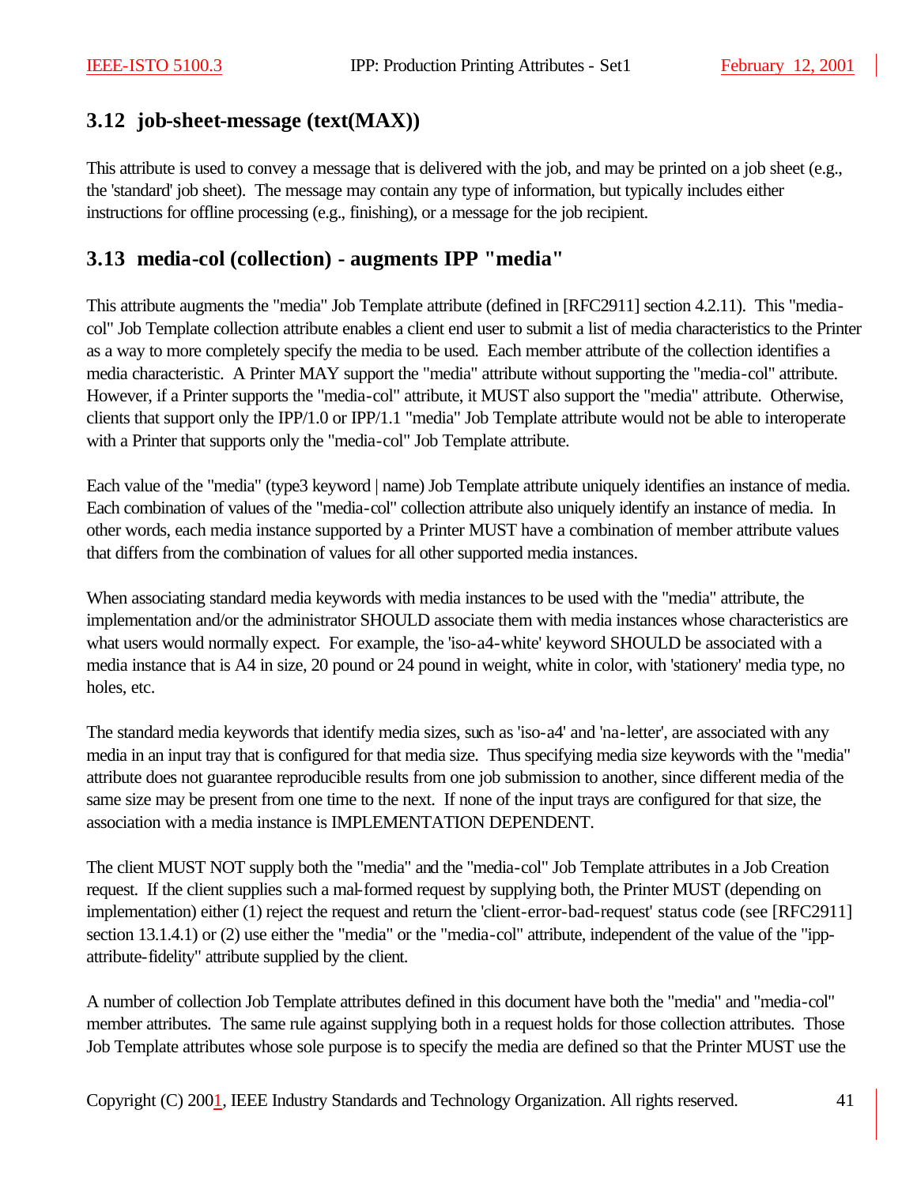## 3.12 job-sheet-message (text(MAX))

This attribute is used to convey a message that is delivered with the job, and may be printed on a job sheet (e.g., the 'standard' job sheet). The message may contain any type of information, but typically includes either instructions for offline processing (e.g., finishing), or a message for the job recipient.

## 3.13 media-col (collection) - augments IPP "media"

This attribute augments the "media" Job Template attribute (defined in [RFC2911] section 4.2.11). This "media-col" Job Template collection attribute enables a client end user to submit a list of media characteristics to the Printer as a way to more completely specify the media to be used. Each member attribute of the collection identifies a media characteristic. A Printer MAY support the "media" attribute without supporting the "media-col" attribute. However, if a Printer supports the "media-col" attribute, it MUST also support the "media" attribute. Otherwise, clients that support only the IPP/1.0 or IPP/1.1 "media" Job Template attribute would not be able to interoperate with a Printer that supports only the "media-col" Job Template attribute.

Each value of the "media" (type3 keyword | name) Job Template attribute uniquely identifies an instance of media. Each combination of values of the "media-col" collection attribute also uniquely identify an instance of media. In other words, each media instance supported by a Printer MUST have a combination of member attribute values that differs from the combination of values for all other supported media instances.

When associating standard media keywords with media instances to be used with the "media" attribute, the implementation and/or the administrator SHOULD associate them with media instances whose characteristics are what users would normally expect. For example, the 'iso-a4-white' keyword SHOULD be associated with a media instance that is A4 in size, 20 pound or 24 pound in weight, white in color, with 'stationery' media type, no holes, etc.

The standard media keywords that identify media sizes, such as 'iso-a4' and 'na-letter', are associated with any media in an input tray that is configured for that media size. Thus specifying media size keywords with the "media" attribute does not guarantee reproducible results from one job submission to another, since different media of the same size may be present from one time to the next. If none of the input trays are configured for that size, the association with a media instance is IMPLEMENTATION DEPENDENT.

The client MUST NOT supply both the "media" and the "media-col" Job Template attributes in a Job Creation request. If the client supplies such a mal-formed request by supplying both, the Printer MUST (depending on implementation) either (1) reject the request and return the 'client-error-bad-request' status code (see [RFC2911] section 13.1.4.1) or (2) use either the "media" or the "media-col" attribute, independent of the value of the "ipp-attribute-fidelity" attribute supplied by the client.

A number of collection Job Template attributes defined in this document have both the "media" and "media-col" member attributes. The same rule against supplying both in a request holds for those collection attributes. Those Job Template attributes whose sole purpose is to specify the media are defined so that the Printer MUST use the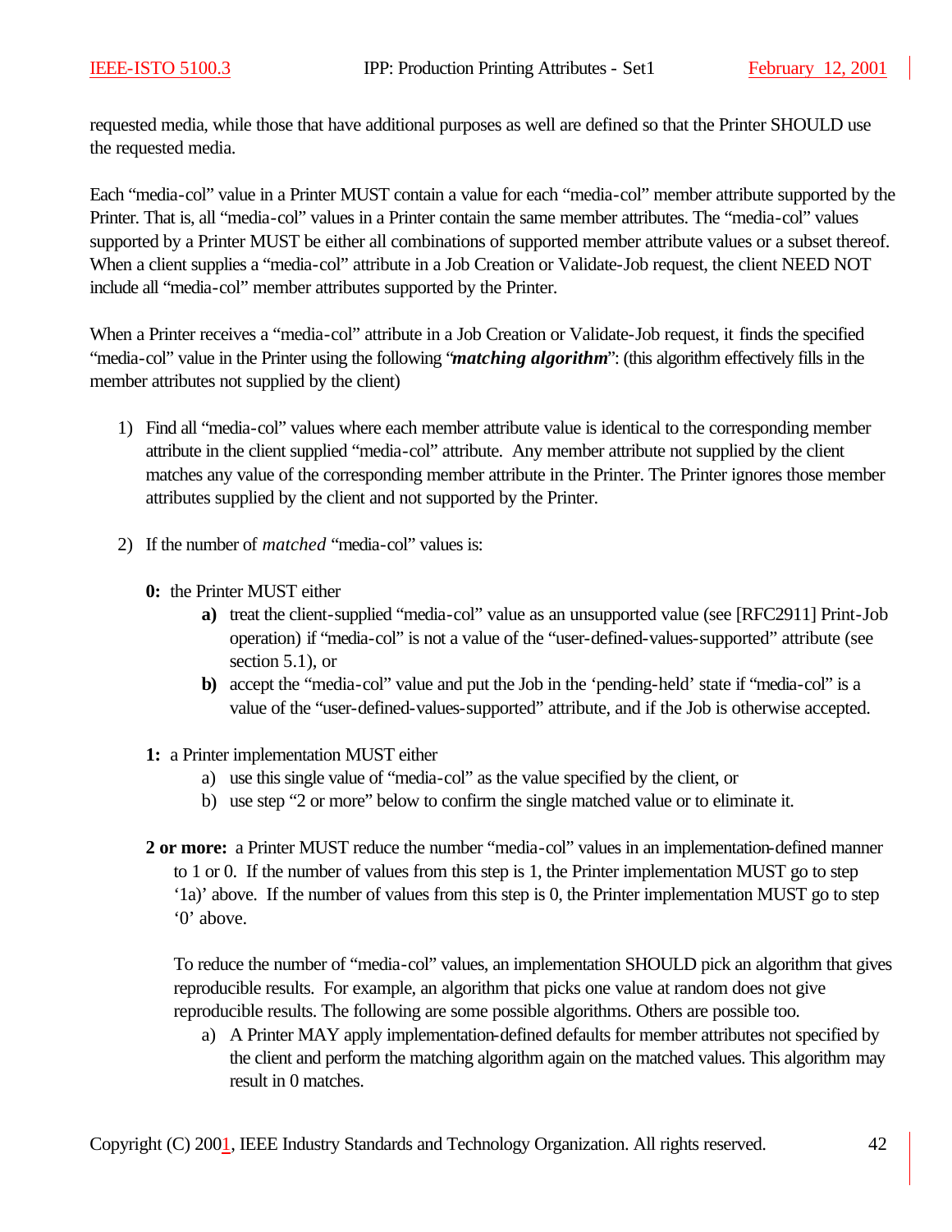requested media, while those that have additional purposes as well are defined so that the Printer SHOULD use the requested media.

Each “media-col” value in a Printer MUST contain a value for each “media-col” member attribute supported by the Printer. That is, all “media-col” values in a Printer contain the same member attributes. The “media-col” values supported by a Printer MUST be either all combinations of supported member attribute values or a subset thereof. When a client supplies a “media-col” attribute in a Job Creation or Validate-Job request, the client NEED NOT include all “media-col” member attributes supported by the Printer.

When a Printer receives a “media-col” attribute in a Job Creation or Validate-Job request, it finds the specified “media-col” value in the Printer using the following “***matching algorithm***”: (this algorithm effectively fills in the member attributes not supplied by the client)

1) Find all “media-col” values where each member attribute value is identical to the corresponding member attribute in the client supplied “media-col” attribute.  Any member attribute not supplied by the client matches any value of the corresponding member attribute in the Printer. The Printer ignores those member attributes supplied by the client and not supported by the Printer.

2) If the number of *matched* “media-col” values is:

   **0:** the Printer MUST either
   - **a)** treat the client-supplied “media-col” value as an unsupported value (see [RFC2911] Print-Job operation) if “media-col” is not a value of the “user-defined-values-supported” attribute (see section 5.1), or
   - **b)** accept the “media-col” value and put the Job in the ‘pending-held’ state if “media-col” is a value of the “user-defined-values-supported” attribute, and if the Job is otherwise accepted.

   **1:** a Printer implementation MUST either
   - a) use this single value of “media-col” as the value specified by the client, or
   - b) use step “2 or more” below to confirm the single matched value or to eliminate it.

   **2 or more:** a Printer MUST reduce the number “media-col” values in an implementation-defined manner to 1 or 0.  If the number of values from this step is 1, the Printer implementation MUST go to step ‘1a)’ above.  If the number of values from this step is 0, the Printer implementation MUST go to step ‘0’ above.

   To reduce the number of “media-col” values, an implementation SHOULD pick an algorithm that gives reproducible results.  For example, an algorithm that picks one value at random does not give reproducible results. The following are some possible algorithms. Others are possible too.
   - a) A Printer MAY apply implementation-defined defaults for member attributes not specified by the client and perform the matching algorithm again on the matched values. This algorithm may result in 0 matches.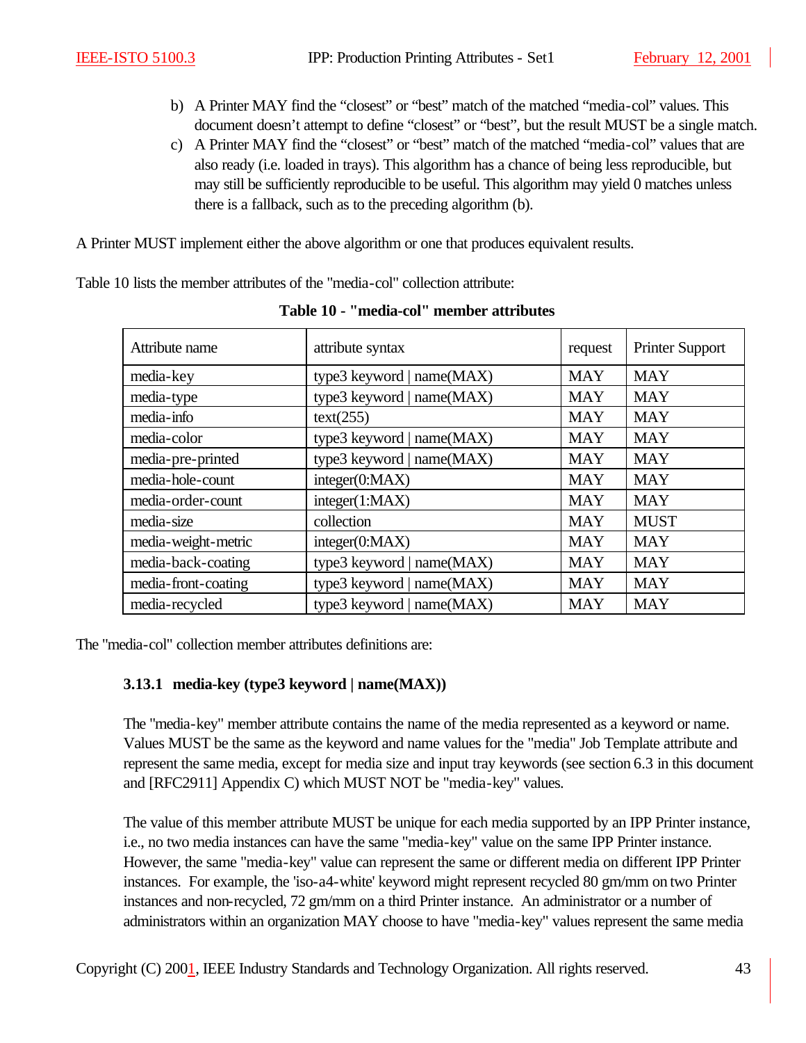b) A Printer MAY find the “closest” or “best” match of the matched “media-col” values. This document doesn’t attempt to define “closest” or “best”, but the result MUST be a single match.
c) A Printer MAY find the “closest” or “best” match of the matched “media-col” values that are also ready (i.e. loaded in trays). This algorithm has a chance of being less reproducible, but may still be sufficiently reproducible to be useful. This algorithm may yield 0 matches unless there is a fallback, such as to the preceding algorithm (b).

A Printer MUST implement either the above algorithm or one that produces equivalent results.

Table 10 lists the member attributes of the "media-col" collection attribute:

**Table 10 - "media-col" member attributes**

| Attribute name | attribute syntax | request | Printer Support |
|---|---|---|---|
| media-key | type3 keyword \| name(MAX) | MAY | MAY |
| media-type | type3 keyword \| name(MAX) | MAY | MAY |
| media-info | text(255) | MAY | MAY |
| media-color | type3 keyword \| name(MAX) | MAY | MAY |
| media-pre-printed | type3 keyword \| name(MAX) | MAY | MAY |
| media-hole-count | integer(0:MAX) | MAY | MAY |
| media-order-count | integer(1:MAX) | MAY | MAY |
| media-size | collection | MAY | MUST |
| media-weight-metric | integer(0:MAX) | MAY | MAY |
| media-back-coating | type3 keyword \| name(MAX) | MAY | MAY |
| media-front-coating | type3 keyword \| name(MAX) | MAY | MAY |
| media-recycled | type3 keyword \| name(MAX) | MAY | MAY |

The "media-col" collection member attributes definitions are:

### 3.13.1 media-key (type3 keyword | name(MAX))

The "media-key" member attribute contains the name of the media represented as a keyword or name. Values MUST be the same as the keyword and name values for the "media" Job Template attribute and represent the same media, except for media size and input tray keywords (see section 6.3 in this document and [RFC2911] Appendix C) which MUST NOT be "media-key" values.

The value of this member attribute MUST be unique for each media supported by an IPP Printer instance, i.e., no two media instances can have the same "media-key" value on the same IPP Printer instance. However, the same "media-key" value can represent the same or different media on different IPP Printer instances. For example, the 'iso-a4-white' keyword might represent recycled 80 gm/mm on two Printer instances and non-recycled, 72 gm/mm on a third Printer instance. An administrator or a number of administrators within an organization MAY choose to have "media-key" values represent the same media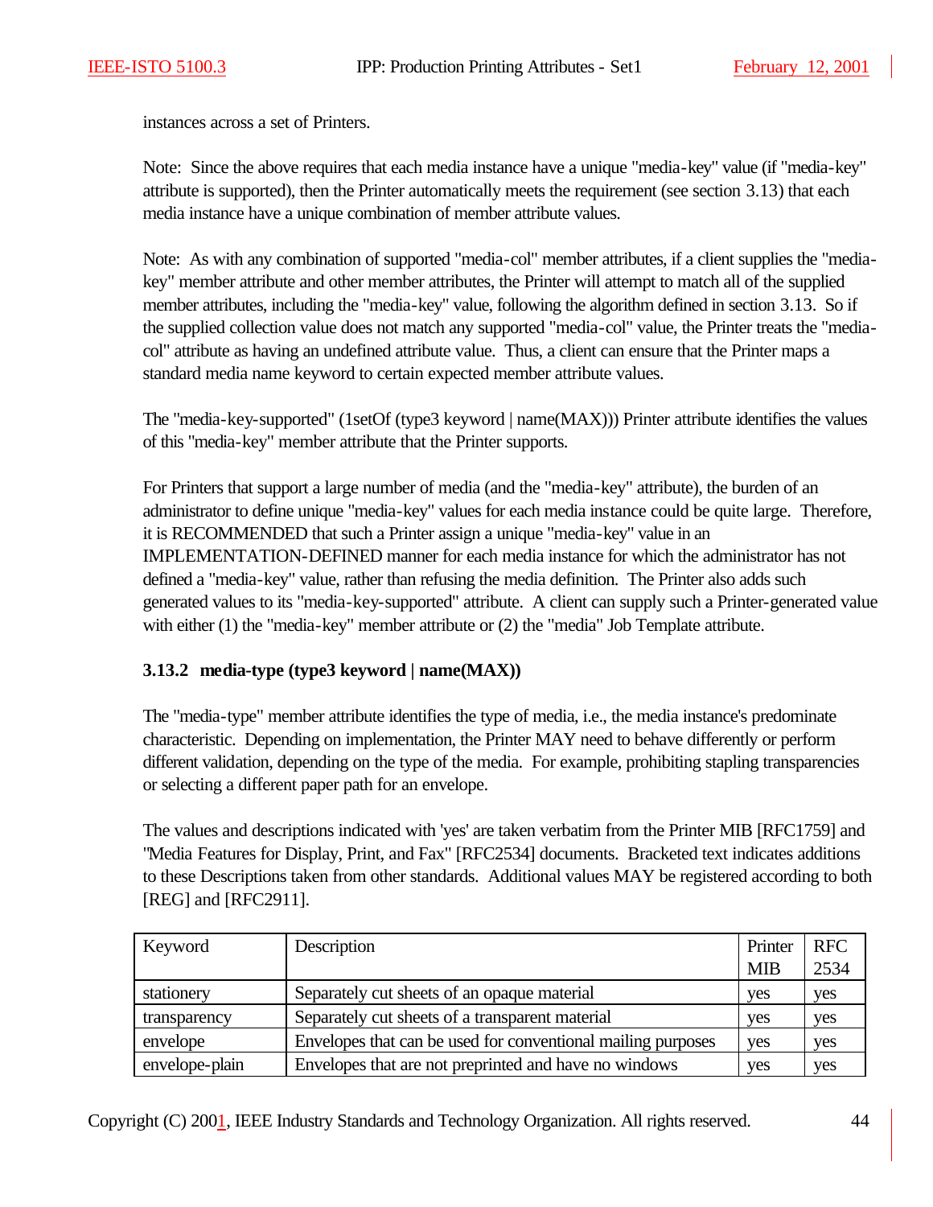instances across a set of Printers.

Note: Since the above requires that each media instance have a unique "media-key" value (if "media-key" attribute is supported), then the Printer automatically meets the requirement (see section 3.13) that each media instance have a unique combination of member attribute values.

Note: As with any combination of supported "media-col" member attributes, if a client supplies the "media-key" member attribute and other member attributes, the Printer will attempt to match all of the supplied member attributes, including the "media-key" value, following the algorithm defined in section 3.13. So if the supplied collection value does not match any supported "media-col" value, the Printer treats the "media-col" attribute as having an undefined attribute value. Thus, a client can ensure that the Printer maps a standard media name keyword to certain expected member attribute values.

The "media-key-supported" (1setOf (type3 keyword | name(MAX))) Printer attribute identifies the values of this "media-key" member attribute that the Printer supports.

For Printers that support a large number of media (and the "media-key" attribute), the burden of an administrator to define unique "media-key" values for each media instance could be quite large. Therefore, it is RECOMMENDED that such a Printer assign a unique "media-key" value in an IMPLEMENTATION-DEFINED manner for each media instance for which the administrator has not defined a "media-key" value, rather than refusing the media definition. The Printer also adds such generated values to its "media-key-supported" attribute. A client can supply such a Printer-generated value with either (1) the "media-key" member attribute or (2) the "media" Job Template attribute.

### 3.13.2 media-type (type3 keyword | name(MAX))

The "media-type" member attribute identifies the type of media, i.e., the media instance's predominate characteristic. Depending on implementation, the Printer MAY need to behave differently or perform different validation, depending on the type of the media. For example, prohibiting stapling transparencies or selecting a different paper path for an envelope.

The values and descriptions indicated with 'yes' are taken verbatim from the Printer MIB [RFC1759] and "Media Features for Display, Print, and Fax" [RFC2534] documents. Bracketed text indicates additions to these Descriptions taken from other standards. Additional values MAY be registered according to both [REG] and [RFC2911].

| Keyword | Description | Printer MIB | RFC 2534 |
|---|---|---|---|
| stationery | Separately cut sheets of an opaque material | yes | yes |
| transparency | Separately cut sheets of a transparent material | yes | yes |
| envelope | Envelopes that can be used for conventional mailing purposes | yes | yes |
| envelope-plain | Envelopes that are not preprinted and have no windows | yes | yes |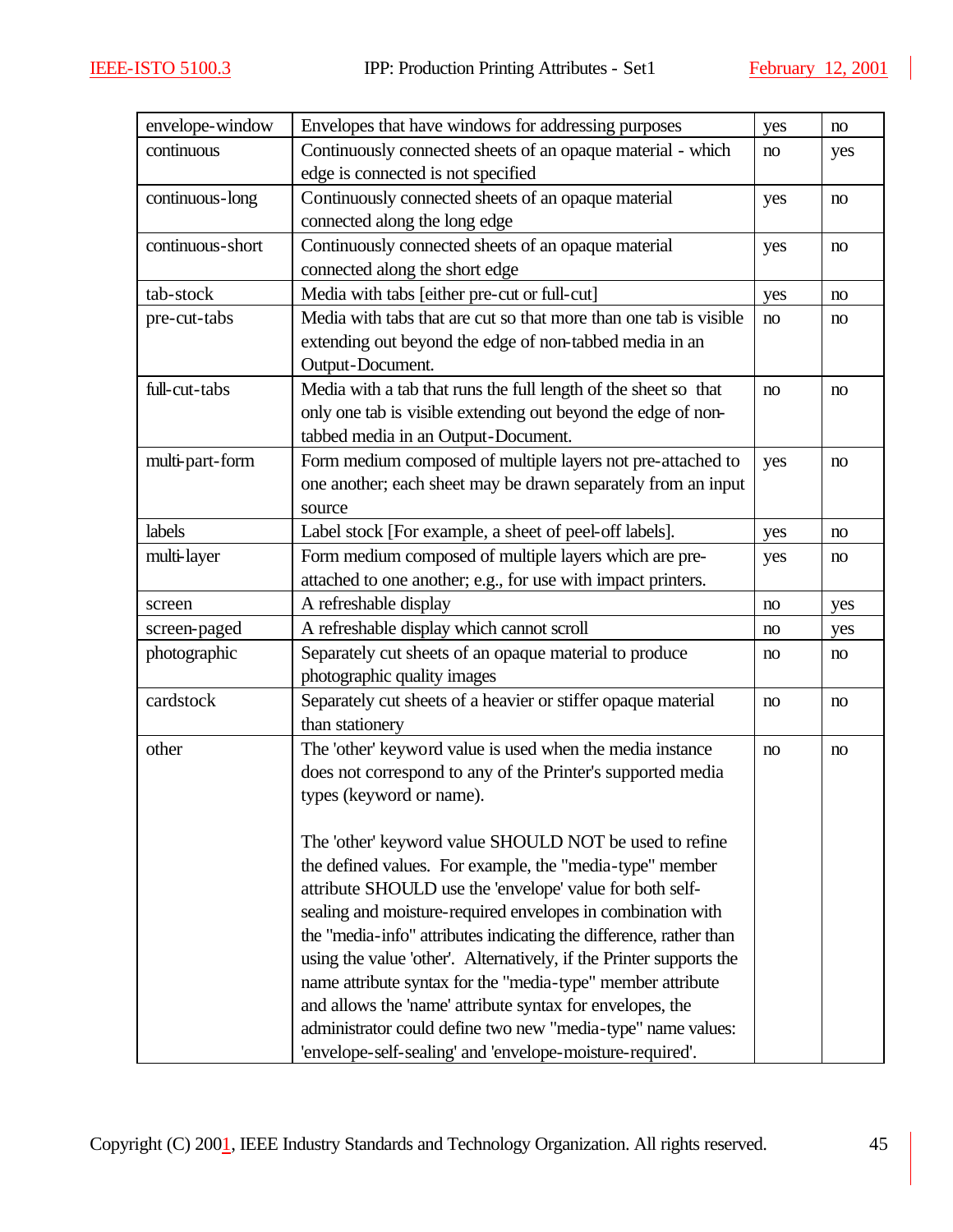| envelope-window | Envelopes that have windows for addressing purposes | yes | no |
|---|---|---|---|
| continuous | Continuously connected sheets of an opaque material - which edge is connected is not specified | no | yes |
| continuous-long | Continuously connected sheets of an opaque material connected along the long edge | yes | no |
| continuous-short | Continuously connected sheets of an opaque material connected along the short edge | yes | no |
| tab-stock | Media with tabs [either pre-cut or full-cut] | yes | no |
| pre-cut-tabs | Media with tabs that are cut so that more than one tab is visible extending out beyond the edge of non-tabbed media in an Output-Document. | no | no |
| full-cut-tabs | Media with a tab that runs the full length of the sheet so that only one tab is visible extending out beyond the edge of non-tabbed media in an Output-Document. | no | no |
| multi-part-form | Form medium composed of multiple layers not pre-attached to one another; each sheet may be drawn separately from an input source | yes | no |
| labels | Label stock [For example, a sheet of peel-off labels]. | yes | no |
| multi-layer | Form medium composed of multiple layers which are pre-attached to one another; e.g., for use with impact printers. | yes | no |
| screen | A refreshable display | no | yes |
| screen-paged | A refreshable display which cannot scroll | no | yes |
| photographic | Separately cut sheets of an opaque material to produce photographic quality images | no | no |
| cardstock | Separately cut sheets of a heavier or stiffer opaque material than stationery | no | no |
| other | The 'other' keyword value is used when the media instance does not correspond to any of the Printer's supported media types (keyword or name).<br><br>The 'other' keyword value SHOULD NOT be used to refine the defined values. For example, the "media-type" member attribute SHOULD use the 'envelope' value for both self-sealing and moisture-required envelopes in combination with the "media-info" attributes indicating the difference, rather than using the value 'other'. Alternatively, if the Printer supports the name attribute syntax for the "media-type" member attribute and allows the 'name' attribute syntax for envelopes, the administrator could define two new "media-type" name values: 'envelope-self-sealing' and 'envelope-moisture-required'. | no | no |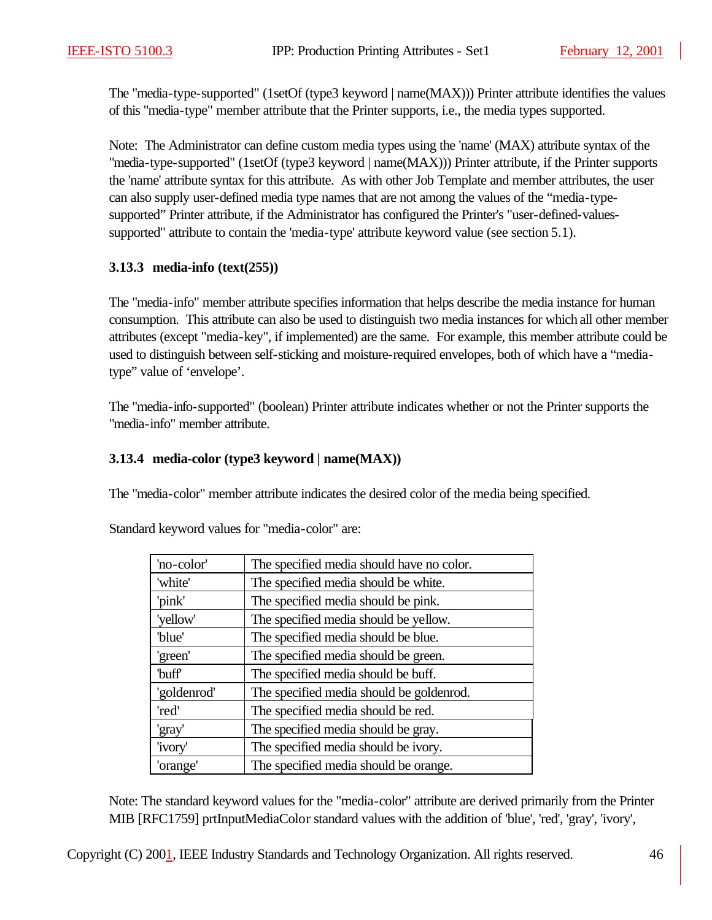The "media-type-supported" (1setOf (type3 keyword | name(MAX))) Printer attribute identifies the values of this "media-type" member attribute that the Printer supports, i.e., the media types supported.

Note: The Administrator can define custom media types using the 'name' (MAX) attribute syntax of the "media-type-supported" (1setOf (type3 keyword | name(MAX))) Printer attribute, if the Printer supports the 'name' attribute syntax for this attribute. As with other Job Template and member attributes, the user can also supply user-defined media type names that are not among the values of the "media-type-supported" Printer attribute, if the Administrator has configured the Printer's "user-defined-values-supported" attribute to contain the 'media-type' attribute keyword value (see section 5.1).

### 3.13.3 media-info (text(255))

The "media-info" member attribute specifies information that helps describe the media instance for human consumption. This attribute can also be used to distinguish two media instances for which all other member attributes (except "media-key", if implemented) are the same. For example, this member attribute could be used to distinguish between self-sticking and moisture-required envelopes, both of which have a "media-type" value of 'envelope'.

The "media-info-supported" (boolean) Printer attribute indicates whether or not the Printer supports the "media-info" member attribute.

### 3.13.4 media-color (type3 keyword | name(MAX))

The "media-color" member attribute indicates the desired color of the media being specified.

Standard keyword values for "media-color" are:

| | |
|---|---|
| 'no-color' | The specified media should have no color. |
| 'white' | The specified media should be white. |
| 'pink' | The specified media should be pink. |
| 'yellow' | The specified media should be yellow. |
| 'blue' | The specified media should be blue. |
| 'green' | The specified media should be green. |
| 'buff' | The specified media should be buff. |
| 'goldenrod' | The specified media should be goldenrod. |
| 'red' | The specified media should be red. |
| 'gray' | The specified media should be gray. |
| 'ivory' | The specified media should be ivory. |
| 'orange' | The specified media should be orange. |

Note: The standard keyword values for the "media-color" attribute are derived primarily from the Printer MIB [RFC1759] prtInputMediaColor standard values with the addition of 'blue', 'red', 'gray', 'ivory',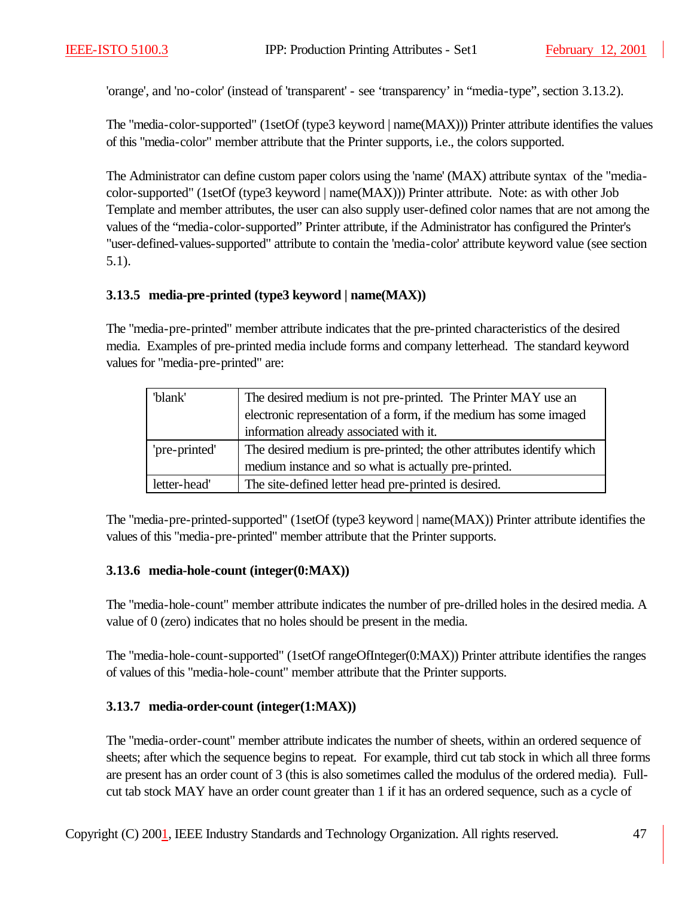'orange', and 'no-color' (instead of 'transparent' - see 'transparency' in "media-type", section 3.13.2).

The "media-color-supported" (1setOf (type3 keyword | name(MAX))) Printer attribute identifies the values of this "media-color" member attribute that the Printer supports, i.e., the colors supported.

The Administrator can define custom paper colors using the 'name' (MAX) attribute syntax of the "media-color-supported" (1setOf (type3 keyword | name(MAX))) Printer attribute. Note: as with other Job Template and member attributes, the user can also supply user-defined color names that are not among the values of the "media-color-supported" Printer attribute, if the Administrator has configured the Printer's "user-defined-values-supported" attribute to contain the 'media-color' attribute keyword value (see section 5.1).

### 3.13.5 media-pre-printed (type3 keyword | name(MAX))

The "media-pre-printed" member attribute indicates that the pre-printed characteristics of the desired media. Examples of pre-printed media include forms and company letterhead. The standard keyword values for "media-pre-printed" are:

| | |
|---|---|
| 'blank' | The desired medium is not pre-printed. The Printer MAY use an electronic representation of a form, if the medium has some imaged information already associated with it. |
| 'pre-printed' | The desired medium is pre-printed; the other attributes identify which medium instance and so what is actually pre-printed. |
| letter-head' | The site-defined letter head pre-printed is desired. |

The "media-pre-printed-supported" (1setOf (type3 keyword | name(MAX)) Printer attribute identifies the values of this "media-pre-printed" member attribute that the Printer supports.

### 3.13.6 media-hole-count (integer(0:MAX))

The "media-hole-count" member attribute indicates the number of pre-drilled holes in the desired media. A value of 0 (zero) indicates that no holes should be present in the media.

The "media-hole-count-supported" (1setOf rangeOfInteger(0:MAX)) Printer attribute identifies the ranges of values of this "media-hole-count" member attribute that the Printer supports.

### 3.13.7 media-order-count (integer(1:MAX))

The "media-order-count" member attribute indicates the number of sheets, within an ordered sequence of sheets; after which the sequence begins to repeat. For example, third cut tab stock in which all three forms are present has an order count of 3 (this is also sometimes called the modulus of the ordered media). Full-cut tab stock MAY have an order count greater than 1 if it has an ordered sequence, such as a cycle of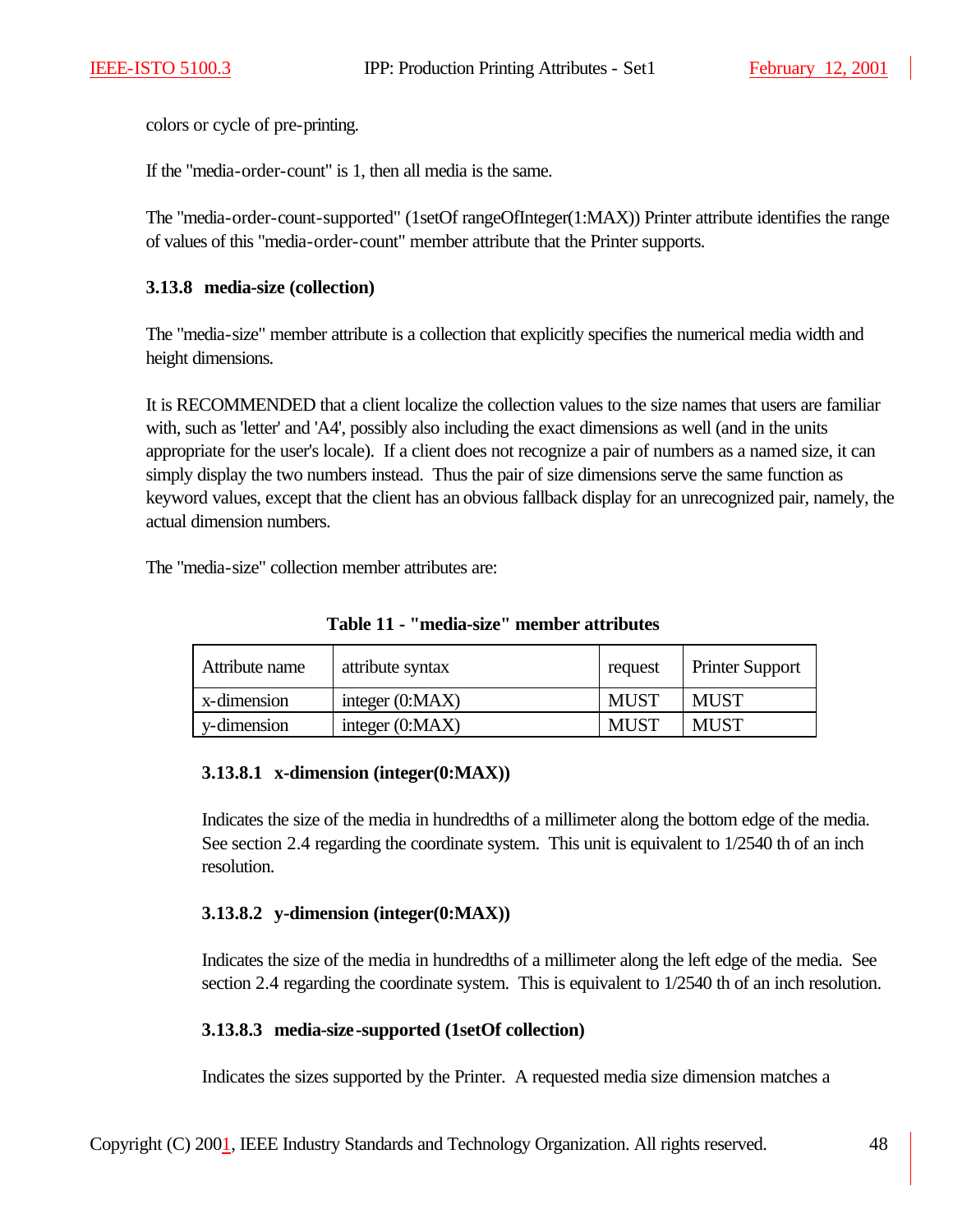colors or cycle of pre-printing.

If the "media-order-count" is 1, then all media is the same.

The "media-order-count-supported" (1setOf rangeOfInteger(1:MAX)) Printer attribute identifies the range of values of this "media-order-count" member attribute that the Printer supports.

### 3.13.8 media-size (collection)

The "media-size" member attribute is a collection that explicitly specifies the numerical media width and height dimensions.

It is RECOMMENDED that a client localize the collection values to the size names that users are familiar with, such as 'letter' and 'A4', possibly also including the exact dimensions as well (and in the units appropriate for the user's locale). If a client does not recognize a pair of numbers as a named size, it can simply display the two numbers instead. Thus the pair of size dimensions serve the same function as keyword values, except that the client has an obvious fallback display for an unrecognized pair, namely, the actual dimension numbers.

The "media-size" collection member attributes are:

**Table 11 - "media-size" member attributes**

| Attribute name | attribute syntax | request | Printer Support |
|---|---|---|---|
| x-dimension | integer (0:MAX) | MUST | MUST |
| y-dimension | integer (0:MAX) | MUST | MUST |

#### 3.13.8.1 x-dimension (integer(0:MAX))

Indicates the size of the media in hundredths of a millimeter along the bottom edge of the media. See section 2.4 regarding the coordinate system. This unit is equivalent to 1/2540 th of an inch resolution.

#### 3.13.8.2 y-dimension (integer(0:MAX))

Indicates the size of the media in hundredths of a millimeter along the left edge of the media. See section 2.4 regarding the coordinate system. This is equivalent to 1/2540 th of an inch resolution.

#### 3.13.8.3 media-size-supported (1setOf collection)

Indicates the sizes supported by the Printer. A requested media size dimension matches a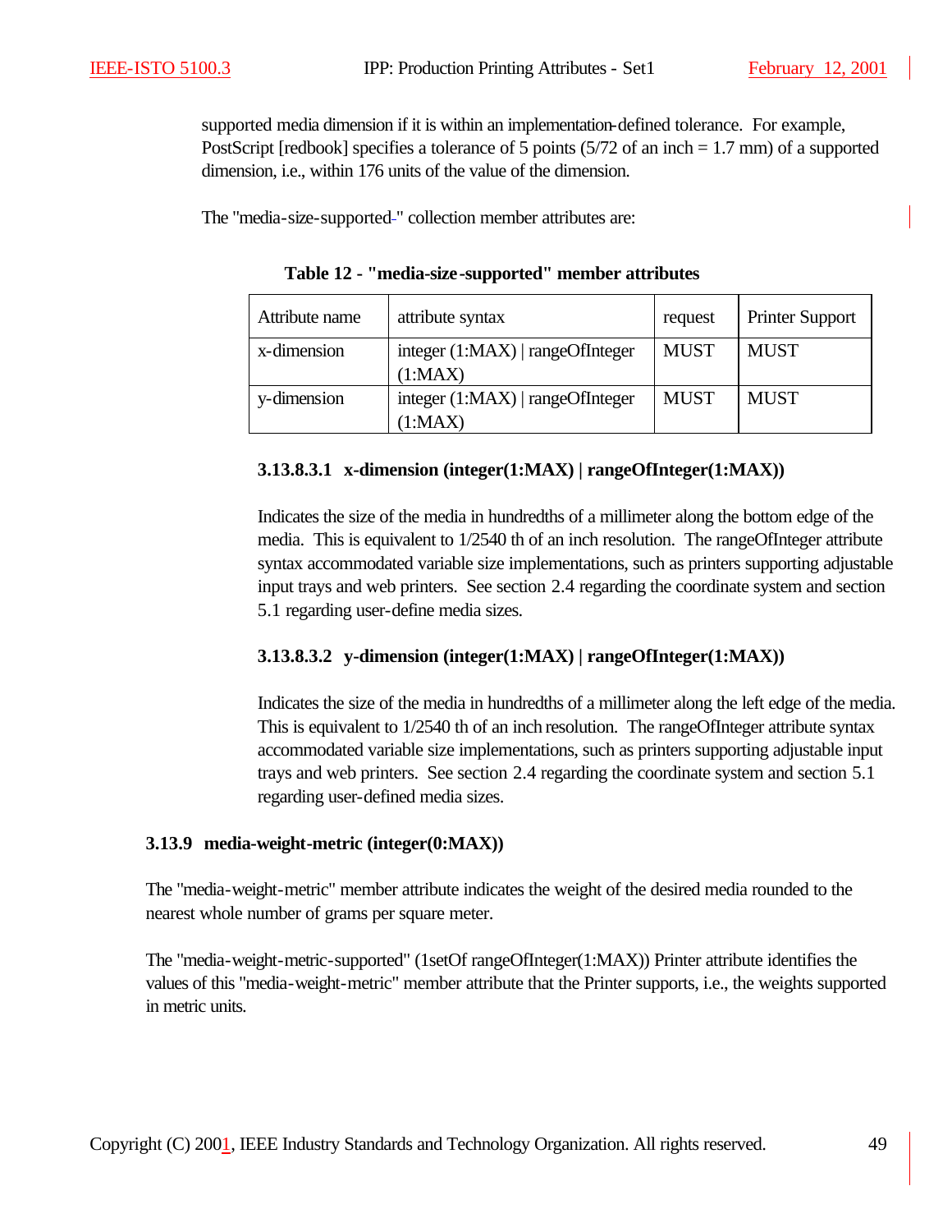supported media dimension if it is within an implementation-defined tolerance. For example, PostScript [redbook] specifies a tolerance of 5 points (5/72 of an inch = 1.7 mm) of a supported dimension, i.e., within 176 units of the value of the dimension.

The "media-size-supported" collection member attributes are:

**Table 12 - "media-size-supported" member attributes**

| Attribute name | attribute syntax | request | Printer Support |
|---|---|---|---|
| x-dimension | integer (1:MAX) \| rangeOfInteger (1:MAX) | MUST | MUST |
| y-dimension | integer (1:MAX) \| rangeOfInteger (1:MAX) | MUST | MUST |

##### 3.13.8.3.1 x-dimension (integer(1:MAX) | rangeOfInteger(1:MAX))

Indicates the size of the media in hundredths of a millimeter along the bottom edge of the media. This is equivalent to 1/2540 th of an inch resolution. The rangeOfInteger attribute syntax accommodated variable size implementations, such as printers supporting adjustable input trays and web printers. See section 2.4 regarding the coordinate system and section 5.1 regarding user-define media sizes.

##### 3.13.8.3.2 y-dimension (integer(1:MAX) | rangeOfInteger(1:MAX))

Indicates the size of the media in hundredths of a millimeter along the left edge of the media. This is equivalent to 1/2540 th of an inch resolution. The rangeOfInteger attribute syntax accommodated variable size implementations, such as printers supporting adjustable input trays and web printers. See section 2.4 regarding the coordinate system and section 5.1 regarding user-defined media sizes.

### 3.13.9 media-weight-metric (integer(0:MAX))

The "media-weight-metric" member attribute indicates the weight of the desired media rounded to the nearest whole number of grams per square meter.

The "media-weight-metric-supported" (1setOf rangeOfInteger(1:MAX)) Printer attribute identifies the values of this "media-weight-metric" member attribute that the Printer supports, i.e., the weights supported in metric units.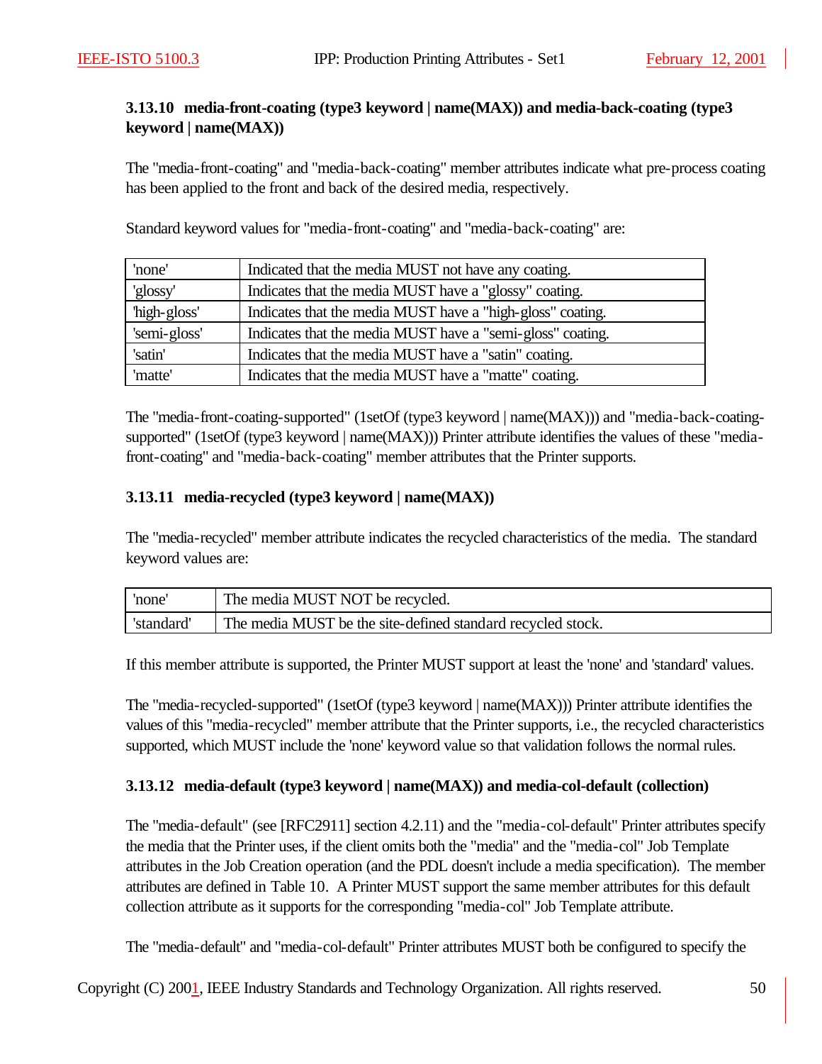### 3.13.10 media-front-coating (type3 keyword | name(MAX)) and media-back-coating (type3 keyword | name(MAX))

The "media-front-coating" and "media-back-coating" member attributes indicate what pre-process coating has been applied to the front and back of the desired media, respectively.

Standard keyword values for "media-front-coating" and "media-back-coating" are:

| | |
|---|---|
| 'none' | Indicated that the media MUST not have any coating. |
| 'glossy' | Indicates that the media MUST have a "glossy" coating. |
| 'high-gloss' | Indicates that the media MUST have a "high-gloss" coating. |
| 'semi-gloss' | Indicates that the media MUST have a "semi-gloss" coating. |
| 'satin' | Indicates that the media MUST have a "satin" coating. |
| 'matte' | Indicates that the media MUST have a "matte" coating. |

The "media-front-coating-supported" (1setOf (type3 keyword | name(MAX))) and "media-back-coating-supported" (1setOf (type3 keyword | name(MAX))) Printer attribute identifies the values of these "media-front-coating" and "media-back-coating" member attributes that the Printer supports.

### 3.13.11 media-recycled (type3 keyword | name(MAX))

The "media-recycled" member attribute indicates the recycled characteristics of the media. The standard keyword values are:

| | |
|---|---|
| 'none' | The media MUST NOT be recycled. |
| 'standard' | The media MUST be the site-defined standard recycled stock. |

If this member attribute is supported, the Printer MUST support at least the 'none' and 'standard' values.

The "media-recycled-supported" (1setOf (type3 keyword | name(MAX))) Printer attribute identifies the values of this "media-recycled" member attribute that the Printer supports, i.e., the recycled characteristics supported, which MUST include the 'none' keyword value so that validation follows the normal rules.

### 3.13.12 media-default (type3 keyword | name(MAX)) and media-col-default (collection)

The "media-default" (see [RFC2911] section 4.2.11) and the "media-col-default" Printer attributes specify the media that the Printer uses, if the client omits both the "media" and the "media-col" Job Template attributes in the Job Creation operation (and the PDL doesn't include a media specification). The member attributes are defined in Table 10. A Printer MUST support the same member attributes for this default collection attribute as it supports for the corresponding "media-col" Job Template attribute.

The "media-default" and "media-col-default" Printer attributes MUST both be configured to specify the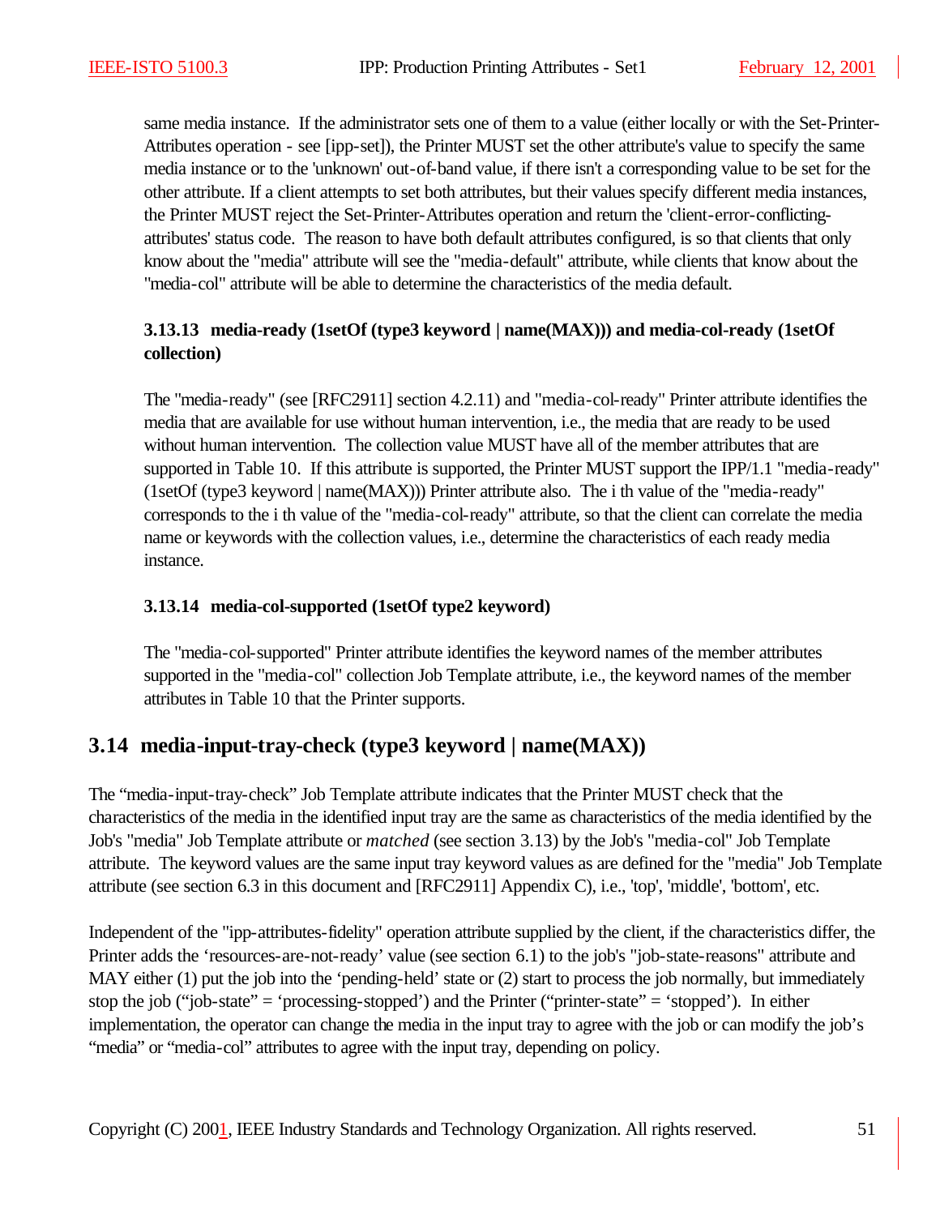same media instance. If the administrator sets one of them to a value (either locally or with the Set-Printer-Attributes operation - see [ipp-set]), the Printer MUST set the other attribute's value to specify the same media instance or to the 'unknown' out-of-band value, if there isn't a corresponding value to be set for the other attribute. If a client attempts to set both attributes, but their values specify different media instances, the Printer MUST reject the Set-Printer-Attributes operation and return the 'client-error-conflicting-attributes' status code. The reason to have both default attributes configured, is so that clients that only know about the "media" attribute will see the "media-default" attribute, while clients that know about the "media-col" attribute will be able to determine the characteristics of the media default.

### 3.13.13 media-ready (1setOf (type3 keyword | name(MAX))) and media-col-ready (1setOf collection)

The "media-ready" (see [RFC2911] section 4.2.11) and "media-col-ready" Printer attribute identifies the media that are available for use without human intervention, i.e., the media that are ready to be used without human intervention. The collection value MUST have all of the member attributes that are supported in Table 10. If this attribute is supported, the Printer MUST support the IPP/1.1 "media-ready" (1setOf (type3 keyword | name(MAX))) Printer attribute also. The i th value of the "media-ready" corresponds to the i th value of the "media-col-ready" attribute, so that the client can correlate the media name or keywords with the collection values, i.e., determine the characteristics of each ready media instance.

### 3.13.14 media-col-supported (1setOf type2 keyword)

The "media-col-supported" Printer attribute identifies the keyword names of the member attributes supported in the "media-col" collection Job Template attribute, i.e., the keyword names of the member attributes in Table 10 that the Printer supports.

## 3.14 media-input-tray-check (type3 keyword | name(MAX))

The "media-input-tray-check" Job Template attribute indicates that the Printer MUST check that the characteristics of the media in the identified input tray are the same as characteristics of the media identified by the Job's "media" Job Template attribute or *matched* (see section 3.13) by the Job's "media-col" Job Template attribute. The keyword values are the same input tray keyword values as are defined for the "media" Job Template attribute (see section 6.3 in this document and [RFC2911] Appendix C), i.e., 'top', 'middle', 'bottom', etc.

Independent of the "ipp-attributes-fidelity" operation attribute supplied by the client, if the characteristics differ, the Printer adds the 'resources-are-not-ready' value (see section 6.1) to the job's "job-state-reasons" attribute and MAY either (1) put the job into the 'pending-held' state or (2) start to process the job normally, but immediately stop the job ("job-state" = 'processing-stopped') and the Printer ("printer-state" = 'stopped'). In either implementation, the operator can change the media in the input tray to agree with the job or can modify the job's "media" or "media-col" attributes to agree with the input tray, depending on policy.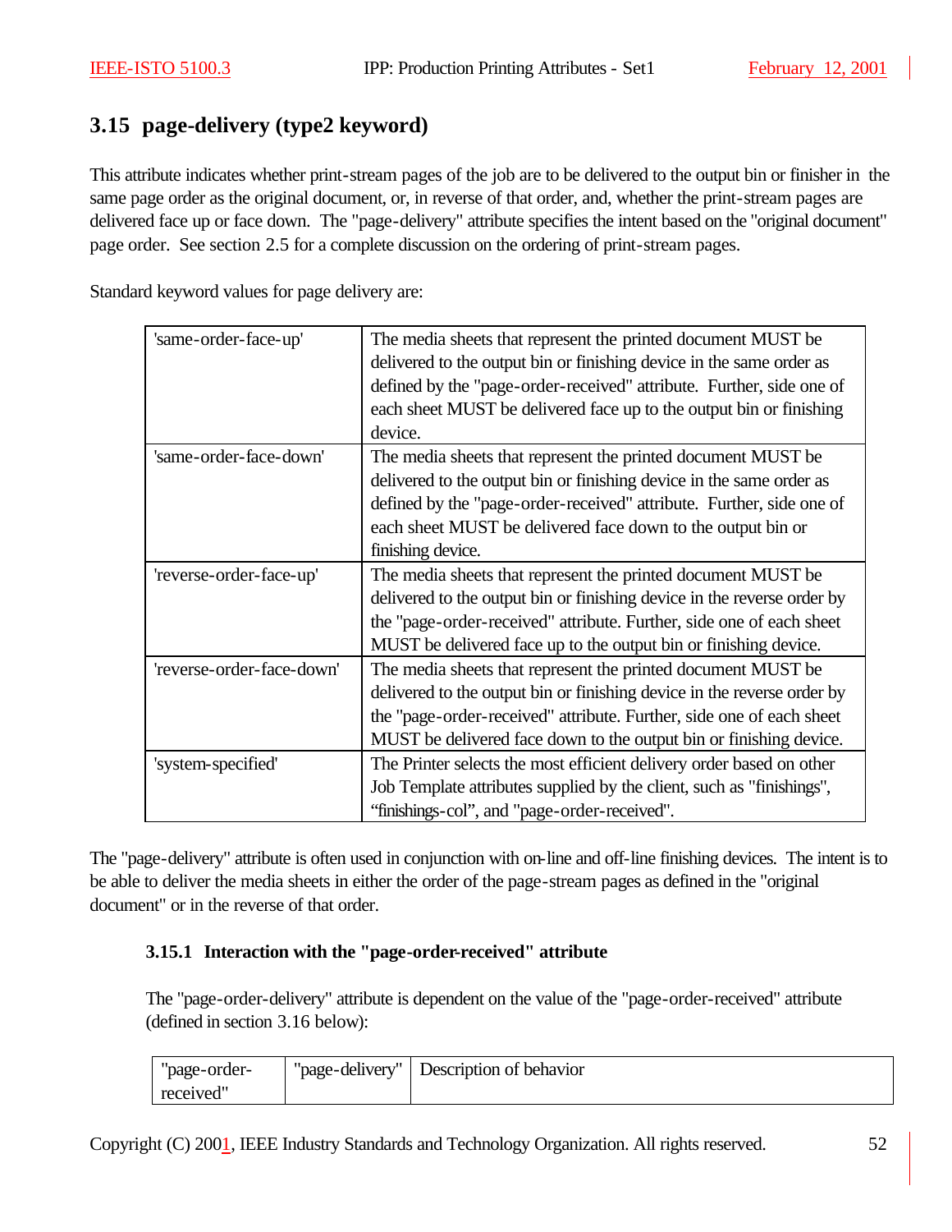## 3.15 page-delivery (type2 keyword)

This attribute indicates whether print-stream pages of the job are to be delivered to the output bin or finisher in the same page order as the original document, or, in reverse of that order, and, whether the print-stream pages are delivered face up or face down. The "page-delivery" attribute specifies the intent based on the "original document" page order. See section 2.5 for a complete discussion on the ordering of print-stream pages.

Standard keyword values for page delivery are:

| | |
|---|---|
| 'same-order-face-up' | The media sheets that represent the printed document MUST be delivered to the output bin or finishing device in the same order as defined by the "page-order-received" attribute. Further, side one of each sheet MUST be delivered face up to the output bin or finishing device. |
| 'same-order-face-down' | The media sheets that represent the printed document MUST be delivered to the output bin or finishing device in the same order as defined by the "page-order-received" attribute. Further, side one of each sheet MUST be delivered face down to the output bin or finishing device. |
| 'reverse-order-face-up' | The media sheets that represent the printed document MUST be delivered to the output bin or finishing device in the reverse order by the "page-order-received" attribute. Further, side one of each sheet MUST be delivered face up to the output bin or finishing device. |
| 'reverse-order-face-down' | The media sheets that represent the printed document MUST be delivered to the output bin or finishing device in the reverse order by the "page-order-received" attribute. Further, side one of each sheet MUST be delivered face down to the output bin or finishing device. |
| 'system-specified' | The Printer selects the most efficient delivery order based on other Job Template attributes supplied by the client, such as "finishings", "finishings-col", and "page-order-received". |

The "page-delivery" attribute is often used in conjunction with on-line and off-line finishing devices. The intent is to be able to deliver the media sheets in either the order of the page-stream pages as defined in the "original document" or in the reverse of that order.

### 3.15.1 Interaction with the "page-order-received" attribute

The "page-order-delivery" attribute is dependent on the value of the "page-order-received" attribute (defined in section 3.16 below):

| "page-order-received" | "page-delivery" | Description of behavior |
|---|---|---|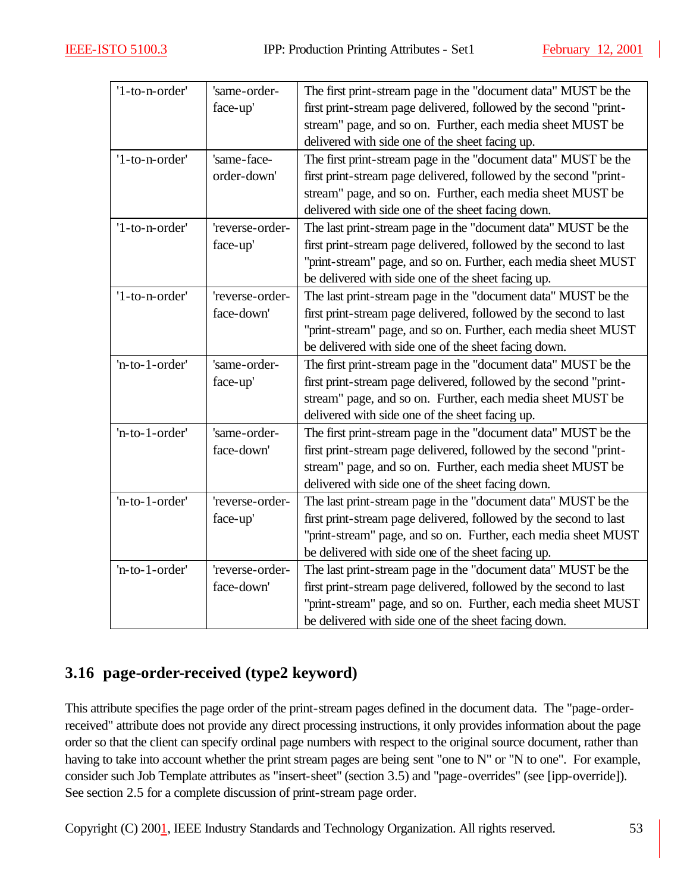| '1-to-n-order' | 'same-order-face-up' | The first print-stream page in the "document data" MUST be the first print-stream page delivered, followed by the second "print-stream" page, and so on. Further, each media sheet MUST be delivered with side one of the sheet facing up. |
|---|---|---|
| '1-to-n-order' | 'same-face-order-down' | The first print-stream page in the "document data" MUST be the first print-stream page delivered, followed by the second "print-stream" page, and so on. Further, each media sheet MUST be delivered with side one of the sheet facing down. |
| '1-to-n-order' | 'reverse-order-face-up' | The last print-stream page in the "document data" MUST be the first print-stream page delivered, followed by the second to last "print-stream" page, and so on. Further, each media sheet MUST be delivered with side one of the sheet facing up. |
| '1-to-n-order' | 'reverse-order-face-down' | The last print-stream page in the "document data" MUST be the first print-stream page delivered, followed by the second to last "print-stream" page, and so on. Further, each media sheet MUST be delivered with side one of the sheet facing down. |
| 'n-to-1-order' | 'same-order-face-up' | The first print-stream page in the "document data" MUST be the first print-stream page delivered, followed by the second "print-stream" page, and so on. Further, each media sheet MUST be delivered with side one of the sheet facing up. |
| 'n-to-1-order' | 'same-order-face-down' | The first print-stream page in the "document data" MUST be the first print-stream page delivered, followed by the second "print-stream" page, and so on. Further, each media sheet MUST be delivered with side one of the sheet facing down. |
| 'n-to-1-order' | 'reverse-order-face-up' | The last print-stream page in the "document data" MUST be the first print-stream page delivered, followed by the second to last "print-stream" page, and so on. Further, each media sheet MUST be delivered with side one of the sheet facing up. |
| 'n-to-1-order' | 'reverse-order-face-down' | The last print-stream page in the "document data" MUST be the first print-stream page delivered, followed by the second to last "print-stream" page, and so on. Further, each media sheet MUST be delivered with side one of the sheet facing down. |

## 3.16 page-order-received (type2 keyword)

This attribute specifies the page order of the print-stream pages defined in the document data. The "page-order-received" attribute does not provide any direct processing instructions, it only provides information about the page order so that the client can specify ordinal page numbers with respect to the original source document, rather than having to take into account whether the print stream pages are being sent "one to N" or "N to one". For example, consider such Job Template attributes as "insert-sheet" (section 3.5) and "page-overrides" (see [ipp-override]). See section 2.5 for a complete discussion of print-stream page order.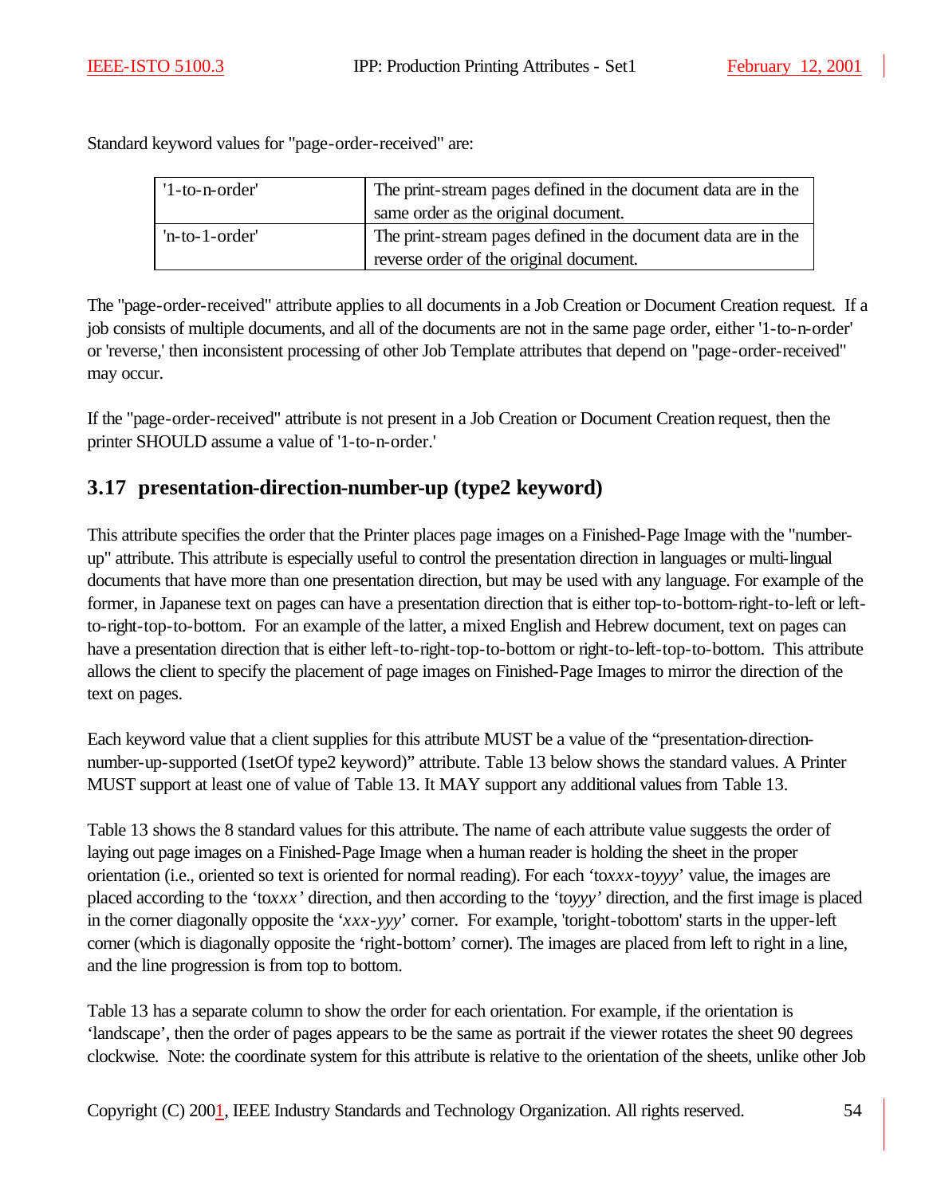Standard keyword values for "page-order-received" are:

| | |
|---|---|
| '1-to-n-order' | The print-stream pages defined in the document data are in the same order as the original document. |
| 'n-to-1-order' | The print-stream pages defined in the document data are in the reverse order of the original document. |

The "page-order-received" attribute applies to all documents in a Job Creation or Document Creation request. If a job consists of multiple documents, and all of the documents are not in the same page order, either '1-to-n-order' or 'reverse,' then inconsistent processing of other Job Template attributes that depend on "page-order-received" may occur.

If the "page-order-received" attribute is not present in a Job Creation or Document Creation request, then the printer SHOULD assume a value of '1-to-n-order.'

## 3.17 presentation-direction-number-up (type2 keyword)

This attribute specifies the order that the Printer places page images on a Finished-Page Image with the "number-up" attribute. This attribute is especially useful to control the presentation direction in languages or multi-lingual documents that have more than one presentation direction, but may be used with any language. For example of the former, in Japanese text on pages can have a presentation direction that is either top-to-bottom-right-to-left or left-to-right-top-to-bottom. For an example of the latter, a mixed English and Hebrew document, text on pages can have a presentation direction that is either left-to-right-top-to-bottom or right-to-left-top-to-bottom. This attribute allows the client to specify the placement of page images on Finished-Page Images to mirror the direction of the text on pages.

Each keyword value that a client supplies for this attribute MUST be a value of the "presentation-direction-number-up-supported (1setOf type2 keyword)" attribute. Table 13 below shows the standard values. A Printer MUST support at least one of value of Table 13. It MAY support any additional values from Table 13.

Table 13 shows the 8 standard values for this attribute. The name of each attribute value suggests the order of laying out page images on a Finished-Page Image when a human reader is holding the sheet in the proper orientation (i.e., oriented so text is oriented for normal reading). For each 'to*xxx*-to*yyy*' value, the images are placed according to the 'to*xxx*' direction, and then according to the 'to*yyy*' direction, and the first image is placed in the corner diagonally opposite the '*xxx-yyy*' corner. For example, 'toright-tobottom' starts in the upper-left corner (which is diagonally opposite the 'right-bottom' corner). The images are placed from left to right in a line, and the line progression is from top to bottom.

Table 13 has a separate column to show the order for each orientation. For example, if the orientation is 'landscape', then the order of pages appears to be the same as portrait if the viewer rotates the sheet 90 degrees clockwise. Note: the coordinate system for this attribute is relative to the orientation of the sheets, unlike other Job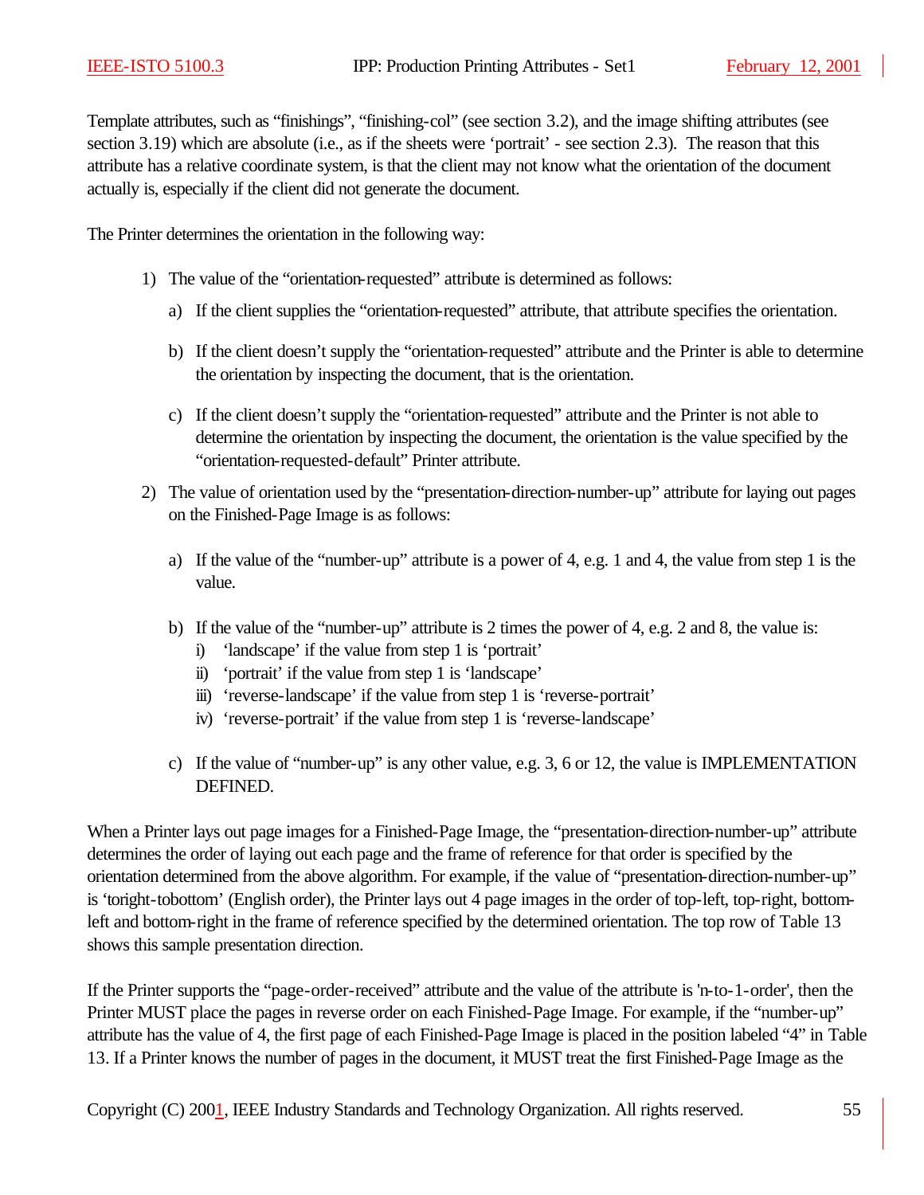Template attributes, such as “finishings”, “finishing-col” (see section 3.2), and the image shifting attributes (see section 3.19) which are absolute (i.e., as if the sheets were ‘portrait’ - see section 2.3). The reason that this attribute has a relative coordinate system, is that the client may not know what the orientation of the document actually is, especially if the client did not generate the document.

The Printer determines the orientation in the following way:

1) The value of the “orientation-requested” attribute is determined as follows:

   a) If the client supplies the “orientation-requested” attribute, that attribute specifies the orientation.

   b) If the client doesn’t supply the “orientation-requested” attribute and the Printer is able to determine the orientation by inspecting the document, that is the orientation.

   c) If the client doesn’t supply the “orientation-requested” attribute and the Printer is not able to determine the orientation by inspecting the document, the orientation is the value specified by the “orientation-requested-default” Printer attribute.

2) The value of orientation used by the “presentation-direction-number-up” attribute for laying out pages on the Finished-Page Image is as follows:

   a) If the value of the “number-up” attribute is a power of 4, e.g. 1 and 4, the value from step 1 is the value.

   b) If the value of the “number-up” attribute is 2 times the power of 4, e.g. 2 and 8, the value is:
      i) ‘landscape’ if the value from step 1 is ‘portrait’
      ii) ‘portrait’ if the value from step 1 is ‘landscape’
      iii) ‘reverse-landscape’ if the value from step 1 is ‘reverse-portrait’
      iv) ‘reverse-portrait’ if the value from step 1 is ‘reverse-landscape’

   c) If the value of “number-up” is any other value, e.g. 3, 6 or 12, the value is IMPLEMENTATION DEFINED.

When a Printer lays out page images for a Finished-Page Image, the “presentation-direction-number-up” attribute determines the order of laying out each page and the frame of reference for that order is specified by the orientation determined from the above algorithm. For example, if the value of “presentation-direction-number-up” is ‘toright-tobottom’ (English order), the Printer lays out 4 page images in the order of top-left, top-right, bottom-left and bottom-right in the frame of reference specified by the determined orientation. The top row of Table 13 shows this sample presentation direction.

If the Printer supports the “page-order-received” attribute and the value of the attribute is 'n-to-1-order', then the Printer MUST place the pages in reverse order on each Finished-Page Image. For example, if the “number-up” attribute has the value of 4, the first page of each Finished-Page Image is placed in the position labeled “4” in Table 13. If a Printer knows the number of pages in the document, it MUST treat the first Finished-Page Image as the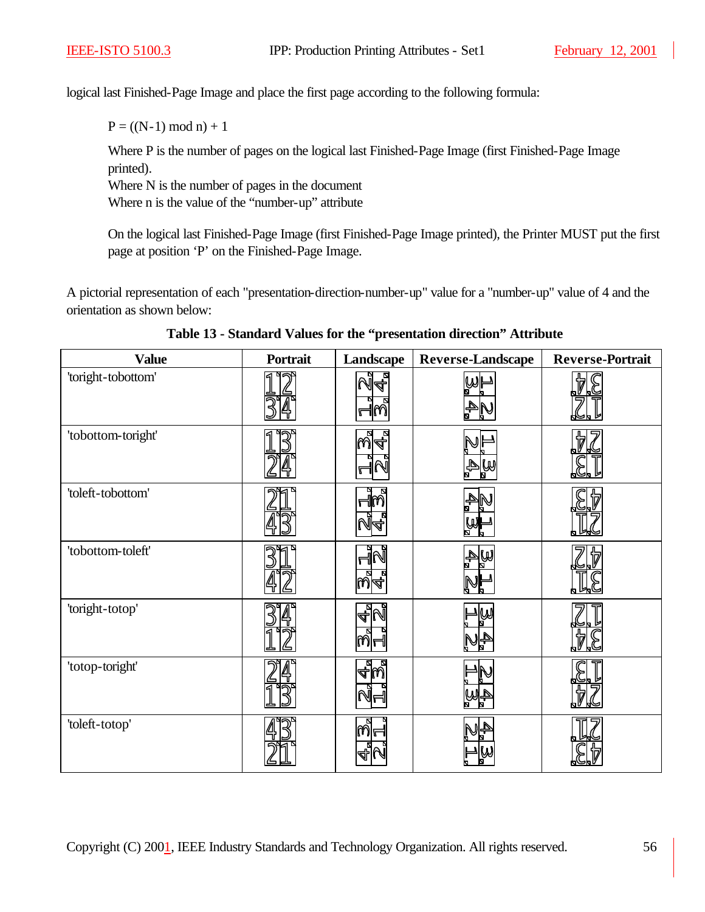logical last Finished-Page Image and place the first page according to the following formula:

$$P = ((N-1) \bmod n) + 1$$

Where P is the number of pages on the logical last Finished-Page Image (first Finished-Page Image printed).
Where N is the number of pages in the document
Where n is the value of the "number-up" attribute

On the logical last Finished-Page Image (first Finished-Page Image printed), the Printer MUST put the first page at position 'P' on the Finished-Page Image.

A pictorial representation of each "presentation-direction-number-up" value for a "number-up" value of 4 and the orientation as shown below:

**Table 13 - Standard Values for the "presentation direction" Attribute**

| Value | Portrait | Landscape | Reverse-Landscape | Reverse-Portrait |
|---|---|---|---|---|
| 'toright-tobottom' | | | | |
| 'tobottom-toright' | | | | |
| 'toleft-tobottom' | | | | |
| 'tobottom-toleft' | | | | |
| 'toright-totop' | | | | |
| 'totop-toright' | | | | |
| 'toleft-totop' | | | | |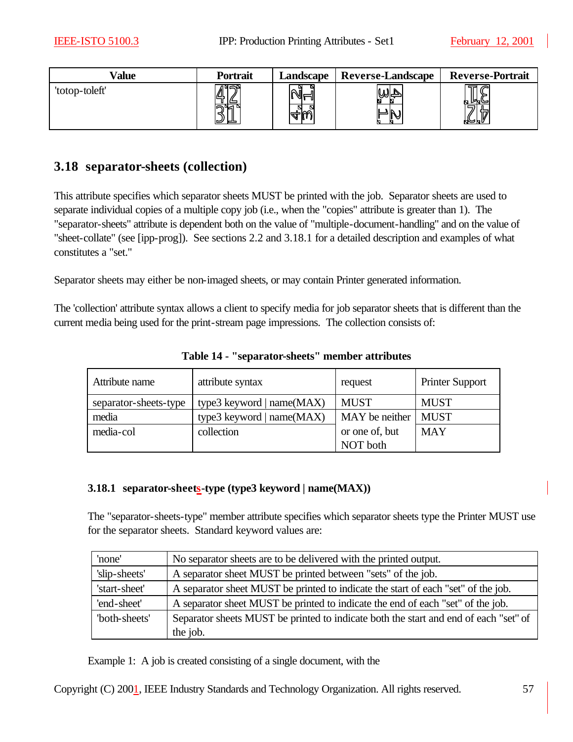| Value | Portrait | Landscape | Reverse-Landscape | Reverse-Portrait |
|---|---|---|---|---|
| 'totop-toleft' | | | | |

## 3.18 separator-sheets (collection)

This attribute specifies which separator sheets MUST be printed with the job. Separator sheets are used to separate individual copies of a multiple copy job (i.e., when the "copies" attribute is greater than 1). The "separator-sheets" attribute is dependent both on the value of "multiple-document-handling" and on the value of "sheet-collate" (see [ipp-prog]). See sections 2.2 and 3.18.1 for a detailed description and examples of what constitutes a "set."

Separator sheets may either be non-imaged sheets, or may contain Printer generated information.

The 'collection' attribute syntax allows a client to specify media for job separator sheets that is different than the current media being used for the print-stream page impressions. The collection consists of:

**Table 14 - "separator-sheets" member attributes**

| Attribute name | attribute syntax | request | Printer Support |
|---|---|---|---|
| separator-sheets-type | type3 keyword \| name(MAX) | MUST | MUST |
| media | type3 keyword \| name(MAX) | MAY be neither or one of, but NOT both | MUST |
| media-col | collection | | MAY |

### 3.18.1 separator-sheets-type (type3 keyword | name(MAX))

The "separator-sheets-type" member attribute specifies which separator sheets type the Printer MUST use for the separator sheets. Standard keyword values are:

| | |
|---|---|
| 'none' | No separator sheets are to be delivered with the printed output. |
| 'slip-sheets' | A separator sheet MUST be printed between "sets" of the job. |
| 'start-sheet' | A separator sheet MUST be printed to indicate the start of each "set" of the job. |
| 'end-sheet' | A separator sheet MUST be printed to indicate the end of each "set" of the job. |
| 'both-sheets' | Separator sheets MUST be printed to indicate both the start and end of each "set" of the job. |

Example 1: A job is created consisting of a single document, with the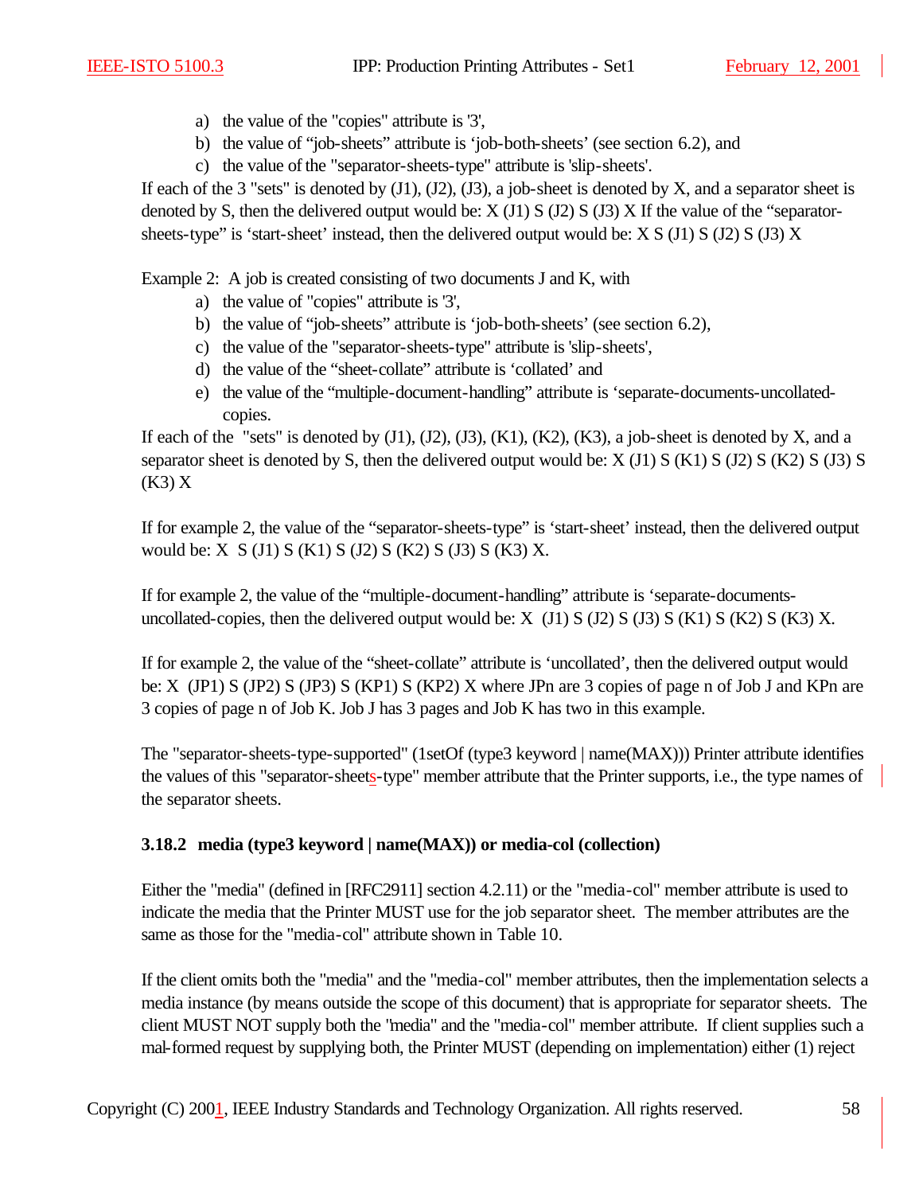a) the value of the "copies" attribute is '3',
b) the value of “job-sheets” attribute is ‘job-both-sheets’ (see section 6.2), and
c) the value of the "separator-sheets-type" attribute is 'slip-sheets'.

If each of the 3 "sets" is denoted by (J1), (J2), (J3), a job-sheet is denoted by X, and a separator sheet is denoted by S, then the delivered output would be: X (J1) S (J2) S (J3) X If the value of the “separator-sheets-type” is ‘start-sheet’ instead, then the delivered output would be: X S (J1) S (J2) S (J3) X

Example 2: A job is created consisting of two documents J and K, with

a) the value of "copies" attribute is '3',
b) the value of “job-sheets” attribute is ‘job-both-sheets’ (see section 6.2),
c) the value of the "separator-sheets-type" attribute is 'slip-sheets',
d) the value of the “sheet-collate” attribute is ‘collated’ and
e) the value of the “multiple-document-handling” attribute is ‘separate-documents-uncollated-copies.

If each of the "sets" is denoted by (J1), (J2), (J3), (K1), (K2), (K3), a job-sheet is denoted by X, and a separator sheet is denoted by S, then the delivered output would be: X (J1) S (K1) S (J2) S (K2) S (J3) S (K3) X

If for example 2, the value of the “separator-sheets-type” is ‘start-sheet’ instead, then the delivered output would be: X S (J1) S (K1) S (J2) S (K2) S (J3) S (K3) X.

If for example 2, the value of the “multiple-document-handling” attribute is ‘separate-documents-uncollated-copies, then the delivered output would be: X (J1) S (J2) S (J3) S (K1) S (K2) S (K3) X.

If for example 2, the value of the “sheet-collate” attribute is ‘uncollated’, then the delivered output would be: X (JP1) S (JP2) S (JP3) S (KP1) S (KP2) X where JPn are 3 copies of page n of Job J and KPn are 3 copies of page n of Job K. Job J has 3 pages and Job K has two in this example.

The "separator-sheets-type-supported" (1setOf (type3 keyword | name(MAX))) Printer attribute identifies the values of this "separator-sheets-type" member attribute that the Printer supports, i.e., the type names of the separator sheets.

### 3.18.2 media (type3 keyword | name(MAX)) or media-col (collection)

Either the "media" (defined in [RFC2911] section 4.2.11) or the "media-col" member attribute is used to indicate the media that the Printer MUST use for the job separator sheet. The member attributes are the same as those for the "media-col" attribute shown in Table 10.

If the client omits both the "media" and the "media-col" member attributes, then the implementation selects a media instance (by means outside the scope of this document) that is appropriate for separator sheets. The client MUST NOT supply both the "media" and the "media-col" member attribute. If client supplies such a mal-formed request by supplying both, the Printer MUST (depending on implementation) either (1) reject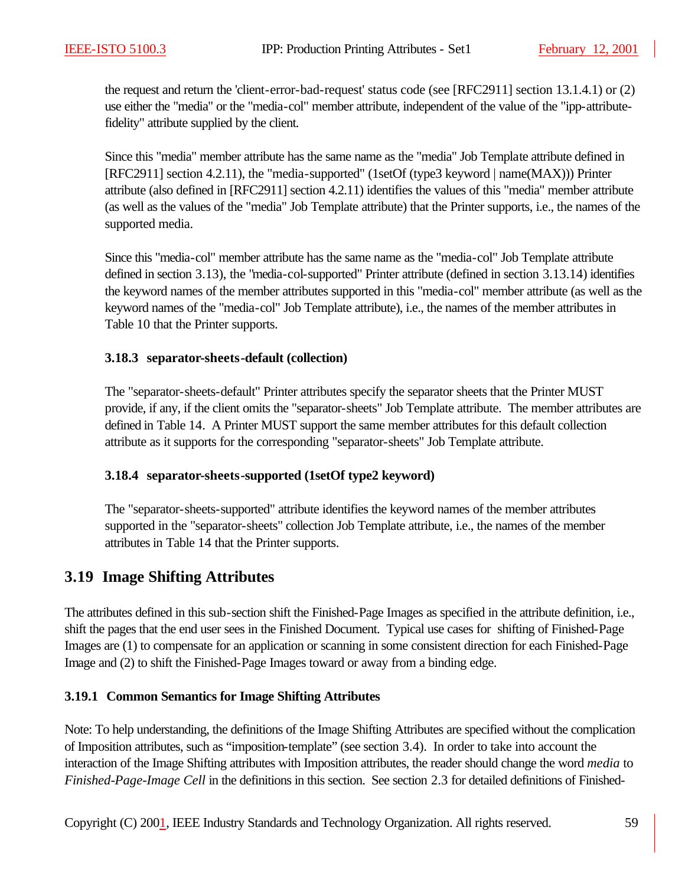the request and return the 'client-error-bad-request' status code (see [RFC2911] section 13.1.4.1) or (2) use either the "media" or the "media-col" member attribute, independent of the value of the "ipp-attribute-fidelity" attribute supplied by the client.

Since this "media" member attribute has the same name as the "media" Job Template attribute defined in [RFC2911] section 4.2.11), the "media-supported" (1setOf (type3 keyword | name(MAX))) Printer attribute (also defined in [RFC2911] section 4.2.11) identifies the values of this "media" member attribute (as well as the values of the "media" Job Template attribute) that the Printer supports, i.e., the names of the supported media.

Since this "media-col" member attribute has the same name as the "media-col" Job Template attribute defined in section 3.13), the "media-col-supported" Printer attribute (defined in section 3.13.14) identifies the keyword names of the member attributes supported in this "media-col" member attribute (as well as the keyword names of the "media-col" Job Template attribute), i.e., the names of the member attributes in Table 10 that the Printer supports.

#### 3.18.3 separator-sheets-default (collection)

The "separator-sheets-default" Printer attributes specify the separator sheets that the Printer MUST provide, if any, if the client omits the "separator-sheets" Job Template attribute. The member attributes are defined in Table 14. A Printer MUST support the same member attributes for this default collection attribute as it supports for the corresponding "separator-sheets" Job Template attribute.

#### 3.18.4 separator-sheets-supported (1setOf type2 keyword)

The "separator-sheets-supported" attribute identifies the keyword names of the member attributes supported in the "separator-sheets" collection Job Template attribute, i.e., the names of the member attributes in Table 14 that the Printer supports.

## 3.19 Image Shifting Attributes

The attributes defined in this sub-section shift the Finished-Page Images as specified in the attribute definition, i.e., shift the pages that the end user sees in the Finished Document. Typical use cases for shifting of Finished-Page Images are (1) to compensate for an application or scanning in some consistent direction for each Finished-Page Image and (2) to shift the Finished-Page Images toward or away from a binding edge.

### 3.19.1 Common Semantics for Image Shifting Attributes

Note: To help understanding, the definitions of the Image Shifting Attributes are specified without the complication of Imposition attributes, such as "imposition-template" (see section 3.4). In order to take into account the interaction of the Image Shifting attributes with Imposition attributes, the reader should change the word *media* to *Finished-Page-Image Cell* in the definitions in this section. See section 2.3 for detailed definitions of Finished-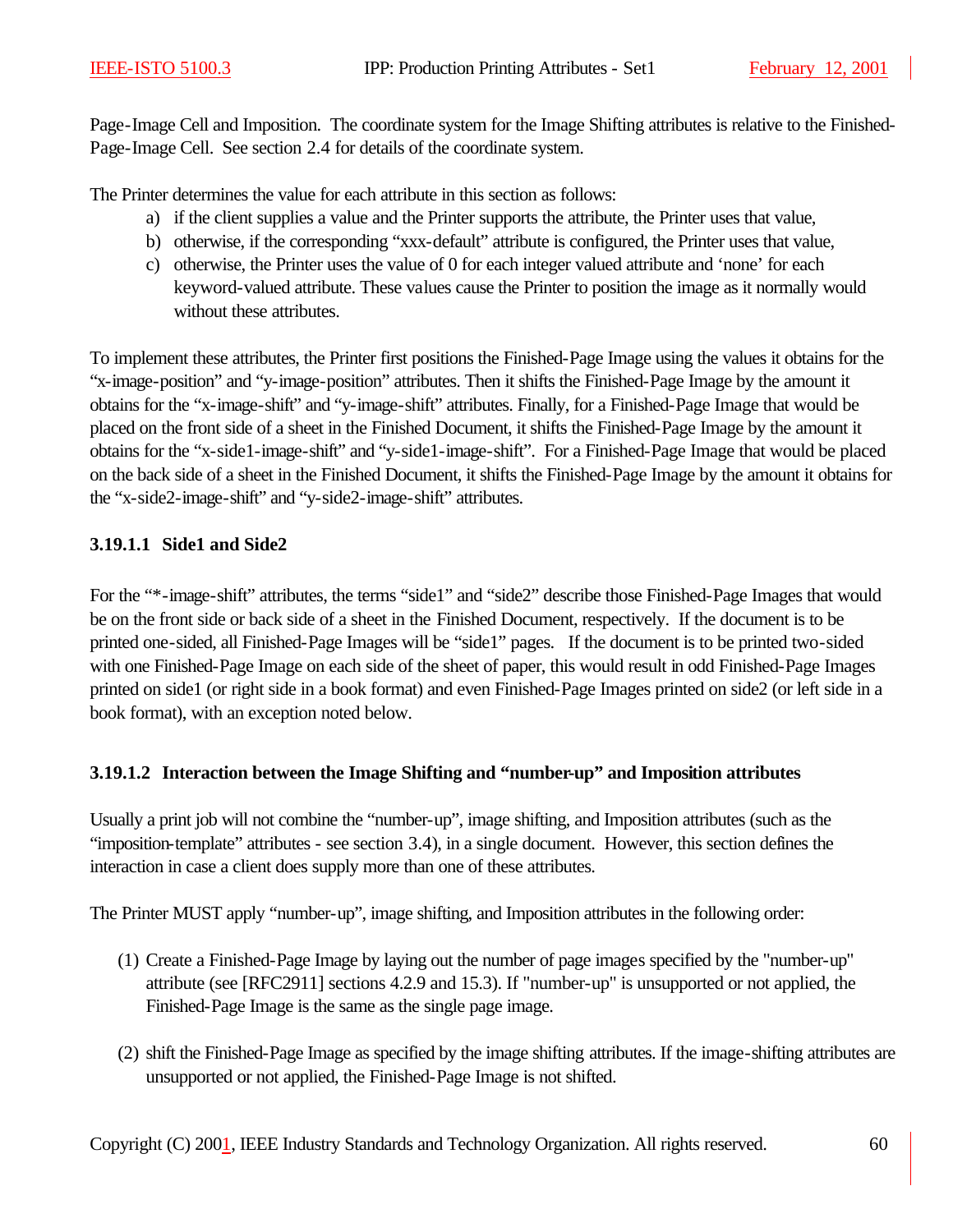Page-Image Cell and Imposition. The coordinate system for the Image Shifting attributes is relative to the Finished-Page-Image Cell. See section 2.4 for details of the coordinate system.

The Printer determines the value for each attribute in this section as follows:

a) if the client supplies a value and the Printer supports the attribute, the Printer uses that value,
b) otherwise, if the corresponding “xxx-default” attribute is configured, the Printer uses that value,
c) otherwise, the Printer uses the value of 0 for each integer valued attribute and ‘none’ for each keyword-valued attribute. These values cause the Printer to position the image as it normally would without these attributes.

To implement these attributes, the Printer first positions the Finished-Page Image using the values it obtains for the “x-image-position” and “y-image-position” attributes. Then it shifts the Finished-Page Image by the amount it obtains for the “x-image-shift” and “y-image-shift” attributes. Finally, for a Finished-Page Image that would be placed on the front side of a sheet in the Finished Document, it shifts the Finished-Page Image by the amount it obtains for the “x-side1-image-shift” and “y-side1-image-shift”. For a Finished-Page Image that would be placed on the back side of a sheet in the Finished Document, it shifts the Finished-Page Image by the amount it obtains for the “x-side2-image-shift” and “y-side2-image-shift” attributes.

#### 3.19.1.1 Side1 and Side2

For the “*-image-shift” attributes, the terms “side1” and “side2” describe those Finished-Page Images that would be on the front side or back side of a sheet in the Finished Document, respectively. If the document is to be printed one-sided, all Finished-Page Images will be “side1” pages. If the document is to be printed two-sided with one Finished-Page Image on each side of the sheet of paper, this would result in odd Finished-Page Images printed on side1 (or right side in a book format) and even Finished-Page Images printed on side2 (or left side in a book format), with an exception noted below.

#### 3.19.1.2 Interaction between the Image Shifting and “number-up” and Imposition attributes

Usually a print job will not combine the “number-up”, image shifting, and Imposition attributes (such as the “imposition-template” attributes - see section 3.4), in a single document. However, this section defines the interaction in case a client does supply more than one of these attributes.

The Printer MUST apply “number-up”, image shifting, and Imposition attributes in the following order:

(1) Create a Finished-Page Image by laying out the number of page images specified by the "number-up" attribute (see [RFC2911] sections 4.2.9 and 15.3). If "number-up" is unsupported or not applied, the Finished-Page Image is the same as the single page image.

(2) shift the Finished-Page Image as specified by the image shifting attributes. If the image-shifting attributes are unsupported or not applied, the Finished-Page Image is not shifted.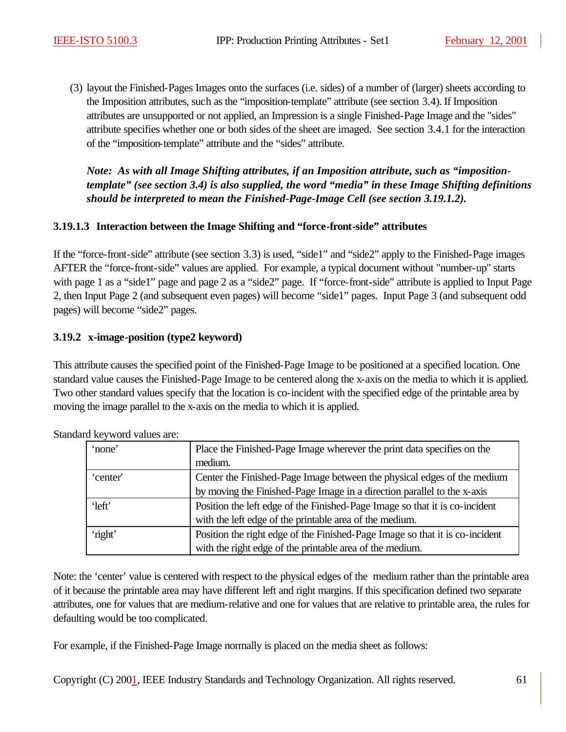(3) layout the Finished-Pages Images onto the surfaces (i.e. sides) of a number of (larger) sheets according to the Imposition attributes, such as the “imposition-template” attribute (see section 3.4). If Imposition attributes are unsupported or not applied, an Impression is a single Finished-Page Image and the "sides" attribute specifies whether one or both sides of the sheet are imaged. See section 3.4.1 for the interaction of the “imposition-template” attribute and the “sides” attribute.

***Note: As with all Image Shifting attributes, if an Imposition attribute, such as “imposition-template” (see section 3.4) is also supplied, the word “media” in these Image Shifting definitions should be interpreted to mean the Finished-Page-Image Cell (see section 3.19.1.2).***

#### 3.19.1.3 Interaction between the Image Shifting and “force-front-side” attributes

If the “force-front-side” attribute (see section 3.3) is used, “side1” and “side2” apply to the Finished-Page images AFTER the “force-front-side” values are applied. For example, a typical document without "number-up" starts with page 1 as a “side1” page and page 2 as a “side2” page. If “force-front-side” attribute is applied to Input Page 2, then Input Page 2 (and subsequent even pages) will become “side1” pages. Input Page 3 (and subsequent odd pages) will become “side2” pages.

### 3.19.2 x-image-position (type2 keyword)

This attribute causes the specified point of the Finished-Page Image to be positioned at a specified location. One standard value causes the Finished-Page Image to be centered along the x-axis on the media to which it is applied. Two other standard values specify that the location is co-incident with the specified edge of the printable area by moving the image parallel to the x-axis on the media to which it is applied.

Standard keyword values are:

| Keyword | Description |
| --- | --- |
| ‘none’ | Place the Finished-Page Image wherever the print data specifies on the medium. |
| ‘center' | Center the Finished-Page Image between the physical edges of the medium by moving the Finished-Page Image in a direction parallel to the x-axis |
| ‘left’ | Position the left edge of the Finished-Page Image so that it is co-incident with the left edge of the printable area of the medium. |
| ‘right’ | Position the right edge of the Finished-Page Image so that it is co-incident with the right edge of the printable area of the medium. |

Note: the ‘center’ value is centered with respect to the physical edges of the medium rather than the printable area of it because the printable area may have different left and right margins. If this specification defined two separate attributes, one for values that are medium-relative and one for values that are relative to printable area, the rules for defaulting would be too complicated.

For example, if the Finished-Page Image normally is placed on the media sheet as follows: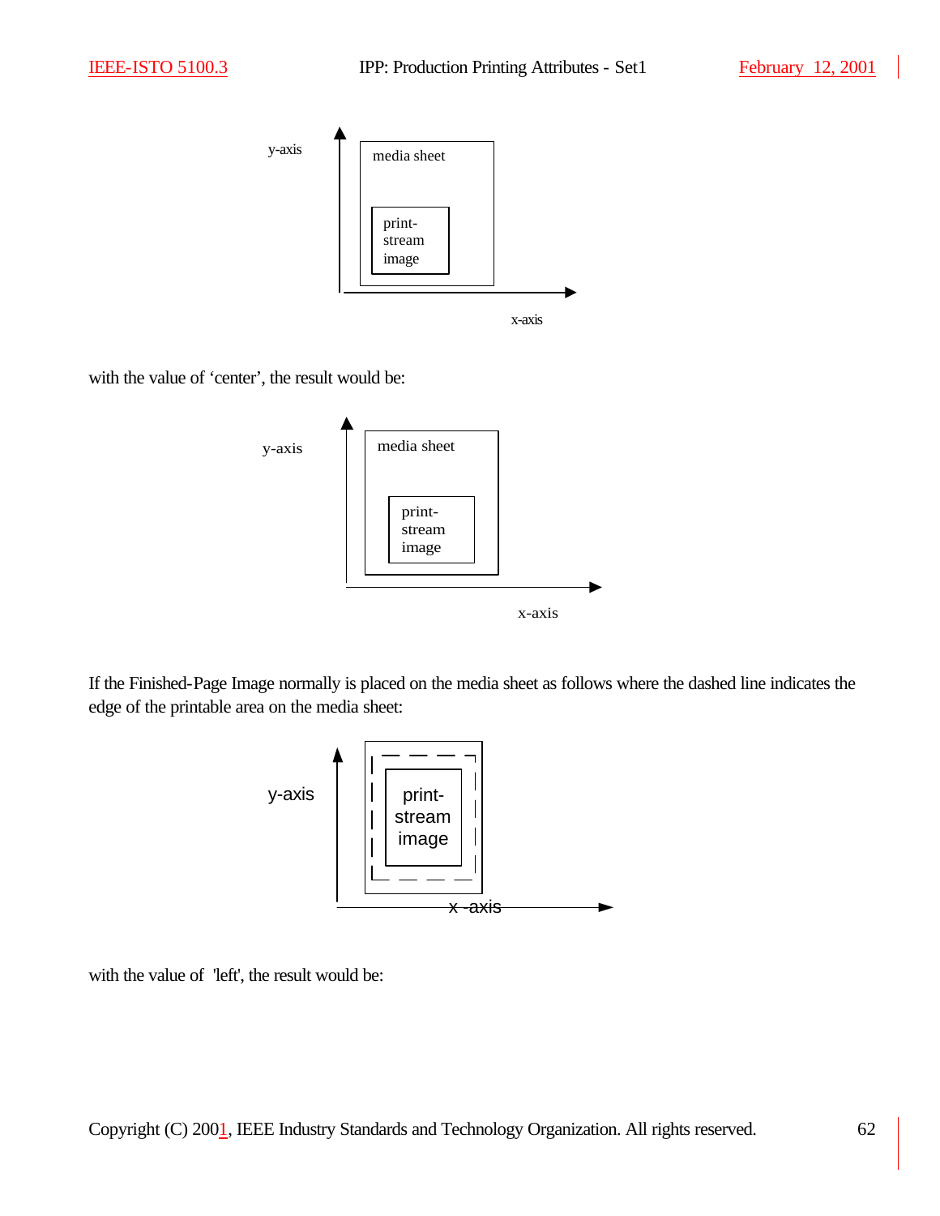with the value of ‘center’, the result would be:

If the Finished-Page Image normally is placed on the media sheet as follows where the dashed line indicates the edge of the printable area on the media sheet:

with the value of 'left', the result would be: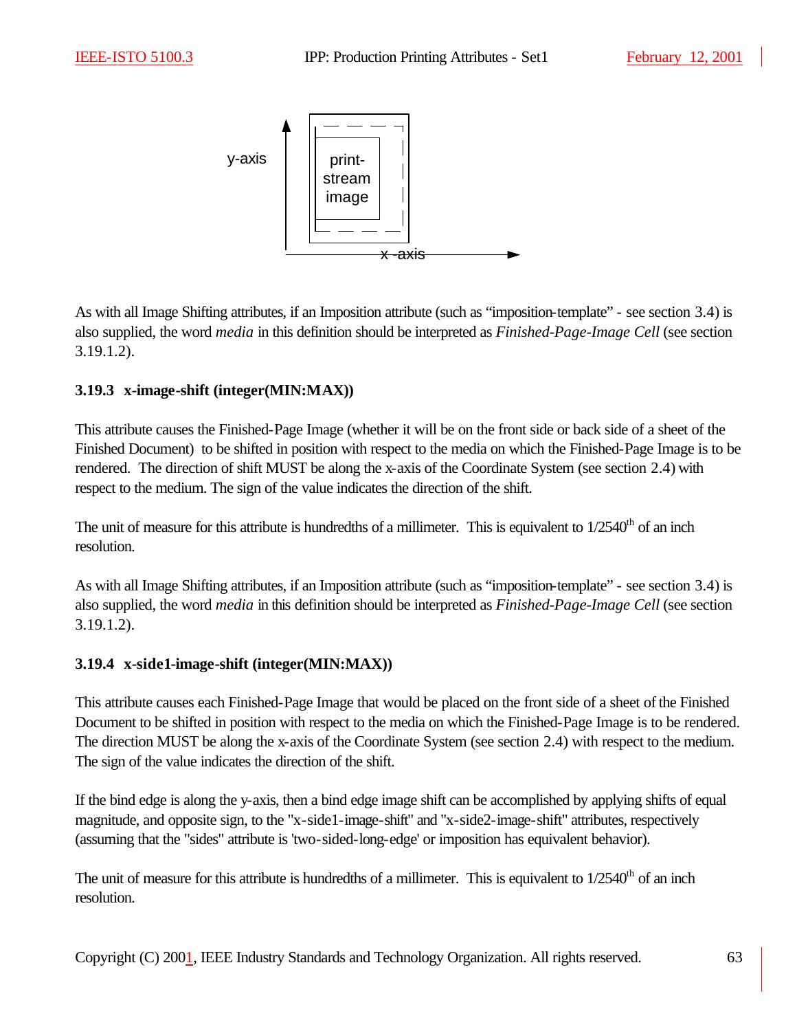y-axis

print-stream image

x -axis

As with all Image Shifting attributes, if an Imposition attribute (such as “imposition-template” - see section 3.4) is also supplied, the word *media* in this definition should be interpreted as *Finished-Page-Image Cell* (see section 3.19.1.2).

### 3.19.3 x-image-shift (integer(MIN:MAX))

This attribute causes the Finished-Page Image (whether it will be on the front side or back side of a sheet of the Finished Document) to be shifted in position with respect to the media on which the Finished-Page Image is to be rendered. The direction of shift MUST be along the x-axis of the Coordinate System (see section 2.4) with respect to the medium. The sign of the value indicates the direction of the shift.

The unit of measure for this attribute is hundredths of a millimeter. This is equivalent to 1/2540th of an inch resolution.

As with all Image Shifting attributes, if an Imposition attribute (such as “imposition-template” - see section 3.4) is also supplied, the word *media* in this definition should be interpreted as *Finished-Page-Image Cell* (see section 3.19.1.2).

### 3.19.4 x-side1-image-shift (integer(MIN:MAX))

This attribute causes each Finished-Page Image that would be placed on the front side of a sheet of the Finished Document to be shifted in position with respect to the media on which the Finished-Page Image is to be rendered. The direction MUST be along the x-axis of the Coordinate System (see section 2.4) with respect to the medium. The sign of the value indicates the direction of the shift.

If the bind edge is along the y-axis, then a bind edge image shift can be accomplished by applying shifts of equal magnitude, and opposite sign, to the "x-side1-image-shift" and "x-side2-image-shift" attributes, respectively (assuming that the "sides" attribute is 'two-sided-long-edge' or imposition has equivalent behavior).

The unit of measure for this attribute is hundredths of a millimeter. This is equivalent to 1/2540th of an inch resolution.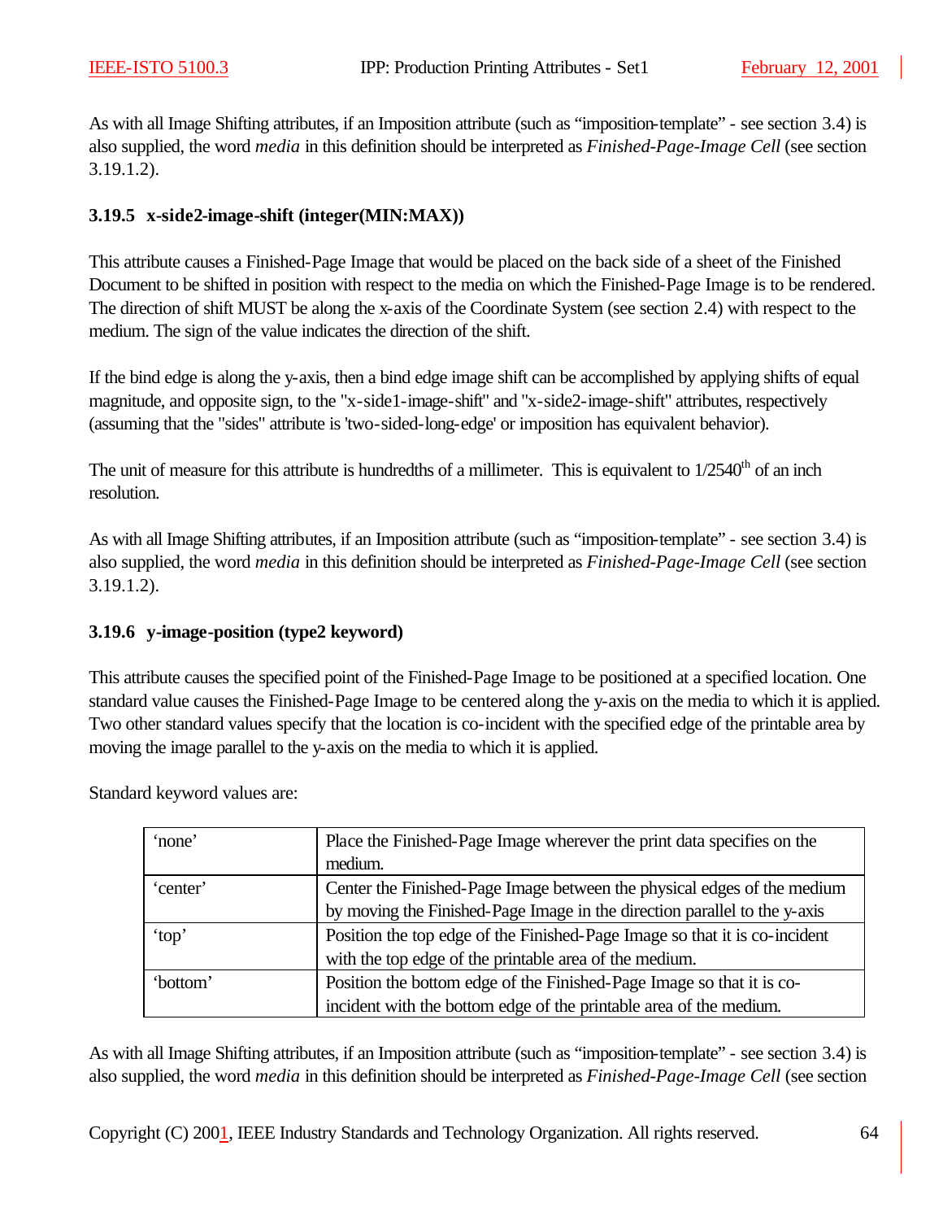As with all Image Shifting attributes, if an Imposition attribute (such as "imposition-template" - see section 3.4) is also supplied, the word *media* in this definition should be interpreted as *Finished-Page-Image Cell* (see section 3.19.1.2).

### 3.19.5 x-side2-image-shift (integer(MIN:MAX))

This attribute causes a Finished-Page Image that would be placed on the back side of a sheet of the Finished Document to be shifted in position with respect to the media on which the Finished-Page Image is to be rendered. The direction of shift MUST be along the x-axis of the Coordinate System (see section 2.4) with respect to the medium. The sign of the value indicates the direction of the shift.

If the bind edge is along the y-axis, then a bind edge image shift can be accomplished by applying shifts of equal magnitude, and opposite sign, to the "x-side1-image-shift" and "x-side2-image-shift" attributes, respectively (assuming that the "sides" attribute is 'two-sided-long-edge' or imposition has equivalent behavior).

The unit of measure for this attribute is hundredths of a millimeter. This is equivalent to 1/2540th of an inch resolution.

As with all Image Shifting attributes, if an Imposition attribute (such as "imposition-template" - see section 3.4) is also supplied, the word *media* in this definition should be interpreted as *Finished-Page-Image Cell* (see section 3.19.1.2).

### 3.19.6 y-image-position (type2 keyword)

This attribute causes the specified point of the Finished-Page Image to be positioned at a specified location. One standard value causes the Finished-Page Image to be centered along the y-axis on the media to which it is applied. Two other standard values specify that the location is co-incident with the specified edge of the printable area by moving the image parallel to the y-axis on the media to which it is applied.

Standard keyword values are:

| | |
|---|---|
| 'none' | Place the Finished-Page Image wherever the print data specifies on the medium. |
| 'center' | Center the Finished-Page Image between the physical edges of the medium by moving the Finished-Page Image in the direction parallel to the y-axis |
| 'top' | Position the top edge of the Finished-Page Image so that it is co-incident with the top edge of the printable area of the medium. |
| 'bottom' | Position the bottom edge of the Finished-Page Image so that it is co-incident with the bottom edge of the printable area of the medium. |

As with all Image Shifting attributes, if an Imposition attribute (such as "imposition-template" - see section 3.4) is also supplied, the word *media* in this definition should be interpreted as *Finished-Page-Image Cell* (see section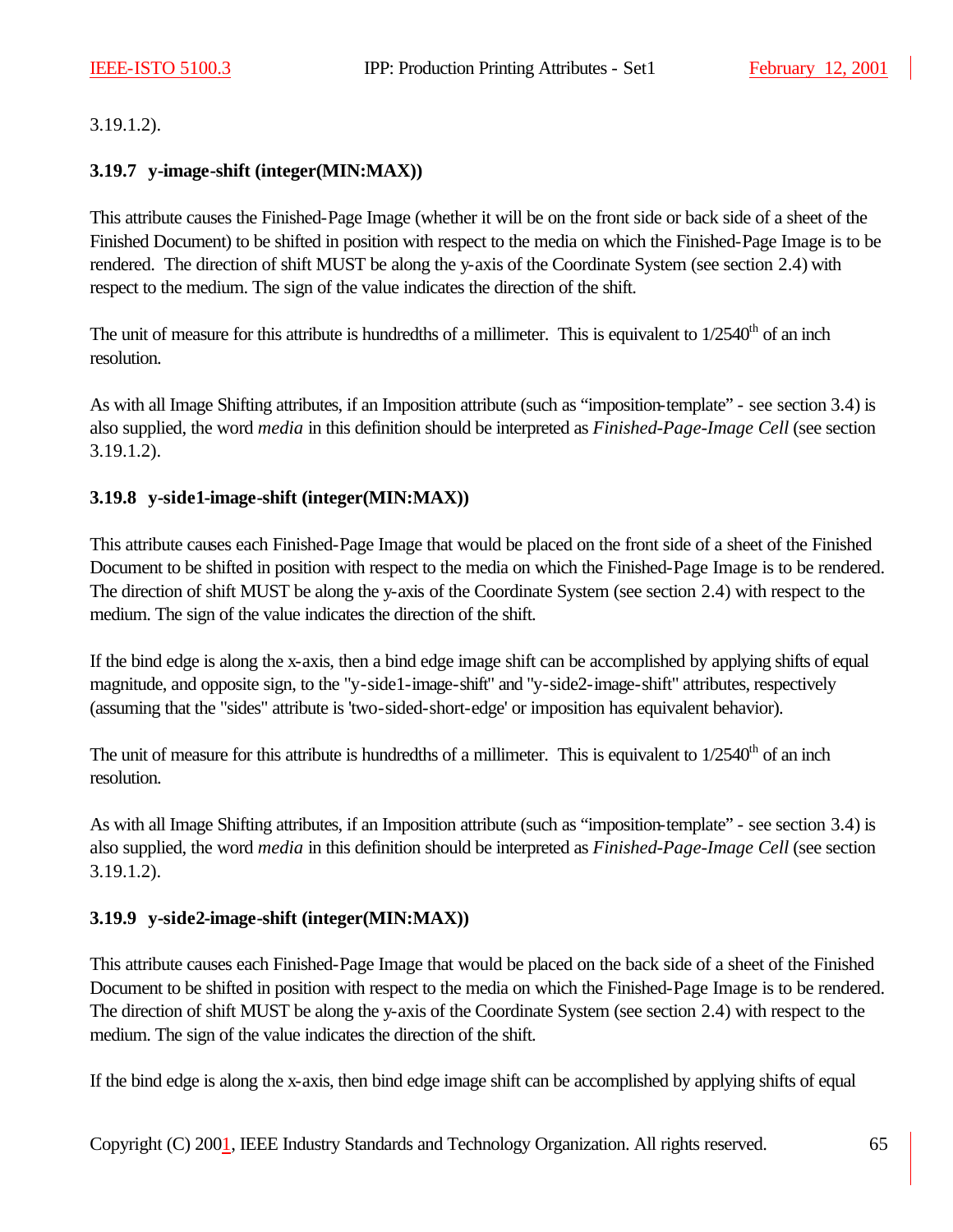3.19.1.2).

### 3.19.7 y-image-shift (integer(MIN:MAX))

This attribute causes the Finished-Page Image (whether it will be on the front side or back side of a sheet of the Finished Document) to be shifted in position with respect to the media on which the Finished-Page Image is to be rendered. The direction of shift MUST be along the y-axis of the Coordinate System (see section 2.4) with respect to the medium. The sign of the value indicates the direction of the shift.

The unit of measure for this attribute is hundredths of a millimeter. This is equivalent to 1/2540th of an inch resolution.

As with all Image Shifting attributes, if an Imposition attribute (such as "imposition-template" - see section 3.4) is also supplied, the word *media* in this definition should be interpreted as *Finished-Page-Image Cell* (see section 3.19.1.2).

### 3.19.8 y-side1-image-shift (integer(MIN:MAX))

This attribute causes each Finished-Page Image that would be placed on the front side of a sheet of the Finished Document to be shifted in position with respect to the media on which the Finished-Page Image is to be rendered. The direction of shift MUST be along the y-axis of the Coordinate System (see section 2.4) with respect to the medium. The sign of the value indicates the direction of the shift.

If the bind edge is along the x-axis, then a bind edge image shift can be accomplished by applying shifts of equal magnitude, and opposite sign, to the "y-side1-image-shift" and "y-side2-image-shift" attributes, respectively (assuming that the "sides" attribute is 'two-sided-short-edge' or imposition has equivalent behavior).

The unit of measure for this attribute is hundredths of a millimeter. This is equivalent to 1/2540th of an inch resolution.

As with all Image Shifting attributes, if an Imposition attribute (such as "imposition-template" - see section 3.4) is also supplied, the word *media* in this definition should be interpreted as *Finished-Page-Image Cell* (see section 3.19.1.2).

### 3.19.9 y-side2-image-shift (integer(MIN:MAX))

This attribute causes each Finished-Page Image that would be placed on the back side of a sheet of the Finished Document to be shifted in position with respect to the media on which the Finished-Page Image is to be rendered. The direction of shift MUST be along the y-axis of the Coordinate System (see section 2.4) with respect to the medium. The sign of the value indicates the direction of the shift.

If the bind edge is along the x-axis, then bind edge image shift can be accomplished by applying shifts of equal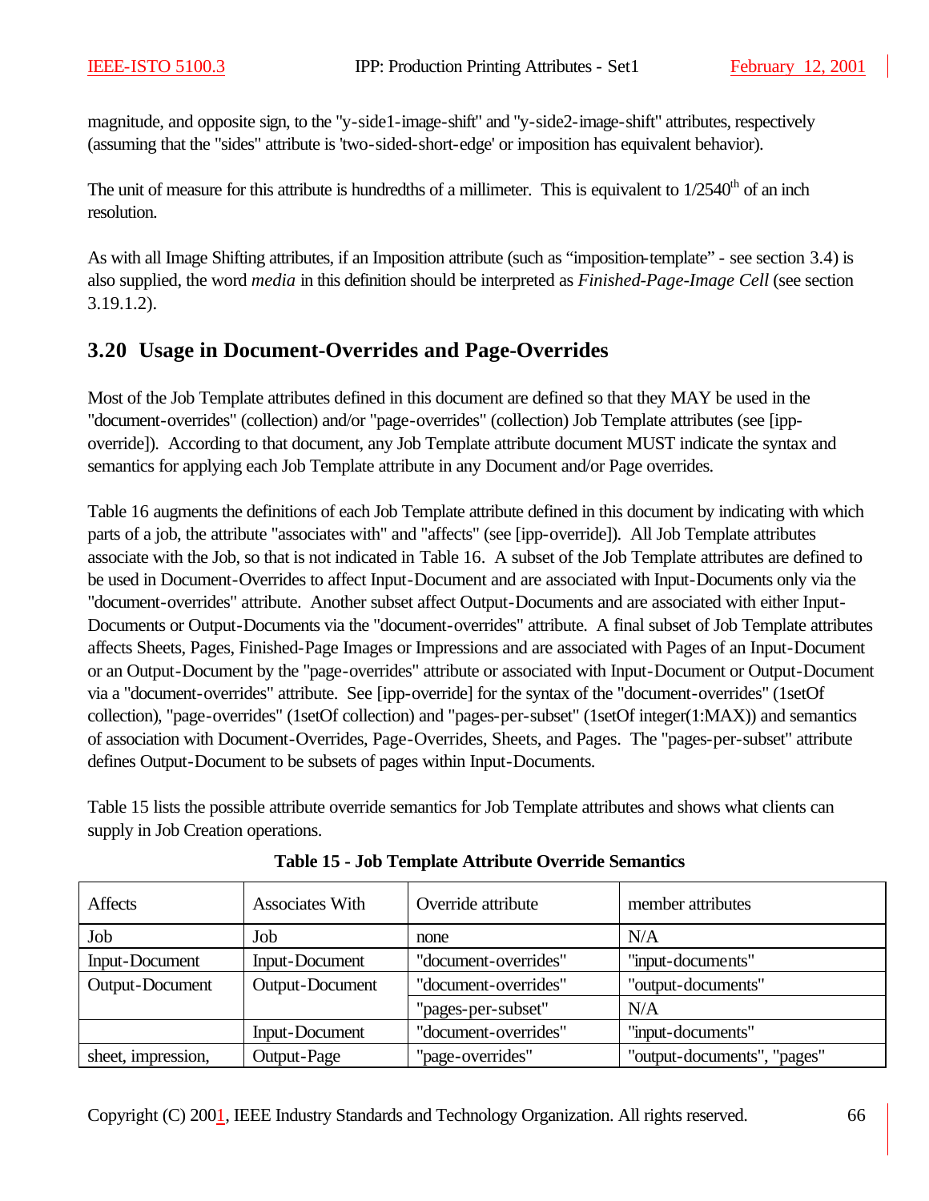magnitude, and opposite sign, to the "y-side1-image-shift" and "y-side2-image-shift" attributes, respectively (assuming that the "sides" attribute is 'two-sided-short-edge' or imposition has equivalent behavior).

The unit of measure for this attribute is hundredths of a millimeter. This is equivalent to 1/2540th of an inch resolution.

As with all Image Shifting attributes, if an Imposition attribute (such as "imposition-template" - see section 3.4) is also supplied, the word *media* in this definition should be interpreted as *Finished-Page-Image Cell* (see section 3.19.1.2).

## 3.20 Usage in Document-Overrides and Page-Overrides

Most of the Job Template attributes defined in this document are defined so that they MAY be used in the "document-overrides" (collection) and/or "page-overrides" (collection) Job Template attributes (see [ipp-override]). According to that document, any Job Template attribute document MUST indicate the syntax and semantics for applying each Job Template attribute in any Document and/or Page overrides.

Table 16 augments the definitions of each Job Template attribute defined in this document by indicating with which parts of a job, the attribute "associates with" and "affects" (see [ipp-override]). All Job Template attributes associate with the Job, so that is not indicated in Table 16. A subset of the Job Template attributes are defined to be used in Document-Overrides to affect Input-Document and are associated with Input-Documents only via the "document-overrides" attribute. Another subset affect Output-Documents and are associated with either Input-Documents or Output-Documents via the "document-overrides" attribute. A final subset of Job Template attributes affects Sheets, Pages, Finished-Page Images or Impressions and are associated with Pages of an Input-Document or an Output-Document by the "page-overrides" attribute or associated with Input-Document or Output-Document via a "document-overrides" attribute. See [ipp-override] for the syntax of the "document-overrides" (1setOf collection), "page-overrides" (1setOf collection) and "pages-per-subset" (1setOf integer(1:MAX)) and semantics of association with Document-Overrides, Page-Overrides, Sheets, and Pages. The "pages-per-subset" attribute defines Output-Document to be subsets of pages within Input-Documents.

Table 15 lists the possible attribute override semantics for Job Template attributes and shows what clients can supply in Job Creation operations.

**Table 15 - Job Template Attribute Override Semantics**

| Affects | Associates With | Override attribute | member attributes |
|---|---|---|---|
| Job | Job | none | N/A |
| Input-Document | Input-Document | "document-overrides" | "input-documents" |
| Output-Document | Output-Document | "document-overrides" | "output-documents" |
| | | "pages-per-subset" | N/A |
| | Input-Document | "document-overrides" | "input-documents" |
| sheet, impression, | Output-Page | "page-overrides" | "output-documents", "pages" |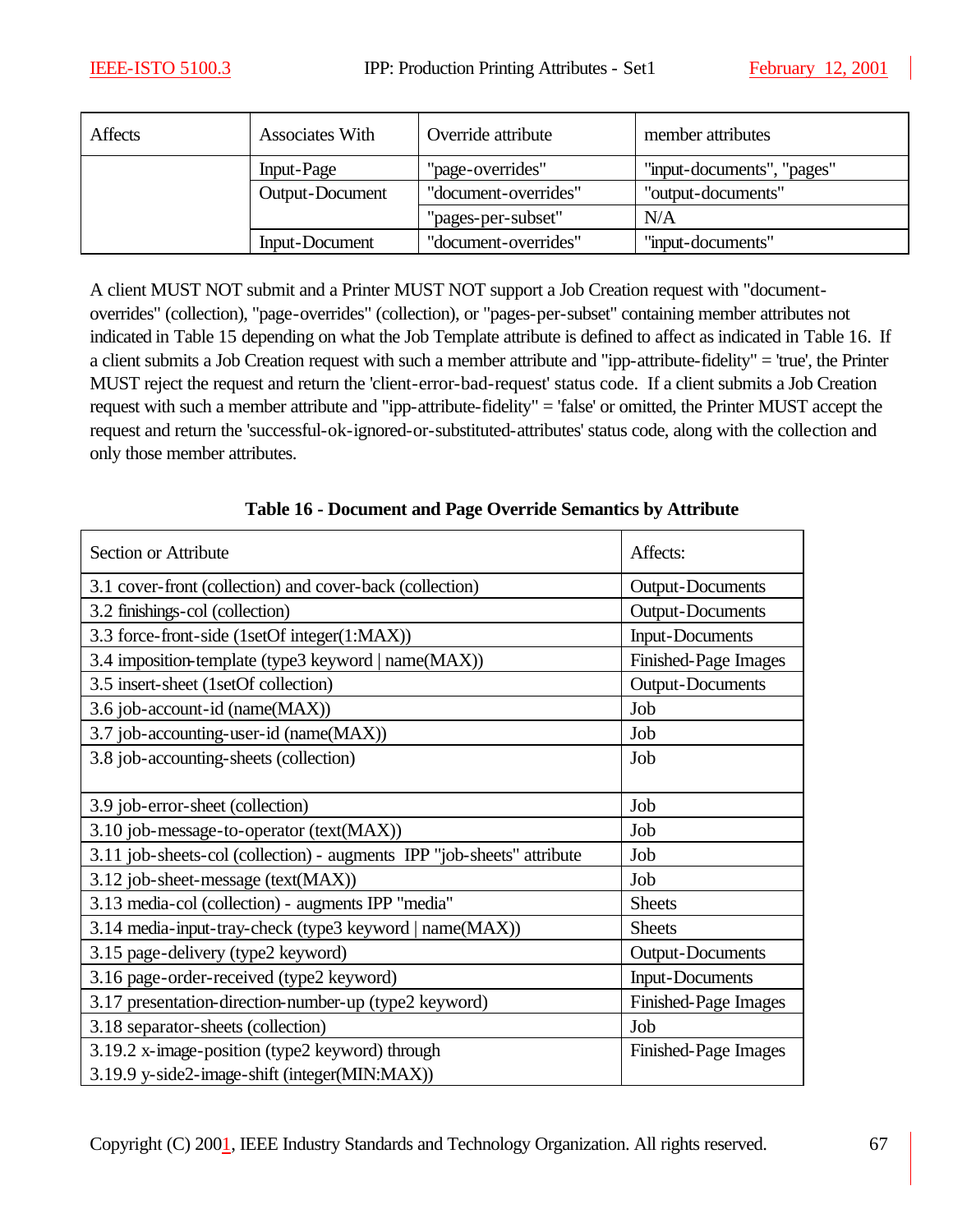| Affects | Associates With | Override attribute | member attributes |
|---|---|---|---|
| | Input-Page | "page-overrides" | "input-documents", "pages" |
| | Output-Document | "document-overrides" | "output-documents" |
| | | "pages-per-subset" | N/A |
| | Input-Document | "document-overrides" | "input-documents" |

A client MUST NOT submit and a Printer MUST NOT support a Job Creation request with "document-overrides" (collection), "page-overrides" (collection), or "pages-per-subset" containing member attributes not indicated in Table 15 depending on what the Job Template attribute is defined to affect as indicated in Table 16. If a client submits a Job Creation request with such a member attribute and "ipp-attribute-fidelity" = 'true', the Printer MUST reject the request and return the 'client-error-bad-request' status code. If a client submits a Job Creation request with such a member attribute and "ipp-attribute-fidelity" = 'false' or omitted, the Printer MUST accept the request and return the 'successful-ok-ignored-or-substituted-attributes' status code, along with the collection and only those member attributes.

**Table 16 - Document and Page Override Semantics by Attribute**

| Section or Attribute | Affects: |
|---|---|
| 3.1 cover-front (collection) and cover-back (collection) | Output-Documents |
| 3.2 finishings-col (collection) | Output-Documents |
| 3.3 force-front-side (1setOf integer(1:MAX)) | Input-Documents |
| 3.4 imposition-template (type3 keyword \| name(MAX)) | Finished-Page Images |
| 3.5 insert-sheet (1setOf collection) | Output-Documents |
| 3.6 job-account-id (name(MAX)) | Job |
| 3.7 job-accounting-user-id (name(MAX)) | Job |
| 3.8 job-accounting-sheets (collection) | Job |
| 3.9 job-error-sheet (collection) | Job |
| 3.10 job-message-to-operator (text(MAX)) | Job |
| 3.11 job-sheets-col (collection) - augments IPP "job-sheets" attribute | Job |
| 3.12 job-sheet-message (text(MAX)) | Job |
| 3.13 media-col (collection) - augments IPP "media" | Sheets |
| 3.14 media-input-tray-check (type3 keyword \| name(MAX)) | Sheets |
| 3.15 page-delivery (type2 keyword) | Output-Documents |
| 3.16 page-order-received (type2 keyword) | Input-Documents |
| 3.17 presentation-direction-number-up (type2 keyword) | Finished-Page Images |
| 3.18 separator-sheets (collection) | Job |
| 3.19.2 x-image-position (type2 keyword) through 3.19.9 y-side2-image-shift (integer(MIN:MAX)) | Finished-Page Images |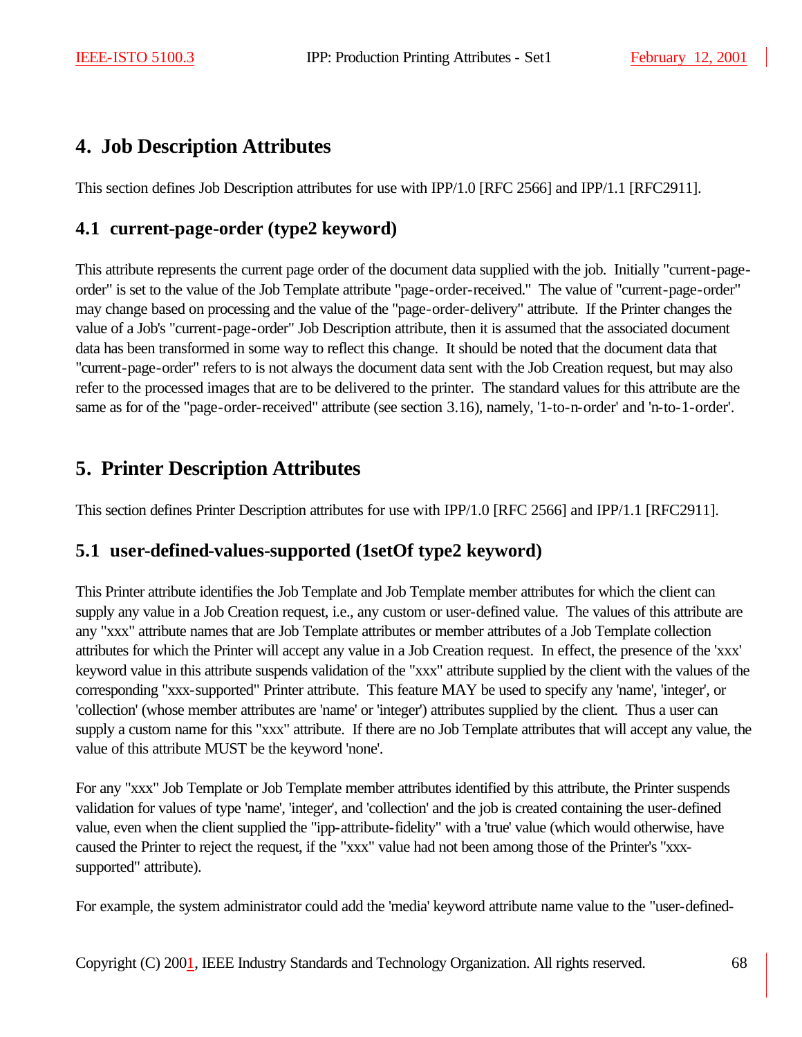# 4. Job Description Attributes

This section defines Job Description attributes for use with IPP/1.0 [RFC 2566] and IPP/1.1 [RFC2911].

## 4.1 current-page-order (type2 keyword)

This attribute represents the current page order of the document data supplied with the job. Initially "current-page-order" is set to the value of the Job Template attribute "page-order-received." The value of "current-page-order" may change based on processing and the value of the "page-order-delivery" attribute. If the Printer changes the value of a Job's "current-page-order" Job Description attribute, then it is assumed that the associated document data has been transformed in some way to reflect this change. It should be noted that the document data that "current-page-order" refers to is not always the document data sent with the Job Creation request, but may also refer to the processed images that are to be delivered to the printer. The standard values for this attribute are the same as for of the "page-order-received" attribute (see section 3.16), namely, '1-to-n-order' and 'n-to-1-order'.

# 5. Printer Description Attributes

This section defines Printer Description attributes for use with IPP/1.0 [RFC 2566] and IPP/1.1 [RFC2911].

## 5.1 user-defined-values-supported (1setOf type2 keyword)

This Printer attribute identifies the Job Template and Job Template member attributes for which the client can supply any value in a Job Creation request, i.e., any custom or user-defined value. The values of this attribute are any "xxx" attribute names that are Job Template attributes or member attributes of a Job Template collection attributes for which the Printer will accept any value in a Job Creation request. In effect, the presence of the 'xxx' keyword value in this attribute suspends validation of the "xxx" attribute supplied by the client with the values of the corresponding "xxx-supported" Printer attribute. This feature MAY be used to specify any 'name', 'integer', or 'collection' (whose member attributes are 'name' or 'integer') attributes supplied by the client. Thus a user can supply a custom name for this "xxx" attribute. If there are no Job Template attributes that will accept any value, the value of this attribute MUST be the keyword 'none'.

For any "xxx" Job Template or Job Template member attributes identified by this attribute, the Printer suspends validation for values of type 'name', 'integer', and 'collection' and the job is created containing the user-defined value, even when the client supplied the "ipp-attribute-fidelity" with a 'true' value (which would otherwise, have caused the Printer to reject the request, if the "xxx" value had not been among those of the Printer's "xxx-supported" attribute).

For example, the system administrator could add the 'media' keyword attribute name value to the "user-defined-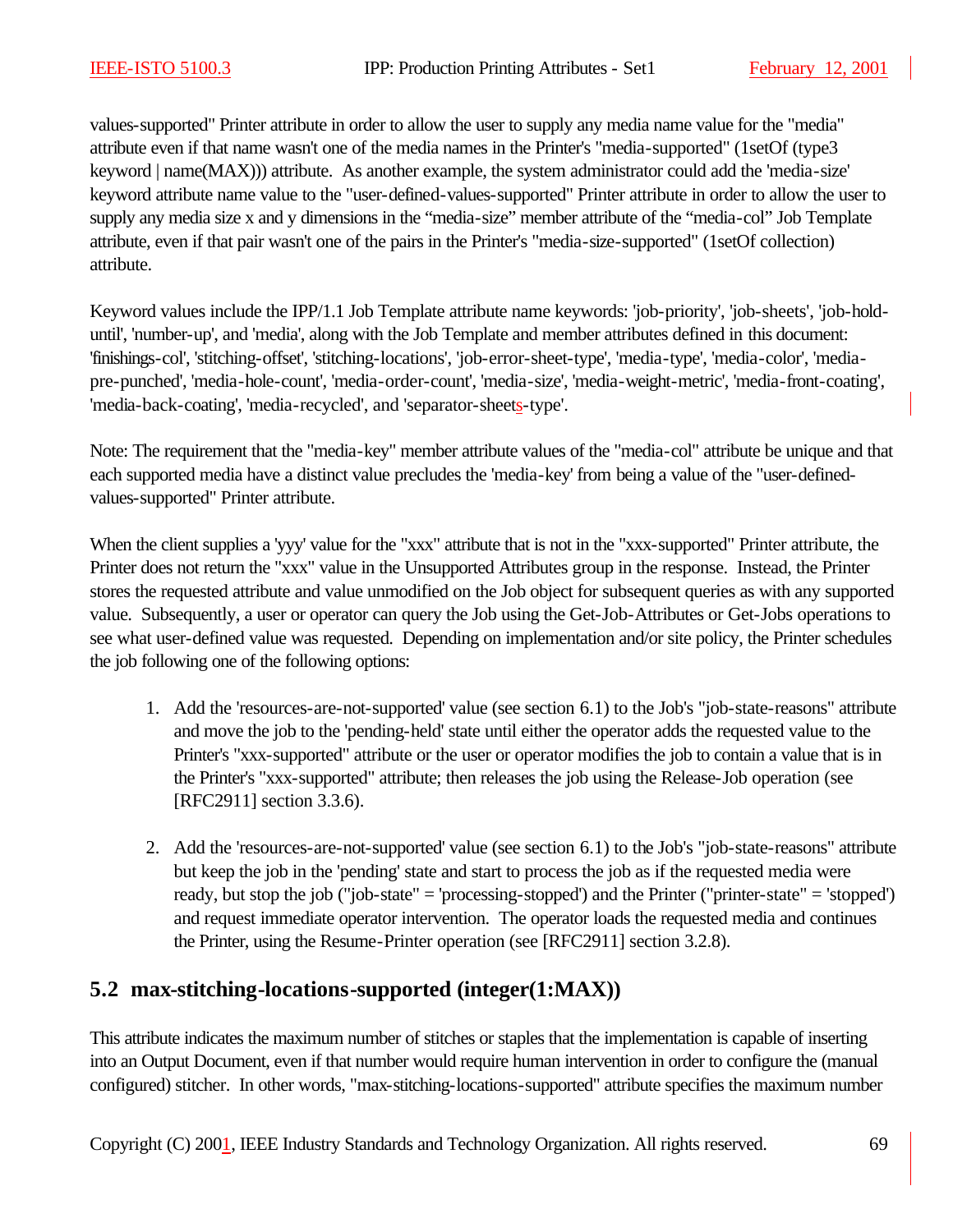values-supported" Printer attribute in order to allow the user to supply any media name value for the "media" attribute even if that name wasn't one of the media names in the Printer's "media-supported" (1setOf (type3 keyword | name(MAX))) attribute. As another example, the system administrator could add the 'media-size' keyword attribute name value to the "user-defined-values-supported" Printer attribute in order to allow the user to supply any media size x and y dimensions in the "media-size" member attribute of the "media-col" Job Template attribute, even if that pair wasn't one of the pairs in the Printer's "media-size-supported" (1setOf collection) attribute.

Keyword values include the IPP/1.1 Job Template attribute name keywords: 'job-priority', 'job-sheets', 'job-hold-until', 'number-up', and 'media', along with the Job Template and member attributes defined in this document: 'finishings-col', 'stitching-offset', 'stitching-locations', 'job-error-sheet-type', 'media-type', 'media-color', 'media-pre-punched', 'media-hole-count', 'media-order-count', 'media-size', 'media-weight-metric', 'media-front-coating', 'media-back-coating', 'media-recycled', and 'separator-sheets-type'.

Note: The requirement that the "media-key" member attribute values of the "media-col" attribute be unique and that each supported media have a distinct value precludes the 'media-key' from being a value of the "user-defined-values-supported" Printer attribute.

When the client supplies a 'yyy' value for the "xxx" attribute that is not in the "xxx-supported" Printer attribute, the Printer does not return the "xxx" value in the Unsupported Attributes group in the response. Instead, the Printer stores the requested attribute and value unmodified on the Job object for subsequent queries as with any supported value. Subsequently, a user or operator can query the Job using the Get-Job-Attributes or Get-Jobs operations to see what user-defined value was requested. Depending on implementation and/or site policy, the Printer schedules the job following one of the following options:

1. Add the 'resources-are-not-supported' value (see section 6.1) to the Job's "job-state-reasons" attribute and move the job to the 'pending-held' state until either the operator adds the requested value to the Printer's "xxx-supported" attribute or the user or operator modifies the job to contain a value that is in the Printer's "xxx-supported" attribute; then releases the job using the Release-Job operation (see [RFC2911] section 3.3.6).

2. Add the 'resources-are-not-supported' value (see section 6.1) to the Job's "job-state-reasons" attribute but keep the job in the 'pending' state and start to process the job as if the requested media were ready, but stop the job ("job-state" = 'processing-stopped') and the Printer ("printer-state" = 'stopped') and request immediate operator intervention. The operator loads the requested media and continues the Printer, using the Resume-Printer operation (see [RFC2911] section 3.2.8).

## 5.2 max-stitching-locations-supported (integer(1:MAX))

This attribute indicates the maximum number of stitches or staples that the implementation is capable of inserting into an Output Document, even if that number would require human intervention in order to configure the (manual configured) stitcher. In other words, "max-stitching-locations-supported" attribute specifies the maximum number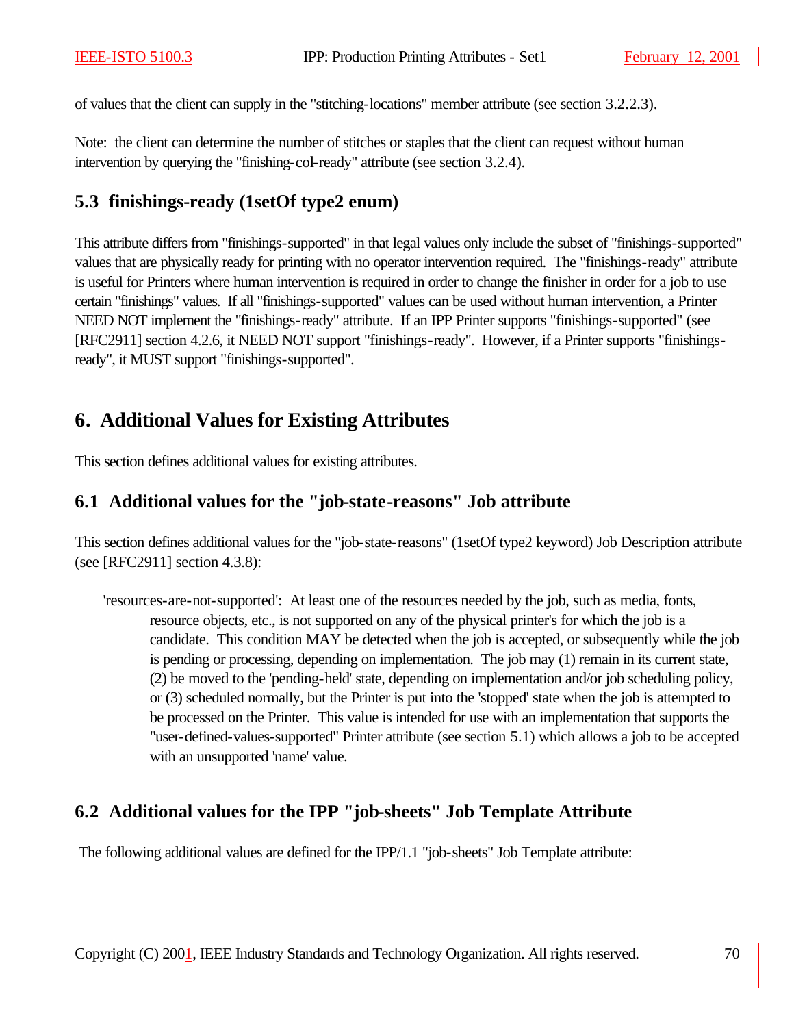of values that the client can supply in the "stitching-locations" member attribute (see section 3.2.2.3).

Note: the client can determine the number of stitches or staples that the client can request without human intervention by querying the "finishing-col-ready" attribute (see section 3.2.4).

## 5.3 finishings-ready (1setOf type2 enum)

This attribute differs from "finishings-supported" in that legal values only include the subset of "finishings-supported" values that are physically ready for printing with no operator intervention required. The "finishings-ready" attribute is useful for Printers where human intervention is required in order to change the finisher in order for a job to use certain "finishings" values. If all "finishings-supported" values can be used without human intervention, a Printer NEED NOT implement the "finishings-ready" attribute. If an IPP Printer supports "finishings-supported" (see [RFC2911] section 4.2.6, it NEED NOT support "finishings-ready". However, if a Printer supports "finishings-ready", it MUST support "finishings-supported".

# 6. Additional Values for Existing Attributes

This section defines additional values for existing attributes.

## 6.1 Additional values for the "job-state-reasons" Job attribute

This section defines additional values for the "job-state-reasons" (1setOf type2 keyword) Job Description attribute (see [RFC2911] section 4.3.8):

'resources-are-not-supported': At least one of the resources needed by the job, such as media, fonts, resource objects, etc., is not supported on any of the physical printer's for which the job is a candidate. This condition MAY be detected when the job is accepted, or subsequently while the job is pending or processing, depending on implementation. The job may (1) remain in its current state, (2) be moved to the 'pending-held' state, depending on implementation and/or job scheduling policy, or (3) scheduled normally, but the Printer is put into the 'stopped' state when the job is attempted to be processed on the Printer. This value is intended for use with an implementation that supports the "user-defined-values-supported" Printer attribute (see section 5.1) which allows a job to be accepted with an unsupported 'name' value.

## 6.2 Additional values for the IPP "job-sheets" Job Template Attribute

The following additional values are defined for the IPP/1.1 "job-sheets" Job Template attribute: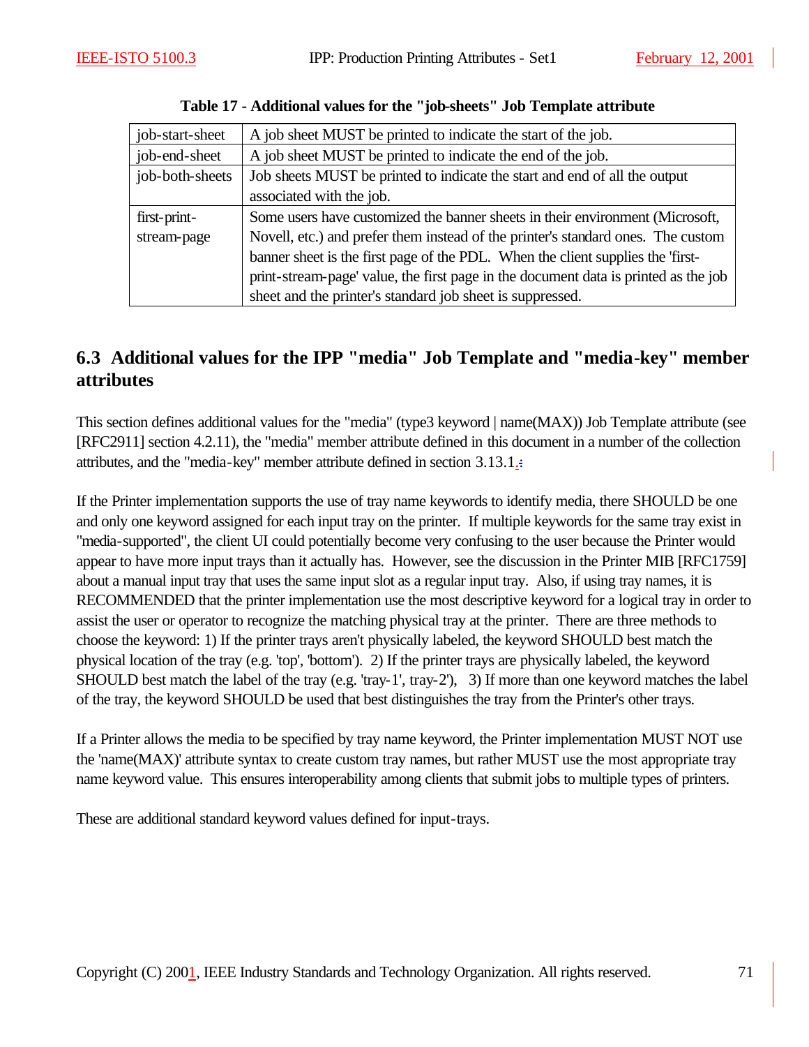**Table 17 - Additional values for the "job-sheets" Job Template attribute**

| | |
|---|---|
| job-start-sheet | A job sheet MUST be printed to indicate the start of the job. |
| job-end-sheet | A job sheet MUST be printed to indicate the end of the job. |
| job-both-sheets | Job sheets MUST be printed to indicate the start and end of all the output associated with the job. |
| first-print-stream-page | Some users have customized the banner sheets in their environment (Microsoft, Novell, etc.) and prefer them instead of the printer's standard ones. The custom banner sheet is the first page of the PDL. When the client supplies the 'first-print-stream-page' value, the first page in the document data is printed as the job sheet and the printer's standard job sheet is suppressed. |

## 6.3 Additional values for the IPP "media" Job Template and "media-key" member attributes

This section defines additional values for the "media" (type3 keyword | name(MAX)) Job Template attribute (see [RFC2911] section 4.2.11), the "media" member attribute defined in this document in a number of the collection attributes, and the "media-key" member attribute defined in section 3.13.1.:

If the Printer implementation supports the use of tray name keywords to identify media, there SHOULD be one and only one keyword assigned for each input tray on the printer. If multiple keywords for the same tray exist in "media-supported", the client UI could potentially become very confusing to the user because the Printer would appear to have more input trays than it actually has. However, see the discussion in the Printer MIB [RFC1759] about a manual input tray that uses the same input slot as a regular input tray. Also, if using tray names, it is RECOMMENDED that the printer implementation use the most descriptive keyword for a logical tray in order to assist the user or operator to recognize the matching physical tray at the printer. There are three methods to choose the keyword: 1) If the printer trays aren't physically labeled, the keyword SHOULD best match the physical location of the tray (e.g. 'top', 'bottom'). 2) If the printer trays are physically labeled, the keyword SHOULD best match the label of the tray (e.g. 'tray-1', tray-2'), 3) If more than one keyword matches the label of the tray, the keyword SHOULD be used that best distinguishes the tray from the Printer's other trays.

If a Printer allows the media to be specified by tray name keyword, the Printer implementation MUST NOT use the 'name(MAX)' attribute syntax to create custom tray names, but rather MUST use the most appropriate tray name keyword value. This ensures interoperability among clients that submit jobs to multiple types of printers.

These are additional standard keyword values defined for input-trays.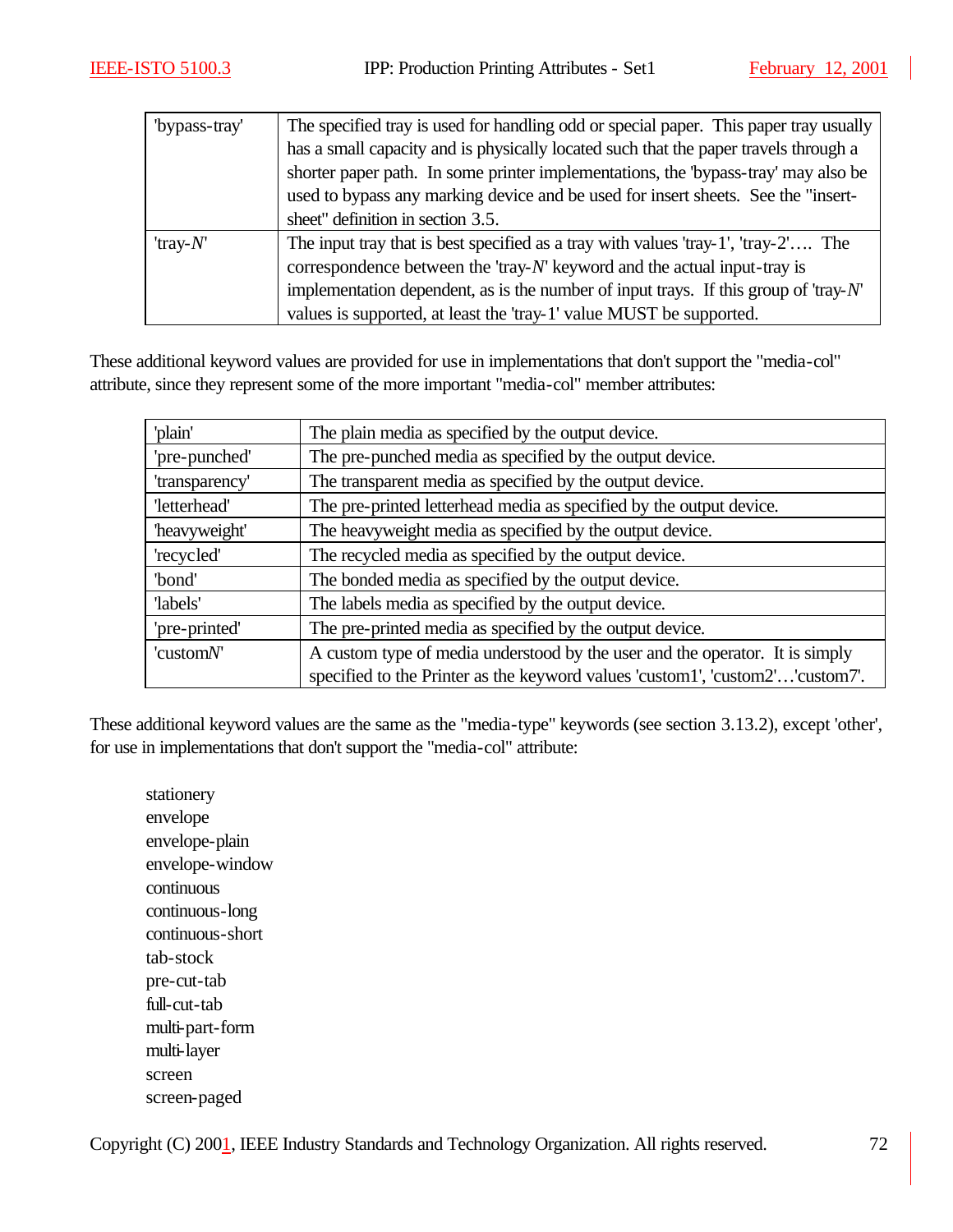| | |
|---|---|
| 'bypass-tray' | The specified tray is used for handling odd or special paper. This paper tray usually has a small capacity and is physically located such that the paper travels through a shorter paper path. In some printer implementations, the 'bypass-tray' may also be used to bypass any marking device and be used for insert sheets. See the "insert-sheet" definition in section 3.5. |
| 'tray-*N*' | The input tray that is best specified as a tray with values 'tray-1', 'tray-2'…. The correspondence between the 'tray-*N*' keyword and the actual input-tray is implementation dependent, as is the number of input trays. If this group of 'tray-*N*' values is supported, at least the 'tray-1' value MUST be supported. |

These additional keyword values are provided for use in implementations that don't support the "media-col" attribute, since they represent some of the more important "media-col" member attributes:

| | |
|---|---|
| 'plain' | The plain media as specified by the output device. |
| 'pre-punched' | The pre-punched media as specified by the output device. |
| 'transparency' | The transparent media as specified by the output device. |
| 'letterhead' | The pre-printed letterhead media as specified by the output device. |
| 'heavyweight' | The heavyweight media as specified by the output device. |
| 'recycled' | The recycled media as specified by the output device. |
| 'bond' | The bonded media as specified by the output device. |
| 'labels' | The labels media as specified by the output device. |
| 'pre-printed' | The pre-printed media as specified by the output device. |
| 'custom*N*' | A custom type of media understood by the user and the operator. It is simply specified to the Printer as the keyword values 'custom1', 'custom2'…'custom7'. |

These additional keyword values are the same as the "media-type" keywords (see section 3.13.2), except 'other', for use in implementations that don't support the "media-col" attribute:

stationery
envelope
envelope-plain
envelope-window
continuous
continuous-long
continuous-short
tab-stock
pre-cut-tab
full-cut-tab
multi-part-form
multi-layer
screen
screen-paged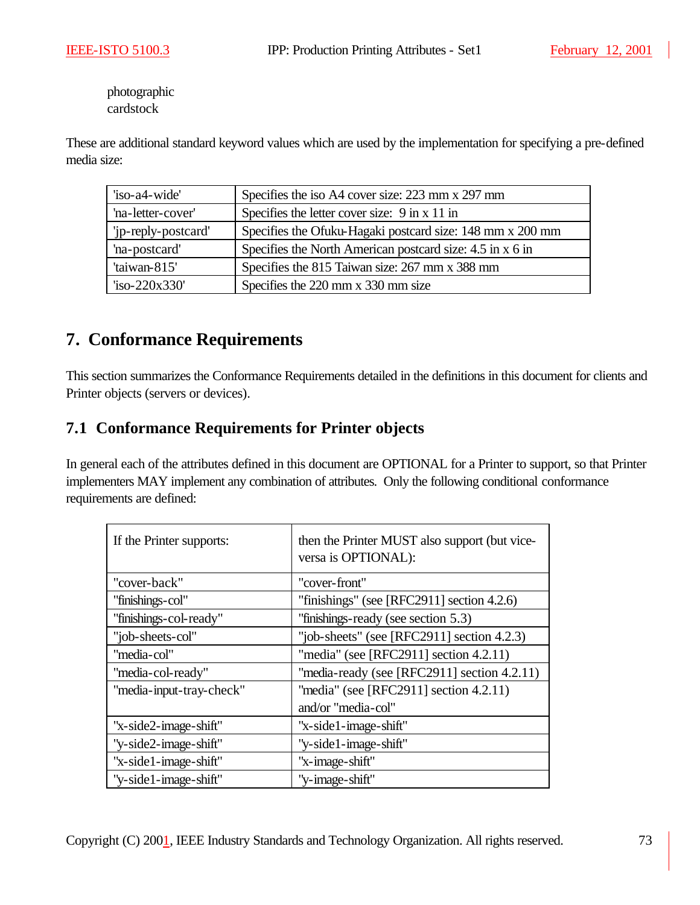photographic
cardstock

These are additional standard keyword values which are used by the implementation for specifying a pre-defined media size:

| | |
|---|---|
| 'iso-a4-wide' | Specifies the iso A4 cover size: 223 mm x 297 mm |
| 'na-letter-cover' | Specifies the letter cover size: 9 in x 11 in |
| 'jp-reply-postcard' | Specifies the Ofuku-Hagaki postcard size: 148 mm x 200 mm |
| 'na-postcard' | Specifies the North American postcard size: 4.5 in x 6 in |
| 'taiwan-815' | Specifies the 815 Taiwan size: 267 mm x 388 mm |
| 'iso-220x330' | Specifies the 220 mm x 330 mm size |

# 7. Conformance Requirements

This section summarizes the Conformance Requirements detailed in the definitions in this document for clients and Printer objects (servers or devices).

## 7.1 Conformance Requirements for Printer objects

In general each of the attributes defined in this document are OPTIONAL for a Printer to support, so that Printer implementers MAY implement any combination of attributes. Only the following conditional conformance requirements are defined:

| If the Printer supports: | then the Printer MUST also support (but vice-versa is OPTIONAL): |
|---|---|
| "cover-back" | "cover-front" |
| "finishings-col" | "finishings" (see [RFC2911] section 4.2.6) |
| "finishings-col-ready" | "finishings-ready (see section 5.3) |
| "job-sheets-col" | "job-sheets" (see [RFC2911] section 4.2.3) |
| "media-col" | "media" (see [RFC2911] section 4.2.11) |
| "media-col-ready" | "media-ready (see [RFC2911] section 4.2.11) |
| "media-input-tray-check" | "media" (see [RFC2911] section 4.2.11) and/or "media-col" |
| "x-side2-image-shift" | "x-side1-image-shift" |
| "y-side2-image-shift" | "y-side1-image-shift" |
| "x-side1-image-shift" | "x-image-shift" |
| "y-side1-image-shift" | "y-image-shift" |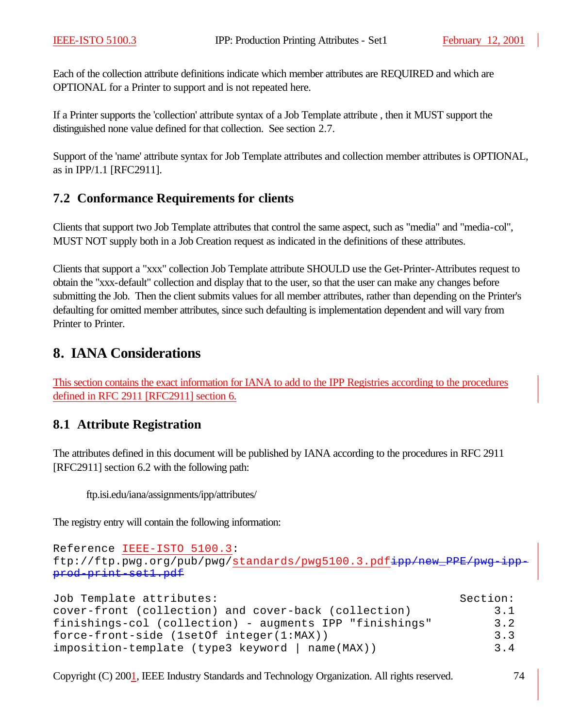Each of the collection attribute definitions indicate which member attributes are REQUIRED and which are OPTIONAL for a Printer to support and is not repeated here.

If a Printer supports the 'collection' attribute syntax of a Job Template attribute , then it MUST support the distinguished none value defined for that collection. See section 2.7.

Support of the 'name' attribute syntax for Job Template attributes and collection member attributes is OPTIONAL, as in IPP/1.1 [RFC2911].

## 7.2 Conformance Requirements for clients

Clients that support two Job Template attributes that control the same aspect, such as "media" and "media-col", MUST NOT supply both in a Job Creation request as indicated in the definitions of these attributes.

Clients that support a "xxx" collection Job Template attribute SHOULD use the Get-Printer-Attributes request to obtain the "xxx-default" collection and display that to the user, so that the user can make any changes before submitting the Job. Then the client submits values for all member attributes, rather than depending on the Printer's defaulting for omitted member attributes, since such defaulting is implementation dependent and will vary from Printer to Printer.

# 8. IANA Considerations

This section contains the exact information for IANA to add to the IPP Registries according to the procedures defined in RFC 2911 [RFC2911] section 6.

## 8.1 Attribute Registration

The attributes defined in this document will be published by IANA according to the procedures in RFC 2911 [RFC2911] section 6.2 with the following path:

ftp.isi.edu/iana/assignments/ipp/attributes/

The registry entry will contain the following information:

```
Reference IEEE-ISTO 5100.3:
ftp://ftp.pwg.org/pub/pwg/standards/pwg5100.3.pdfipp/new_PPE/pwg-ipp-prod-print-set1.pdf

Job Template attributes:                                      Section:
cover-front (collection) and cover-back (collection)              3.1
finishings-col (collection) - augments IPP "finishings"           3.2
force-front-side (1setOf integer(1:MAX))                          3.3
imposition-template (type3 keyword | name(MAX))                   3.4
```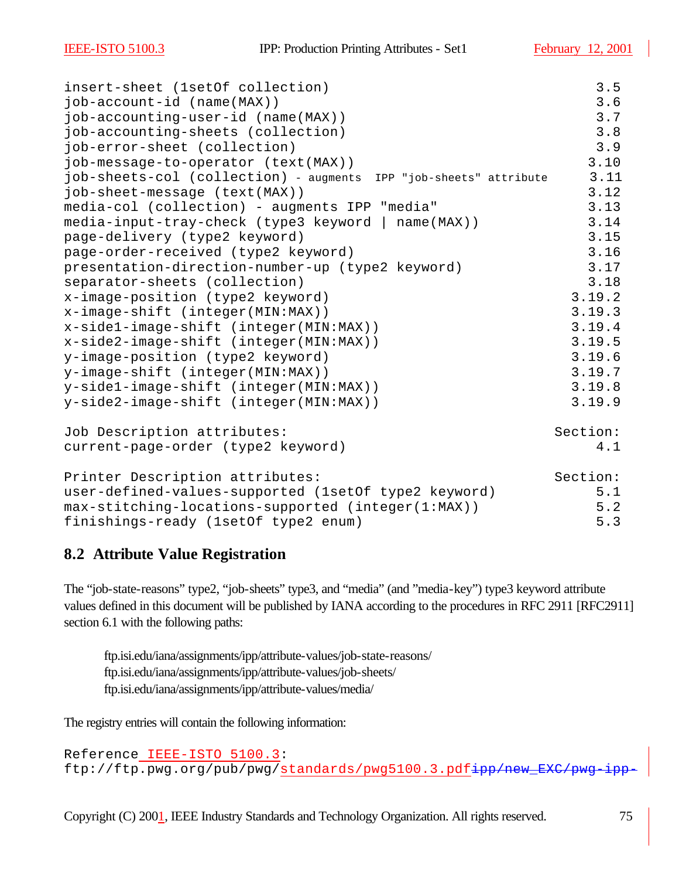```
insert-sheet (1setOf collection)                                        3.5
job-account-id (name(MAX))                                              3.6
job-accounting-user-id (name(MAX))                                      3.7
job-accounting-sheets (collection)                                      3.8
job-error-sheet (collection)                                            3.9
job-message-to-operator (text(MAX))                                    3.10
job-sheets-col (collection) - augments IPP "job-sheets" attribute      3.11
job-sheet-message (text(MAX))                                          3.12
media-col (collection) - augments IPP "media"                          3.13
media-input-tray-check (type3 keyword | name(MAX))                     3.14
page-delivery (type2 keyword)                                          3.15
page-order-received (type2 keyword)                                    3.16
presentation-direction-number-up (type2 keyword)                       3.17
separator-sheets (collection)                                          3.18
x-image-position (type2 keyword)                                     3.19.2
x-image-shift (integer(MIN:MAX))                                     3.19.3
x-side1-image-shift (integer(MIN:MAX))                               3.19.4
x-side2-image-shift (integer(MIN:MAX))                               3.19.5
y-image-position (type2 keyword)                                     3.19.6
y-image-shift (integer(MIN:MAX))                                     3.19.7
y-side1-image-shift (integer(MIN:MAX))                               3.19.8
y-side2-image-shift (integer(MIN:MAX))                               3.19.9

Job Description attributes:                                        Section:
current-page-order (type2 keyword)                                      4.1

Printer Description attributes:                                    Section:
user-defined-values-supported (1setOf type2 keyword)                    5.1
max-stitching-locations-supported (integer(1:MAX))                      5.2
finishings-ready (1setOf type2 enum)                                    5.3
```

## 8.2 Attribute Value Registration

The "job-state-reasons" type2, "job-sheets" type3, and "media" (and "media-key") type3 keyword attribute values defined in this document will be published by IANA according to the procedures in RFC 2911 [RFC2911] section 6.1 with the following paths:

ftp.isi.edu/iana/assignments/ipp/attribute-values/job-state-reasons/
ftp.isi.edu/iana/assignments/ipp/attribute-values/job-sheets/
ftp.isi.edu/iana/assignments/ipp/attribute-values/media/

The registry entries will contain the following information:

```
Reference IEEE-ISTO 5100.3:
ftp://ftp.pwg.org/pub/pwg/standards/pwg5100.3.pdf~~ipp/new_EXC/pwg-ipp-~~
```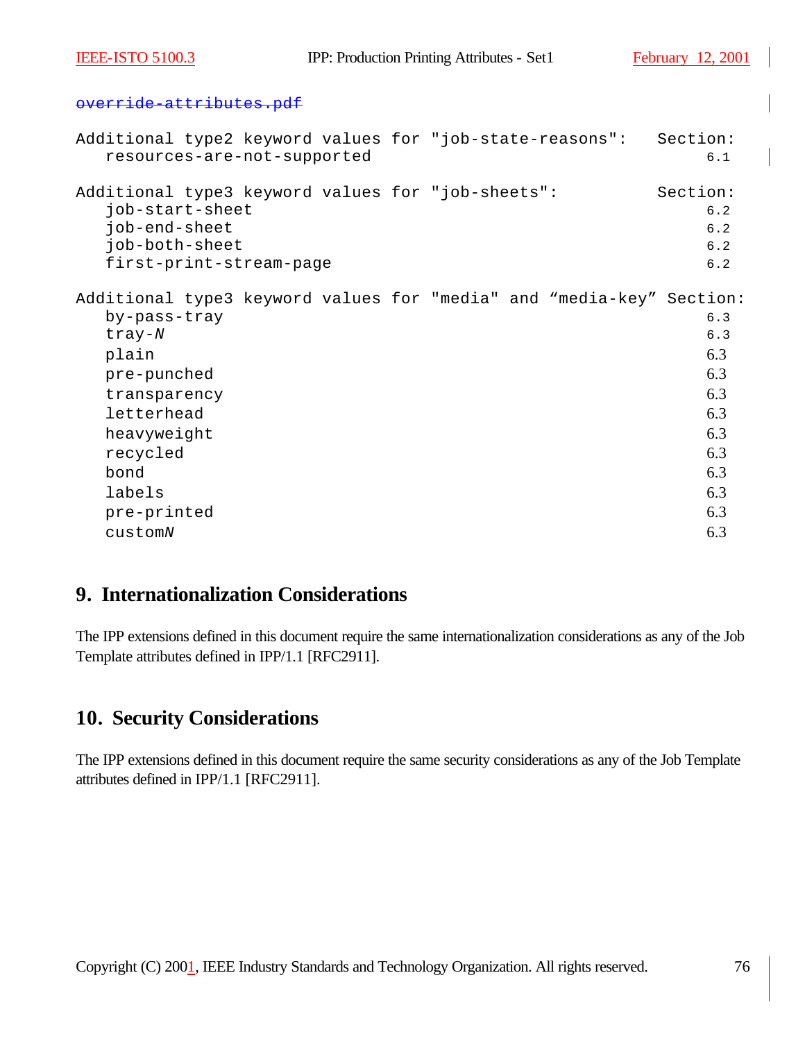~~override-attributes.pdf~~

```
Additional type2 keyword values for "job-state-reasons":   Section:
   resources-are-not-supported                                 6.1

Additional type3 keyword values for "job-sheets":          Section:
   job-start-sheet                                             6.2
   job-end-sheet                                               6.2
   job-both-sheet                                              6.2
   first-print-stream-page                                     6.2

Additional type3 keyword values for "media" and “media-key” Section:
   by-pass-tray                                                6.3
   tray-N                                                      6.3
   plain                                                       6.3
   pre-punched                                                 6.3
   transparency                                                6.3
   letterhead                                                  6.3
   heavyweight                                                 6.3
   recycled                                                    6.3
   bond                                                        6.3
   labels                                                      6.3
   pre-printed                                                 6.3
   customN                                                     6.3
```

## 9. Internationalization Considerations

The IPP extensions defined in this document require the same internationalization considerations as any of the Job Template attributes defined in IPP/1.1 [RFC2911].

## 10. Security Considerations

The IPP extensions defined in this document require the same security considerations as any of the Job Template attributes defined in IPP/1.1 [RFC2911].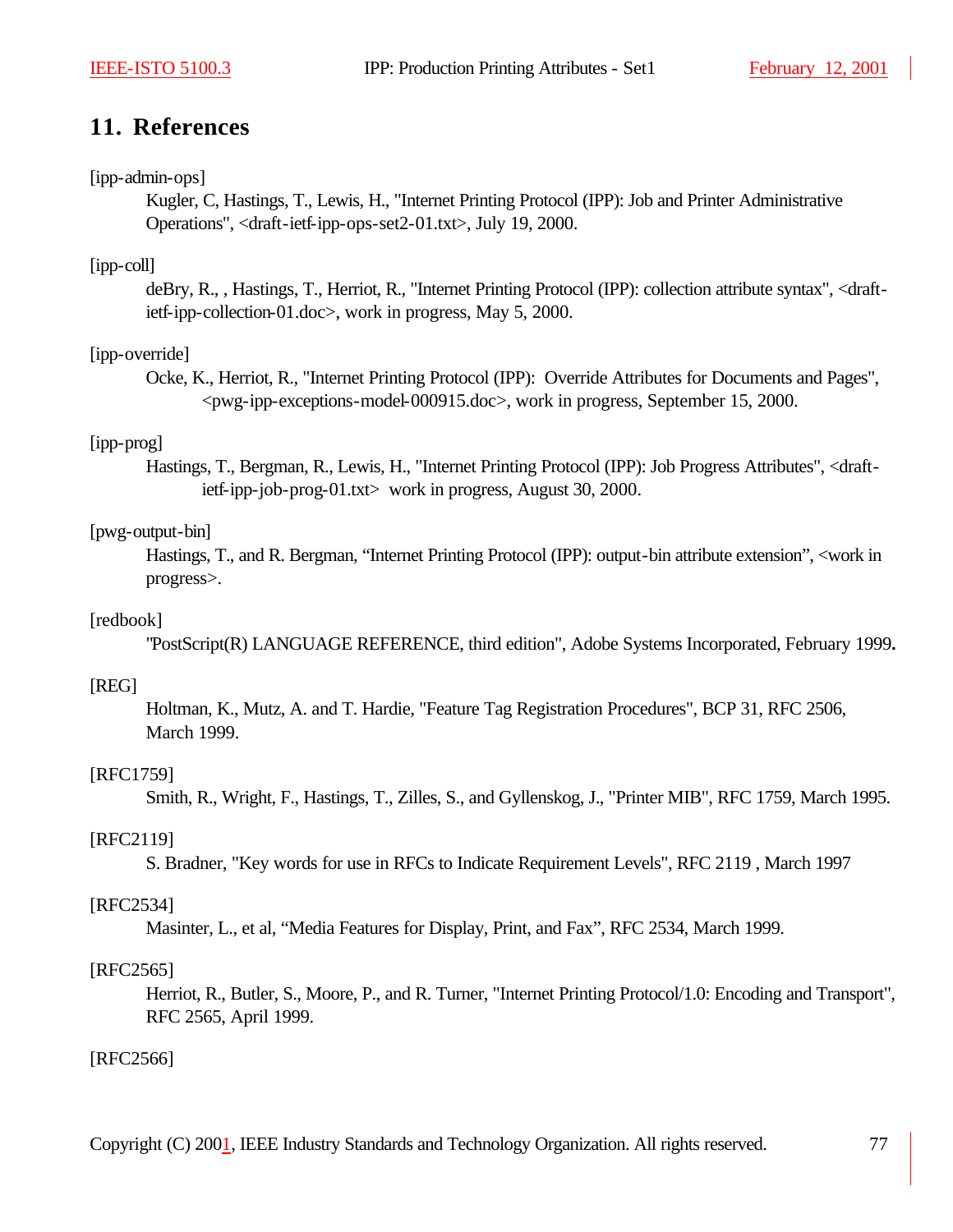# 11. References

[ipp-admin-ops]

Kugler, C, Hastings, T., Lewis, H., "Internet Printing Protocol (IPP): Job and Printer Administrative Operations", <draft-ietf-ipp-ops-set2-01.txt>, July 19, 2000.

[ipp-coll]

deBry, R., , Hastings, T., Herriot, R., "Internet Printing Protocol (IPP): collection attribute syntax", <draft-ietf-ipp-collection-01.doc>, work in progress, May 5, 2000.

[ipp-override]

Ocke, K., Herriot, R., "Internet Printing Protocol (IPP): Override Attributes for Documents and Pages", <pwg-ipp-exceptions-model-000915.doc>, work in progress, September 15, 2000.

[ipp-prog]

Hastings, T., Bergman, R., Lewis, H., "Internet Printing Protocol (IPP): Job Progress Attributes", <draft-ietf-ipp-job-prog-01.txt> work in progress, August 30, 2000.

[pwg-output-bin]

Hastings, T., and R. Bergman, "Internet Printing Protocol (IPP): output-bin attribute extension", <work in progress>.

[redbook]

"PostScript(R) LANGUAGE REFERENCE, third edition", Adobe Systems Incorporated, February 1999**.**

[REG]

Holtman, K., Mutz, A. and T. Hardie, "Feature Tag Registration Procedures", BCP 31, RFC 2506, March 1999.

[RFC1759]

Smith, R., Wright, F., Hastings, T., Zilles, S., and Gyllenskog, J., "Printer MIB", RFC 1759, March 1995.

[RFC2119]

S. Bradner, "Key words for use in RFCs to Indicate Requirement Levels", RFC 2119 , March 1997

[RFC2534]

Masinter, L., et al, "Media Features for Display, Print, and Fax", RFC 2534, March 1999.

[RFC2565]

Herriot, R., Butler, S., Moore, P., and R. Turner, "Internet Printing Protocol/1.0: Encoding and Transport", RFC 2565, April 1999.

[RFC2566]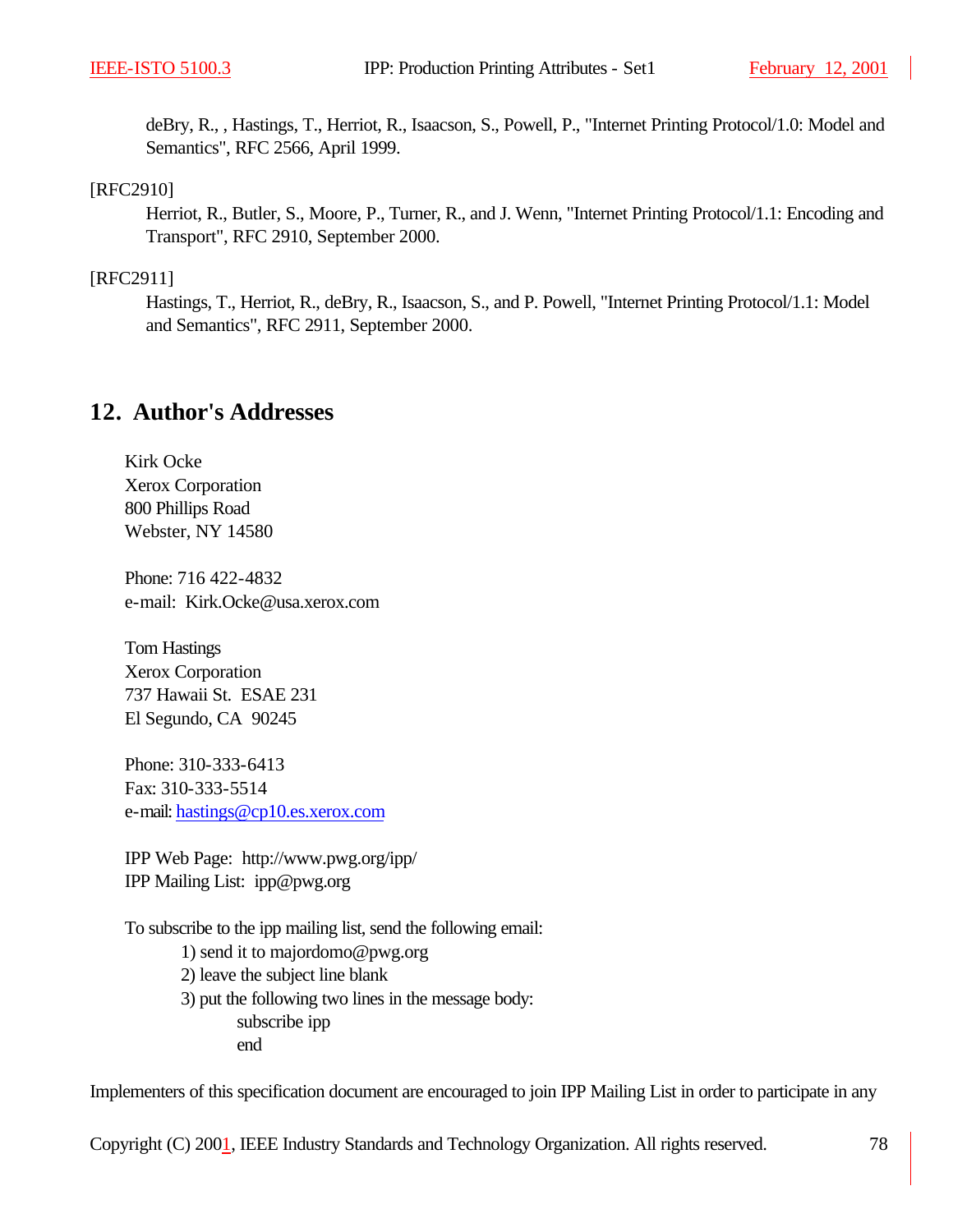deBry, R., , Hastings, T., Herriot, R., Isaacson, S., Powell, P., "Internet Printing Protocol/1.0: Model and Semantics", RFC 2566, April 1999.

[RFC2910]

Herriot, R., Butler, S., Moore, P., Turner, R., and J. Wenn, "Internet Printing Protocol/1.1: Encoding and Transport", RFC 2910, September 2000.

[RFC2911]

Hastings, T., Herriot, R., deBry, R., Isaacson, S., and P. Powell, "Internet Printing Protocol/1.1: Model and Semantics", RFC 2911, September 2000.

# 12. Author's Addresses

Kirk Ocke
Xerox Corporation
800 Phillips Road
Webster, NY 14580

Phone: 716 422-4832
e-mail: Kirk.Ocke@usa.xerox.com

Tom Hastings
Xerox Corporation
737 Hawaii St. ESAE 231
El Segundo, CA 90245

Phone: 310-333-6413
Fax: 310-333-5514
e-mail: hastings@cp10.es.xerox.com

IPP Web Page: http://www.pwg.org/ipp/
IPP Mailing List: ipp@pwg.org

To subscribe to the ipp mailing list, send the following email:

1) send it to majordomo@pwg.org
2) leave the subject line blank
3) put the following two lines in the message body:

```
subscribe ipp
end
```

Implementers of this specification document are encouraged to join IPP Mailing List in order to participate in any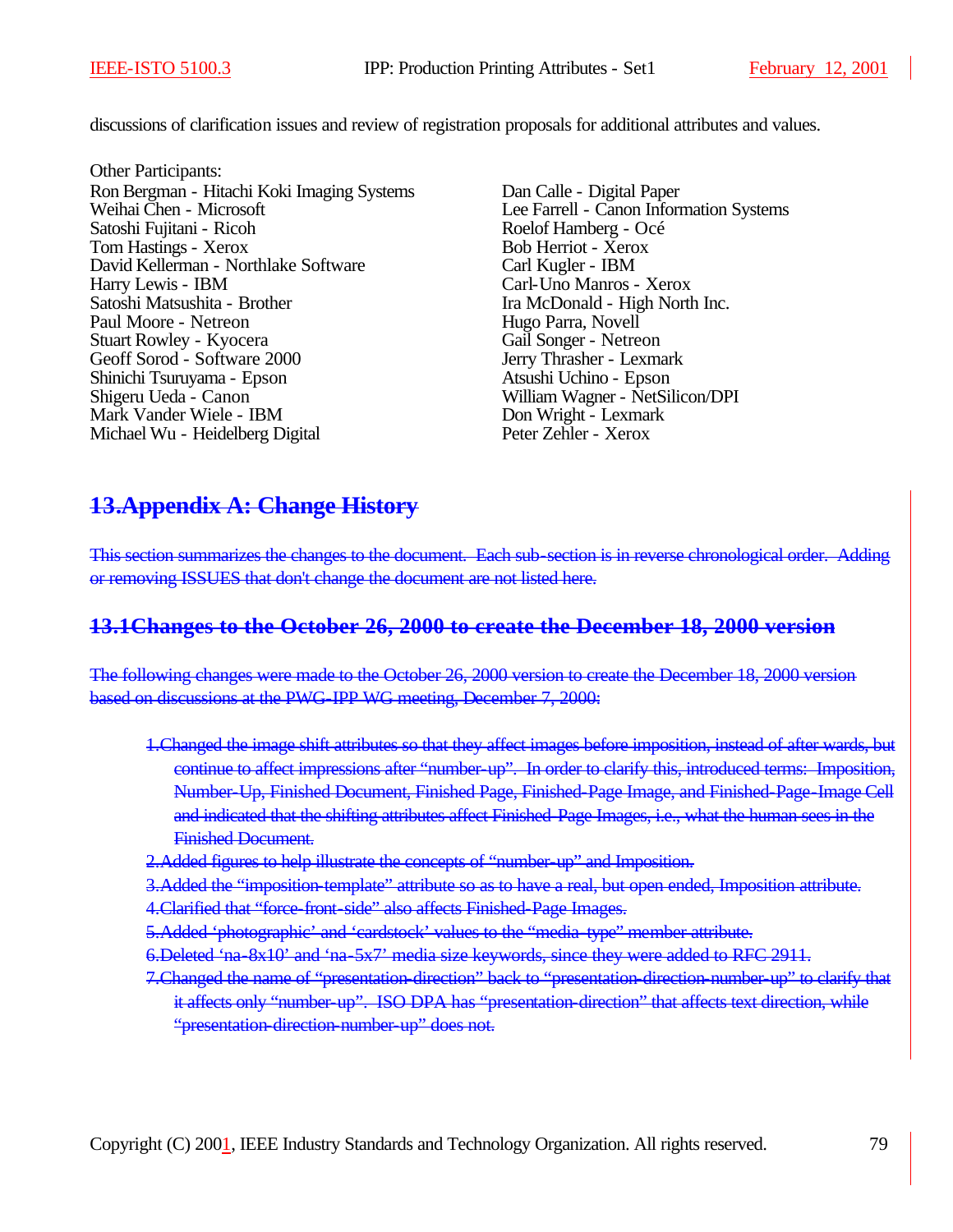discussions of clarification issues and review of registration proposals for additional attributes and values.

Other Participants:

Ron Bergman - Hitachi Koki Imaging Systems
Weihai Chen - Microsoft
Satoshi Fujitani - Ricoh
Tom Hastings - Xerox
David Kellerman - Northlake Software
Harry Lewis - IBM
Satoshi Matsushita - Brother
Paul Moore - Netreon
Stuart Rowley - Kyocera
Geoff Sorod - Software 2000
Shinichi Tsuruyama - Epson
Shigeru Ueda - Canon
Mark Vander Wiele - IBM
Michael Wu - Heidelberg Digital
Dan Calle - Digital Paper
Lee Farrell - Canon Information Systems
Roelof Hamberg - Océ
Bob Herriot - Xerox
Carl Kugler - IBM
Carl-Uno Manros - Xerox
Ira McDonald - High North Inc.
Hugo Parra, Novell
Gail Songer - Netreon
Jerry Thrasher - Lexmark
Atsushi Uchino - Epson
William Wagner - NetSilicon/DPI
Don Wright - Lexmark
Peter Zehler - Xerox

# 13. Appendix A: Change History

This section summarizes the changes to the document. Each sub-section is in reverse chronological order. Adding or removing ISSUES that don't change the document are not listed here.

## 13.1 Changes to the October 26, 2000 to create the December 18, 2000 version

The following changes were made to the October 26, 2000 version to create the December 18, 2000 version based on discussions at the PWG-IPP WG meeting, December 7, 2000:

1. Changed the image shift attributes so that they affect images before imposition, instead of after wards, but continue to affect impressions after "number-up". In order to clarify this, introduced terms: Imposition, Number-Up, Finished Document, Finished Page, Finished-Page Image, and Finished-Page-Image Cell and indicated that the shifting attributes affect Finished-Page Images, i.e., what the human sees in the Finished Document.
2. Added figures to help illustrate the concepts of "number-up" and Imposition.
3. Added the "imposition-template" attribute so as to have a real, but open ended, Imposition attribute.
4. Clarified that "force-front-side" also affects Finished-Page Images.
5. Added 'photographic' and 'cardstock' values to the "media-type" member attribute.
6. Deleted 'na-8x10' and 'na-5x7' media size keywords, since they were added to RFC 2911.
7. Changed the name of "presentation-direction" back to "presentation-direction-number-up" to clarify that it affects only "number-up". ISO DPA has "presentation-direction" that affects text direction, while "presentation-direction-number-up" does not.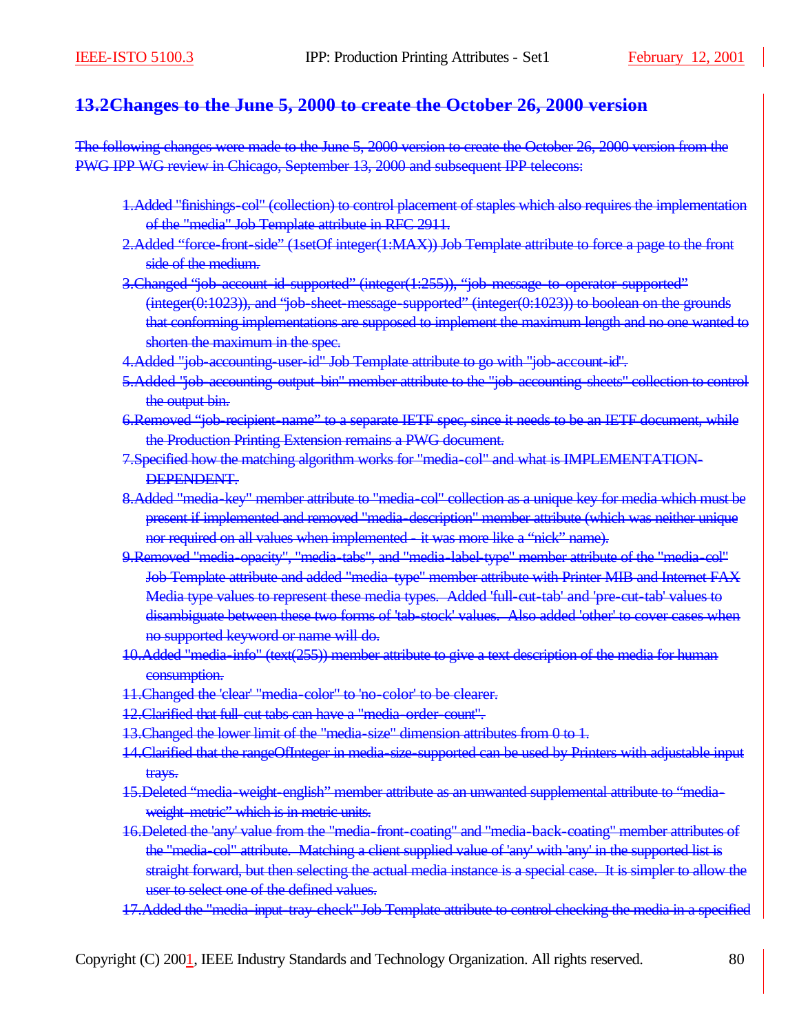## 13.2 Changes to the June 5, 2000 to create the October 26, 2000 version

The following changes were made to the June 5, 2000 version to create the October 26, 2000 version from the PWG IPP WG review in Chicago, September 13, 2000 and subsequent IPP telecons:

1. Added "finishings-col" (collection) to control placement of staples which also requires the implementation of the "media" Job Template attribute in RFC 2911.
2. Added "force-front-side" (1setOf integer(1:MAX)) Job Template attribute to force a page to the front side of the medium.
3. Changed "job-account-id-supported" (integer(1:255)), "job-message-to-operator-supported" (integer(0:1023)), and "job-sheet-message-supported" (integer(0:1023)) to boolean on the grounds that conforming implementations are supposed to implement the maximum length and no one wanted to shorten the maximum in the spec.
4. Added "job-accounting-user-id" Job Template attribute to go with "job-account-id".
5. Added "job-accounting-output-bin" member attribute to the "job-accounting-sheets" collection to control the output bin.
6. Removed "job-recipient-name" to a separate IETF spec, since it needs to be an IETF document, while the Production Printing Extension remains a PWG document.
7. Specified how the matching algorithm works for "media-col" and what is IMPLEMENTATION-DEPENDENT.
8. Added "media-key" member attribute to "media-col" collection as a unique key for media which must be present if implemented and removed "media-description" member attribute (which was neither unique nor required on all values when implemented - it was more like a "nick" name).
9. Removed "media-opacity", "media-tabs", and "media-label-type" member attribute of the "media-col" Job Template attribute and added "media-type" member attribute with Printer MIB and Internet FAX Media type values to represent these media types. Added 'full-cut-tab' and 'pre-cut-tab' values to disambiguate between these two forms of 'tab-stock' values. Also added 'other' to cover cases when no supported keyword or name will do.
10. Added "media-info" (text(255)) member attribute to give a text description of the media for human consumption.
11. Changed the 'clear' "media-color" to 'no-color' to be clearer.
12. Clarified that full-cut tabs can have a "media-order-count".
13. Changed the lower limit of the "media-size" dimension attributes from 0 to 1.
14. Clarified that the rangeOfInteger in media-size-supported can be used by Printers with adjustable input trays.
15. Deleted "media-weight-english" member attribute as an unwanted supplemental attribute to "media-weight-metric" which is in metric units.
16. Deleted the 'any' value from the "media-front-coating" and "media-back-coating" member attributes of the "media-col" attribute. Matching a client supplied value of 'any' with 'any' in the supported list is straight forward, but then selecting the actual media instance is a special case. It is simpler to allow the user to select one of the defined values.
17. Added the "media-input-tray-check" Job Template attribute to control checking the media in a specified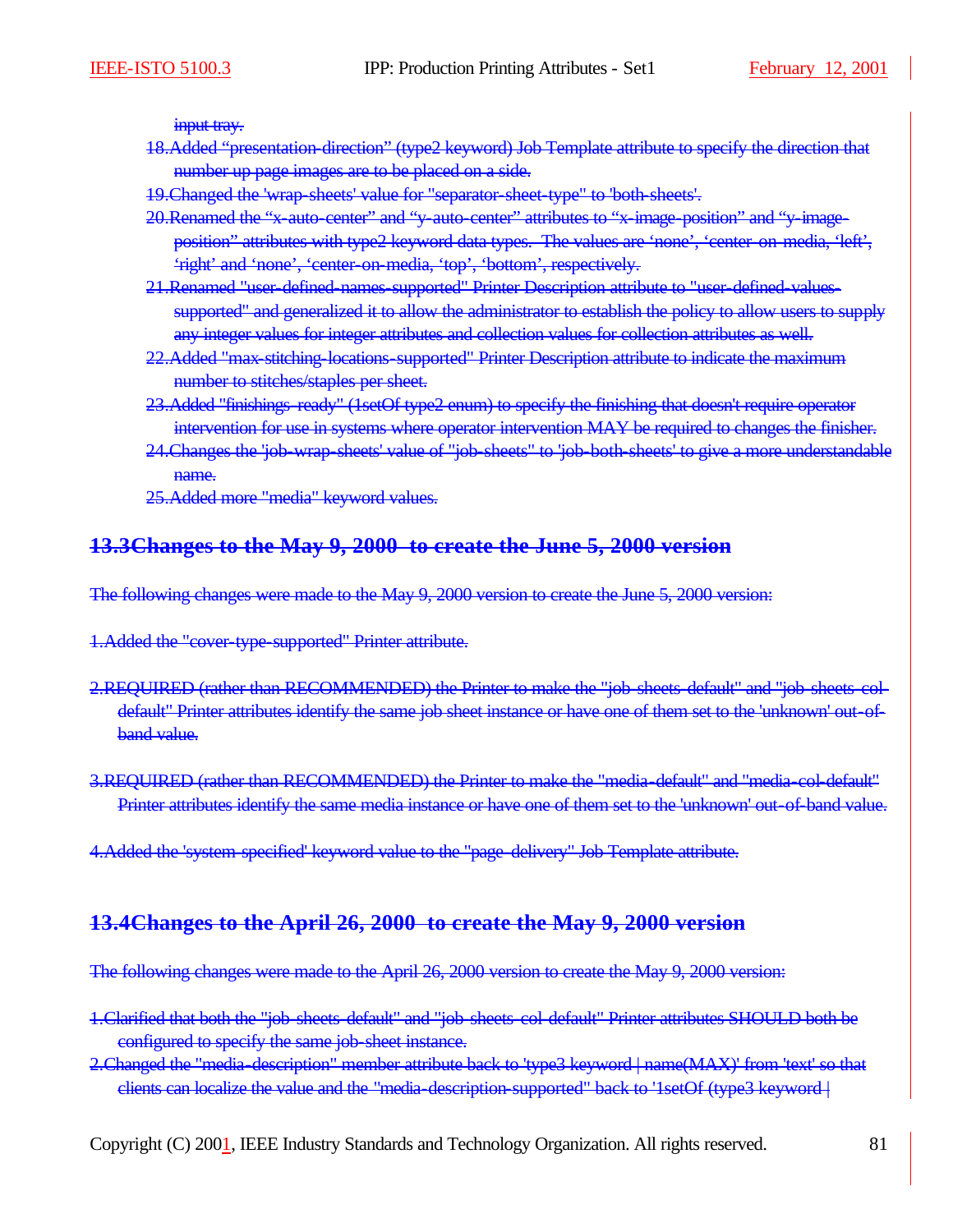input tray.

18. Added “presentation-direction” (type2 keyword) Job Template attribute to specify the direction that number up page images are to be placed on a side.
19. Changed the 'wrap-sheets' value for "separator-sheet-type" to 'both-sheets'.
20. Renamed the “x-auto-center” and “y-auto-center” attributes to “x-image-position” and “y-image-position” attributes with type2 keyword data types. The values are ‘none’, ‘center-on-media, ‘left’, ‘right’ and ‘none’, ‘center-on-media, ‘top’, ‘bottom’, respectively.
21. Renamed "user-defined-names-supported" Printer Description attribute to "user-defined-values-supported" and generalized it to allow the administrator to establish the policy to allow users to supply any integer values for integer attributes and collection values for collection attributes as well.
22. Added "max-stitching-locations-supported" Printer Description attribute to indicate the maximum number to stitches/staples per sheet.
23. Added "finishings-ready" (1setOf type2 enum) to specify the finishing that doesn't require operator intervention for use in systems where operator intervention MAY be required to changes the finisher.
24. Changes the 'job-wrap-sheets' value of "job-sheets" to 'job-both-sheets' to give a more understandable name.
25. Added more "media" keyword values.

## 13.3 Changes to the May 9, 2000 to create the June 5, 2000 version

The following changes were made to the May 9, 2000 version to create the June 5, 2000 version:

1. Added the "cover-type-supported" Printer attribute.
2. REQUIRED (rather than RECOMMENDED) the Printer to make the "job-sheets-default" and "job-sheets-col-default" Printer attributes identify the same job sheet instance or have one of them set to the 'unknown' out-of-band value.
3. REQUIRED (rather than RECOMMENDED) the Printer to make the "media-default" and "media-col-default" Printer attributes identify the same media instance or have one of them set to the 'unknown' out-of-band value.
4. Added the 'system-specified' keyword value to the "page-delivery" Job Template attribute.

## 13.4 Changes to the April 26, 2000 to create the May 9, 2000 version

The following changes were made to the April 26, 2000 version to create the May 9, 2000 version:

1. Clarified that both the "job-sheets-default" and "job-sheets-col-default" Printer attributes SHOULD both be configured to specify the same job-sheet instance.
2. Changed the "media-description" member attribute back to 'type3 keyword | name(MAX)' from 'text' so that clients can localize the value and the "media-description-supported" back to '1setOf (type3 keyword |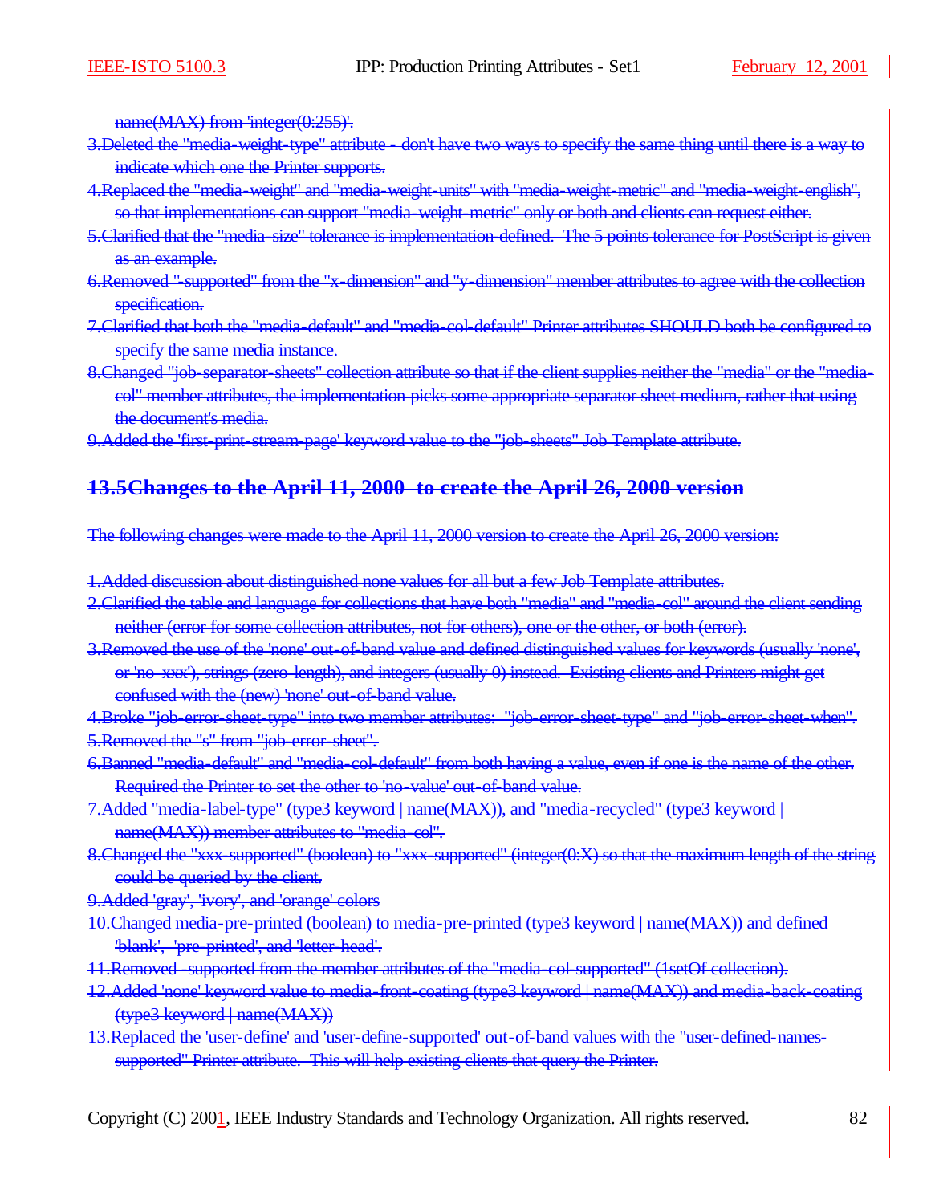name(MAX) from 'integer(0:255)'.

3. Deleted the "media-weight-type" attribute - don't have two ways to specify the same thing until there is a way to indicate which one the Printer supports.
4. Replaced the "media-weight" and "media-weight-units" with "media-weight-metric" and "media-weight-english", so that implementations can support "media-weight-metric" only or both and clients can request either.
5. Clarified that the "media-size" tolerance is implementation-defined. The 5 points tolerance for PostScript is given as an example.
6. Removed "-supported" from the "x-dimension" and "y-dimension" member attributes to agree with the collection specification.
7. Clarified that both the "media-default" and "media-col-default" Printer attributes SHOULD both be configured to specify the same media instance.
8. Changed "job-separator-sheets" collection attribute so that if the client supplies neither the "media" or the "media-col" member attributes, the implementation picks some appropriate separator sheet medium, rather that using the document's media.
9. Added the 'first-print-stream-page' keyword value to the "job-sheets" Job Template attribute.

## 13.5 Changes to the April 11, 2000 to create the April 26, 2000 version

The following changes were made to the April 11, 2000 version to create the April 26, 2000 version:

1. Added discussion about distinguished none values for all but a few Job Template attributes.
2. Clarified the table and language for collections that have both "media" and "media-col" around the client sending neither (error for some collection attributes, not for others), one or the other, or both (error).
3. Removed the use of the 'none' out-of-band value and defined distinguished values for keywords (usually 'none', or 'no-xxx'), strings (zero-length), and integers (usually 0) instead. Existing clients and Printers might get confused with the (new) 'none' out-of-band value.
4. Broke "job-error-sheet-type" into two member attributes: "job-error-sheet-type" and "job-error-sheet-when".
5. Removed the "s" from "job-error-sheet".
6. Banned "media-default" and "media-col-default" from both having a value, even if one is the name of the other. Required the Printer to set the other to 'no-value' out-of-band value.
7. Added "media-label-type" (type3 keyword | name(MAX)), and "media-recycled" (type3 keyword | name(MAX)) member attributes to "media-col".
8. Changed the "xxx-supported" (boolean) to "xxx-supported" (integer(0:X) so that the maximum length of the string could be queried by the client.
9. Added 'gray', 'ivory', and 'orange' colors
10. Changed media-pre-printed (boolean) to media-pre-printed (type3 keyword | name(MAX)) and defined 'blank', 'pre-printed', and 'letter-head'.
11. Removed -supported from the member attributes of the "media-col-supported" (1setOf collection).
12. Added 'none' keyword value to media-front-coating (type3 keyword | name(MAX)) and media-back-coating (type3 keyword | name(MAX))
13. Replaced the 'user-define' and 'user-define-supported' out-of-band values with the "user-defined-names-supported" Printer attribute. This will help existing clients that query the Printer.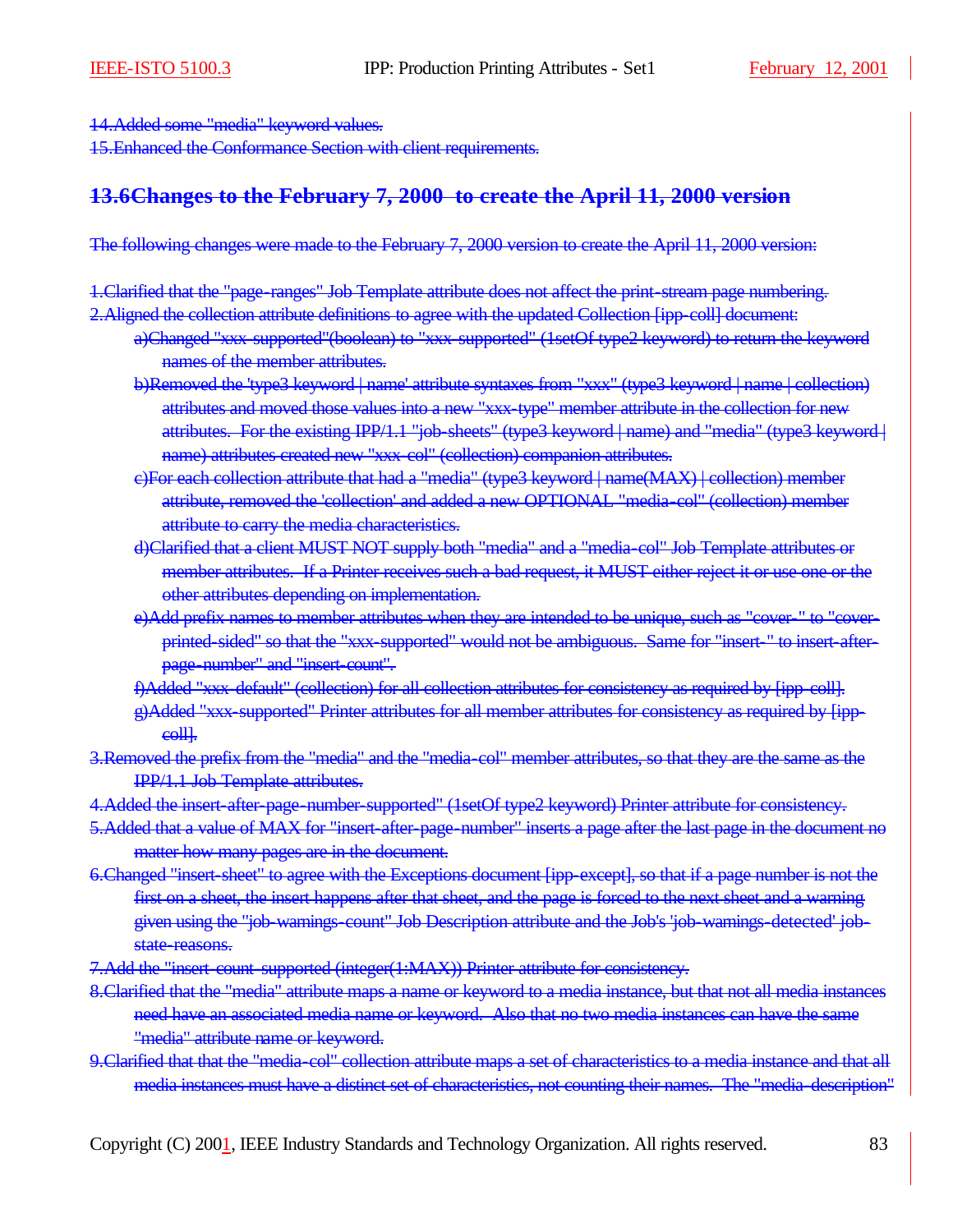14. Added some "media" keyword values.
15. Enhanced the Conformance Section with client requirements.

## 13.6 Changes to the February 7, 2000 to create the April 11, 2000 version

The following changes were made to the February 7, 2000 version to create the April 11, 2000 version:

1. Clarified that the "page-ranges" Job Template attribute does not affect the print-stream page numbering.
2. Aligned the collection attribute definitions to agree with the updated Collection [ipp-coll] document:
   a) Changed "xxx-supported"(boolean) to "xxx-supported" (1setOf type2 keyword) to return the keyword names of the member attributes.
   b) Removed the 'type3 keyword | name' attribute syntaxes from "xxx" (type3 keyword | name | collection) attributes and moved those values into a new "xxx-type" member attribute in the collection for new attributes. For the existing IPP/1.1 "job-sheets" (type3 keyword | name) and "media" (type3 keyword | name) attributes created new "xxx-col" (collection) companion attributes.
   c) For each collection attribute that had a "media" (type3 keyword | name(MAX) | collection) member attribute, removed the 'collection' and added a new OPTIONAL "media-col" (collection) member attribute to carry the media characteristics.
   d) Clarified that a client MUST NOT supply both "media" and a "media-col" Job Template attributes or member attributes. If a Printer receives such a bad request, it MUST either reject it or use one or the other attributes depending on implementation.
   e) Add prefix names to member attributes when they are intended to be unique, such as "cover-" to "cover-printed-sided" so that the "xxx-supported" would not be ambiguous. Same for "insert-" to insert-after-page-number" and "insert-count".
   f) Added "xxx-default" (collection) for all collection attributes for consistency as required by [ipp-coll].
   g) Added "xxx-supported" Printer attributes for all member attributes for consistency as required by [ipp-coll].
3. Removed the prefix from the "media" and the "media-col" member attributes, so that they are the same as the IPP/1.1 Job Template attributes.
4. Added the insert-after-page-number-supported" (1setOf type2 keyword) Printer attribute for consistency.
5. Added that a value of MAX for "insert-after-page-number" inserts a page after the last page in the document no matter how many pages are in the document.
6. Changed "insert-sheet" to agree with the Exceptions document [ipp-except], so that if a page number is not the first on a sheet, the insert happens after that sheet, and the page is forced to the next sheet and a warning given using the "job-warnings-count" Job Description attribute and the Job's 'job-warnings-detected' job-state-reasons.
7. Add the "insert-count-supported (integer(1:MAX)) Printer attribute for consistency.
8. Clarified that the "media" attribute maps a name or keyword to a media instance, but that not all media instances need have an associated media name or keyword. Also that no two media instances can have the same "media" attribute name or keyword.
9. Clarified that that the "media-col" collection attribute maps a set of characteristics to a media instance and that all media instances must have a distinct set of characteristics, not counting their names. The "media-description"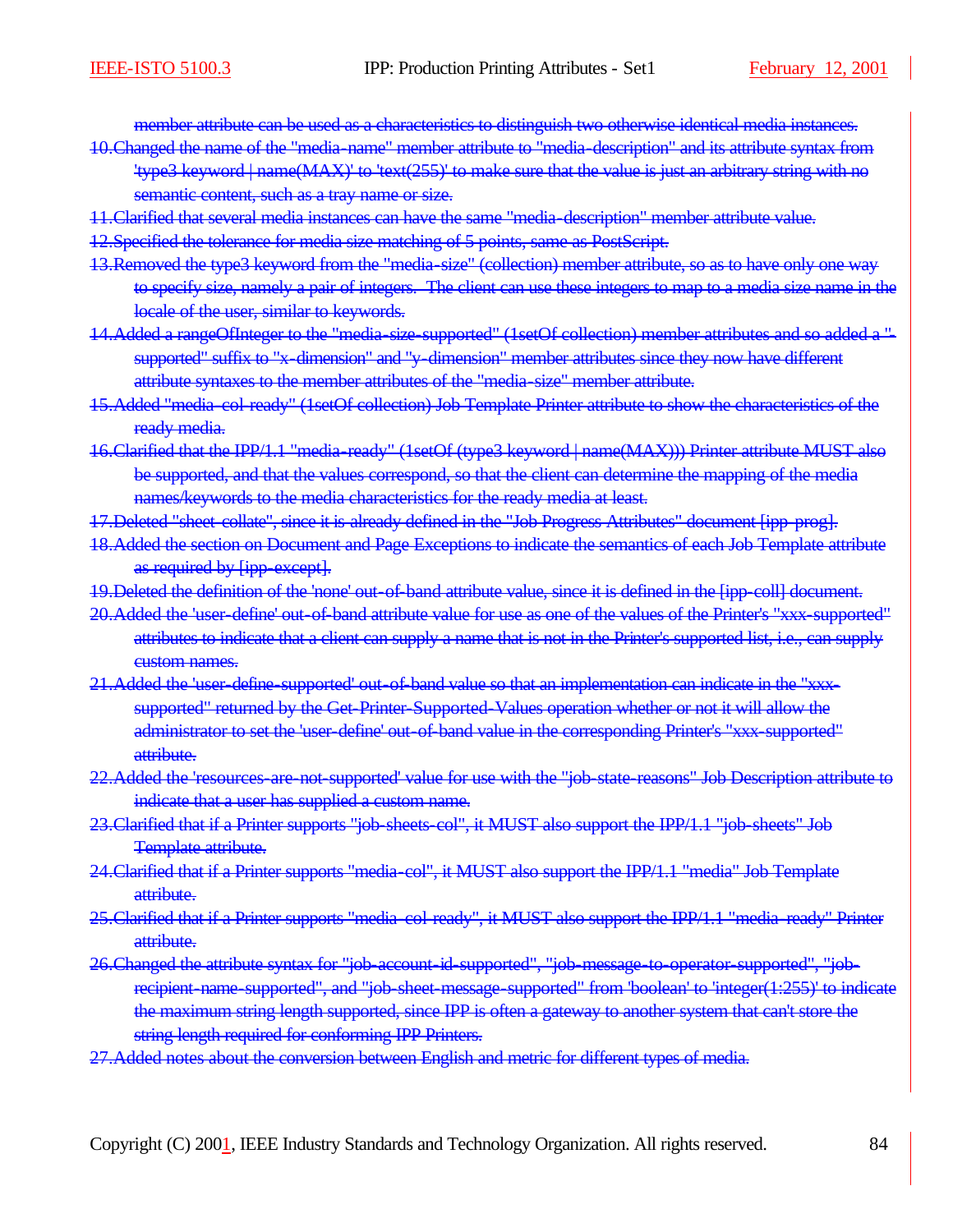~~member attribute can be used as a characteristics to distinguish two otherwise identical media instances.~~

10. ~~Changed the name of the "media-name" member attribute to "media-description" and its attribute syntax from 'type3 keyword | name(MAX)' to 'text(255)' to make sure that the value is just an arbitrary string with no semantic content, such as a tray name or size.~~
11. ~~Clarified that several media instances can have the same "media-description" member attribute value.~~
12. ~~Specified the tolerance for media size matching of 5 points, same as PostScript.~~
13. ~~Removed the type3 keyword from the "media-size" (collection) member attribute, so as to have only one way to specify size, namely a pair of integers. The client can use these integers to map to a media size name in the locale of the user, similar to keywords.~~
14. ~~Added a rangeOfInteger to the "media-size-supported" (1setOf collection) member attributes and so added a "-supported" suffix to "x-dimension" and "y-dimension" member attributes since they now have different attribute syntaxes to the member attributes of the "media-size" member attribute.~~
15. ~~Added "media-col-ready" (1setOf collection) Job Template Printer attribute to show the characteristics of the ready media.~~
16. ~~Clarified that the IPP/1.1 "media-ready" (1setOf (type3 keyword | name(MAX))) Printer attribute MUST also be supported, and that the values correspond, so that the client can determine the mapping of the media names/keywords to the media characteristics for the ready media at least.~~
17. ~~Deleted "sheet-collate", since it is already defined in the "Job Progress Attributes" document [ipp-prog].~~
18. ~~Added the section on Document and Page Exceptions to indicate the semantics of each Job Template attribute as required by [ipp-except].~~
19. ~~Deleted the definition of the 'none' out-of-band attribute value, since it is defined in the [ipp-coll] document.~~
20. ~~Added the 'user-define' out-of-band attribute value for use as one of the values of the Printer's "xxx-supported" attributes to indicate that a client can supply a name that is not in the Printer's supported list, i.e., can supply custom names.~~
21. ~~Added the 'user-define-supported' out-of-band value so that an implementation can indicate in the "xxx-supported" returned by the Get-Printer-Supported-Values operation whether or not it will allow the administrator to set the 'user-define' out-of-band value in the corresponding Printer's "xxx-supported" attribute.~~
22. ~~Added the 'resources-are-not-supported' value for use with the "job-state-reasons" Job Description attribute to indicate that a user has supplied a custom name.~~
23. ~~Clarified that if a Printer supports "job-sheets-col", it MUST also support the IPP/1.1 "job-sheets" Job Template attribute.~~
24. ~~Clarified that if a Printer supports "media-col", it MUST also support the IPP/1.1 "media" Job Template attribute.~~
25. ~~Clarified that if a Printer supports "media-col-ready", it MUST also support the IPP/1.1 "media-ready" Printer attribute.~~
26. ~~Changed the attribute syntax for "job-account-id-supported", "job-message-to-operator-supported", "job-recipient-name-supported", and "job-sheet-message-supported" from 'boolean' to 'integer(1:255)' to indicate the maximum string length supported, since IPP is often a gateway to another system that can't store the string length required for conforming IPP Printers.~~
27. ~~Added notes about the conversion between English and metric for different types of media.~~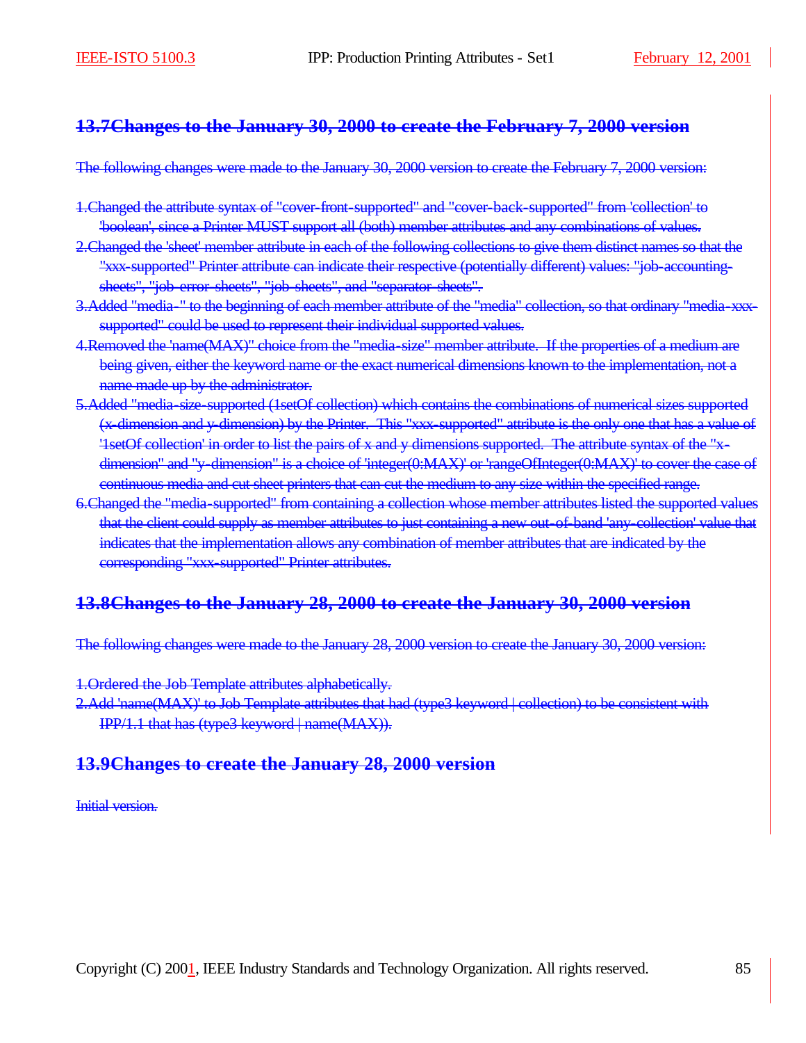## 13.7 Changes to the January 30, 2000 to create the February 7, 2000 version

The following changes were made to the January 30, 2000 version to create the February 7, 2000 version:

1. Changed the attribute syntax of "cover-front-supported" and "cover-back-supported" from 'collection' to 'boolean', since a Printer MUST support all (both) member attributes and any combinations of values.
2. Changed the 'sheet' member attribute in each of the following collections to give them distinct names so that the "xxx-supported" Printer attribute can indicate their respective (potentially different) values: "job-accounting-sheets", "job-error-sheets", "job-sheets", and "separator-sheets".
3. Added "media-" to the beginning of each member attribute of the "media" collection, so that ordinary "media-xxx-supported" could be used to represent their individual supported values.
4. Removed the 'name(MAX)" choice from the "media-size" member attribute. If the properties of a medium are being given, either the keyword name or the exact numerical dimensions known to the implementation, not a name made up by the administrator.
5. Added "media-size-supported (1setOf collection) which contains the combinations of numerical sizes supported (x-dimension and y-dimension) by the Printer. This "xxx-supported" attribute is the only one that has a value of '1setOf collection' in order to list the pairs of x and y dimensions supported. The attribute syntax of the "x-dimension" and "y-dimension" is a choice of 'integer(0:MAX)' or 'rangeOfInteger(0:MAX)' to cover the case of continuous media and cut sheet printers that can cut the medium to any size within the specified range.
6. Changed the "media-supported" from containing a collection whose member attributes listed the supported values that the client could supply as member attributes to just containing a new out-of-band 'any-collection' value that indicates that the implementation allows any combination of member attributes that are indicated by the corresponding "xxx-supported" Printer attributes.

## 13.8 Changes to the January 28, 2000 to create the January 30, 2000 version

The following changes were made to the January 28, 2000 version to create the January 30, 2000 version:

1. Ordered the Job Template attributes alphabetically.
2. Add 'name(MAX)' to Job Template attributes that had (type3 keyword | collection) to be consistent with IPP/1.1 that has (type3 keyword | name(MAX)).

## 13.9 Changes to create the January 28, 2000 version

Initial version.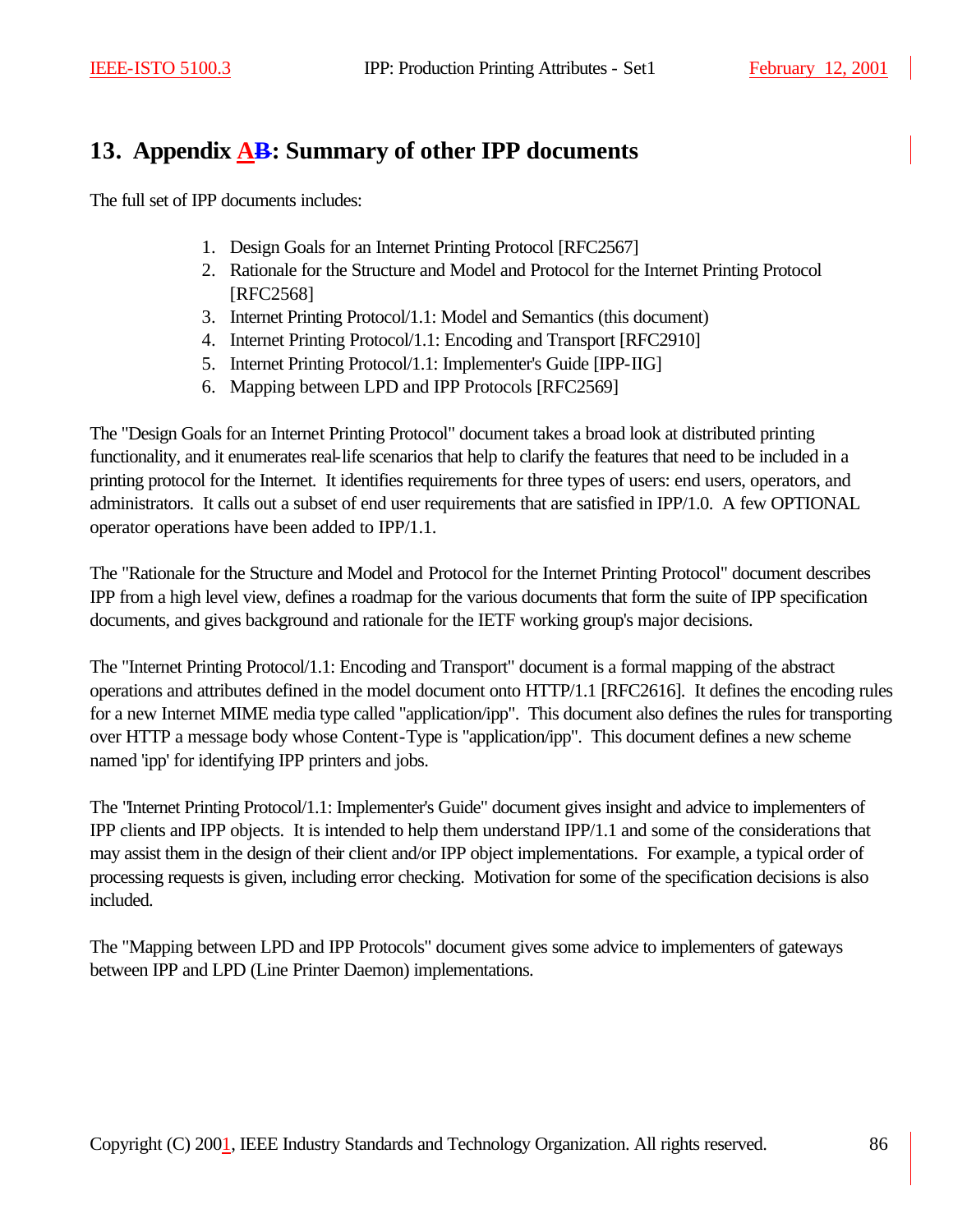## 13. Appendix AB: Summary of other IPP documents

The full set of IPP documents includes:

1. Design Goals for an Internet Printing Protocol [RFC2567]
2. Rationale for the Structure and Model and Protocol for the Internet Printing Protocol [RFC2568]
3. Internet Printing Protocol/1.1: Model and Semantics (this document)
4. Internet Printing Protocol/1.1: Encoding and Transport [RFC2910]
5. Internet Printing Protocol/1.1: Implementer's Guide [IPP-IIG]
6. Mapping between LPD and IPP Protocols [RFC2569]

The "Design Goals for an Internet Printing Protocol" document takes a broad look at distributed printing functionality, and it enumerates real-life scenarios that help to clarify the features that need to be included in a printing protocol for the Internet. It identifies requirements for three types of users: end users, operators, and administrators. It calls out a subset of end user requirements that are satisfied in IPP/1.0. A few OPTIONAL operator operations have been added to IPP/1.1.

The "Rationale for the Structure and Model and Protocol for the Internet Printing Protocol" document describes IPP from a high level view, defines a roadmap for the various documents that form the suite of IPP specification documents, and gives background and rationale for the IETF working group's major decisions.

The "Internet Printing Protocol/1.1: Encoding and Transport" document is a formal mapping of the abstract operations and attributes defined in the model document onto HTTP/1.1 [RFC2616]. It defines the encoding rules for a new Internet MIME media type called "application/ipp". This document also defines the rules for transporting over HTTP a message body whose Content-Type is "application/ipp". This document defines a new scheme named 'ipp' for identifying IPP printers and jobs.

The "Internet Printing Protocol/1.1: Implementer's Guide" document gives insight and advice to implementers of IPP clients and IPP objects. It is intended to help them understand IPP/1.1 and some of the considerations that may assist them in the design of their client and/or IPP object implementations. For example, a typical order of processing requests is given, including error checking. Motivation for some of the specification decisions is also included.

The "Mapping between LPD and IPP Protocols" document gives some advice to implementers of gateways between IPP and LPD (Line Printer Daemon) implementations.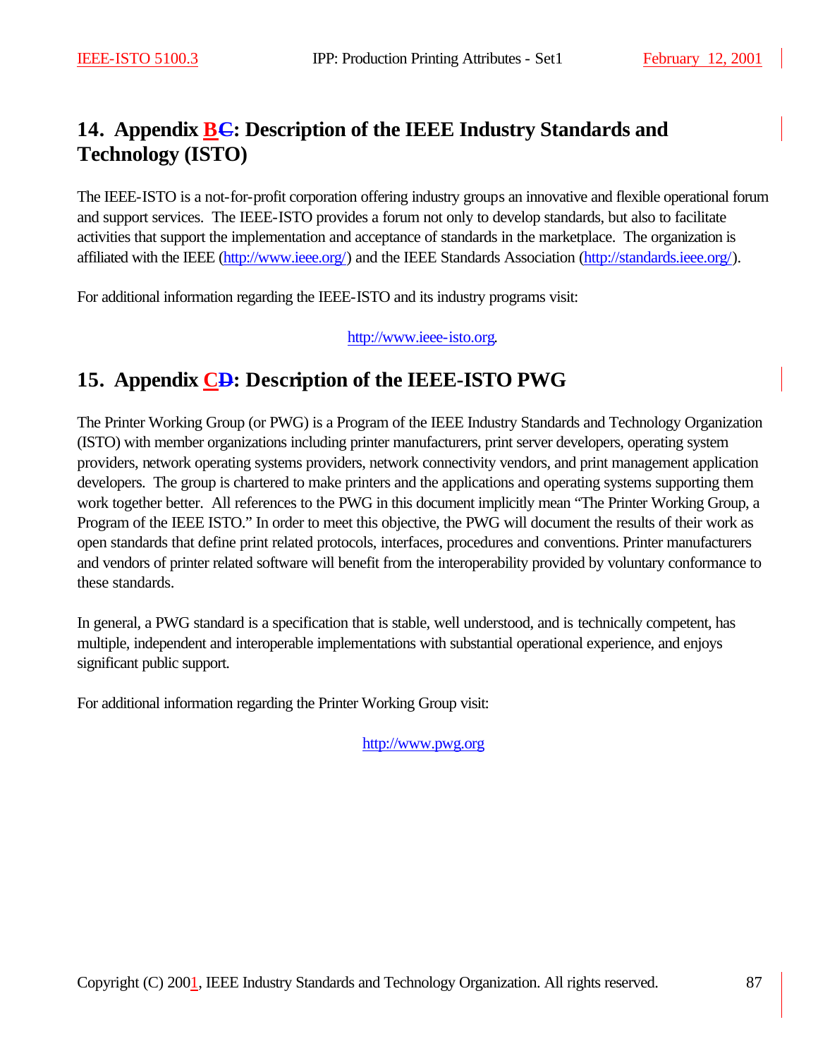## 14. Appendix BC: Description of the IEEE Industry Standards and Technology (ISTO)

The IEEE-ISTO is a not-for-profit corporation offering industry groups an innovative and flexible operational forum and support services. The IEEE-ISTO provides a forum not only to develop standards, but also to facilitate activities that support the implementation and acceptance of standards in the marketplace. The organization is affiliated with the IEEE (http://www.ieee.org/) and the IEEE Standards Association (http://standards.ieee.org/).

For additional information regarding the IEEE-ISTO and its industry programs visit:

http://www.ieee-isto.org.

## 15. Appendix CD: Description of the IEEE-ISTO PWG

The Printer Working Group (or PWG) is a Program of the IEEE Industry Standards and Technology Organization (ISTO) with member organizations including printer manufacturers, print server developers, operating system providers, network operating systems providers, network connectivity vendors, and print management application developers. The group is chartered to make printers and the applications and operating systems supporting them work together better. All references to the PWG in this document implicitly mean "The Printer Working Group, a Program of the IEEE ISTO." In order to meet this objective, the PWG will document the results of their work as open standards that define print related protocols, interfaces, procedures and conventions. Printer manufacturers and vendors of printer related software will benefit from the interoperability provided by voluntary conformance to these standards.

In general, a PWG standard is a specification that is stable, well understood, and is technically competent, has multiple, independent and interoperable implementations with substantial operational experience, and enjoys significant public support.

For additional information regarding the Printer Working Group visit:

http://www.pwg.org